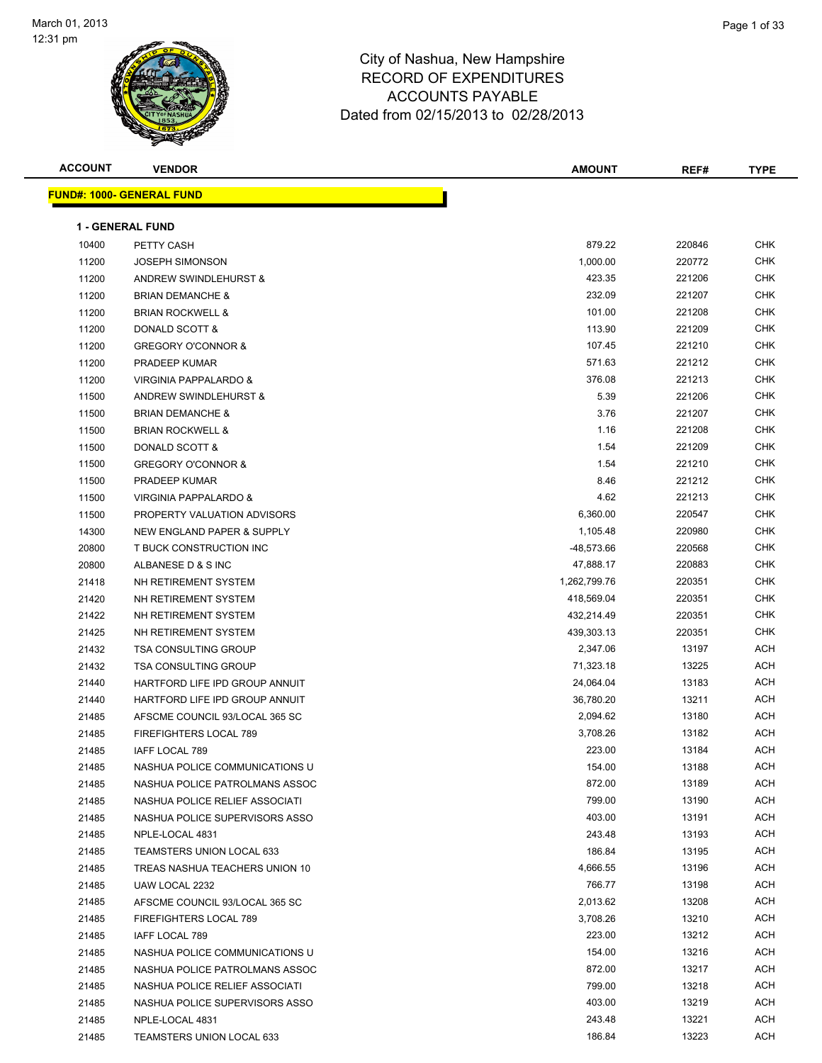# City of Nashua, New Hampshire
## RECORD OF EXPENDITURES
## ACCOUNTS PAYABLE
## Dated from 02/15/2013 to 02/28/2013

March 01, 2013
12:31 pm

| ACCOUNT | VENDOR | AMOUNT | REF# | TYPE |
|---|---|---|---|---|

**FUND#: 1000- GENERAL FUND**

**1 - GENERAL FUND**

| ACCOUNT | VENDOR | AMOUNT | REF# | TYPE |
|---|---|---|---|---|
| 10400 | PETTY CASH | 879.22 | 220846 | CHK |
| 11200 | JOSEPH SIMONSON | 1,000.00 | 220772 | CHK |
| 11200 | ANDREW SWINDLEHURST & | 423.35 | 221206 | CHK |
| 11200 | BRIAN DEMANCHE & | 232.09 | 221207 | CHK |
| 11200 | BRIAN ROCKWELL & | 101.00 | 221208 | CHK |
| 11200 | DONALD SCOTT & | 113.90 | 221209 | CHK |
| 11200 | GREGORY O'CONNOR & | 107.45 | 221210 | CHK |
| 11200 | PRADEEP KUMAR | 571.63 | 221212 | CHK |
| 11200 | VIRGINIA PAPPALARDO & | 376.08 | 221213 | CHK |
| 11500 | ANDREW SWINDLEHURST & | 5.39 | 221206 | CHK |
| 11500 | BRIAN DEMANCHE & | 3.76 | 221207 | CHK |
| 11500 | BRIAN ROCKWELL & | 1.16 | 221208 | CHK |
| 11500 | DONALD SCOTT & | 1.54 | 221209 | CHK |
| 11500 | GREGORY O'CONNOR & | 1.54 | 221210 | CHK |
| 11500 | PRADEEP KUMAR | 8.46 | 221212 | CHK |
| 11500 | VIRGINIA PAPPALARDO & | 4.62 | 221213 | CHK |
| 11500 | PROPERTY VALUATION ADVISORS | 6,360.00 | 220547 | CHK |
| 14300 | NEW ENGLAND PAPER & SUPPLY | 1,105.48 | 220980 | CHK |
| 20800 | T BUCK CONSTRUCTION INC | -48,573.66 | 220568 | CHK |
| 20800 | ALBANESE D & S INC | 47,888.17 | 220883 | CHK |
| 21418 | NH RETIREMENT SYSTEM | 1,262,799.76 | 220351 | CHK |
| 21420 | NH RETIREMENT SYSTEM | 418,569.04 | 220351 | CHK |
| 21422 | NH RETIREMENT SYSTEM | 432,214.49 | 220351 | CHK |
| 21425 | NH RETIREMENT SYSTEM | 439,303.13 | 220351 | CHK |
| 21432 | TSA CONSULTING GROUP | 2,347.06 | 13197 | ACH |
| 21432 | TSA CONSULTING GROUP | 71,323.18 | 13225 | ACH |
| 21440 | HARTFORD LIFE IPD GROUP ANNUIT | 24,064.04 | 13183 | ACH |
| 21440 | HARTFORD LIFE IPD GROUP ANNUIT | 36,780.20 | 13211 | ACH |
| 21485 | AFSCME COUNCIL 93/LOCAL 365 SC | 2,094.62 | 13180 | ACH |
| 21485 | FIREFIGHTERS LOCAL 789 | 3,708.26 | 13182 | ACH |
| 21485 | IAFF LOCAL 789 | 223.00 | 13184 | ACH |
| 21485 | NASHUA POLICE COMMUNICATIONS U | 154.00 | 13188 | ACH |
| 21485 | NASHUA POLICE PATROLMANS ASSOC | 872.00 | 13189 | ACH |
| 21485 | NASHUA POLICE RELIEF ASSOCIATI | 799.00 | 13190 | ACH |
| 21485 | NASHUA POLICE SUPERVISORS ASSO | 403.00 | 13191 | ACH |
| 21485 | NPLE-LOCAL 4831 | 243.48 | 13193 | ACH |
| 21485 | TEAMSTERS UNION LOCAL 633 | 186.84 | 13195 | ACH |
| 21485 | TREAS NASHUA TEACHERS UNION 10 | 4,666.55 | 13196 | ACH |
| 21485 | UAW LOCAL 2232 | 766.77 | 13198 | ACH |
| 21485 | AFSCME COUNCIL 93/LOCAL 365 SC | 2,013.62 | 13208 | ACH |
| 21485 | FIREFIGHTERS LOCAL 789 | 3,708.26 | 13210 | ACH |
| 21485 | IAFF LOCAL 789 | 223.00 | 13212 | ACH |
| 21485 | NASHUA POLICE COMMUNICATIONS U | 154.00 | 13216 | ACH |
| 21485 | NASHUA POLICE PATROLMANS ASSOC | 872.00 | 13217 | ACH |
| 21485 | NASHUA POLICE RELIEF ASSOCIATI | 799.00 | 13218 | ACH |
| 21485 | NASHUA POLICE SUPERVISORS ASSO | 403.00 | 13219 | ACH |
| 21485 | NPLE-LOCAL 4831 | 243.48 | 13221 | ACH |
| 21485 | TEAMSTERS UNION LOCAL 633 | 186.84 | 13223 | ACH |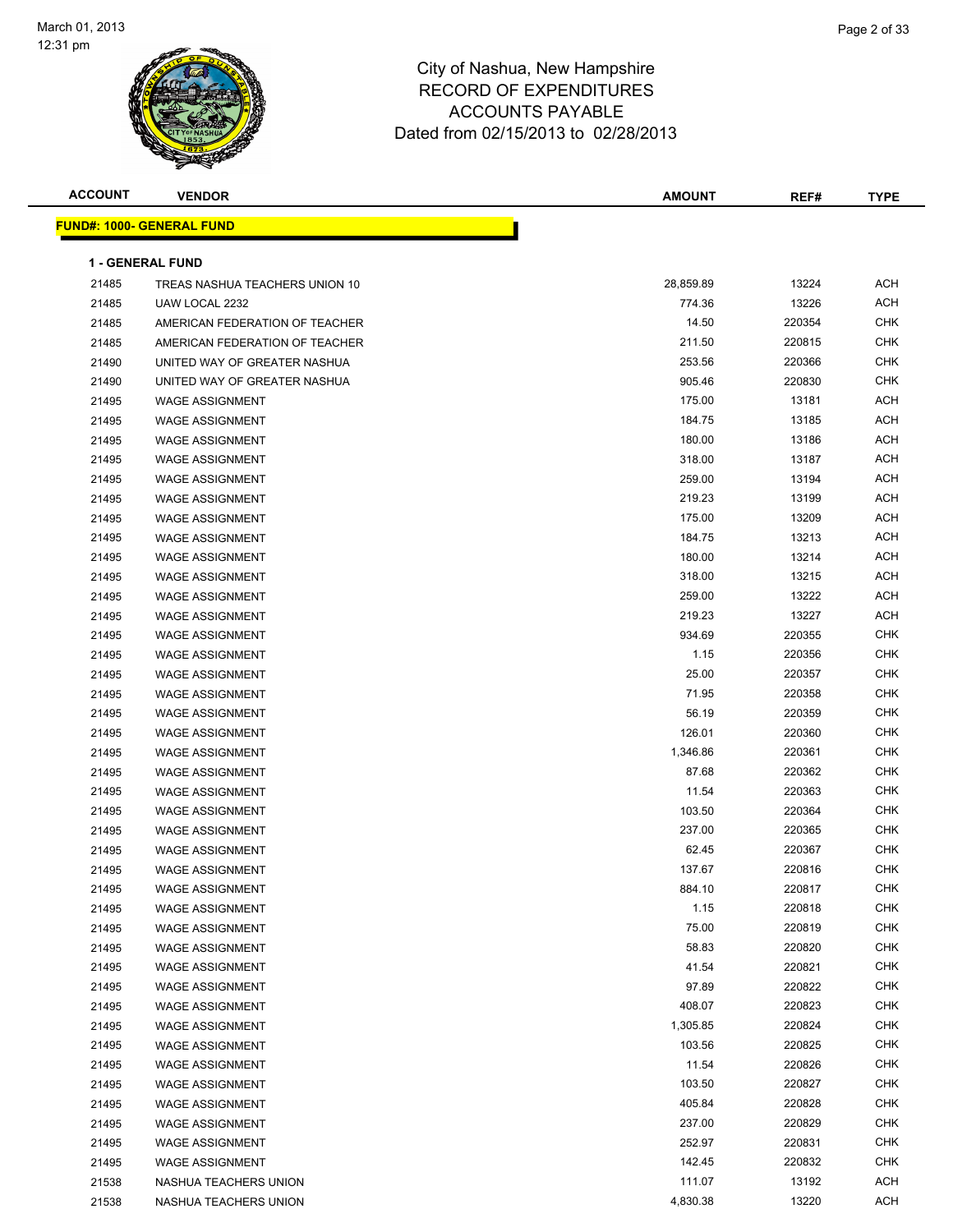City of Nashua, New Hampshire
RECORD OF EXPENDITURES
ACCOUNTS PAYABLE
Dated from 02/15/2013 to 02/28/2013

**FUND#: 1000- GENERAL FUND**

**1 - GENERAL FUND**

| ACCOUNT | VENDOR | AMOUNT | REF# | TYPE |
|---|---|---|---|---|
| 21485 | TREAS NASHUA TEACHERS UNION 10 | 28,859.89 | 13224 | ACH |
| 21485 | UAW LOCAL 2232 | 774.36 | 13226 | ACH |
| 21485 | AMERICAN FEDERATION OF TEACHER | 14.50 | 220354 | CHK |
| 21485 | AMERICAN FEDERATION OF TEACHER | 211.50 | 220815 | CHK |
| 21490 | UNITED WAY OF GREATER NASHUA | 253.56 | 220366 | CHK |
| 21490 | UNITED WAY OF GREATER NASHUA | 905.46 | 220830 | CHK |
| 21495 | WAGE ASSIGNMENT | 175.00 | 13181 | ACH |
| 21495 | WAGE ASSIGNMENT | 184.75 | 13185 | ACH |
| 21495 | WAGE ASSIGNMENT | 180.00 | 13186 | ACH |
| 21495 | WAGE ASSIGNMENT | 318.00 | 13187 | ACH |
| 21495 | WAGE ASSIGNMENT | 259.00 | 13194 | ACH |
| 21495 | WAGE ASSIGNMENT | 219.23 | 13199 | ACH |
| 21495 | WAGE ASSIGNMENT | 175.00 | 13209 | ACH |
| 21495 | WAGE ASSIGNMENT | 184.75 | 13213 | ACH |
| 21495 | WAGE ASSIGNMENT | 180.00 | 13214 | ACH |
| 21495 | WAGE ASSIGNMENT | 318.00 | 13215 | ACH |
| 21495 | WAGE ASSIGNMENT | 259.00 | 13222 | ACH |
| 21495 | WAGE ASSIGNMENT | 219.23 | 13227 | ACH |
| 21495 | WAGE ASSIGNMENT | 934.69 | 220355 | CHK |
| 21495 | WAGE ASSIGNMENT | 1.15 | 220356 | CHK |
| 21495 | WAGE ASSIGNMENT | 25.00 | 220357 | CHK |
| 21495 | WAGE ASSIGNMENT | 71.95 | 220358 | CHK |
| 21495 | WAGE ASSIGNMENT | 56.19 | 220359 | CHK |
| 21495 | WAGE ASSIGNMENT | 126.01 | 220360 | CHK |
| 21495 | WAGE ASSIGNMENT | 1,346.86 | 220361 | CHK |
| 21495 | WAGE ASSIGNMENT | 87.68 | 220362 | CHK |
| 21495 | WAGE ASSIGNMENT | 11.54 | 220363 | CHK |
| 21495 | WAGE ASSIGNMENT | 103.50 | 220364 | CHK |
| 21495 | WAGE ASSIGNMENT | 237.00 | 220365 | CHK |
| 21495 | WAGE ASSIGNMENT | 62.45 | 220367 | CHK |
| 21495 | WAGE ASSIGNMENT | 137.67 | 220816 | CHK |
| 21495 | WAGE ASSIGNMENT | 884.10 | 220817 | CHK |
| 21495 | WAGE ASSIGNMENT | 1.15 | 220818 | CHK |
| 21495 | WAGE ASSIGNMENT | 75.00 | 220819 | CHK |
| 21495 | WAGE ASSIGNMENT | 58.83 | 220820 | CHK |
| 21495 | WAGE ASSIGNMENT | 41.54 | 220821 | CHK |
| 21495 | WAGE ASSIGNMENT | 97.89 | 220822 | CHK |
| 21495 | WAGE ASSIGNMENT | 408.07 | 220823 | CHK |
| 21495 | WAGE ASSIGNMENT | 1,305.85 | 220824 | CHK |
| 21495 | WAGE ASSIGNMENT | 103.56 | 220825 | CHK |
| 21495 | WAGE ASSIGNMENT | 11.54 | 220826 | CHK |
| 21495 | WAGE ASSIGNMENT | 103.50 | 220827 | CHK |
| 21495 | WAGE ASSIGNMENT | 405.84 | 220828 | CHK |
| 21495 | WAGE ASSIGNMENT | 237.00 | 220829 | CHK |
| 21495 | WAGE ASSIGNMENT | 252.97 | 220831 | CHK |
| 21495 | WAGE ASSIGNMENT | 142.45 | 220832 | CHK |
| 21538 | NASHUA TEACHERS UNION | 111.07 | 13192 | ACH |
| 21538 | NASHUA TEACHERS UNION | 4,830.38 | 13220 | ACH |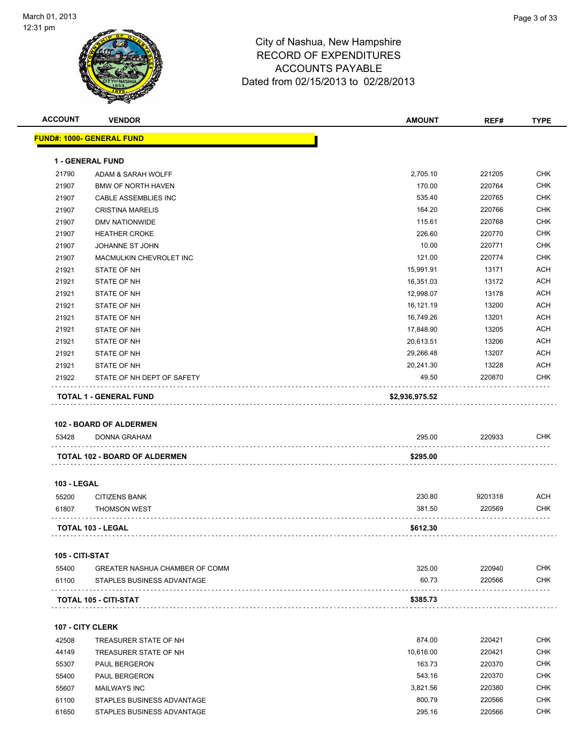# City of Nashua, New Hampshire
## RECORD OF EXPENDITURES
## ACCOUNTS PAYABLE
## Dated from 02/15/2013 to 02/28/2013

| ACCOUNT | VENDOR | AMOUNT | REF# | TYPE |
|---|---|---|---|---|
| **FUND#: 1000- GENERAL FUND** | | | | |
| **1 - GENERAL FUND** | | | | |
| 21790 | ADAM & SARAH WOLFF | 2,705.10 | 221205 | CHK |
| 21907 | BMW OF NORTH HAVEN | 170.00 | 220764 | CHK |
| 21907 | CABLE ASSEMBLIES INC | 535.40 | 220765 | CHK |
| 21907 | CRISTINA MARELIS | 164.20 | 220766 | CHK |
| 21907 | DMV NATIONWIDE | 115.61 | 220768 | CHK |
| 21907 | HEATHER CROKE | 226.60 | 220770 | CHK |
| 21907 | JOHANNE ST JOHN | 10.00 | 220771 | CHK |
| 21907 | MACMULKIN CHEVROLET INC | 121.00 | 220774 | CHK |
| 21921 | STATE OF NH | 15,991.91 | 13171 | ACH |
| 21921 | STATE OF NH | 16,351.03 | 13172 | ACH |
| 21921 | STATE OF NH | 12,998.07 | 13178 | ACH |
| 21921 | STATE OF NH | 16,121.19 | 13200 | ACH |
| 21921 | STATE OF NH | 16,749.26 | 13201 | ACH |
| 21921 | STATE OF NH | 17,848.90 | 13205 | ACH |
| 21921 | STATE OF NH | 20,613.51 | 13206 | ACH |
| 21921 | STATE OF NH | 29,266.48 | 13207 | ACH |
| 21921 | STATE OF NH | 20,241.30 | 13228 | ACH |
| 21922 | STATE OF NH DEPT OF SAFETY | 49.50 | 220870 | CHK |
| | **TOTAL 1 - GENERAL FUND** | **$2,936,975.52** | | |
| **102 - BOARD OF ALDERMEN** | | | | |
| 53428 | DONNA GRAHAM | 295.00 | 220933 | CHK |
| | **TOTAL 102 - BOARD OF ALDERMEN** | **$295.00** | | |
| **103 - LEGAL** | | | | |
| 55200 | CITIZENS BANK | 230.80 | 9201318 | ACH |
| 61807 | THOMSON WEST | 381.50 | 220569 | CHK |
| | **TOTAL 103 - LEGAL** | **$612.30** | | |
| **105 - CITI-STAT** | | | | |
| 55400 | GREATER NASHUA CHAMBER OF COMM | 325.00 | 220940 | CHK |
| 61100 | STAPLES BUSINESS ADVANTAGE | 60.73 | 220566 | CHK |
| | **TOTAL 105 - CITI-STAT** | **$385.73** | | |
| **107 - CITY CLERK** | | | | |
| 42508 | TREASURER STATE OF NH | 874.00 | 220421 | CHK |
| 44149 | TREASURER STATE OF NH | 10,616.00 | 220421 | CHK |
| 55307 | PAUL BERGERON | 163.73 | 220370 | CHK |
| 55400 | PAUL BERGERON | 543.16 | 220370 | CHK |
| 55607 | MAILWAYS INC | 3,821.56 | 220380 | CHK |
| 61100 | STAPLES BUSINESS ADVANTAGE | 800.79 | 220566 | CHK |
| 61650 | STAPLES BUSINESS ADVANTAGE | 295.16 | 220566 | CHK |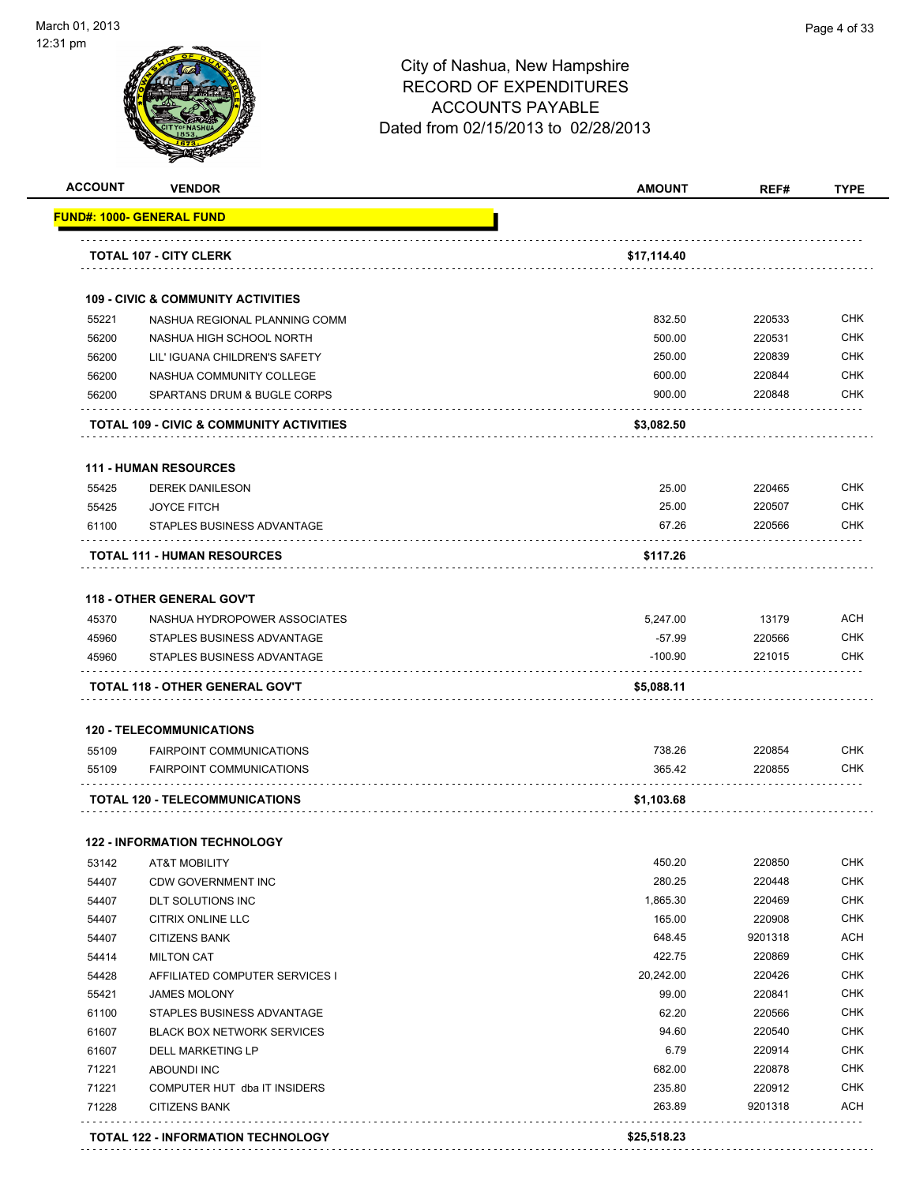# City of Nashua, New Hampshire
## RECORD OF EXPENDITURES
## ACCOUNTS PAYABLE
### Dated from 02/15/2013 to 02/28/2013

| ACCOUNT | VENDOR | AMOUNT | REF# | TYPE |
|---|---|---|---|---|
| **FUND#: 1000- GENERAL FUND** | | | | |
| | **TOTAL 107 - CITY CLERK** | **$17,114.40** | | |
| | **109 - CIVIC & COMMUNITY ACTIVITIES** | | | |
| 55221 | NASHUA REGIONAL PLANNING COMM | 832.50 | 220533 | CHK |
| 56200 | NASHUA HIGH SCHOOL NORTH | 500.00 | 220531 | CHK |
| 56200 | LIL' IGUANA CHILDREN'S SAFETY | 250.00 | 220839 | CHK |
| 56200 | NASHUA COMMUNITY COLLEGE | 600.00 | 220844 | CHK |
| 56200 | SPARTANS DRUM & BUGLE CORPS | 900.00 | 220848 | CHK |
| | **TOTAL 109 - CIVIC & COMMUNITY ACTIVITIES** | **$3,082.50** | | |
| | **111 - HUMAN RESOURCES** | | | |
| 55425 | DEREK DANILESON | 25.00 | 220465 | CHK |
| 55425 | JOYCE FITCH | 25.00 | 220507 | CHK |
| 61100 | STAPLES BUSINESS ADVANTAGE | 67.26 | 220566 | CHK |
| | **TOTAL 111 - HUMAN RESOURCES** | **$117.26** | | |
| | **118 - OTHER GENERAL GOV'T** | | | |
| 45370 | NASHUA HYDROPOWER ASSOCIATES | 5,247.00 | 13179 | ACH |
| 45960 | STAPLES BUSINESS ADVANTAGE | -57.99 | 220566 | CHK |
| 45960 | STAPLES BUSINESS ADVANTAGE | -100.90 | 221015 | CHK |
| | **TOTAL 118 - OTHER GENERAL GOV'T** | **$5,088.11** | | |
| | **120 - TELECOMMUNICATIONS** | | | |
| 55109 | FAIRPOINT COMMUNICATIONS | 738.26 | 220854 | CHK |
| 55109 | FAIRPOINT COMMUNICATIONS | 365.42 | 220855 | CHK |
| | **TOTAL 120 - TELECOMMUNICATIONS** | **$1,103.68** | | |
| | **122 - INFORMATION TECHNOLOGY** | | | |
| 53142 | AT&T MOBILITY | 450.20 | 220850 | CHK |
| 54407 | CDW GOVERNMENT INC | 280.25 | 220448 | CHK |
| 54407 | DLT SOLUTIONS INC | 1,865.30 | 220469 | CHK |
| 54407 | CITRIX ONLINE LLC | 165.00 | 220908 | CHK |
| 54407 | CITIZENS BANK | 648.45 | 9201318 | ACH |
| 54414 | MILTON CAT | 422.75 | 220869 | CHK |
| 54428 | AFFILIATED COMPUTER SERVICES I | 20,242.00 | 220426 | CHK |
| 55421 | JAMES MOLONY | 99.00 | 220841 | CHK |
| 61100 | STAPLES BUSINESS ADVANTAGE | 62.20 | 220566 | CHK |
| 61607 | BLACK BOX NETWORK SERVICES | 94.60 | 220540 | CHK |
| 61607 | DELL MARKETING LP | 6.79 | 220914 | CHK |
| 71221 | ABOUNDI INC | 682.00 | 220878 | CHK |
| 71221 | COMPUTER HUT dba IT INSIDERS | 235.80 | 220912 | CHK |
| 71228 | CITIZENS BANK | 263.89 | 9201318 | ACH |
| | **TOTAL 122 - INFORMATION TECHNOLOGY** | **$25,518.23** | | |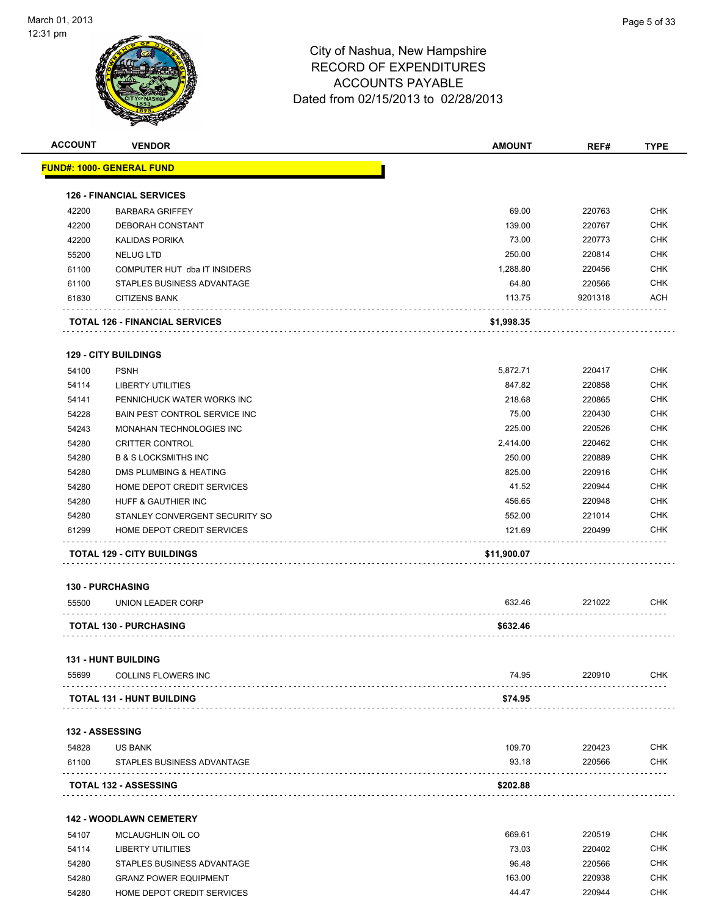City of Nashua, New Hampshire
RECORD OF EXPENDITURES
ACCOUNTS PAYABLE
Dated from 02/15/2013 to 02/28/2013

| ACCOUNT | VENDOR | AMOUNT | REF# | TYPE |
|---|---|---|---|---|
| **FUND#: 1000- GENERAL FUND** | | | | |
| **126 - FINANCIAL SERVICES** | | | | |
| 42200 | BARBARA GRIFFEY | 69.00 | 220763 | CHK |
| 42200 | DEBORAH CONSTANT | 139.00 | 220767 | CHK |
| 42200 | KALIDAS PORIKA | 73.00 | 220773 | CHK |
| 55200 | NELUG LTD | 250.00 | 220814 | CHK |
| 61100 | COMPUTER HUT dba IT INSIDERS | 1,288.80 | 220456 | CHK |
| 61100 | STAPLES BUSINESS ADVANTAGE | 64.80 | 220566 | CHK |
| 61830 | CITIZENS BANK | 113.75 | 9201318 | ACH |
| **TOTAL 126 - FINANCIAL SERVICES** | | **$1,998.35** | | |
| **129 - CITY BUILDINGS** | | | | |
| 54100 | PSNH | 5,872.71 | 220417 | CHK |
| 54114 | LIBERTY UTILITIES | 847.82 | 220858 | CHK |
| 54141 | PENNICHUCK WATER WORKS INC | 218.68 | 220865 | CHK |
| 54228 | BAIN PEST CONTROL SERVICE INC | 75.00 | 220430 | CHK |
| 54243 | MONAHAN TECHNOLOGIES INC | 225.00 | 220526 | CHK |
| 54280 | CRITTER CONTROL | 2,414.00 | 220462 | CHK |
| 54280 | B & S LOCKSMITHS INC | 250.00 | 220889 | CHK |
| 54280 | DMS PLUMBING & HEATING | 825.00 | 220916 | CHK |
| 54280 | HOME DEPOT CREDIT SERVICES | 41.52 | 220944 | CHK |
| 54280 | HUFF & GAUTHIER INC | 456.65 | 220948 | CHK |
| 54280 | STANLEY CONVERGENT SECURITY SO | 552.00 | 221014 | CHK |
| 61299 | HOME DEPOT CREDIT SERVICES | 121.69 | 220499 | CHK |
| **TOTAL 129 - CITY BUILDINGS** | | **$11,900.07** | | |
| **130 - PURCHASING** | | | | |
| 55500 | UNION LEADER CORP | 632.46 | 221022 | CHK |
| **TOTAL 130 - PURCHASING** | | **$632.46** | | |
| **131 - HUNT BUILDING** | | | | |
| 55699 | COLLINS FLOWERS INC | 74.95 | 220910 | CHK |
| **TOTAL 131 - HUNT BUILDING** | | **$74.95** | | |
| **132 - ASSESSING** | | | | |
| 54828 | US BANK | 109.70 | 220423 | CHK |
| 61100 | STAPLES BUSINESS ADVANTAGE | 93.18 | 220566 | CHK |
| **TOTAL 132 - ASSESSING** | | **$202.88** | | |
| **142 - WOODLAWN CEMETERY** | | | | |
| 54107 | MCLAUGHLIN OIL CO | 669.61 | 220519 | CHK |
| 54114 | LIBERTY UTILITIES | 73.03 | 220402 | CHK |
| 54280 | STAPLES BUSINESS ADVANTAGE | 96.48 | 220566 | CHK |
| 54280 | GRANZ POWER EQUIPMENT | 163.00 | 220938 | CHK |
| 54280 | HOME DEPOT CREDIT SERVICES | 44.47 | 220944 | CHK |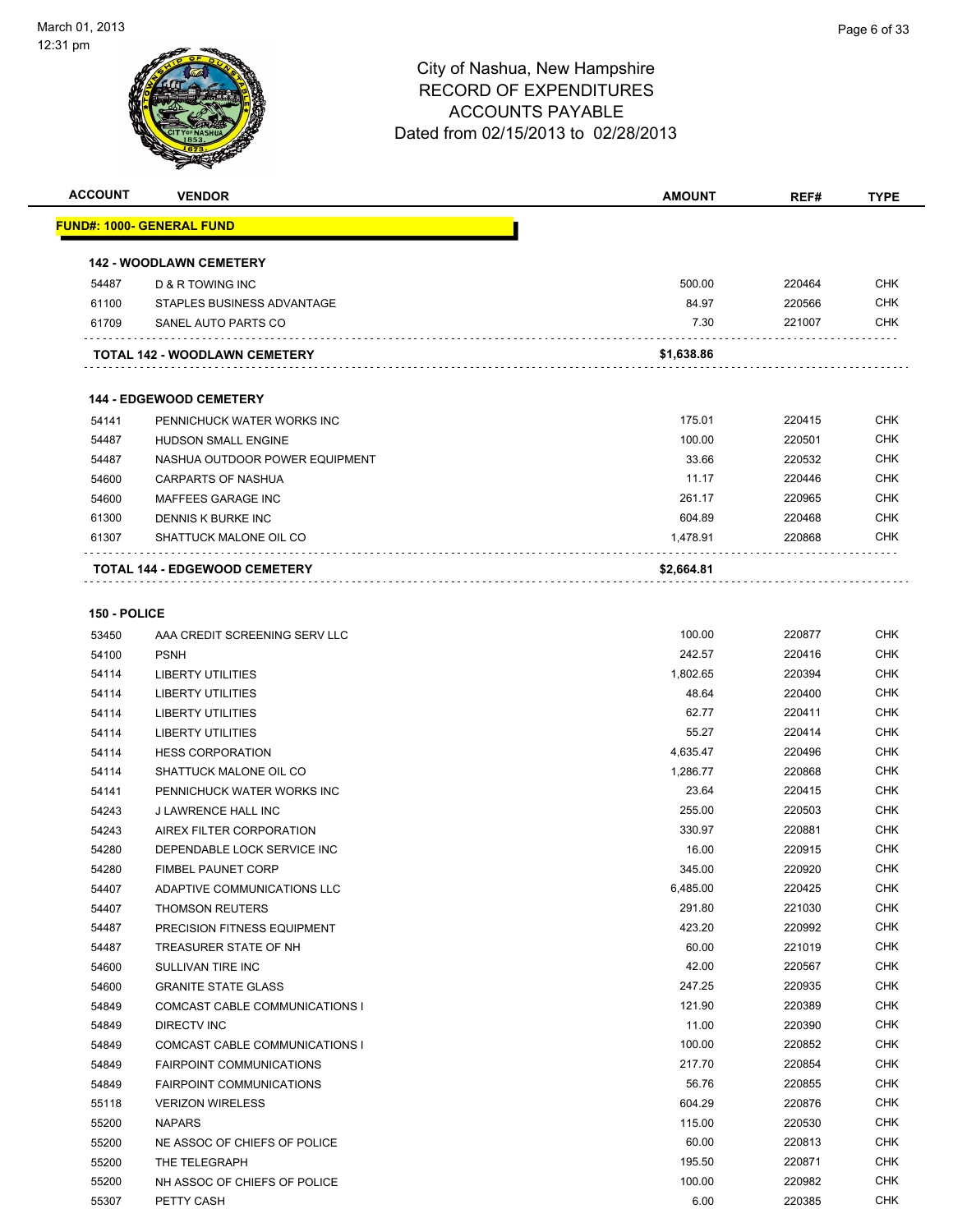# City of Nashua, New Hampshire
## RECORD OF EXPENDITURES
## ACCOUNTS PAYABLE
### Dated from 02/15/2013 to 02/28/2013

| ACCOUNT | VENDOR | AMOUNT | REF# | TYPE |
|---|---|---|---|---|
| **FUND#: 1000- GENERAL FUND** | | | | |
| **142 - WOODLAWN CEMETERY** | | | | |
| 54487 | D & R TOWING INC | 500.00 | 220464 | CHK |
| 61100 | STAPLES BUSINESS ADVANTAGE | 84.97 | 220566 | CHK |
| 61709 | SANEL AUTO PARTS CO | 7.30 | 221007 | CHK |
| | **TOTAL 142 - WOODLAWN CEMETERY** | **$1,638.86** | | |
| **144 - EDGEWOOD CEMETERY** | | | | |
| 54141 | PENNICHUCK WATER WORKS INC | 175.01 | 220415 | CHK |
| 54487 | HUDSON SMALL ENGINE | 100.00 | 220501 | CHK |
| 54487 | NASHUA OUTDOOR POWER EQUIPMENT | 33.66 | 220532 | CHK |
| 54600 | CARPARTS OF NASHUA | 11.17 | 220446 | CHK |
| 54600 | MAFFEES GARAGE INC | 261.17 | 220965 | CHK |
| 61300 | DENNIS K BURKE INC | 604.89 | 220468 | CHK |
| 61307 | SHATTUCK MALONE OIL CO | 1,478.91 | 220868 | CHK |
| | **TOTAL 144 - EDGEWOOD CEMETERY** | **$2,664.81** | | |
| **150 - POLICE** | | | | |
| 53450 | AAA CREDIT SCREENING SERV LLC | 100.00 | 220877 | CHK |
| 54100 | PSNH | 242.57 | 220416 | CHK |
| 54114 | LIBERTY UTILITIES | 1,802.65 | 220394 | CHK |
| 54114 | LIBERTY UTILITIES | 48.64 | 220400 | CHK |
| 54114 | LIBERTY UTILITIES | 62.77 | 220411 | CHK |
| 54114 | LIBERTY UTILITIES | 55.27 | 220414 | CHK |
| 54114 | HESS CORPORATION | 4,635.47 | 220496 | CHK |
| 54114 | SHATTUCK MALONE OIL CO | 1,286.77 | 220868 | CHK |
| 54141 | PENNICHUCK WATER WORKS INC | 23.64 | 220415 | CHK |
| 54243 | J LAWRENCE HALL INC | 255.00 | 220503 | CHK |
| 54243 | AIREX FILTER CORPORATION | 330.97 | 220881 | CHK |
| 54280 | DEPENDABLE LOCK SERVICE INC | 16.00 | 220915 | CHK |
| 54280 | FIMBEL PAUNET CORP | 345.00 | 220920 | CHK |
| 54407 | ADAPTIVE COMMUNICATIONS LLC | 6,485.00 | 220425 | CHK |
| 54407 | THOMSON REUTERS | 291.80 | 221030 | CHK |
| 54487 | PRECISION FITNESS EQUIPMENT | 423.20 | 220992 | CHK |
| 54487 | TREASURER STATE OF NH | 60.00 | 221019 | CHK |
| 54600 | SULLIVAN TIRE INC | 42.00 | 220567 | CHK |
| 54600 | GRANITE STATE GLASS | 247.25 | 220935 | CHK |
| 54849 | COMCAST CABLE COMMUNICATIONS I | 121.90 | 220389 | CHK |
| 54849 | DIRECTV INC | 11.00 | 220390 | CHK |
| 54849 | COMCAST CABLE COMMUNICATIONS I | 100.00 | 220852 | CHK |
| 54849 | FAIRPOINT COMMUNICATIONS | 217.70 | 220854 | CHK |
| 54849 | FAIRPOINT COMMUNICATIONS | 56.76 | 220855 | CHK |
| 55118 | VERIZON WIRELESS | 604.29 | 220876 | CHK |
| 55200 | NAPARS | 115.00 | 220530 | CHK |
| 55200 | NE ASSOC OF CHIEFS OF POLICE | 60.00 | 220813 | CHK |
| 55200 | THE TELEGRAPH | 195.50 | 220871 | CHK |
| 55200 | NH ASSOC OF CHIEFS OF POLICE | 100.00 | 220982 | CHK |
| 55307 | PETTY CASH | 6.00 | 220385 | CHK |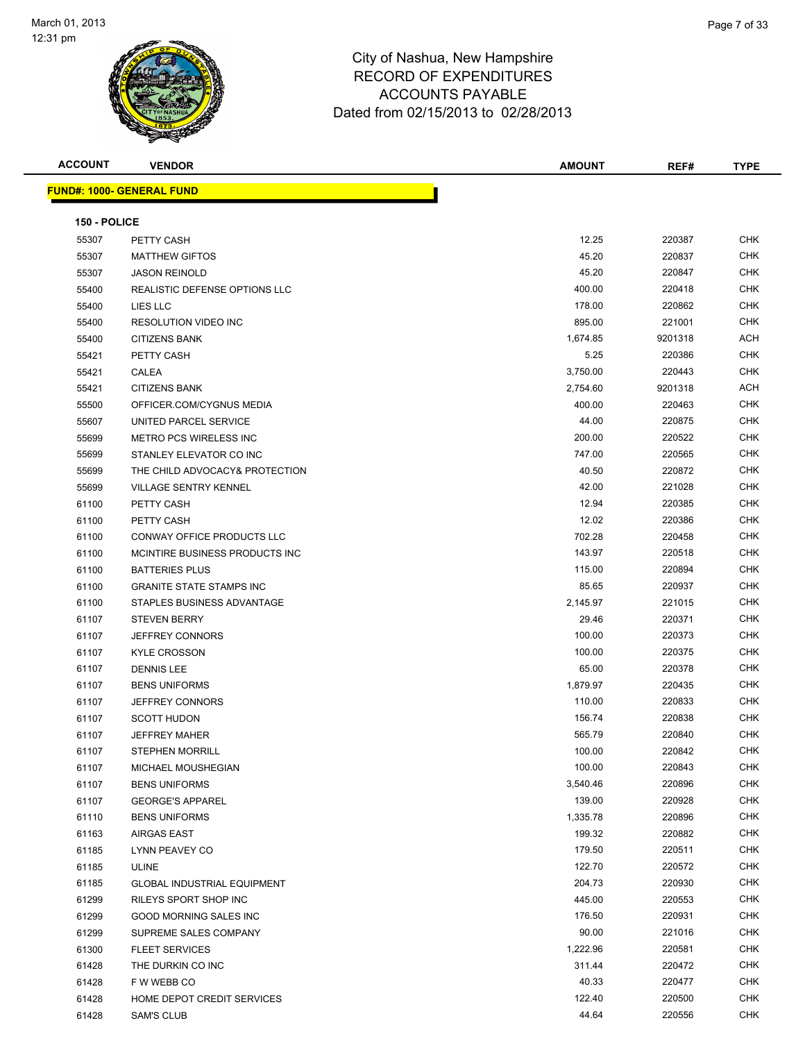# City of Nashua, New Hampshire
## RECORD OF EXPENDITURES
## ACCOUNTS PAYABLE
## Dated from 02/15/2013 to 02/28/2013

| ACCOUNT | VENDOR | AMOUNT | REF# | TYPE |
|---|---|---|---|---|

**FUND#: 1000- GENERAL FUND**

**150 - POLICE**

| ACCOUNT | VENDOR | AMOUNT | REF# | TYPE |
|---|---|---|---|---|
| 55307 | PETTY CASH | 12.25 | 220387 | CHK |
| 55307 | MATTHEW GIFTOS | 45.20 | 220837 | CHK |
| 55307 | JASON REINOLD | 45.20 | 220847 | CHK |
| 55400 | REALISTIC DEFENSE OPTIONS LLC | 400.00 | 220418 | CHK |
| 55400 | LIES LLC | 178.00 | 220862 | CHK |
| 55400 | RESOLUTION VIDEO INC | 895.00 | 221001 | CHK |
| 55400 | CITIZENS BANK | 1,674.85 | 9201318 | ACH |
| 55421 | PETTY CASH | 5.25 | 220386 | CHK |
| 55421 | CALEA | 3,750.00 | 220443 | CHK |
| 55421 | CITIZENS BANK | 2,754.60 | 9201318 | ACH |
| 55500 | OFFICER.COM/CYGNUS MEDIA | 400.00 | 220463 | CHK |
| 55607 | UNITED PARCEL SERVICE | 44.00 | 220875 | CHK |
| 55699 | METRO PCS WIRELESS INC | 200.00 | 220522 | CHK |
| 55699 | STANLEY ELEVATOR CO INC | 747.00 | 220565 | CHK |
| 55699 | THE CHILD ADVOCACY& PROTECTION | 40.50 | 220872 | CHK |
| 55699 | VILLAGE SENTRY KENNEL | 42.00 | 221028 | CHK |
| 61100 | PETTY CASH | 12.94 | 220385 | CHK |
| 61100 | PETTY CASH | 12.02 | 220386 | CHK |
| 61100 | CONWAY OFFICE PRODUCTS LLC | 702.28 | 220458 | CHK |
| 61100 | MCINTIRE BUSINESS PRODUCTS INC | 143.97 | 220518 | CHK |
| 61100 | BATTERIES PLUS | 115.00 | 220894 | CHK |
| 61100 | GRANITE STATE STAMPS INC | 85.65 | 220937 | CHK |
| 61100 | STAPLES BUSINESS ADVANTAGE | 2,145.97 | 221015 | CHK |
| 61107 | STEVEN BERRY | 29.46 | 220371 | CHK |
| 61107 | JEFFREY CONNORS | 100.00 | 220373 | CHK |
| 61107 | KYLE CROSSON | 100.00 | 220375 | CHK |
| 61107 | DENNIS LEE | 65.00 | 220378 | CHK |
| 61107 | BENS UNIFORMS | 1,879.97 | 220435 | CHK |
| 61107 | JEFFREY CONNORS | 110.00 | 220833 | CHK |
| 61107 | SCOTT HUDON | 156.74 | 220838 | CHK |
| 61107 | JEFFREY MAHER | 565.79 | 220840 | CHK |
| 61107 | STEPHEN MORRILL | 100.00 | 220842 | CHK |
| 61107 | MICHAEL MOUSHEGIAN | 100.00 | 220843 | CHK |
| 61107 | BENS UNIFORMS | 3,540.46 | 220896 | CHK |
| 61107 | GEORGE'S APPAREL | 139.00 | 220928 | CHK |
| 61110 | BENS UNIFORMS | 1,335.78 | 220896 | CHK |
| 61163 | AIRGAS EAST | 199.32 | 220882 | CHK |
| 61185 | LYNN PEAVEY CO | 179.50 | 220511 | CHK |
| 61185 | ULINE | 122.70 | 220572 | CHK |
| 61185 | GLOBAL INDUSTRIAL EQUIPMENT | 204.73 | 220930 | CHK |
| 61299 | RILEYS SPORT SHOP INC | 445.00 | 220553 | CHK |
| 61299 | GOOD MORNING SALES INC | 176.50 | 220931 | CHK |
| 61299 | SUPREME SALES COMPANY | 90.00 | 221016 | CHK |
| 61300 | FLEET SERVICES | 1,222.96 | 220581 | CHK |
| 61428 | THE DURKIN CO INC | 311.44 | 220472 | CHK |
| 61428 | F W WEBB CO | 40.33 | 220477 | CHK |
| 61428 | HOME DEPOT CREDIT SERVICES | 122.40 | 220500 | CHK |
| 61428 | SAM'S CLUB | 44.64 | 220556 | CHK |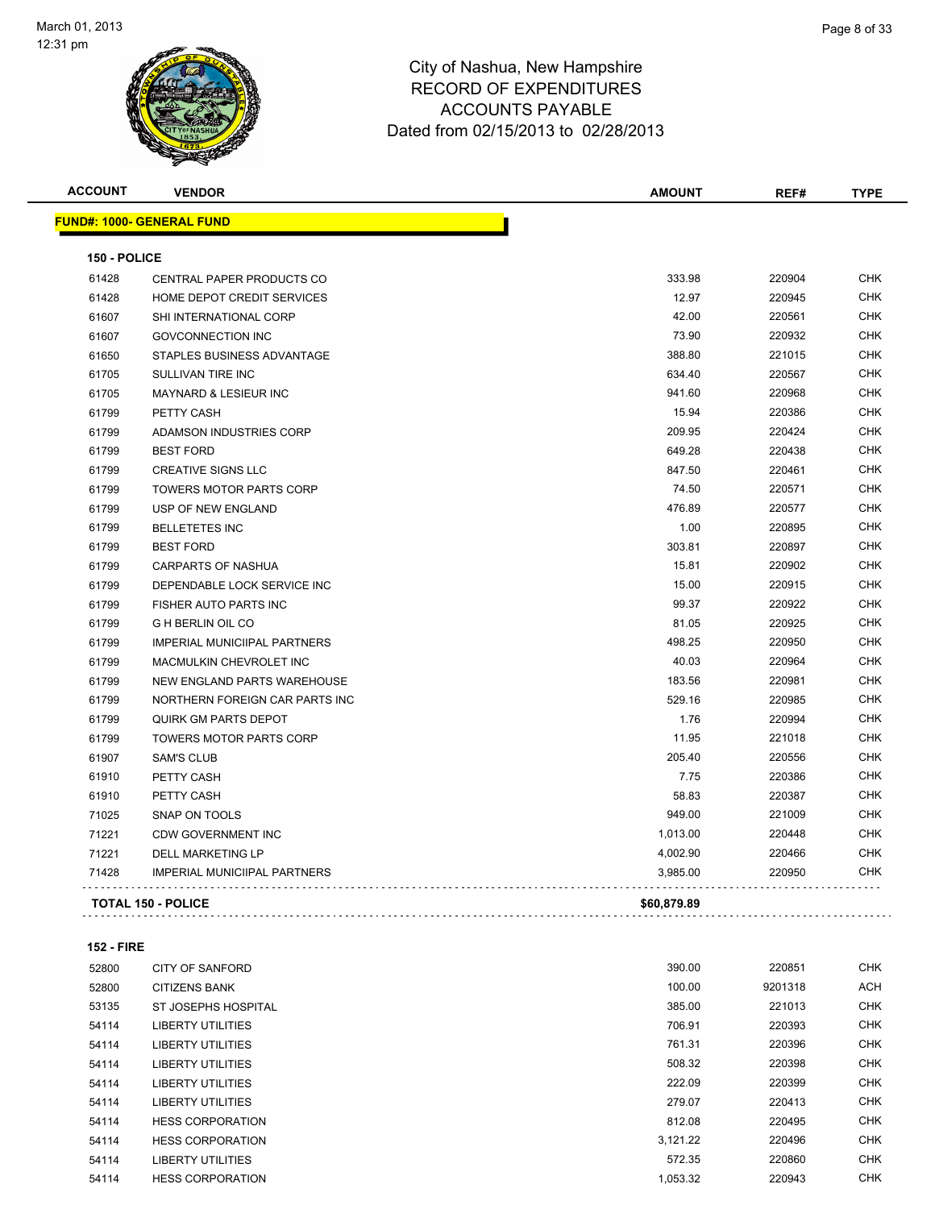# City of Nashua, New Hampshire
## RECORD OF EXPENDITURES
## ACCOUNTS PAYABLE
### Dated from 02/15/2013 to 02/28/2013

| ACCOUNT | VENDOR | AMOUNT | REF# | TYPE |
|---|---|---|---|---|

**FUND#: 1000- GENERAL FUND**

**150 - POLICE**

| ACCOUNT | VENDOR | AMOUNT | REF# | TYPE |
|---|---|---|---|---|
| 61428 | CENTRAL PAPER PRODUCTS CO | 333.98 | 220904 | CHK |
| 61428 | HOME DEPOT CREDIT SERVICES | 12.97 | 220945 | CHK |
| 61607 | SHI INTERNATIONAL CORP | 42.00 | 220561 | CHK |
| 61607 | GOVCONNECTION INC | 73.90 | 220932 | CHK |
| 61650 | STAPLES BUSINESS ADVANTAGE | 388.80 | 221015 | CHK |
| 61705 | SULLIVAN TIRE INC | 634.40 | 220567 | CHK |
| 61705 | MAYNARD & LESIEUR INC | 941.60 | 220968 | CHK |
| 61799 | PETTY CASH | 15.94 | 220386 | CHK |
| 61799 | ADAMSON INDUSTRIES CORP | 209.95 | 220424 | CHK |
| 61799 | BEST FORD | 649.28 | 220438 | CHK |
| 61799 | CREATIVE SIGNS LLC | 847.50 | 220461 | CHK |
| 61799 | TOWERS MOTOR PARTS CORP | 74.50 | 220571 | CHK |
| 61799 | USP OF NEW ENGLAND | 476.89 | 220577 | CHK |
| 61799 | BELLETETES INC | 1.00 | 220895 | CHK |
| 61799 | BEST FORD | 303.81 | 220897 | CHK |
| 61799 | CARPARTS OF NASHUA | 15.81 | 220902 | CHK |
| 61799 | DEPENDABLE LOCK SERVICE INC | 15.00 | 220915 | CHK |
| 61799 | FISHER AUTO PARTS INC | 99.37 | 220922 | CHK |
| 61799 | G H BERLIN OIL CO | 81.05 | 220925 | CHK |
| 61799 | IMPERIAL MUNICIIPAL PARTNERS | 498.25 | 220950 | CHK |
| 61799 | MACMULKIN CHEVROLET INC | 40.03 | 220964 | CHK |
| 61799 | NEW ENGLAND PARTS WAREHOUSE | 183.56 | 220981 | CHK |
| 61799 | NORTHERN FOREIGN CAR PARTS INC | 529.16 | 220985 | CHK |
| 61799 | QUIRK GM PARTS DEPOT | 1.76 | 220994 | CHK |
| 61799 | TOWERS MOTOR PARTS CORP | 11.95 | 221018 | CHK |
| 61907 | SAM'S CLUB | 205.40 | 220556 | CHK |
| 61910 | PETTY CASH | 7.75 | 220386 | CHK |
| 61910 | PETTY CASH | 58.83 | 220387 | CHK |
| 71025 | SNAP ON TOOLS | 949.00 | 221009 | CHK |
| 71221 | CDW GOVERNMENT INC | 1,013.00 | 220448 | CHK |
| 71221 | DELL MARKETING LP | 4,002.90 | 220466 | CHK |
| 71428 | IMPERIAL MUNICIIPAL PARTNERS | 3,985.00 | 220950 | CHK |
| **TOTAL 150 - POLICE** | | **$60,879.89** | | |

**152 - FIRE**

| ACCOUNT | VENDOR | AMOUNT | REF# | TYPE |
|---|---|---|---|---|
| 52800 | CITY OF SANFORD | 390.00 | 220851 | CHK |
| 52800 | CITIZENS BANK | 100.00 | 9201318 | ACH |
| 53135 | ST JOSEPHS HOSPITAL | 385.00 | 221013 | CHK |
| 54114 | LIBERTY UTILITIES | 706.91 | 220393 | CHK |
| 54114 | LIBERTY UTILITIES | 761.31 | 220396 | CHK |
| 54114 | LIBERTY UTILITIES | 508.32 | 220398 | CHK |
| 54114 | LIBERTY UTILITIES | 222.09 | 220399 | CHK |
| 54114 | LIBERTY UTILITIES | 279.07 | 220413 | CHK |
| 54114 | HESS CORPORATION | 812.08 | 220495 | CHK |
| 54114 | HESS CORPORATION | 3,121.22 | 220496 | CHK |
| 54114 | LIBERTY UTILITIES | 572.35 | 220860 | CHK |
| 54114 | HESS CORPORATION | 1,053.32 | 220943 | CHK |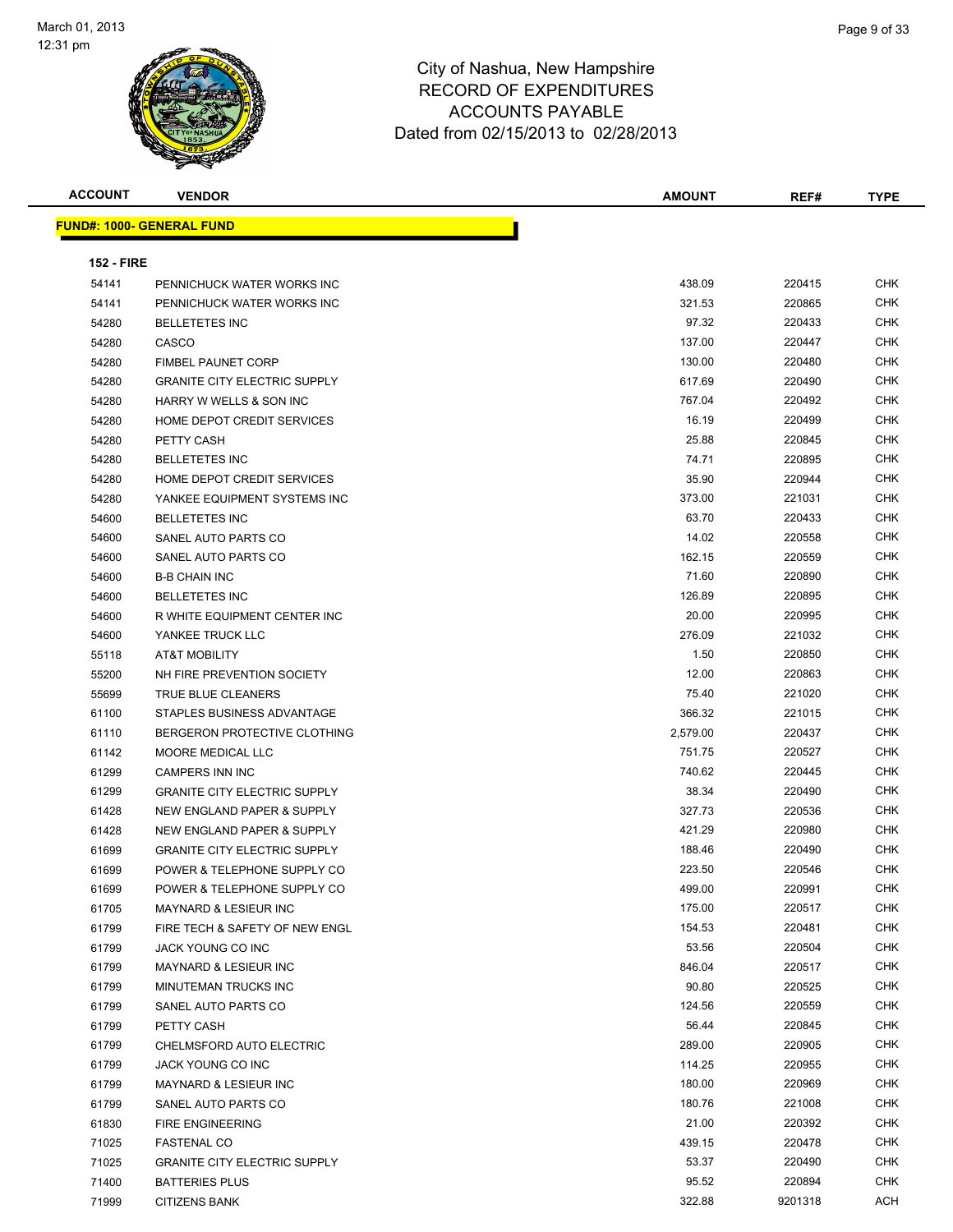# City of Nashua, New Hampshire
## RECORD OF EXPENDITURES
## ACCOUNTS PAYABLE
### Dated from 02/15/2013 to 02/28/2013

**FUND#: 1000- GENERAL FUND**

**152 - FIRE**

| ACCOUNT | VENDOR | AMOUNT | REF# | TYPE |
|---|---|---|---|---|
| 54141 | PENNICHUCK WATER WORKS INC | 438.09 | 220415 | CHK |
| 54141 | PENNICHUCK WATER WORKS INC | 321.53 | 220865 | CHK |
| 54280 | BELLETETES INC | 97.32 | 220433 | CHK |
| 54280 | CASCO | 137.00 | 220447 | CHK |
| 54280 | FIMBEL PAUNET CORP | 130.00 | 220480 | CHK |
| 54280 | GRANITE CITY ELECTRIC SUPPLY | 617.69 | 220490 | CHK |
| 54280 | HARRY W WELLS & SON INC | 767.04 | 220492 | CHK |
| 54280 | HOME DEPOT CREDIT SERVICES | 16.19 | 220499 | CHK |
| 54280 | PETTY CASH | 25.88 | 220845 | CHK |
| 54280 | BELLETETES INC | 74.71 | 220895 | CHK |
| 54280 | HOME DEPOT CREDIT SERVICES | 35.90 | 220944 | CHK |
| 54280 | YANKEE EQUIPMENT SYSTEMS INC | 373.00 | 221031 | CHK |
| 54600 | BELLETETES INC | 63.70 | 220433 | CHK |
| 54600 | SANEL AUTO PARTS CO | 14.02 | 220558 | CHK |
| 54600 | SANEL AUTO PARTS CO | 162.15 | 220559 | CHK |
| 54600 | B-B CHAIN INC | 71.60 | 220890 | CHK |
| 54600 | BELLETETES INC | 126.89 | 220895 | CHK |
| 54600 | R WHITE EQUIPMENT CENTER INC | 20.00 | 220995 | CHK |
| 54600 | YANKEE TRUCK LLC | 276.09 | 221032 | CHK |
| 55118 | AT&T MOBILITY | 1.50 | 220850 | CHK |
| 55200 | NH FIRE PREVENTION SOCIETY | 12.00 | 220863 | CHK |
| 55699 | TRUE BLUE CLEANERS | 75.40 | 221020 | CHK |
| 61100 | STAPLES BUSINESS ADVANTAGE | 366.32 | 221015 | CHK |
| 61110 | BERGERON PROTECTIVE CLOTHING | 2,579.00 | 220437 | CHK |
| 61142 | MOORE MEDICAL LLC | 751.75 | 220527 | CHK |
| 61299 | CAMPERS INN INC | 740.62 | 220445 | CHK |
| 61299 | GRANITE CITY ELECTRIC SUPPLY | 38.34 | 220490 | CHK |
| 61428 | NEW ENGLAND PAPER & SUPPLY | 327.73 | 220536 | CHK |
| 61428 | NEW ENGLAND PAPER & SUPPLY | 421.29 | 220980 | CHK |
| 61699 | GRANITE CITY ELECTRIC SUPPLY | 188.46 | 220490 | CHK |
| 61699 | POWER & TELEPHONE SUPPLY CO | 223.50 | 220546 | CHK |
| 61699 | POWER & TELEPHONE SUPPLY CO | 499.00 | 220991 | CHK |
| 61705 | MAYNARD & LESIEUR INC | 175.00 | 220517 | CHK |
| 61799 | FIRE TECH & SAFETY OF NEW ENGL | 154.53 | 220481 | CHK |
| 61799 | JACK YOUNG CO INC | 53.56 | 220504 | CHK |
| 61799 | MAYNARD & LESIEUR INC | 846.04 | 220517 | CHK |
| 61799 | MINUTEMAN TRUCKS INC | 90.80 | 220525 | CHK |
| 61799 | SANEL AUTO PARTS CO | 124.56 | 220559 | CHK |
| 61799 | PETTY CASH | 56.44 | 220845 | CHK |
| 61799 | CHELMSFORD AUTO ELECTRIC | 289.00 | 220905 | CHK |
| 61799 | JACK YOUNG CO INC | 114.25 | 220955 | CHK |
| 61799 | MAYNARD & LESIEUR INC | 180.00 | 220969 | CHK |
| 61799 | SANEL AUTO PARTS CO | 180.76 | 221008 | CHK |
| 61830 | FIRE ENGINEERING | 21.00 | 220392 | CHK |
| 71025 | FASTENAL CO | 439.15 | 220478 | CHK |
| 71025 | GRANITE CITY ELECTRIC SUPPLY | 53.37 | 220490 | CHK |
| 71400 | BATTERIES PLUS | 95.52 | 220894 | CHK |
| 71999 | CITIZENS BANK | 322.88 | 9201318 | ACH |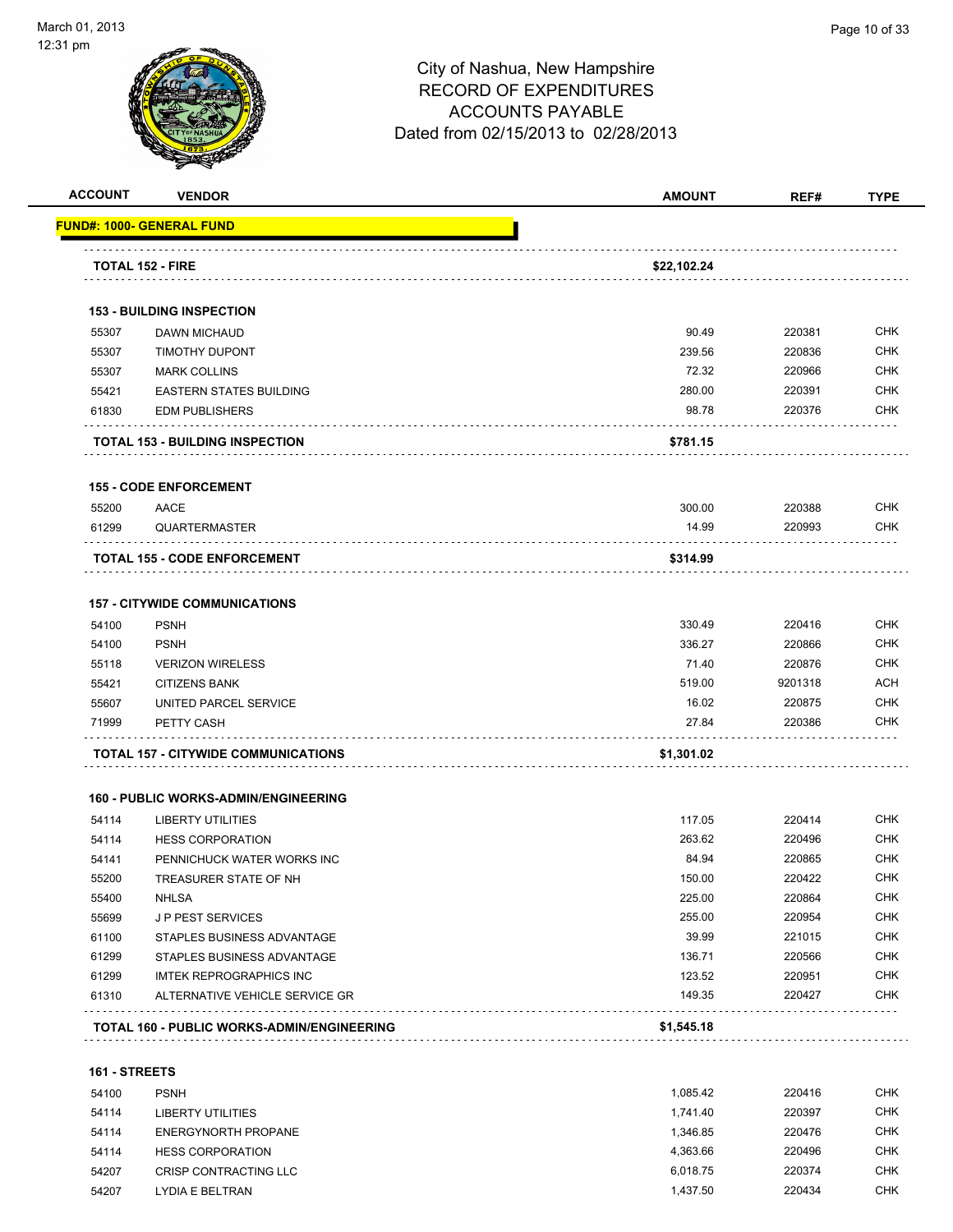# City of Nashua, New Hampshire
## RECORD OF EXPENDITURES
## ACCOUNTS PAYABLE
## Dated from 02/15/2013 to 02/28/2013

| ACCOUNT | VENDOR | AMOUNT | REF# | TYPE |
|---|---|---|---|---|
| **FUND#: 1000- GENERAL FUND** | | | | |
| | **TOTAL 152 - FIRE** | **$22,102.24** | | |
| **153 - BUILDING INSPECTION** | | | | |
| 55307 | DAWN MICHAUD | 90.49 | 220381 | CHK |
| 55307 | TIMOTHY DUPONT | 239.56 | 220836 | CHK |
| 55307 | MARK COLLINS | 72.32 | 220966 | CHK |
| 55421 | EASTERN STATES BUILDING | 280.00 | 220391 | CHK |
| 61830 | EDM PUBLISHERS | 98.78 | 220376 | CHK |
| | **TOTAL 153 - BUILDING INSPECTION** | **$781.15** | | |
| **155 - CODE ENFORCEMENT** | | | | |
| 55200 | AACE | 300.00 | 220388 | CHK |
| 61299 | QUARTERMASTER | 14.99 | 220993 | CHK |
| | **TOTAL 155 - CODE ENFORCEMENT** | **$314.99** | | |
| **157 - CITYWIDE COMMUNICATIONS** | | | | |
| 54100 | PSNH | 330.49 | 220416 | CHK |
| 54100 | PSNH | 336.27 | 220866 | CHK |
| 55118 | VERIZON WIRELESS | 71.40 | 220876 | CHK |
| 55421 | CITIZENS BANK | 519.00 | 9201318 | ACH |
| 55607 | UNITED PARCEL SERVICE | 16.02 | 220875 | CHK |
| 71999 | PETTY CASH | 27.84 | 220386 | CHK |
| | **TOTAL 157 - CITYWIDE COMMUNICATIONS** | **$1,301.02** | | |
| **160 - PUBLIC WORKS-ADMIN/ENGINEERING** | | | | |
| 54114 | LIBERTY UTILITIES | 117.05 | 220414 | CHK |
| 54114 | HESS CORPORATION | 263.62 | 220496 | CHK |
| 54141 | PENNICHUCK WATER WORKS INC | 84.94 | 220865 | CHK |
| 55200 | TREASURER STATE OF NH | 150.00 | 220422 | CHK |
| 55400 | NHLSA | 225.00 | 220864 | CHK |
| 55699 | J P PEST SERVICES | 255.00 | 220954 | CHK |
| 61100 | STAPLES BUSINESS ADVANTAGE | 39.99 | 221015 | CHK |
| 61299 | STAPLES BUSINESS ADVANTAGE | 136.71 | 220566 | CHK |
| 61299 | IMTEK REPROGRAPHICS INC | 123.52 | 220951 | CHK |
| 61310 | ALTERNATIVE VEHICLE SERVICE GR | 149.35 | 220427 | CHK |
| | **TOTAL 160 - PUBLIC WORKS-ADMIN/ENGINEERING** | **$1,545.18** | | |
| **161 - STREETS** | | | | |
| 54100 | PSNH | 1,085.42 | 220416 | CHK |
| 54114 | LIBERTY UTILITIES | 1,741.40 | 220397 | CHK |
| 54114 | ENERGYNORTH PROPANE | 1,346.85 | 220476 | CHK |
| 54114 | HESS CORPORATION | 4,363.66 | 220496 | CHK |
| 54207 | CRISP CONTRACTING LLC | 6,018.75 | 220374 | CHK |
| 54207 | LYDIA E BELTRAN | 1,437.50 | 220434 | CHK |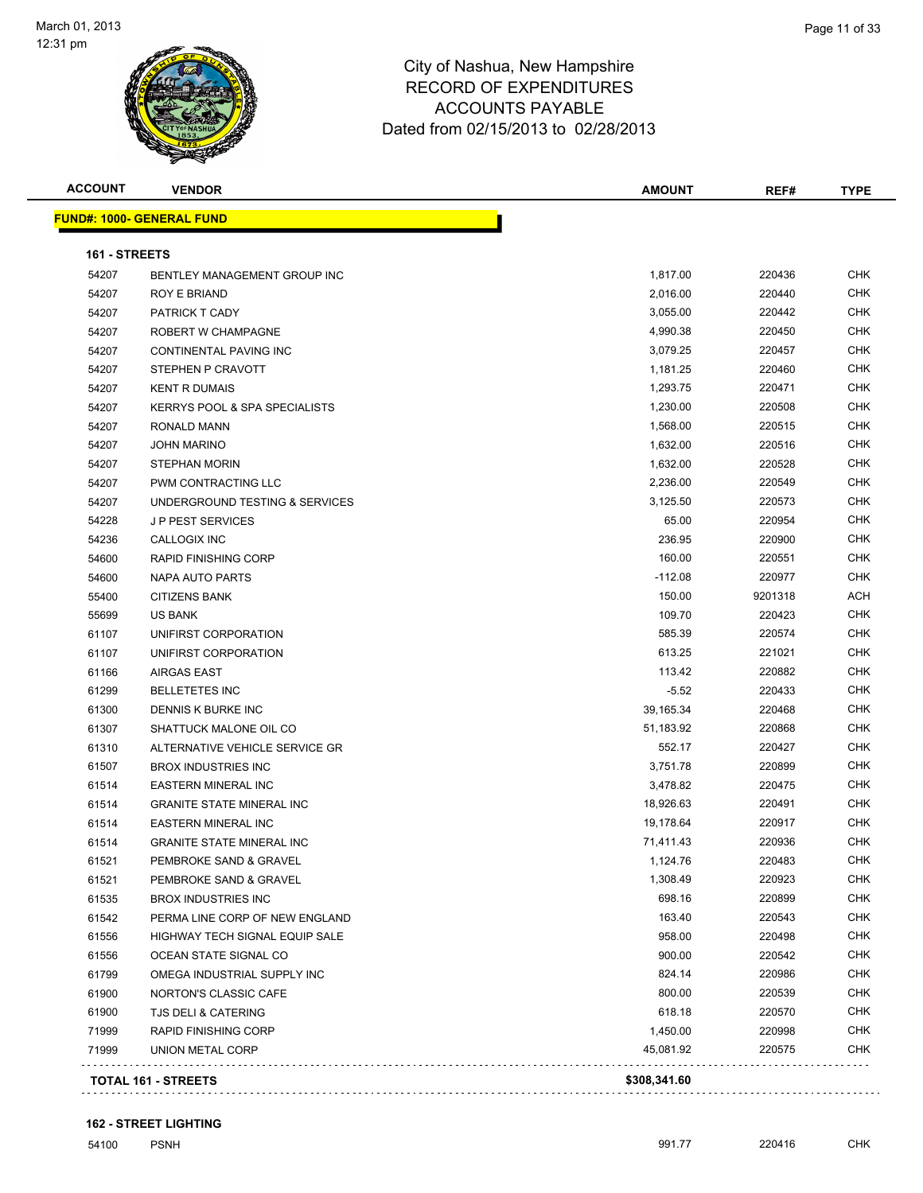# City of Nashua, New Hampshire
## RECORD OF EXPENDITURES
## ACCOUNTS PAYABLE
### Dated from 02/15/2013 to 02/28/2013

| ACCOUNT | VENDOR | AMOUNT | REF# | TYPE |
|---|---|---|---|---|

**FUND#: 1000- GENERAL FUND**

**161 - STREETS**

| ACCOUNT | VENDOR | AMOUNT | REF# | TYPE |
|---|---|---|---|---|
| 54207 | BENTLEY MANAGEMENT GROUP INC | 1,817.00 | 220436 | CHK |
| 54207 | ROY E BRIAND | 2,016.00 | 220440 | CHK |
| 54207 | PATRICK T CADY | 3,055.00 | 220442 | CHK |
| 54207 | ROBERT W CHAMPAGNE | 4,990.38 | 220450 | CHK |
| 54207 | CONTINENTAL PAVING INC | 3,079.25 | 220457 | CHK |
| 54207 | STEPHEN P CRAVOTT | 1,181.25 | 220460 | CHK |
| 54207 | KENT R DUMAIS | 1,293.75 | 220471 | CHK |
| 54207 | KERRYS POOL & SPA SPECIALISTS | 1,230.00 | 220508 | CHK |
| 54207 | RONALD MANN | 1,568.00 | 220515 | CHK |
| 54207 | JOHN MARINO | 1,632.00 | 220516 | CHK |
| 54207 | STEPHAN MORIN | 1,632.00 | 220528 | CHK |
| 54207 | PWM CONTRACTING LLC | 2,236.00 | 220549 | CHK |
| 54207 | UNDERGROUND TESTING & SERVICES | 3,125.50 | 220573 | CHK |
| 54228 | J P PEST SERVICES | 65.00 | 220954 | CHK |
| 54236 | CALLOGIX INC | 236.95 | 220900 | CHK |
| 54600 | RAPID FINISHING CORP | 160.00 | 220551 | CHK |
| 54600 | NAPA AUTO PARTS | -112.08 | 220977 | CHK |
| 55400 | CITIZENS BANK | 150.00 | 9201318 | ACH |
| 55699 | US BANK | 109.70 | 220423 | CHK |
| 61107 | UNIFIRST CORPORATION | 585.39 | 220574 | CHK |
| 61107 | UNIFIRST CORPORATION | 613.25 | 221021 | CHK |
| 61166 | AIRGAS EAST | 113.42 | 220882 | CHK |
| 61299 | BELLETETES INC | -5.52 | 220433 | CHK |
| 61300 | DENNIS K BURKE INC | 39,165.34 | 220468 | CHK |
| 61307 | SHATTUCK MALONE OIL CO | 51,183.92 | 220868 | CHK |
| 61310 | ALTERNATIVE VEHICLE SERVICE GR | 552.17 | 220427 | CHK |
| 61507 | BROX INDUSTRIES INC | 3,751.78 | 220899 | CHK |
| 61514 | EASTERN MINERAL INC | 3,478.82 | 220475 | CHK |
| 61514 | GRANITE STATE MINERAL INC | 18,926.63 | 220491 | CHK |
| 61514 | EASTERN MINERAL INC | 19,178.64 | 220917 | CHK |
| 61514 | GRANITE STATE MINERAL INC | 71,411.43 | 220936 | CHK |
| 61521 | PEMBROKE SAND & GRAVEL | 1,124.76 | 220483 | CHK |
| 61521 | PEMBROKE SAND & GRAVEL | 1,308.49 | 220923 | CHK |
| 61535 | BROX INDUSTRIES INC | 698.16 | 220899 | CHK |
| 61542 | PERMA LINE CORP OF NEW ENGLAND | 163.40 | 220543 | CHK |
| 61556 | HIGHWAY TECH SIGNAL EQUIP SALE | 958.00 | 220498 | CHK |
| 61556 | OCEAN STATE SIGNAL CO | 900.00 | 220542 | CHK |
| 61799 | OMEGA INDUSTRIAL SUPPLY INC | 824.14 | 220986 | CHK |
| 61900 | NORTON'S CLASSIC CAFE | 800.00 | 220539 | CHK |
| 61900 | TJS DELI & CATERING | 618.18 | 220570 | CHK |
| 71999 | RAPID FINISHING CORP | 1,450.00 | 220998 | CHK |
| 71999 | UNION METAL CORP | 45,081.92 | 220575 | CHK |
| | **TOTAL 161 - STREETS** | **$308,341.60** | | |

**162 - STREET LIGHTING**

| ACCOUNT | VENDOR | AMOUNT | REF# | TYPE |
|---|---|---|---|---|
| 54100 | PSNH | 991.77 | 220416 | CHK |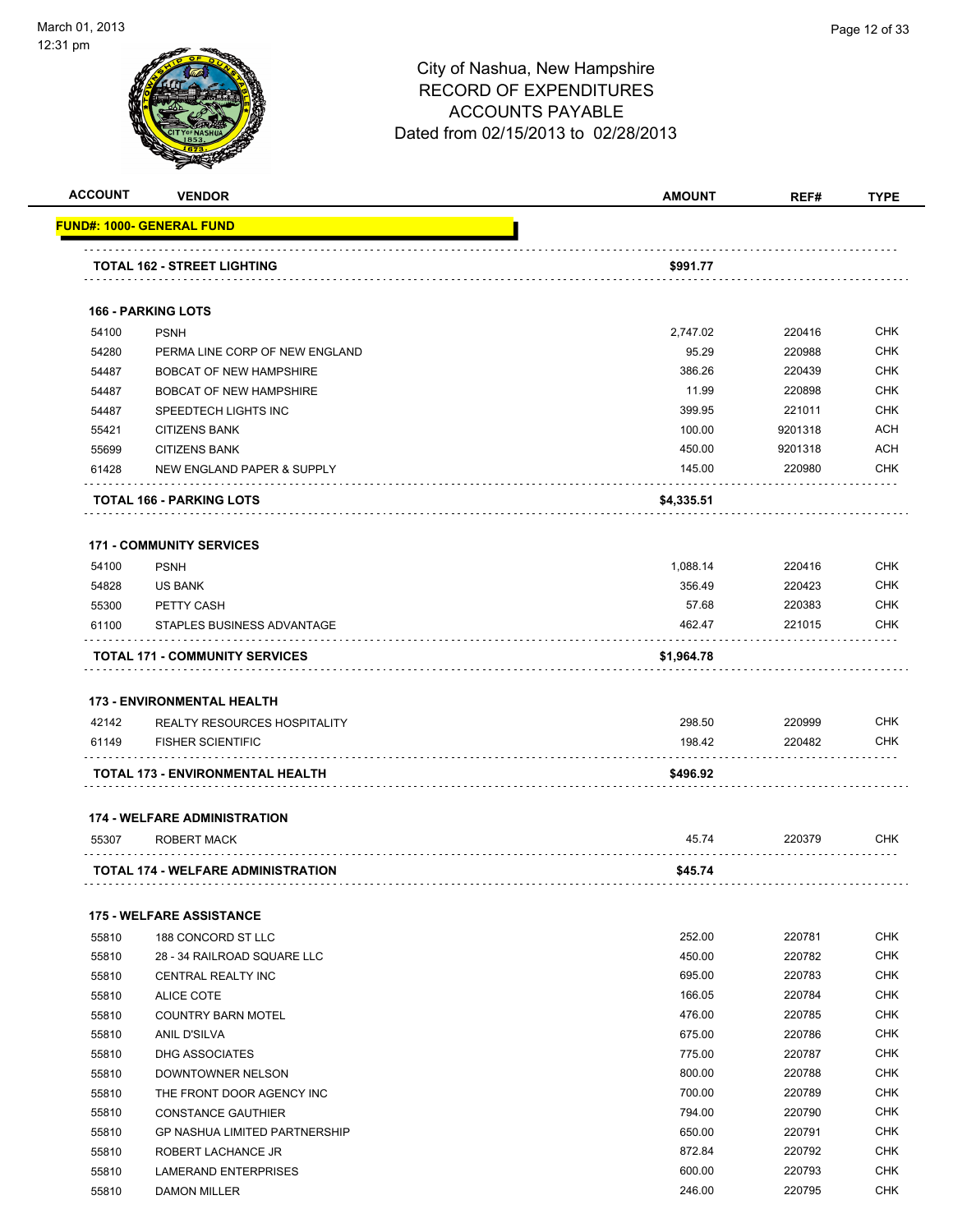City of Nashua, New Hampshire
RECORD OF EXPENDITURES
ACCOUNTS PAYABLE
Dated from 02/15/2013 to 02/28/2013

| ACCOUNT | VENDOR | AMOUNT | REF# | TYPE |
|---|---|---|---|---|
| **FUND#: 1000- GENERAL FUND** | | | | |
| | **TOTAL 162 - STREET LIGHTING** | **$991.77** | | |
| **166 - PARKING LOTS** | | | | |
| 54100 | PSNH | 2,747.02 | 220416 | CHK |
| 54280 | PERMA LINE CORP OF NEW ENGLAND | 95.29 | 220988 | CHK |
| 54487 | BOBCAT OF NEW HAMPSHIRE | 386.26 | 220439 | CHK |
| 54487 | BOBCAT OF NEW HAMPSHIRE | 11.99 | 220898 | CHK |
| 54487 | SPEEDTECH LIGHTS INC | 399.95 | 221011 | CHK |
| 55421 | CITIZENS BANK | 100.00 | 9201318 | ACH |
| 55699 | CITIZENS BANK | 450.00 | 9201318 | ACH |
| 61428 | NEW ENGLAND PAPER & SUPPLY | 145.00 | 220980 | CHK |
| | **TOTAL 166 - PARKING LOTS** | **$4,335.51** | | |
| **171 - COMMUNITY SERVICES** | | | | |
| 54100 | PSNH | 1,088.14 | 220416 | CHK |
| 54828 | US BANK | 356.49 | 220423 | CHK |
| 55300 | PETTY CASH | 57.68 | 220383 | CHK |
| 61100 | STAPLES BUSINESS ADVANTAGE | 462.47 | 221015 | CHK |
| | **TOTAL 171 - COMMUNITY SERVICES** | **$1,964.78** | | |
| **173 - ENVIRONMENTAL HEALTH** | | | | |
| 42142 | REALTY RESOURCES HOSPITALITY | 298.50 | 220999 | CHK |
| 61149 | FISHER SCIENTIFIC | 198.42 | 220482 | CHK |
| | **TOTAL 173 - ENVIRONMENTAL HEALTH** | **$496.92** | | |
| **174 - WELFARE ADMINISTRATION** | | | | |
| 55307 | ROBERT MACK | 45.74 | 220379 | CHK |
| | **TOTAL 174 - WELFARE ADMINISTRATION** | **$45.74** | | |
| **175 - WELFARE ASSISTANCE** | | | | |
| 55810 | 188 CONCORD ST LLC | 252.00 | 220781 | CHK |
| 55810 | 28 - 34 RAILROAD SQUARE LLC | 450.00 | 220782 | CHK |
| 55810 | CENTRAL REALTY INC | 695.00 | 220783 | CHK |
| 55810 | ALICE COTE | 166.05 | 220784 | CHK |
| 55810 | COUNTRY BARN MOTEL | 476.00 | 220785 | CHK |
| 55810 | ANIL D'SILVA | 675.00 | 220786 | CHK |
| 55810 | DHG ASSOCIATES | 775.00 | 220787 | CHK |
| 55810 | DOWNTOWNER NELSON | 800.00 | 220788 | CHK |
| 55810 | THE FRONT DOOR AGENCY INC | 700.00 | 220789 | CHK |
| 55810 | CONSTANCE GAUTHIER | 794.00 | 220790 | CHK |
| 55810 | GP NASHUA LIMITED PARTNERSHIP | 650.00 | 220791 | CHK |
| 55810 | ROBERT LACHANCE JR | 872.84 | 220792 | CHK |
| 55810 | LAMERAND ENTERPRISES | 600.00 | 220793 | CHK |
| 55810 | DAMON MILLER | 246.00 | 220795 | CHK |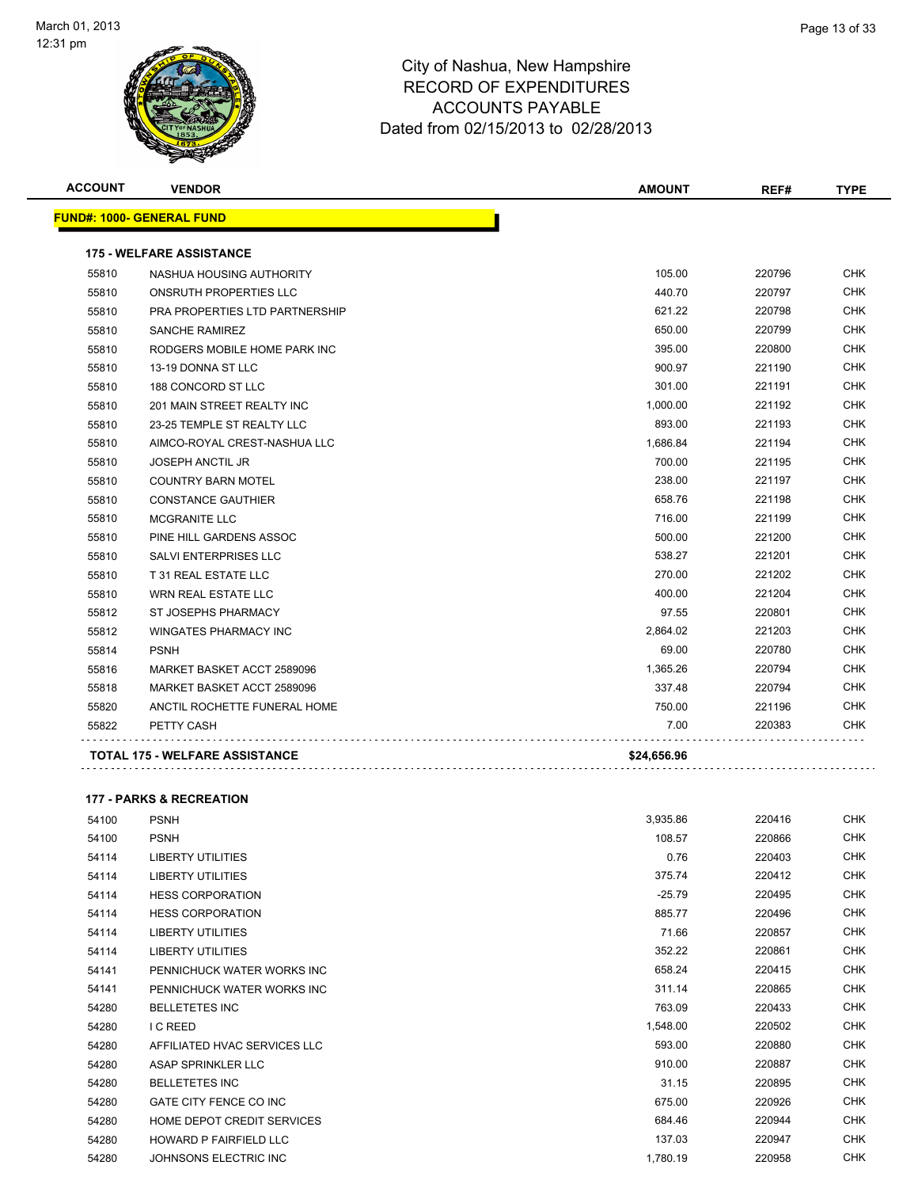City of Nashua, New Hampshire
RECORD OF EXPENDITURES
ACCOUNTS PAYABLE
Dated from 02/15/2013 to 02/28/2013

March 01, 2013
12:31 pm

| ACCOUNT | VENDOR | AMOUNT | REF# | TYPE |
|---|---|---|---|---|

## FUND#: 1000- GENERAL FUND

### 175 - WELFARE ASSISTANCE

| ACCOUNT | VENDOR | AMOUNT | REF# | TYPE |
|---|---|---|---|---|
| 55810 | NASHUA HOUSING AUTHORITY | 105.00 | 220796 | CHK |
| 55810 | ONSRUTH PROPERTIES LLC | 440.70 | 220797 | CHK |
| 55810 | PRA PROPERTIES LTD PARTNERSHIP | 621.22 | 220798 | CHK |
| 55810 | SANCHE RAMIREZ | 650.00 | 220799 | CHK |
| 55810 | RODGERS MOBILE HOME PARK INC | 395.00 | 220800 | CHK |
| 55810 | 13-19 DONNA ST LLC | 900.97 | 221190 | CHK |
| 55810 | 188 CONCORD ST LLC | 301.00 | 221191 | CHK |
| 55810 | 201 MAIN STREET REALTY INC | 1,000.00 | 221192 | CHK |
| 55810 | 23-25 TEMPLE ST REALTY LLC | 893.00 | 221193 | CHK |
| 55810 | AIMCO-ROYAL CREST-NASHUA LLC | 1,686.84 | 221194 | CHK |
| 55810 | JOSEPH ANCTIL JR | 700.00 | 221195 | CHK |
| 55810 | COUNTRY BARN MOTEL | 238.00 | 221197 | CHK |
| 55810 | CONSTANCE GAUTHIER | 658.76 | 221198 | CHK |
| 55810 | MCGRANITE LLC | 716.00 | 221199 | CHK |
| 55810 | PINE HILL GARDENS ASSOC | 500.00 | 221200 | CHK |
| 55810 | SALVI ENTERPRISES LLC | 538.27 | 221201 | CHK |
| 55810 | T 31 REAL ESTATE LLC | 270.00 | 221202 | CHK |
| 55810 | WRN REAL ESTATE LLC | 400.00 | 221204 | CHK |
| 55812 | ST JOSEPHS PHARMACY | 97.55 | 220801 | CHK |
| 55812 | WINGATES PHARMACY INC | 2,864.02 | 221203 | CHK |
| 55814 | PSNH | 69.00 | 220780 | CHK |
| 55816 | MARKET BASKET ACCT 2589096 | 1,365.26 | 220794 | CHK |
| 55818 | MARKET BASKET ACCT 2589096 | 337.48 | 220794 | CHK |
| 55820 | ANCTIL ROCHETTE FUNERAL HOME | 750.00 | 221196 | CHK |
| 55822 | PETTY CASH | 7.00 | 220383 | CHK |
| | **TOTAL 175 - WELFARE ASSISTANCE** | **$24,656.96** | | |

### 177 - PARKS & RECREATION

| ACCOUNT | VENDOR | AMOUNT | REF# | TYPE |
|---|---|---|---|---|
| 54100 | PSNH | 3,935.86 | 220416 | CHK |
| 54100 | PSNH | 108.57 | 220866 | CHK |
| 54114 | LIBERTY UTILITIES | 0.76 | 220403 | CHK |
| 54114 | LIBERTY UTILITIES | 375.74 | 220412 | CHK |
| 54114 | HESS CORPORATION | -25.79 | 220495 | CHK |
| 54114 | HESS CORPORATION | 885.77 | 220496 | CHK |
| 54114 | LIBERTY UTILITIES | 71.66 | 220857 | CHK |
| 54114 | LIBERTY UTILITIES | 352.22 | 220861 | CHK |
| 54141 | PENNICHUCK WATER WORKS INC | 658.24 | 220415 | CHK |
| 54141 | PENNICHUCK WATER WORKS INC | 311.14 | 220865 | CHK |
| 54280 | BELLETETES INC | 763.09 | 220433 | CHK |
| 54280 | I C REED | 1,548.00 | 220502 | CHK |
| 54280 | AFFILIATED HVAC SERVICES LLC | 593.00 | 220880 | CHK |
| 54280 | ASAP SPRINKLER LLC | 910.00 | 220887 | CHK |
| 54280 | BELLETETES INC | 31.15 | 220895 | CHK |
| 54280 | GATE CITY FENCE CO INC | 675.00 | 220926 | CHK |
| 54280 | HOME DEPOT CREDIT SERVICES | 684.46 | 220944 | CHK |
| 54280 | HOWARD P FAIRFIELD LLC | 137.03 | 220947 | CHK |
| 54280 | JOHNSONS ELECTRIC INC | 1,780.19 | 220958 | CHK |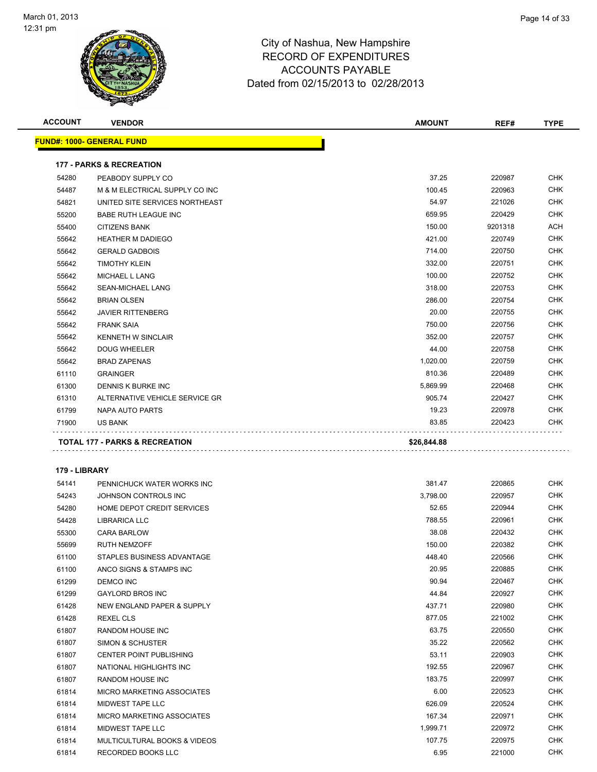City of Nashua, New Hampshire
RECORD OF EXPENDITURES
ACCOUNTS PAYABLE
Dated from 02/15/2013 to 02/28/2013

| ACCOUNT | VENDOR | AMOUNT | REF# | TYPE |
|---|---|---|---|---|
| **FUND#: 1000- GENERAL FUND** | | | | |
| **177 - PARKS & RECREATION** | | | | |
| 54280 | PEABODY SUPPLY CO | 37.25 | 220987 | CHK |
| 54487 | M & M ELECTRICAL SUPPLY CO INC | 100.45 | 220963 | CHK |
| 54821 | UNITED SITE SERVICES NORTHEAST | 54.97 | 221026 | CHK |
| 55200 | BABE RUTH LEAGUE INC | 659.95 | 220429 | CHK |
| 55400 | CITIZENS BANK | 150.00 | 9201318 | ACH |
| 55642 | HEATHER M DADIEGO | 421.00 | 220749 | CHK |
| 55642 | GERALD GADBOIS | 714.00 | 220750 | CHK |
| 55642 | TIMOTHY KLEIN | 332.00 | 220751 | CHK |
| 55642 | MICHAEL L LANG | 100.00 | 220752 | CHK |
| 55642 | SEAN-MICHAEL LANG | 318.00 | 220753 | CHK |
| 55642 | BRIAN OLSEN | 286.00 | 220754 | CHK |
| 55642 | JAVIER RITTENBERG | 20.00 | 220755 | CHK |
| 55642 | FRANK SAIA | 750.00 | 220756 | CHK |
| 55642 | KENNETH W SINCLAIR | 352.00 | 220757 | CHK |
| 55642 | DOUG WHEELER | 44.00 | 220758 | CHK |
| 55642 | BRAD ZAPENAS | 1,020.00 | 220759 | CHK |
| 61110 | GRAINGER | 810.36 | 220489 | CHK |
| 61300 | DENNIS K BURKE INC | 5,869.99 | 220468 | CHK |
| 61310 | ALTERNATIVE VEHICLE SERVICE GR | 905.74 | 220427 | CHK |
| 61799 | NAPA AUTO PARTS | 19.23 | 220978 | CHK |
| 71900 | US BANK | 83.85 | 220423 | CHK |
| **TOTAL 177 - PARKS & RECREATION** | | **$26,844.88** | | |
| **179 - LIBRARY** | | | | |
| 54141 | PENNICHUCK WATER WORKS INC | 381.47 | 220865 | CHK |
| 54243 | JOHNSON CONTROLS INC | 3,798.00 | 220957 | CHK |
| 54280 | HOME DEPOT CREDIT SERVICES | 52.65 | 220944 | CHK |
| 54428 | LIBRARICA LLC | 788.55 | 220961 | CHK |
| 55300 | CARA BARLOW | 38.08 | 220432 | CHK |
| 55699 | RUTH NEMZOFF | 150.00 | 220382 | CHK |
| 61100 | STAPLES BUSINESS ADVANTAGE | 448.40 | 220566 | CHK |
| 61100 | ANCO SIGNS & STAMPS INC | 20.95 | 220885 | CHK |
| 61299 | DEMCO INC | 90.94 | 220467 | CHK |
| 61299 | GAYLORD BROS INC | 44.84 | 220927 | CHK |
| 61428 | NEW ENGLAND PAPER & SUPPLY | 437.71 | 220980 | CHK |
| 61428 | REXEL CLS | 877.05 | 221002 | CHK |
| 61807 | RANDOM HOUSE INC | 63.75 | 220550 | CHK |
| 61807 | SIMON & SCHUSTER | 35.22 | 220562 | CHK |
| 61807 | CENTER POINT PUBLISHING | 53.11 | 220903 | CHK |
| 61807 | NATIONAL HIGHLIGHTS INC | 192.55 | 220967 | CHK |
| 61807 | RANDOM HOUSE INC | 183.75 | 220997 | CHK |
| 61814 | MICRO MARKETING ASSOCIATES | 6.00 | 220523 | CHK |
| 61814 | MIDWEST TAPE LLC | 626.09 | 220524 | CHK |
| 61814 | MICRO MARKETING ASSOCIATES | 167.34 | 220971 | CHK |
| 61814 | MIDWEST TAPE LLC | 1,999.71 | 220972 | CHK |
| 61814 | MULTICULTURAL BOOKS & VIDEOS | 107.75 | 220975 | CHK |
| 61814 | RECORDED BOOKS LLC | 6.95 | 221000 | CHK |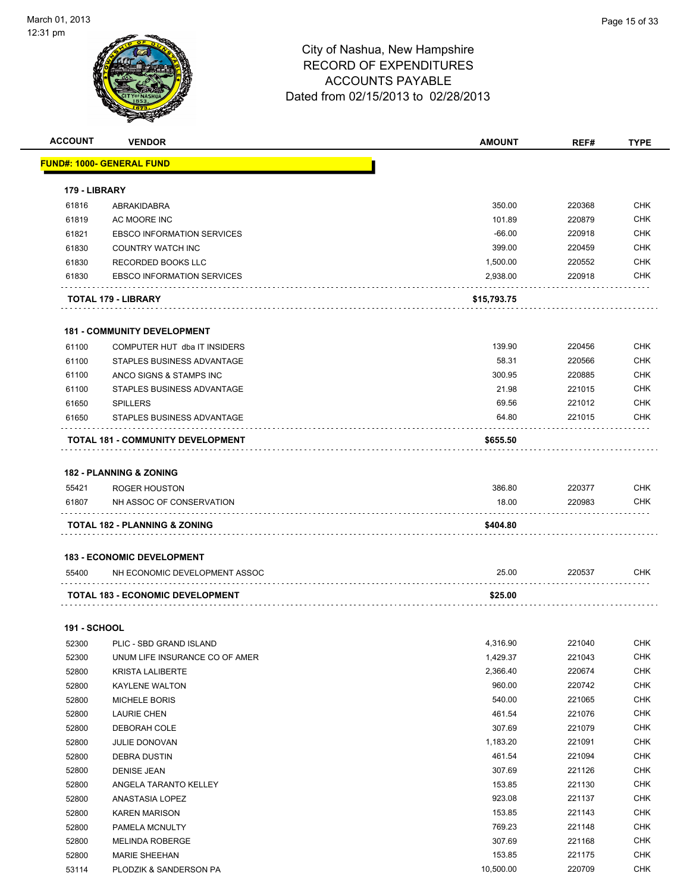City of Nashua, New Hampshire
RECORD OF EXPENDITURES
ACCOUNTS PAYABLE
Dated from 02/15/2013 to 02/28/2013

| ACCOUNT | VENDOR | AMOUNT | REF# | TYPE |
|---|---|---|---|---|
| **FUND#: 1000- GENERAL FUND** | | | | |
| **179 - LIBRARY** | | | | |
| 61816 | ABRAKIDABRA | 350.00 | 220368 | CHK |
| 61819 | AC MOORE INC | 101.89 | 220879 | CHK |
| 61821 | EBSCO INFORMATION SERVICES | -66.00 | 220918 | CHK |
| 61830 | COUNTRY WATCH INC | 399.00 | 220459 | CHK |
| 61830 | RECORDED BOOKS LLC | 1,500.00 | 220552 | CHK |
| 61830 | EBSCO INFORMATION SERVICES | 2,938.00 | 220918 | CHK |
| **TOTAL 179 - LIBRARY** | | **$15,793.75** | | |
| **181 - COMMUNITY DEVELOPMENT** | | | | |
| 61100 | COMPUTER HUT dba IT INSIDERS | 139.90 | 220456 | CHK |
| 61100 | STAPLES BUSINESS ADVANTAGE | 58.31 | 220566 | CHK |
| 61100 | ANCO SIGNS & STAMPS INC | 300.95 | 220885 | CHK |
| 61100 | STAPLES BUSINESS ADVANTAGE | 21.98 | 221015 | CHK |
| 61650 | SPILLERS | 69.56 | 221012 | CHK |
| 61650 | STAPLES BUSINESS ADVANTAGE | 64.80 | 221015 | CHK |
| **TOTAL 181 - COMMUNITY DEVELOPMENT** | | **$655.50** | | |
| **182 - PLANNING & ZONING** | | | | |
| 55421 | ROGER HOUSTON | 386.80 | 220377 | CHK |
| 61807 | NH ASSOC OF CONSERVATION | 18.00 | 220983 | CHK |
| **TOTAL 182 - PLANNING & ZONING** | | **$404.80** | | |
| **183 - ECONOMIC DEVELOPMENT** | | | | |
| 55400 | NH ECONOMIC DEVELOPMENT ASSOC | 25.00 | 220537 | CHK |
| **TOTAL 183 - ECONOMIC DEVELOPMENT** | | **$25.00** | | |
| **191 - SCHOOL** | | | | |
| 52300 | PLIC - SBD GRAND ISLAND | 4,316.90 | 221040 | CHK |
| 52300 | UNUM LIFE INSURANCE CO OF AMER | 1,429.37 | 221043 | CHK |
| 52800 | KRISTA LALIBERTE | 2,366.40 | 220674 | CHK |
| 52800 | KAYLENE WALTON | 960.00 | 220742 | CHK |
| 52800 | MICHELE BORIS | 540.00 | 221065 | CHK |
| 52800 | LAURIE CHEN | 461.54 | 221076 | CHK |
| 52800 | DEBORAH COLE | 307.69 | 221079 | CHK |
| 52800 | JULIE DONOVAN | 1,183.20 | 221091 | CHK |
| 52800 | DEBRA DUSTIN | 461.54 | 221094 | CHK |
| 52800 | DENISE JEAN | 307.69 | 221126 | CHK |
| 52800 | ANGELA TARANTO KELLEY | 153.85 | 221130 | CHK |
| 52800 | ANASTASIA LOPEZ | 923.08 | 221137 | CHK |
| 52800 | KAREN MARISON | 153.85 | 221143 | CHK |
| 52800 | PAMELA MCNULTY | 769.23 | 221148 | CHK |
| 52800 | MELINDA ROBERGE | 307.69 | 221168 | CHK |
| 52800 | MARIE SHEEHAN | 153.85 | 221175 | CHK |
| 53114 | PLODZIK & SANDERSON PA | 10,500.00 | 220709 | CHK |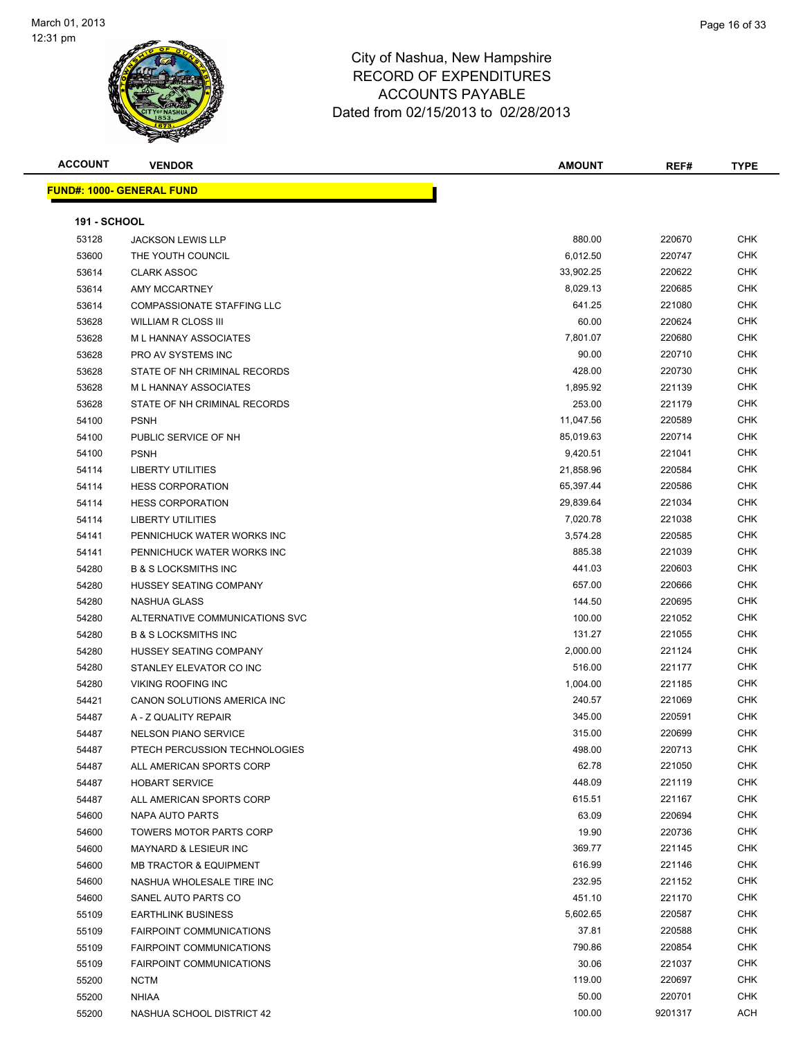March 01, 2013
12:31 pm

# City of Nashua, New Hampshire
## RECORD OF EXPENDITURES
## ACCOUNTS PAYABLE
### Dated from 02/15/2013 to 02/28/2013

**FUND#: 1000- GENERAL FUND**

**191 - SCHOOL**

| ACCOUNT | VENDOR | AMOUNT | REF# | TYPE |
|---|---|---|---|---|
| 53128 | JACKSON LEWIS LLP | 880.00 | 220670 | CHK |
| 53600 | THE YOUTH COUNCIL | 6,012.50 | 220747 | CHK |
| 53614 | CLARK ASSOC | 33,902.25 | 220622 | CHK |
| 53614 | AMY MCCARTNEY | 8,029.13 | 220685 | CHK |
| 53614 | COMPASSIONATE STAFFING LLC | 641.25 | 221080 | CHK |
| 53628 | WILLIAM R CLOSS III | 60.00 | 220624 | CHK |
| 53628 | M L HANNAY ASSOCIATES | 7,801.07 | 220680 | CHK |
| 53628 | PRO AV SYSTEMS INC | 90.00 | 220710 | CHK |
| 53628 | STATE OF NH CRIMINAL RECORDS | 428.00 | 220730 | CHK |
| 53628 | M L HANNAY ASSOCIATES | 1,895.92 | 221139 | CHK |
| 53628 | STATE OF NH CRIMINAL RECORDS | 253.00 | 221179 | CHK |
| 54100 | PSNH | 11,047.56 | 220589 | CHK |
| 54100 | PUBLIC SERVICE OF NH | 85,019.63 | 220714 | CHK |
| 54100 | PSNH | 9,420.51 | 221041 | CHK |
| 54114 | LIBERTY UTILITIES | 21,858.96 | 220584 | CHK |
| 54114 | HESS CORPORATION | 65,397.44 | 220586 | CHK |
| 54114 | HESS CORPORATION | 29,839.64 | 221034 | CHK |
| 54114 | LIBERTY UTILITIES | 7,020.78 | 221038 | CHK |
| 54141 | PENNICHUCK WATER WORKS INC | 3,574.28 | 220585 | CHK |
| 54141 | PENNICHUCK WATER WORKS INC | 885.38 | 221039 | CHK |
| 54280 | B & S LOCKSMITHS INC | 441.03 | 220603 | CHK |
| 54280 | HUSSEY SEATING COMPANY | 657.00 | 220666 | CHK |
| 54280 | NASHUA GLASS | 144.50 | 220695 | CHK |
| 54280 | ALTERNATIVE COMMUNICATIONS SVC | 100.00 | 221052 | CHK |
| 54280 | B & S LOCKSMITHS INC | 131.27 | 221055 | CHK |
| 54280 | HUSSEY SEATING COMPANY | 2,000.00 | 221124 | CHK |
| 54280 | STANLEY ELEVATOR CO INC | 516.00 | 221177 | CHK |
| 54280 | VIKING ROOFING INC | 1,004.00 | 221185 | CHK |
| 54421 | CANON SOLUTIONS AMERICA INC | 240.57 | 221069 | CHK |
| 54487 | A - Z QUALITY REPAIR | 345.00 | 220591 | CHK |
| 54487 | NELSON PIANO SERVICE | 315.00 | 220699 | CHK |
| 54487 | PTECH PERCUSSION TECHNOLOGIES | 498.00 | 220713 | CHK |
| 54487 | ALL AMERICAN SPORTS CORP | 62.78 | 221050 | CHK |
| 54487 | HOBART SERVICE | 448.09 | 221119 | CHK |
| 54487 | ALL AMERICAN SPORTS CORP | 615.51 | 221167 | CHK |
| 54600 | NAPA AUTO PARTS | 63.09 | 220694 | CHK |
| 54600 | TOWERS MOTOR PARTS CORP | 19.90 | 220736 | CHK |
| 54600 | MAYNARD & LESIEUR INC | 369.77 | 221145 | CHK |
| 54600 | MB TRACTOR & EQUIPMENT | 616.99 | 221146 | CHK |
| 54600 | NASHUA WHOLESALE TIRE INC | 232.95 | 221152 | CHK |
| 54600 | SANEL AUTO PARTS CO | 451.10 | 221170 | CHK |
| 55109 | EARTHLINK BUSINESS | 5,602.65 | 220587 | CHK |
| 55109 | FAIRPOINT COMMUNICATIONS | 37.81 | 220588 | CHK |
| 55109 | FAIRPOINT COMMUNICATIONS | 790.86 | 220854 | CHK |
| 55109 | FAIRPOINT COMMUNICATIONS | 30.06 | 221037 | CHK |
| 55200 | NCTM | 119.00 | 220697 | CHK |
| 55200 | NHIAA | 50.00 | 220701 | CHK |
| 55200 | NASHUA SCHOOL DISTRICT 42 | 100.00 | 9201317 | ACH |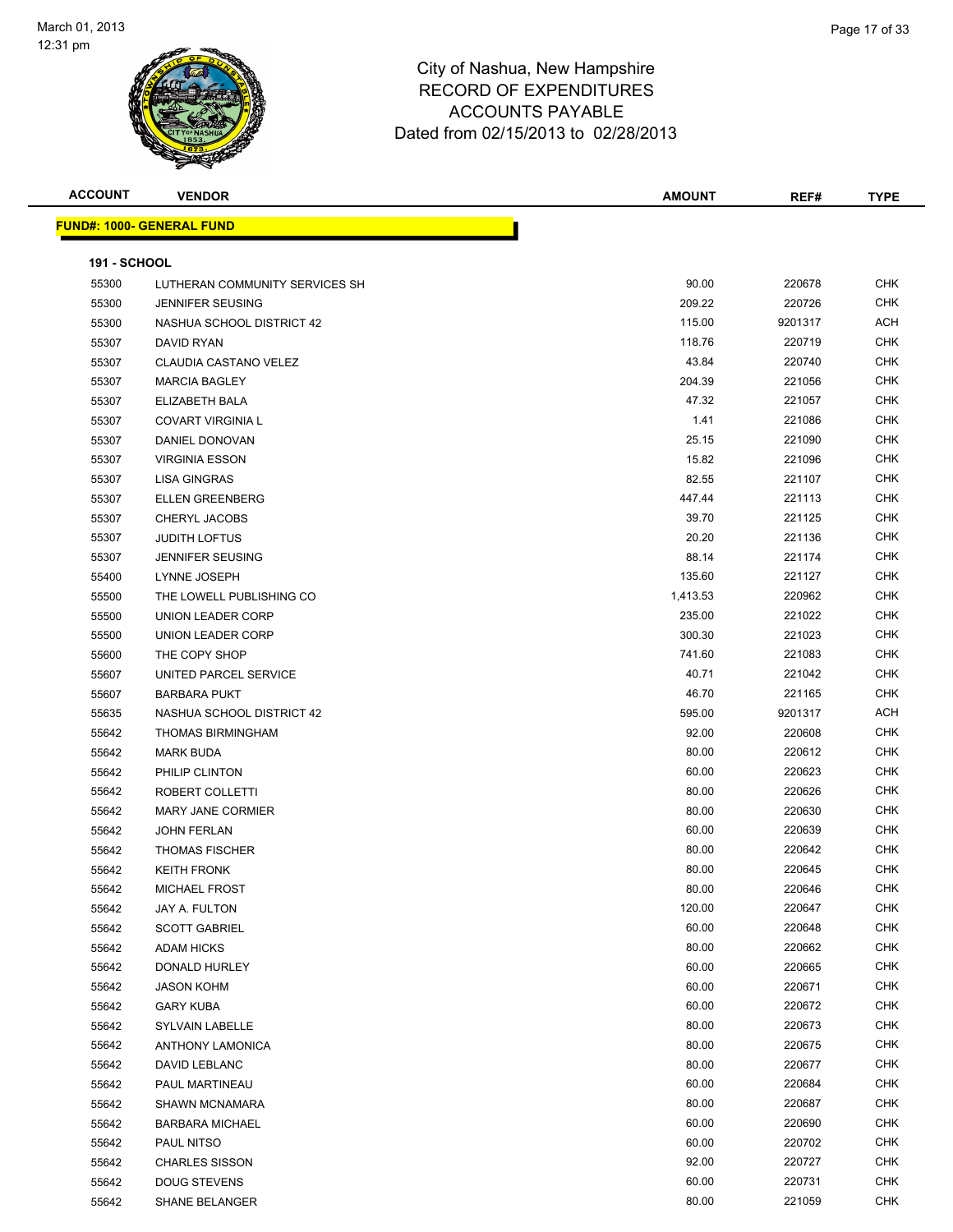# City of Nashua, New Hampshire
## RECORD OF EXPENDITURES
## ACCOUNTS PAYABLE
## Dated from 02/15/2013 to 02/28/2013

| ACCOUNT | VENDOR | AMOUNT | REF# | TYPE |
|---|---|---|---|---|

**FUND#: 1000- GENERAL FUND**

**191 - SCHOOL**

| ACCOUNT | VENDOR | AMOUNT | REF# | TYPE |
|---|---|---|---|---|
| 55300 | LUTHERAN COMMUNITY SERVICES SH | 90.00 | 220678 | CHK |
| 55300 | JENNIFER SEUSING | 209.22 | 220726 | CHK |
| 55300 | NASHUA SCHOOL DISTRICT 42 | 115.00 | 9201317 | ACH |
| 55307 | DAVID RYAN | 118.76 | 220719 | CHK |
| 55307 | CLAUDIA CASTANO VELEZ | 43.84 | 220740 | CHK |
| 55307 | MARCIA BAGLEY | 204.39 | 221056 | CHK |
| 55307 | ELIZABETH BALA | 47.32 | 221057 | CHK |
| 55307 | COVART VIRGINIA L | 1.41 | 221086 | CHK |
| 55307 | DANIEL DONOVAN | 25.15 | 221090 | CHK |
| 55307 | VIRGINIA ESSON | 15.82 | 221096 | CHK |
| 55307 | LISA GINGRAS | 82.55 | 221107 | CHK |
| 55307 | ELLEN GREENBERG | 447.44 | 221113 | CHK |
| 55307 | CHERYL JACOBS | 39.70 | 221125 | CHK |
| 55307 | JUDITH LOFTUS | 20.20 | 221136 | CHK |
| 55307 | JENNIFER SEUSING | 88.14 | 221174 | CHK |
| 55400 | LYNNE JOSEPH | 135.60 | 221127 | CHK |
| 55500 | THE LOWELL PUBLISHING CO | 1,413.53 | 220962 | CHK |
| 55500 | UNION LEADER CORP | 235.00 | 221022 | CHK |
| 55500 | UNION LEADER CORP | 300.30 | 221023 | CHK |
| 55600 | THE COPY SHOP | 741.60 | 221083 | CHK |
| 55607 | UNITED PARCEL SERVICE | 40.71 | 221042 | CHK |
| 55607 | BARBARA PUKT | 46.70 | 221165 | CHK |
| 55635 | NASHUA SCHOOL DISTRICT 42 | 595.00 | 9201317 | ACH |
| 55642 | THOMAS BIRMINGHAM | 92.00 | 220608 | CHK |
| 55642 | MARK BUDA | 80.00 | 220612 | CHK |
| 55642 | PHILIP CLINTON | 60.00 | 220623 | CHK |
| 55642 | ROBERT COLLETTI | 80.00 | 220626 | CHK |
| 55642 | MARY JANE CORMIER | 80.00 | 220630 | CHK |
| 55642 | JOHN FERLAN | 60.00 | 220639 | CHK |
| 55642 | THOMAS FISCHER | 80.00 | 220642 | CHK |
| 55642 | KEITH FRONK | 80.00 | 220645 | CHK |
| 55642 | MICHAEL FROST | 80.00 | 220646 | CHK |
| 55642 | JAY A. FULTON | 120.00 | 220647 | CHK |
| 55642 | SCOTT GABRIEL | 60.00 | 220648 | CHK |
| 55642 | ADAM HICKS | 80.00 | 220662 | CHK |
| 55642 | DONALD HURLEY | 60.00 | 220665 | CHK |
| 55642 | JASON KOHM | 60.00 | 220671 | CHK |
| 55642 | GARY KUBA | 60.00 | 220672 | CHK |
| 55642 | SYLVAIN LABELLE | 80.00 | 220673 | CHK |
| 55642 | ANTHONY LAMONICA | 80.00 | 220675 | CHK |
| 55642 | DAVID LEBLANC | 80.00 | 220677 | CHK |
| 55642 | PAUL MARTINEAU | 60.00 | 220684 | CHK |
| 55642 | SHAWN MCNAMARA | 80.00 | 220687 | CHK |
| 55642 | BARBARA MICHAEL | 60.00 | 220690 | CHK |
| 55642 | PAUL NITSO | 60.00 | 220702 | CHK |
| 55642 | CHARLES SISSON | 92.00 | 220727 | CHK |
| 55642 | DOUG STEVENS | 60.00 | 220731 | CHK |
| 55642 | SHANE BELANGER | 80.00 | 221059 | CHK |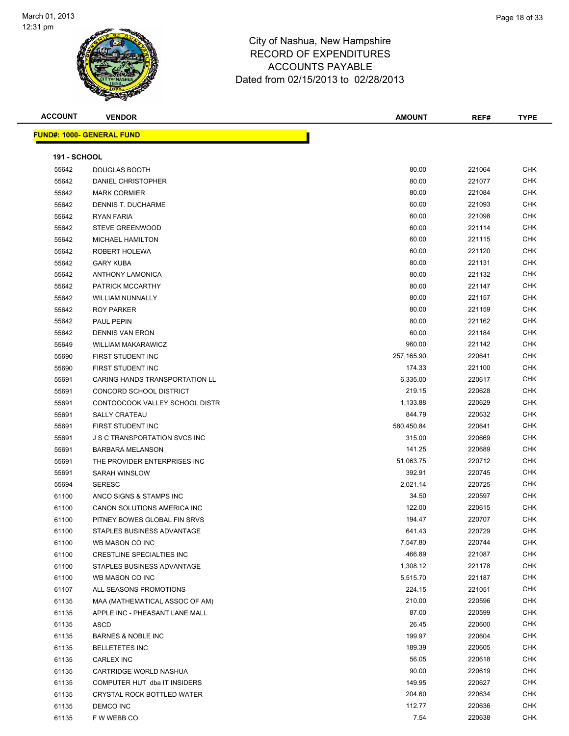# City of Nashua, New Hampshire
## RECORD OF EXPENDITURES
## ACCOUNTS PAYABLE
### Dated from 02/15/2013 to 02/28/2013

| ACCOUNT | VENDOR | AMOUNT | REF# | TYPE |
|---|---|---|---|---|

**FUND#: 1000- GENERAL FUND**

**191 - SCHOOL**

| ACCOUNT | VENDOR | AMOUNT | REF# | TYPE |
|---|---|---|---|---|
| 55642 | DOUGLAS BOOTH | 80.00 | 221064 | CHK |
| 55642 | DANIEL CHRISTOPHER | 80.00 | 221077 | CHK |
| 55642 | MARK CORMIER | 80.00 | 221084 | CHK |
| 55642 | DENNIS T. DUCHARME | 60.00 | 221093 | CHK |
| 55642 | RYAN FARIA | 60.00 | 221098 | CHK |
| 55642 | STEVE GREENWOOD | 60.00 | 221114 | CHK |
| 55642 | MICHAEL HAMILTON | 60.00 | 221115 | CHK |
| 55642 | ROBERT HOLEWA | 60.00 | 221120 | CHK |
| 55642 | GARY KUBA | 80.00 | 221131 | CHK |
| 55642 | ANTHONY LAMONICA | 80.00 | 221132 | CHK |
| 55642 | PATRICK MCCARTHY | 80.00 | 221147 | CHK |
| 55642 | WILLIAM NUNNALLY | 80.00 | 221157 | CHK |
| 55642 | ROY PARKER | 80.00 | 221159 | CHK |
| 55642 | PAUL PEPIN | 80.00 | 221162 | CHK |
| 55642 | DENNIS VAN ERON | 60.00 | 221184 | CHK |
| 55649 | WILLIAM MAKARAWICZ | 960.00 | 221142 | CHK |
| 55690 | FIRST STUDENT INC | 257,165.90 | 220641 | CHK |
| 55690 | FIRST STUDENT INC | 174.33 | 221100 | CHK |
| 55691 | CARING HANDS TRANSPORTATION LL | 6,335.00 | 220617 | CHK |
| 55691 | CONCORD SCHOOL DISTRICT | 219.15 | 220628 | CHK |
| 55691 | CONTOOCOOK VALLEY SCHOOL DISTR | 1,133.88 | 220629 | CHK |
| 55691 | SALLY CRATEAU | 844.79 | 220632 | CHK |
| 55691 | FIRST STUDENT INC | 580,450.84 | 220641 | CHK |
| 55691 | J S C TRANSPORTATION SVCS INC | 315.00 | 220669 | CHK |
| 55691 | BARBARA MELANSON | 141.25 | 220689 | CHK |
| 55691 | THE PROVIDER ENTERPRISES INC | 51,063.75 | 220712 | CHK |
| 55691 | SARAH WINSLOW | 392.91 | 220745 | CHK |
| 55694 | SERESC | 2,021.14 | 220725 | CHK |
| 61100 | ANCO SIGNS & STAMPS INC | 34.50 | 220597 | CHK |
| 61100 | CANON SOLUTIONS AMERICA INC | 122.00 | 220615 | CHK |
| 61100 | PITNEY BOWES GLOBAL FIN SRVS | 194.47 | 220707 | CHK |
| 61100 | STAPLES BUSINESS ADVANTAGE | 641.43 | 220729 | CHK |
| 61100 | WB MASON CO INC | 7,547.80 | 220744 | CHK |
| 61100 | CRESTLINE SPECIALTIES INC | 466.89 | 221087 | CHK |
| 61100 | STAPLES BUSINESS ADVANTAGE | 1,308.12 | 221178 | CHK |
| 61100 | WB MASON CO INC | 5,515.70 | 221187 | CHK |
| 61107 | ALL SEASONS PROMOTIONS | 224.15 | 221051 | CHK |
| 61135 | MAA (MATHEMATICAL ASSOC OF AM) | 210.00 | 220596 | CHK |
| 61135 | APPLE INC - PHEASANT LANE MALL | 87.00 | 220599 | CHK |
| 61135 | ASCD | 26.45 | 220600 | CHK |
| 61135 | BARNES & NOBLE INC | 199.97 | 220604 | CHK |
| 61135 | BELLETETES INC | 189.39 | 220605 | CHK |
| 61135 | CARLEX INC | 56.05 | 220618 | CHK |
| 61135 | CARTRIDGE WORLD NASHUA | 90.00 | 220619 | CHK |
| 61135 | COMPUTER HUT dba IT INSIDERS | 149.95 | 220627 | CHK |
| 61135 | CRYSTAL ROCK BOTTLED WATER | 204.60 | 220634 | CHK |
| 61135 | DEMCO INC | 112.77 | 220636 | CHK |
| 61135 | F W WEBB CO | 7.54 | 220638 | CHK |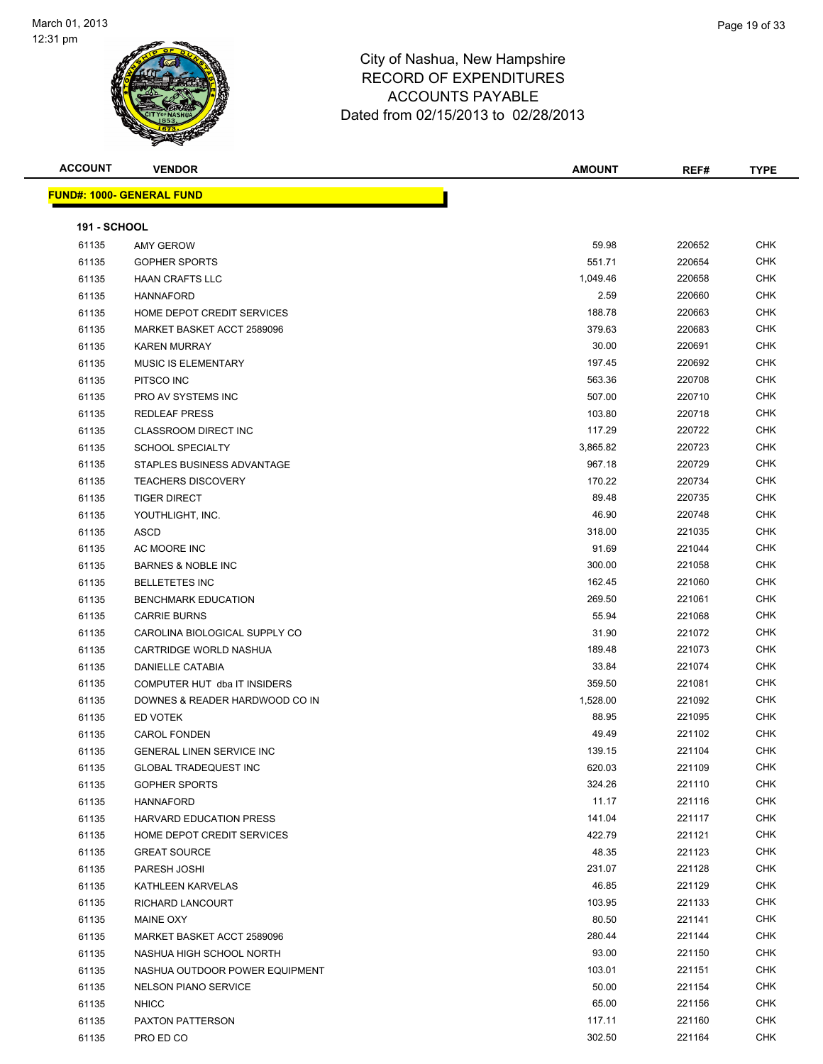City of Nashua, New Hampshire
RECORD OF EXPENDITURES
ACCOUNTS PAYABLE
Dated from 02/15/2013 to 02/28/2013

| ACCOUNT | VENDOR | AMOUNT | REF# | TYPE |
|---|---|---|---|---|

**FUND#: 1000- GENERAL FUND**

**191 - SCHOOL**

| ACCOUNT | VENDOR | AMOUNT | REF# | TYPE |
|---|---|---|---|---|
| 61135 | AMY GEROW | 59.98 | 220652 | CHK |
| 61135 | GOPHER SPORTS | 551.71 | 220654 | CHK |
| 61135 | HAAN CRAFTS LLC | 1,049.46 | 220658 | CHK |
| 61135 | HANNAFORD | 2.59 | 220660 | CHK |
| 61135 | HOME DEPOT CREDIT SERVICES | 188.78 | 220663 | CHK |
| 61135 | MARKET BASKET ACCT 2589096 | 379.63 | 220683 | CHK |
| 61135 | KAREN MURRAY | 30.00 | 220691 | CHK |
| 61135 | MUSIC IS ELEMENTARY | 197.45 | 220692 | CHK |
| 61135 | PITSCO INC | 563.36 | 220708 | CHK |
| 61135 | PRO AV SYSTEMS INC | 507.00 | 220710 | CHK |
| 61135 | REDLEAF PRESS | 103.80 | 220718 | CHK |
| 61135 | CLASSROOM DIRECT INC | 117.29 | 220722 | CHK |
| 61135 | SCHOOL SPECIALTY | 3,865.82 | 220723 | CHK |
| 61135 | STAPLES BUSINESS ADVANTAGE | 967.18 | 220729 | CHK |
| 61135 | TEACHERS DISCOVERY | 170.22 | 220734 | CHK |
| 61135 | TIGER DIRECT | 89.48 | 220735 | CHK |
| 61135 | YOUTHLIGHT, INC. | 46.90 | 220748 | CHK |
| 61135 | ASCD | 318.00 | 221035 | CHK |
| 61135 | AC MOORE INC | 91.69 | 221044 | CHK |
| 61135 | BARNES & NOBLE INC | 300.00 | 221058 | CHK |
| 61135 | BELLETETES INC | 162.45 | 221060 | CHK |
| 61135 | BENCHMARK EDUCATION | 269.50 | 221061 | CHK |
| 61135 | CARRIE BURNS | 55.94 | 221068 | CHK |
| 61135 | CAROLINA BIOLOGICAL SUPPLY CO | 31.90 | 221072 | CHK |
| 61135 | CARTRIDGE WORLD NASHUA | 189.48 | 221073 | CHK |
| 61135 | DANIELLE CATABIA | 33.84 | 221074 | CHK |
| 61135 | COMPUTER HUT dba IT INSIDERS | 359.50 | 221081 | CHK |
| 61135 | DOWNES & READER HARDWOOD CO IN | 1,528.00 | 221092 | CHK |
| 61135 | ED VOTEK | 88.95 | 221095 | CHK |
| 61135 | CAROL FONDEN | 49.49 | 221102 | CHK |
| 61135 | GENERAL LINEN SERVICE INC | 139.15 | 221104 | CHK |
| 61135 | GLOBAL TRADEQUEST INC | 620.03 | 221109 | CHK |
| 61135 | GOPHER SPORTS | 324.26 | 221110 | CHK |
| 61135 | HANNAFORD | 11.17 | 221116 | CHK |
| 61135 | HARVARD EDUCATION PRESS | 141.04 | 221117 | CHK |
| 61135 | HOME DEPOT CREDIT SERVICES | 422.79 | 221121 | CHK |
| 61135 | GREAT SOURCE | 48.35 | 221123 | CHK |
| 61135 | PARESH JOSHI | 231.07 | 221128 | CHK |
| 61135 | KATHLEEN KARVELAS | 46.85 | 221129 | CHK |
| 61135 | RICHARD LANCOURT | 103.95 | 221133 | CHK |
| 61135 | MAINE OXY | 80.50 | 221141 | CHK |
| 61135 | MARKET BASKET ACCT 2589096 | 280.44 | 221144 | CHK |
| 61135 | NASHUA HIGH SCHOOL NORTH | 93.00 | 221150 | CHK |
| 61135 | NASHUA OUTDOOR POWER EQUIPMENT | 103.01 | 221151 | CHK |
| 61135 | NELSON PIANO SERVICE | 50.00 | 221154 | CHK |
| 61135 | NHICC | 65.00 | 221156 | CHK |
| 61135 | PAXTON PATTERSON | 117.11 | 221160 | CHK |
| 61135 | PRO ED CO | 302.50 | 221164 | CHK |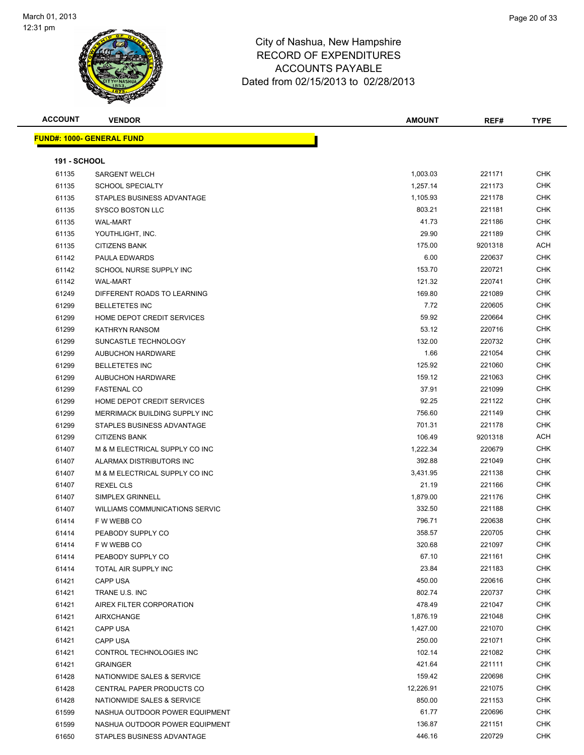# City of Nashua, New Hampshire
## RECORD OF EXPENDITURES
## ACCOUNTS PAYABLE
### Dated from 02/15/2013 to 02/28/2013

| ACCOUNT | VENDOR | AMOUNT | REF# | TYPE |
|---|---|---|---|---|

**FUND#: 1000- GENERAL FUND**

**191 - SCHOOL**

| ACCOUNT | VENDOR | AMOUNT | REF# | TYPE |
|---|---|---|---|---|
| 61135 | SARGENT WELCH | 1,003.03 | 221171 | CHK |
| 61135 | SCHOOL SPECIALTY | 1,257.14 | 221173 | CHK |
| 61135 | STAPLES BUSINESS ADVANTAGE | 1,105.93 | 221178 | CHK |
| 61135 | SYSCO BOSTON LLC | 803.21 | 221181 | CHK |
| 61135 | WAL-MART | 41.73 | 221186 | CHK |
| 61135 | YOUTHLIGHT, INC. | 29.90 | 221189 | CHK |
| 61135 | CITIZENS BANK | 175.00 | 9201318 | ACH |
| 61142 | PAULA EDWARDS | 6.00 | 220637 | CHK |
| 61142 | SCHOOL NURSE SUPPLY INC | 153.70 | 220721 | CHK |
| 61142 | WAL-MART | 121.32 | 220741 | CHK |
| 61249 | DIFFERENT ROADS TO LEARNING | 169.80 | 221089 | CHK |
| 61299 | BELLETETES INC | 7.72 | 220605 | CHK |
| 61299 | HOME DEPOT CREDIT SERVICES | 59.92 | 220664 | CHK |
| 61299 | KATHRYN RANSOM | 53.12 | 220716 | CHK |
| 61299 | SUNCASTLE TECHNOLOGY | 132.00 | 220732 | CHK |
| 61299 | AUBUCHON HARDWARE | 1.66 | 221054 | CHK |
| 61299 | BELLETETES INC | 125.92 | 221060 | CHK |
| 61299 | AUBUCHON HARDWARE | 159.12 | 221063 | CHK |
| 61299 | FASTENAL CO | 37.91 | 221099 | CHK |
| 61299 | HOME DEPOT CREDIT SERVICES | 92.25 | 221122 | CHK |
| 61299 | MERRIMACK BUILDING SUPPLY INC | 756.60 | 221149 | CHK |
| 61299 | STAPLES BUSINESS ADVANTAGE | 701.31 | 221178 | CHK |
| 61299 | CITIZENS BANK | 106.49 | 9201318 | ACH |
| 61407 | M & M ELECTRICAL SUPPLY CO INC | 1,222.34 | 220679 | CHK |
| 61407 | ALARMAX DISTRIBUTORS INC | 392.88 | 221049 | CHK |
| 61407 | M & M ELECTRICAL SUPPLY CO INC | 3,431.95 | 221138 | CHK |
| 61407 | REXEL CLS | 21.19 | 221166 | CHK |
| 61407 | SIMPLEX GRINNELL | 1,879.00 | 221176 | CHK |
| 61407 | WILLIAMS COMMUNICATIONS SERVIC | 332.50 | 221188 | CHK |
| 61414 | F W WEBB CO | 796.71 | 220638 | CHK |
| 61414 | PEABODY SUPPLY CO | 358.57 | 220705 | CHK |
| 61414 | F W WEBB CO | 320.68 | 221097 | CHK |
| 61414 | PEABODY SUPPLY CO | 67.10 | 221161 | CHK |
| 61414 | TOTAL AIR SUPPLY INC | 23.84 | 221183 | CHK |
| 61421 | CAPP USA | 450.00 | 220616 | CHK |
| 61421 | TRANE U.S. INC | 802.74 | 220737 | CHK |
| 61421 | AIREX FILTER CORPORATION | 478.49 | 221047 | CHK |
| 61421 | AIRXCHANGE | 1,876.19 | 221048 | CHK |
| 61421 | CAPP USA | 1,427.00 | 221070 | CHK |
| 61421 | CAPP USA | 250.00 | 221071 | CHK |
| 61421 | CONTROL TECHNOLOGIES INC | 102.14 | 221082 | CHK |
| 61421 | GRAINGER | 421.64 | 221111 | CHK |
| 61428 | NATIONWIDE SALES & SERVICE | 159.42 | 220698 | CHK |
| 61428 | CENTRAL PAPER PRODUCTS CO | 12,226.91 | 221075 | CHK |
| 61428 | NATIONWIDE SALES & SERVICE | 850.00 | 221153 | CHK |
| 61599 | NASHUA OUTDOOR POWER EQUIPMENT | 61.77 | 220696 | CHK |
| 61599 | NASHUA OUTDOOR POWER EQUIPMENT | 136.87 | 221151 | CHK |
| 61650 | STAPLES BUSINESS ADVANTAGE | 446.16 | 220729 | CHK |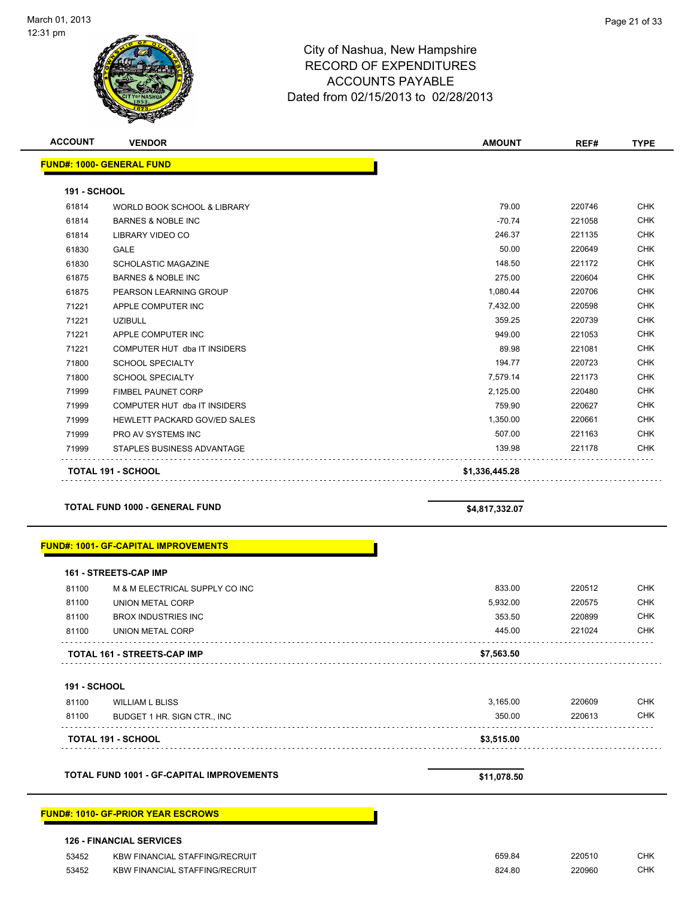# City of Nashua, New Hampshire
## RECORD OF EXPENDITURES
## ACCOUNTS PAYABLE
## Dated from 02/15/2013 to 02/28/2013

| ACCOUNT | VENDOR | AMOUNT | REF# | TYPE |
|---|---|---|---|---|

**FUND#: 1000- GENERAL FUND**

**191 - SCHOOL**

| ACCOUNT | VENDOR | AMOUNT | REF# | TYPE |
|---|---|---|---|---|
| 61814 | WORLD BOOK SCHOOL & LIBRARY | 79.00 | 220746 | CHK |
| 61814 | BARNES & NOBLE INC | -70.74 | 221058 | CHK |
| 61814 | LIBRARY VIDEO CO | 246.37 | 221135 | CHK |
| 61830 | GALE | 50.00 | 220649 | CHK |
| 61830 | SCHOLASTIC MAGAZINE | 148.50 | 221172 | CHK |
| 61875 | BARNES & NOBLE INC | 275.00 | 220604 | CHK |
| 61875 | PEARSON LEARNING GROUP | 1,080.44 | 220706 | CHK |
| 71221 | APPLE COMPUTER INC | 7,432.00 | 220598 | CHK |
| 71221 | UZIBULL | 359.25 | 220739 | CHK |
| 71221 | APPLE COMPUTER INC | 949.00 | 221053 | CHK |
| 71221 | COMPUTER HUT dba IT INSIDERS | 89.98 | 221081 | CHK |
| 71800 | SCHOOL SPECIALTY | 194.77 | 220723 | CHK |
| 71800 | SCHOOL SPECIALTY | 7,579.14 | 221173 | CHK |
| 71999 | FIMBEL PAUNET CORP | 2,125.00 | 220480 | CHK |
| 71999 | COMPUTER HUT dba IT INSIDERS | 759.90 | 220627 | CHK |
| 71999 | HEWLETT PACKARD GOV/ED SALES | 1,350.00 | 220661 | CHK |
| 71999 | PRO AV SYSTEMS INC | 507.00 | 221163 | CHK |
| 71999 | STAPLES BUSINESS ADVANTAGE | 139.98 | 221178 | CHK |
| | **TOTAL 191 - SCHOOL** | **$1,336,445.28** | | |

**TOTAL FUND 1000 - GENERAL FUND** **$4,817,332.07**

**FUND#: 1001- GF-CAPITAL IMPROVEMENTS**

**161 - STREETS-CAP IMP**

| ACCOUNT | VENDOR | AMOUNT | REF# | TYPE |
|---|---|---|---|---|
| 81100 | M & M ELECTRICAL SUPPLY CO INC | 833.00 | 220512 | CHK |
| 81100 | UNION METAL CORP | 5,932.00 | 220575 | CHK |
| 81100 | BROX INDUSTRIES INC | 353.50 | 220899 | CHK |
| 81100 | UNION METAL CORP | 445.00 | 221024 | CHK |
| | **TOTAL 161 - STREETS-CAP IMP** | **$7,563.50** | | |

**191 - SCHOOL**

| ACCOUNT | VENDOR | AMOUNT | REF# | TYPE |
|---|---|---|---|---|
| 81100 | WILLIAM L BLISS | 3,165.00 | 220609 | CHK |
| 81100 | BUDGET 1 HR. SIGN CTR., INC | 350.00 | 220613 | CHK |
| | **TOTAL 191 - SCHOOL** | **$3,515.00** | | |

**TOTAL FUND 1001 - GF-CAPITAL IMPROVEMENTS** **$11,078.50**

**FUND#: 1010- GF-PRIOR YEAR ESCROWS**

**126 - FINANCIAL SERVICES**

| ACCOUNT | VENDOR | AMOUNT | REF# | TYPE |
|---|---|---|---|---|
| 53452 | KBW FINANCIAL STAFFING/RECRUIT | 659.84 | 220510 | CHK |
| 53452 | KBW FINANCIAL STAFFING/RECRUIT | 824.80 | 220960 | CHK |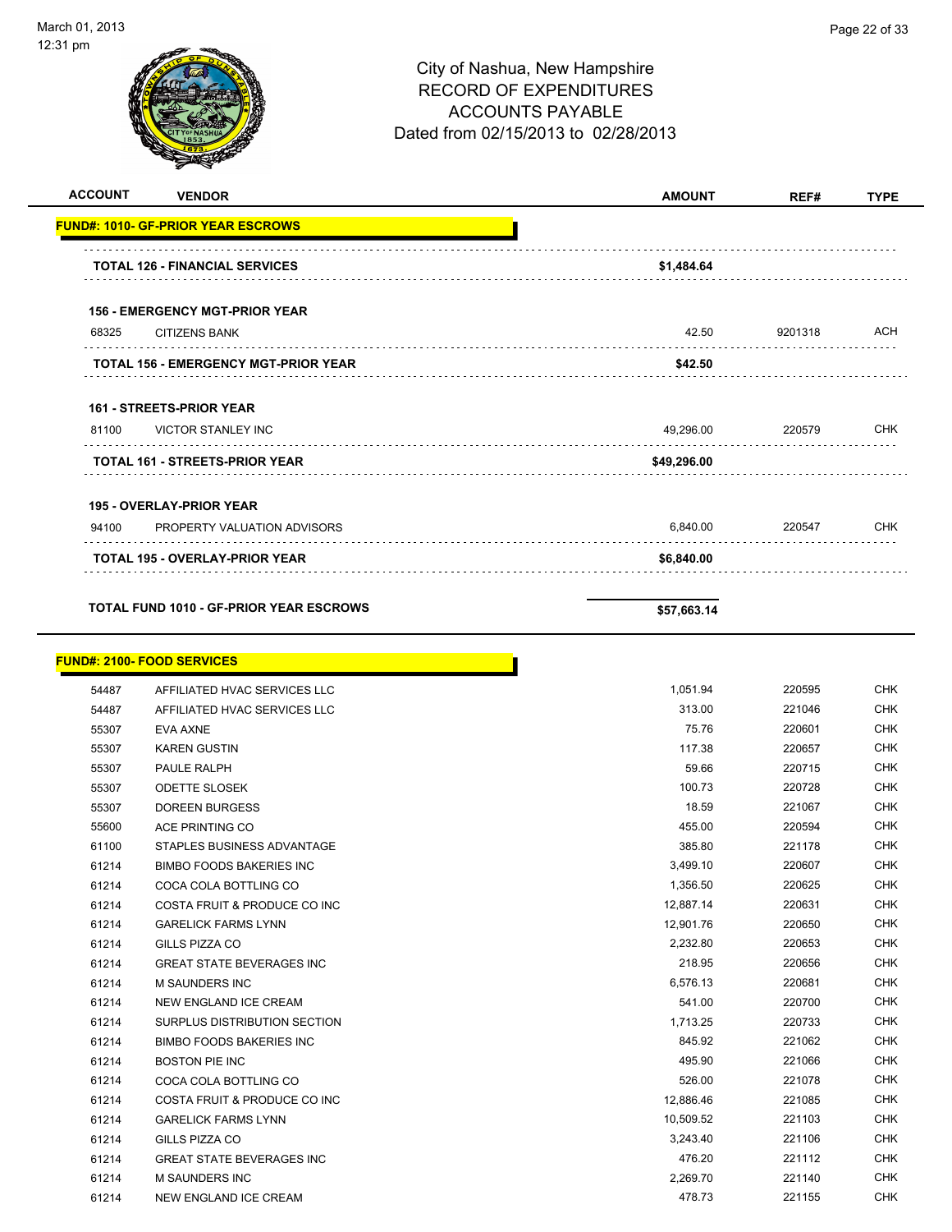City of Nashua, New Hampshire
RECORD OF EXPENDITURES
ACCOUNTS PAYABLE
Dated from 02/15/2013 to 02/28/2013

| ACCOUNT | VENDOR | AMOUNT | REF# | TYPE |
|---|---|---|---|---|
| **FUND#: 1010- GF-PRIOR YEAR ESCROWS** | | | | |
| | **TOTAL 126 - FINANCIAL SERVICES** | **$1,484.64** | | |
| | **156 - EMERGENCY MGT-PRIOR YEAR** | | | |
| 68325 | CITIZENS BANK | 42.50 | 9201318 | ACH |
| | **TOTAL 156 - EMERGENCY MGT-PRIOR YEAR** | **$42.50** | | |
| | **161 - STREETS-PRIOR YEAR** | | | |
| 81100 | VICTOR STANLEY INC | 49,296.00 | 220579 | CHK |
| | **TOTAL 161 - STREETS-PRIOR YEAR** | **$49,296.00** | | |
| | **195 - OVERLAY-PRIOR YEAR** | | | |
| 94100 | PROPERTY VALUATION ADVISORS | 6,840.00 | 220547 | CHK |
| | **TOTAL 195 - OVERLAY-PRIOR YEAR** | **$6,840.00** | | |
| | **TOTAL FUND 1010 - GF-PRIOR YEAR ESCROWS** | **$57,663.14** | | |
| **FUND#: 2100- FOOD SERVICES** | | | | |
| 54487 | AFFILIATED HVAC SERVICES LLC | 1,051.94 | 220595 | CHK |
| 54487 | AFFILIATED HVAC SERVICES LLC | 313.00 | 221046 | CHK |
| 55307 | EVA AXNE | 75.76 | 220601 | CHK |
| 55307 | KAREN GUSTIN | 117.38 | 220657 | CHK |
| 55307 | PAULE RALPH | 59.66 | 220715 | CHK |
| 55307 | ODETTE SLOSEK | 100.73 | 220728 | CHK |
| 55307 | DOREEN BURGESS | 18.59 | 221067 | CHK |
| 55600 | ACE PRINTING CO | 455.00 | 220594 | CHK |
| 61100 | STAPLES BUSINESS ADVANTAGE | 385.80 | 221178 | CHK |
| 61214 | BIMBO FOODS BAKERIES INC | 3,499.10 | 220607 | CHK |
| 61214 | COCA COLA BOTTLING CO | 1,356.50 | 220625 | CHK |
| 61214 | COSTA FRUIT & PRODUCE CO INC | 12,887.14 | 220631 | CHK |
| 61214 | GARELICK FARMS LYNN | 12,901.76 | 220650 | CHK |
| 61214 | GILLS PIZZA CO | 2,232.80 | 220653 | CHK |
| 61214 | GREAT STATE BEVERAGES INC | 218.95 | 220656 | CHK |
| 61214 | M SAUNDERS INC | 6,576.13 | 220681 | CHK |
| 61214 | NEW ENGLAND ICE CREAM | 541.00 | 220700 | CHK |
| 61214 | SURPLUS DISTRIBUTION SECTION | 1,713.25 | 220733 | CHK |
| 61214 | BIMBO FOODS BAKERIES INC | 845.92 | 221062 | CHK |
| 61214 | BOSTON PIE INC | 495.90 | 221066 | CHK |
| 61214 | COCA COLA BOTTLING CO | 526.00 | 221078 | CHK |
| 61214 | COSTA FRUIT & PRODUCE CO INC | 12,886.46 | 221085 | CHK |
| 61214 | GARELICK FARMS LYNN | 10,509.52 | 221103 | CHK |
| 61214 | GILLS PIZZA CO | 3,243.40 | 221106 | CHK |
| 61214 | GREAT STATE BEVERAGES INC | 476.20 | 221112 | CHK |
| 61214 | M SAUNDERS INC | 2,269.70 | 221140 | CHK |
| 61214 | NEW ENGLAND ICE CREAM | 478.73 | 221155 | CHK |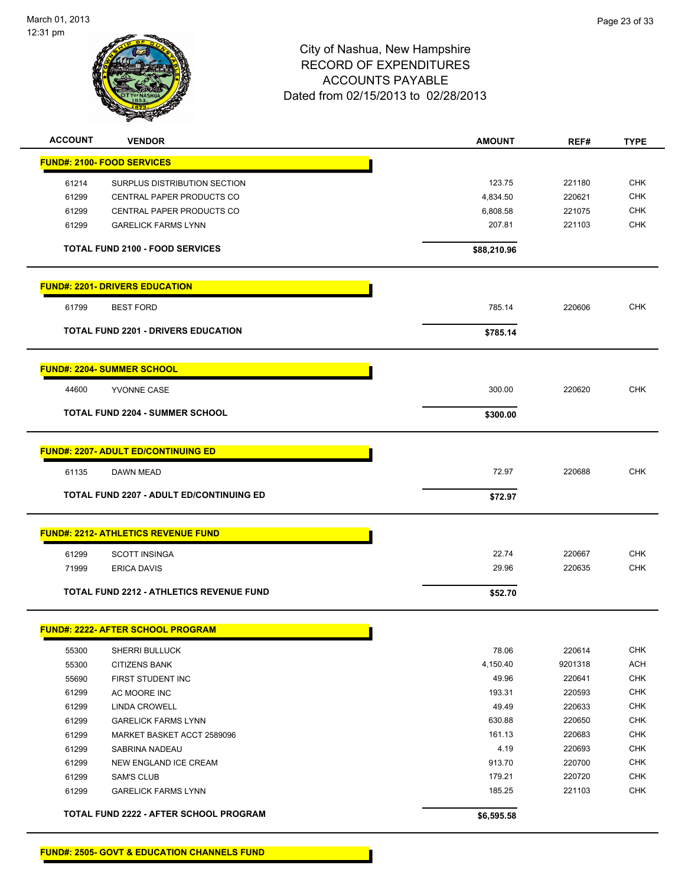# City of Nashua, New Hampshire
## RECORD OF EXPENDITURES
## ACCOUNTS PAYABLE
## Dated from 02/15/2013 to 02/28/2013

| ACCOUNT | VENDOR | AMOUNT | REF# | TYPE |
|---|---|---|---|---|
| **FUND#: 2100- FOOD SERVICES** | | | | |
| 61214 | SURPLUS DISTRIBUTION SECTION | 123.75 | 221180 | CHK |
| 61299 | CENTRAL PAPER PRODUCTS CO | 4,834.50 | 220621 | CHK |
| 61299 | CENTRAL PAPER PRODUCTS CO | 6,808.58 | 221075 | CHK |
| 61299 | GARELICK FARMS LYNN | 207.81 | 221103 | CHK |
| | **TOTAL FUND 2100 - FOOD SERVICES** | **$88,210.96** | | |
| **FUND#: 2201- DRIVERS EDUCATION** | | | | |
| 61799 | BEST FORD | 785.14 | 220606 | CHK |
| | **TOTAL FUND 2201 - DRIVERS EDUCATION** | **$785.14** | | |
| **FUND#: 2204- SUMMER SCHOOL** | | | | |
| 44600 | YVONNE CASE | 300.00 | 220620 | CHK |
| | **TOTAL FUND 2204 - SUMMER SCHOOL** | **$300.00** | | |
| **FUND#: 2207- ADULT ED/CONTINUING ED** | | | | |
| 61135 | DAWN MEAD | 72.97 | 220688 | CHK |
| | **TOTAL FUND 2207 - ADULT ED/CONTINUING ED** | **$72.97** | | |
| **FUND#: 2212- ATHLETICS REVENUE FUND** | | | | |
| 61299 | SCOTT INSINGA | 22.74 | 220667 | CHK |
| 71999 | ERICA DAVIS | 29.96 | 220635 | CHK |
| | **TOTAL FUND 2212 - ATHLETICS REVENUE FUND** | **$52.70** | | |
| **FUND#: 2222- AFTER SCHOOL PROGRAM** | | | | |
| 55300 | SHERRI BULLUCK | 78.06 | 220614 | CHK |
| 55300 | CITIZENS BANK | 4,150.40 | 9201318 | ACH |
| 55690 | FIRST STUDENT INC | 49.96 | 220641 | CHK |
| 61299 | AC MOORE INC | 193.31 | 220593 | CHK |
| 61299 | LINDA CROWELL | 49.49 | 220633 | CHK |
| 61299 | GARELICK FARMS LYNN | 630.88 | 220650 | CHK |
| 61299 | MARKET BASKET ACCT 2589096 | 161.13 | 220683 | CHK |
| 61299 | SABRINA NADEAU | 4.19 | 220693 | CHK |
| 61299 | NEW ENGLAND ICE CREAM | 913.70 | 220700 | CHK |
| 61299 | SAM'S CLUB | 179.21 | 220720 | CHK |
| 61299 | GARELICK FARMS LYNN | 185.25 | 221103 | CHK |
| | **TOTAL FUND 2222 - AFTER SCHOOL PROGRAM** | **$6,595.58** | | |
| **FUND#: 2505- GOVT & EDUCATION CHANNELS FUND** | | | | |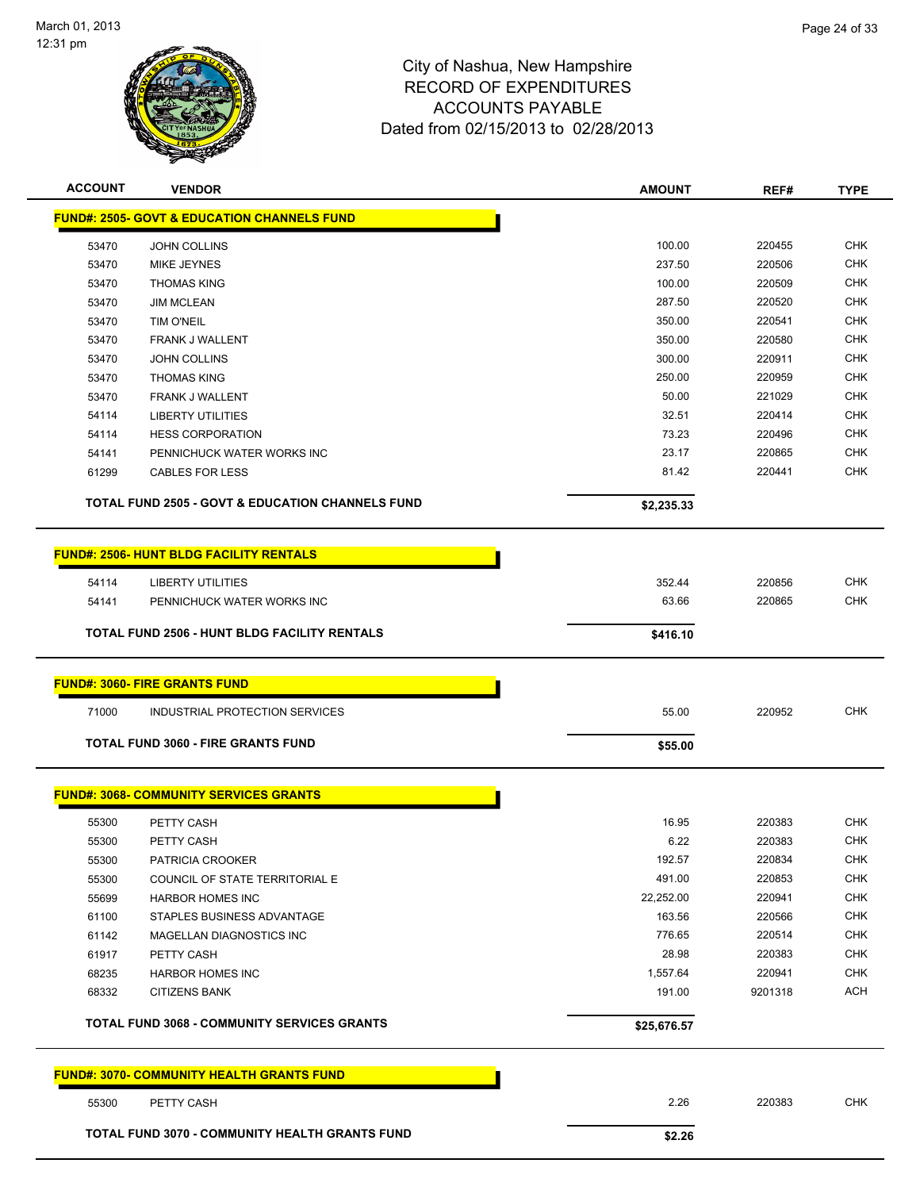City of Nashua, New Hampshire
RECORD OF EXPENDITURES
ACCOUNTS PAYABLE
Dated from 02/15/2013 to 02/28/2013

| ACCOUNT | VENDOR | AMOUNT | REF# | TYPE |
|---|---|---|---|---|
| **FUND#: 2505- GOVT & EDUCATION CHANNELS FUND** | | | | |
| 53470 | JOHN COLLINS | 100.00 | 220455 | CHK |
| 53470 | MIKE JEYNES | 237.50 | 220506 | CHK |
| 53470 | THOMAS KING | 100.00 | 220509 | CHK |
| 53470 | JIM MCLEAN | 287.50 | 220520 | CHK |
| 53470 | TIM O'NEIL | 350.00 | 220541 | CHK |
| 53470 | FRANK J WALLENT | 350.00 | 220580 | CHK |
| 53470 | JOHN COLLINS | 300.00 | 220911 | CHK |
| 53470 | THOMAS KING | 250.00 | 220959 | CHK |
| 53470 | FRANK J WALLENT | 50.00 | 221029 | CHK |
| 54114 | LIBERTY UTILITIES | 32.51 | 220414 | CHK |
| 54114 | HESS CORPORATION | 73.23 | 220496 | CHK |
| 54141 | PENNICHUCK WATER WORKS INC | 23.17 | 220865 | CHK |
| 61299 | CABLES FOR LESS | 81.42 | 220441 | CHK |
| | **TOTAL FUND 2505 - GOVT & EDUCATION CHANNELS FUND** | **$2,235.33** | | |
| **FUND#: 2506- HUNT BLDG FACILITY RENTALS** | | | | |
| 54114 | LIBERTY UTILITIES | 352.44 | 220856 | CHK |
| 54141 | PENNICHUCK WATER WORKS INC | 63.66 | 220865 | CHK |
| | **TOTAL FUND 2506 - HUNT BLDG FACILITY RENTALS** | **$416.10** | | |
| **FUND#: 3060- FIRE GRANTS FUND** | | | | |
| 71000 | INDUSTRIAL PROTECTION SERVICES | 55.00 | 220952 | CHK |
| | **TOTAL FUND 3060 - FIRE GRANTS FUND** | **$55.00** | | |
| **FUND#: 3068- COMMUNITY SERVICES GRANTS** | | | | |
| 55300 | PETTY CASH | 16.95 | 220383 | CHK |
| 55300 | PETTY CASH | 6.22 | 220383 | CHK |
| 55300 | PATRICIA CROOKER | 192.57 | 220834 | CHK |
| 55300 | COUNCIL OF STATE TERRITORIAL E | 491.00 | 220853 | CHK |
| 55699 | HARBOR HOMES INC | 22,252.00 | 220941 | CHK |
| 61100 | STAPLES BUSINESS ADVANTAGE | 163.56 | 220566 | CHK |
| 61142 | MAGELLAN DIAGNOSTICS INC | 776.65 | 220514 | CHK |
| 61917 | PETTY CASH | 28.98 | 220383 | CHK |
| 68235 | HARBOR HOMES INC | 1,557.64 | 220941 | CHK |
| 68332 | CITIZENS BANK | 191.00 | 9201318 | ACH |
| | **TOTAL FUND 3068 - COMMUNITY SERVICES GRANTS** | **$25,676.57** | | |
| **FUND#: 3070- COMMUNITY HEALTH GRANTS FUND** | | | | |
| 55300 | PETTY CASH | 2.26 | 220383 | CHK |
| | **TOTAL FUND 3070 - COMMUNITY HEALTH GRANTS FUND** | **$2.26** | | |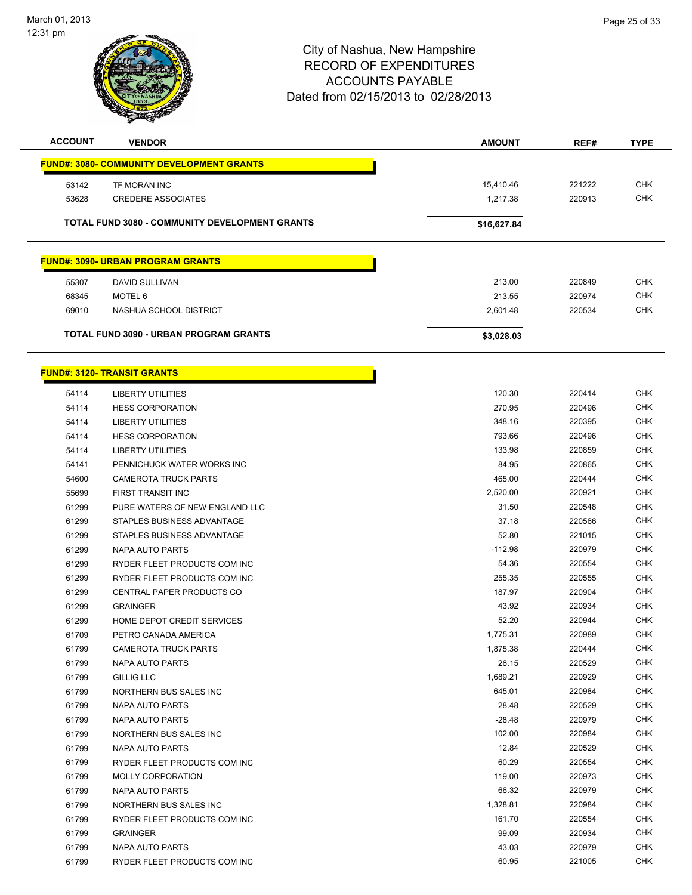# City of Nashua, New Hampshire
## RECORD OF EXPENDITURES
## ACCOUNTS PAYABLE
### Dated from 02/15/2013 to 02/28/2013

| ACCOUNT | VENDOR | AMOUNT | REF# | TYPE |
|---|---|---|---|---|
| **FUND#: 3080- COMMUNITY DEVELOPMENT GRANTS** | | | | |
| 53142 | TF MORAN INC | 15,410.46 | 221222 | CHK |
| 53628 | CREDERE ASSOCIATES | 1,217.38 | 220913 | CHK |
| **TOTAL FUND 3080 - COMMUNITY DEVELOPMENT GRANTS** | | **$16,627.84** | | |
| **FUND#: 3090- URBAN PROGRAM GRANTS** | | | | |
| 55307 | DAVID SULLIVAN | 213.00 | 220849 | CHK |
| 68345 | MOTEL 6 | 213.55 | 220974 | CHK |
| 69010 | NASHUA SCHOOL DISTRICT | 2,601.48 | 220534 | CHK |
| **TOTAL FUND 3090 - URBAN PROGRAM GRANTS** | | **$3,028.03** | | |
| **FUND#: 3120- TRANSIT GRANTS** | | | | |
| 54114 | LIBERTY UTILITIES | 120.30 | 220414 | CHK |
| 54114 | HESS CORPORATION | 270.95 | 220496 | CHK |
| 54114 | LIBERTY UTILITIES | 348.16 | 220395 | CHK |
| 54114 | HESS CORPORATION | 793.66 | 220496 | CHK |
| 54114 | LIBERTY UTILITIES | 133.98 | 220859 | CHK |
| 54141 | PENNICHUCK WATER WORKS INC | 84.95 | 220865 | CHK |
| 54600 | CAMEROTA TRUCK PARTS | 465.00 | 220444 | CHK |
| 55699 | FIRST TRANSIT INC | 2,520.00 | 220921 | CHK |
| 61299 | PURE WATERS OF NEW ENGLAND LLC | 31.50 | 220548 | CHK |
| 61299 | STAPLES BUSINESS ADVANTAGE | 37.18 | 220566 | CHK |
| 61299 | STAPLES BUSINESS ADVANTAGE | 52.80 | 221015 | CHK |
| 61299 | NAPA AUTO PARTS | -112.98 | 220979 | CHK |
| 61299 | RYDER FLEET PRODUCTS COM INC | 54.36 | 220554 | CHK |
| 61299 | RYDER FLEET PRODUCTS COM INC | 255.35 | 220555 | CHK |
| 61299 | CENTRAL PAPER PRODUCTS CO | 187.97 | 220904 | CHK |
| 61299 | GRAINGER | 43.92 | 220934 | CHK |
| 61299 | HOME DEPOT CREDIT SERVICES | 52.20 | 220944 | CHK |
| 61709 | PETRO CANADA AMERICA | 1,775.31 | 220989 | CHK |
| 61799 | CAMEROTA TRUCK PARTS | 1,875.38 | 220444 | CHK |
| 61799 | NAPA AUTO PARTS | 26.15 | 220529 | CHK |
| 61799 | GILLIG LLC | 1,689.21 | 220929 | CHK |
| 61799 | NORTHERN BUS SALES INC | 645.01 | 220984 | CHK |
| 61799 | NAPA AUTO PARTS | 28.48 | 220529 | CHK |
| 61799 | NAPA AUTO PARTS | -28.48 | 220979 | CHK |
| 61799 | NORTHERN BUS SALES INC | 102.00 | 220984 | CHK |
| 61799 | NAPA AUTO PARTS | 12.84 | 220529 | CHK |
| 61799 | RYDER FLEET PRODUCTS COM INC | 60.29 | 220554 | CHK |
| 61799 | MOLLY CORPORATION | 119.00 | 220973 | CHK |
| 61799 | NAPA AUTO PARTS | 66.32 | 220979 | CHK |
| 61799 | NORTHERN BUS SALES INC | 1,328.81 | 220984 | CHK |
| 61799 | RYDER FLEET PRODUCTS COM INC | 161.70 | 220554 | CHK |
| 61799 | GRAINGER | 99.09 | 220934 | CHK |
| 61799 | NAPA AUTO PARTS | 43.03 | 220979 | CHK |
| 61799 | RYDER FLEET PRODUCTS COM INC | 60.95 | 221005 | CHK |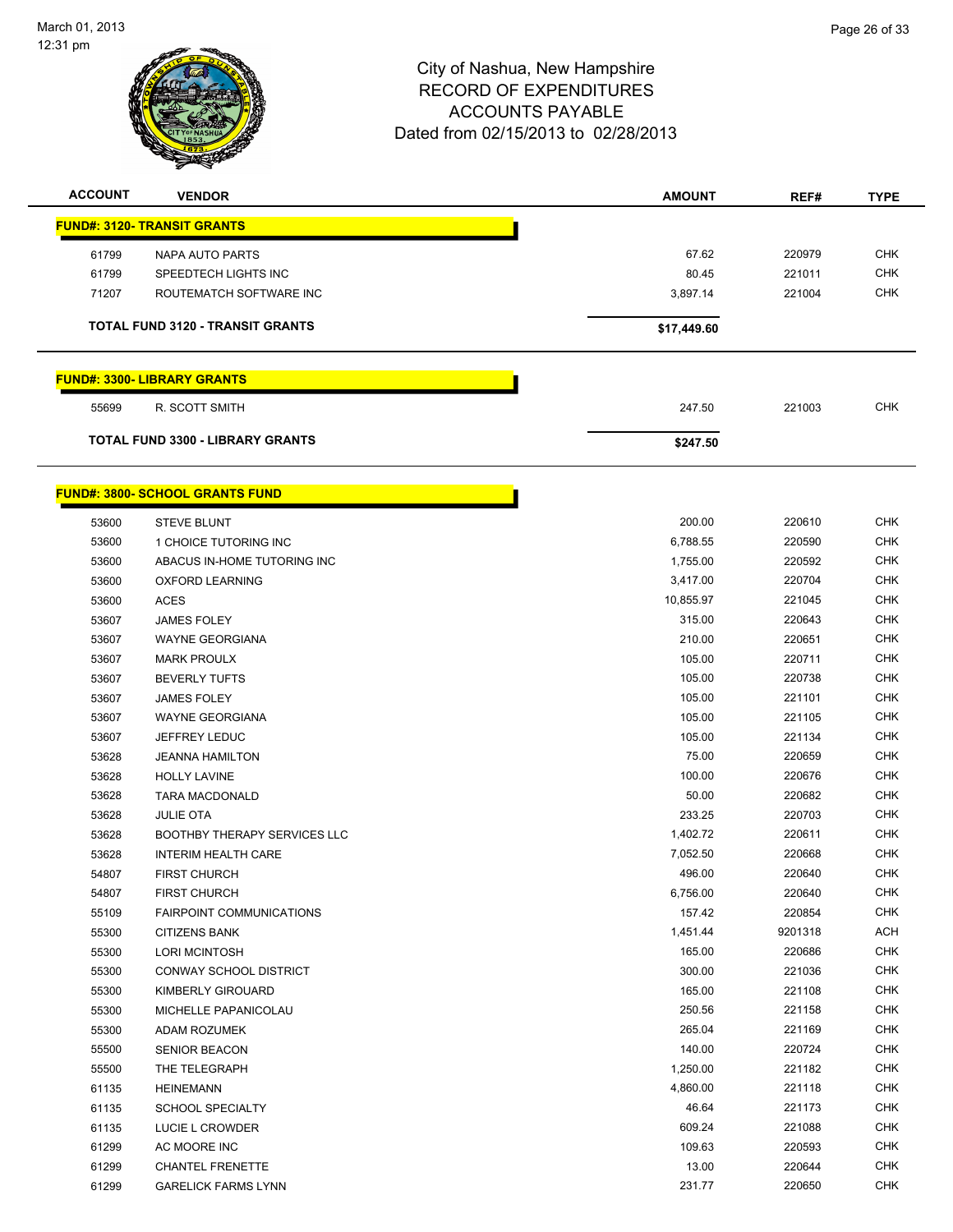# City of Nashua, New Hampshire
## RECORD OF EXPENDITURES
## ACCOUNTS PAYABLE
## Dated from 02/15/2013 to 02/28/2013

| ACCOUNT | VENDOR | AMOUNT | REF# | TYPE |
|---|---|---|---|---|
| **FUND#: 3120- TRANSIT GRANTS** | | | | |
| 61799 | NAPA AUTO PARTS | 67.62 | 220979 | CHK |
| 61799 | SPEEDTECH LIGHTS INC | 80.45 | 221011 | CHK |
| 71207 | ROUTEMATCH SOFTWARE INC | 3,897.14 | 221004 | CHK |
| **TOTAL FUND 3120 - TRANSIT GRANTS** | | **$17,449.60** | | |
| **FUND#: 3300- LIBRARY GRANTS** | | | | |
| 55699 | R. SCOTT SMITH | 247.50 | 221003 | CHK |
| **TOTAL FUND 3300 - LIBRARY GRANTS** | | **$247.50** | | |
| **FUND#: 3800- SCHOOL GRANTS FUND** | | | | |
| 53600 | STEVE BLUNT | 200.00 | 220610 | CHK |
| 53600 | 1 CHOICE TUTORING INC | 6,788.55 | 220590 | CHK |
| 53600 | ABACUS IN-HOME TUTORING INC | 1,755.00 | 220592 | CHK |
| 53600 | OXFORD LEARNING | 3,417.00 | 220704 | CHK |
| 53600 | ACES | 10,855.97 | 221045 | CHK |
| 53607 | JAMES FOLEY | 315.00 | 220643 | CHK |
| 53607 | WAYNE GEORGIANA | 210.00 | 220651 | CHK |
| 53607 | MARK PROULX | 105.00 | 220711 | CHK |
| 53607 | BEVERLY TUFTS | 105.00 | 220738 | CHK |
| 53607 | JAMES FOLEY | 105.00 | 221101 | CHK |
| 53607 | WAYNE GEORGIANA | 105.00 | 221105 | CHK |
| 53607 | JEFFREY LEDUC | 105.00 | 221134 | CHK |
| 53628 | JEANNA HAMILTON | 75.00 | 220659 | CHK |
| 53628 | HOLLY LAVINE | 100.00 | 220676 | CHK |
| 53628 | TARA MACDONALD | 50.00 | 220682 | CHK |
| 53628 | JULIE OTA | 233.25 | 220703 | CHK |
| 53628 | BOOTHBY THERAPY SERVICES LLC | 1,402.72 | 220611 | CHK |
| 53628 | INTERIM HEALTH CARE | 7,052.50 | 220668 | CHK |
| 54807 | FIRST CHURCH | 496.00 | 220640 | CHK |
| 54807 | FIRST CHURCH | 6,756.00 | 220640 | CHK |
| 55109 | FAIRPOINT COMMUNICATIONS | 157.42 | 220854 | CHK |
| 55300 | CITIZENS BANK | 1,451.44 | 9201318 | ACH |
| 55300 | LORI MCINTOSH | 165.00 | 220686 | CHK |
| 55300 | CONWAY SCHOOL DISTRICT | 300.00 | 221036 | CHK |
| 55300 | KIMBERLY GIROUARD | 165.00 | 221108 | CHK |
| 55300 | MICHELLE PAPANICOLAU | 250.56 | 221158 | CHK |
| 55300 | ADAM ROZUMEK | 265.04 | 221169 | CHK |
| 55500 | SENIOR BEACON | 140.00 | 220724 | CHK |
| 55500 | THE TELEGRAPH | 1,250.00 | 221182 | CHK |
| 61135 | HEINEMANN | 4,860.00 | 221118 | CHK |
| 61135 | SCHOOL SPECIALTY | 46.64 | 221173 | CHK |
| 61135 | LUCIE L CROWDER | 609.24 | 221088 | CHK |
| 61299 | AC MOORE INC | 109.63 | 220593 | CHK |
| 61299 | CHANTEL FRENETTE | 13.00 | 220644 | CHK |
| 61299 | GARELICK FARMS LYNN | 231.77 | 220650 | CHK |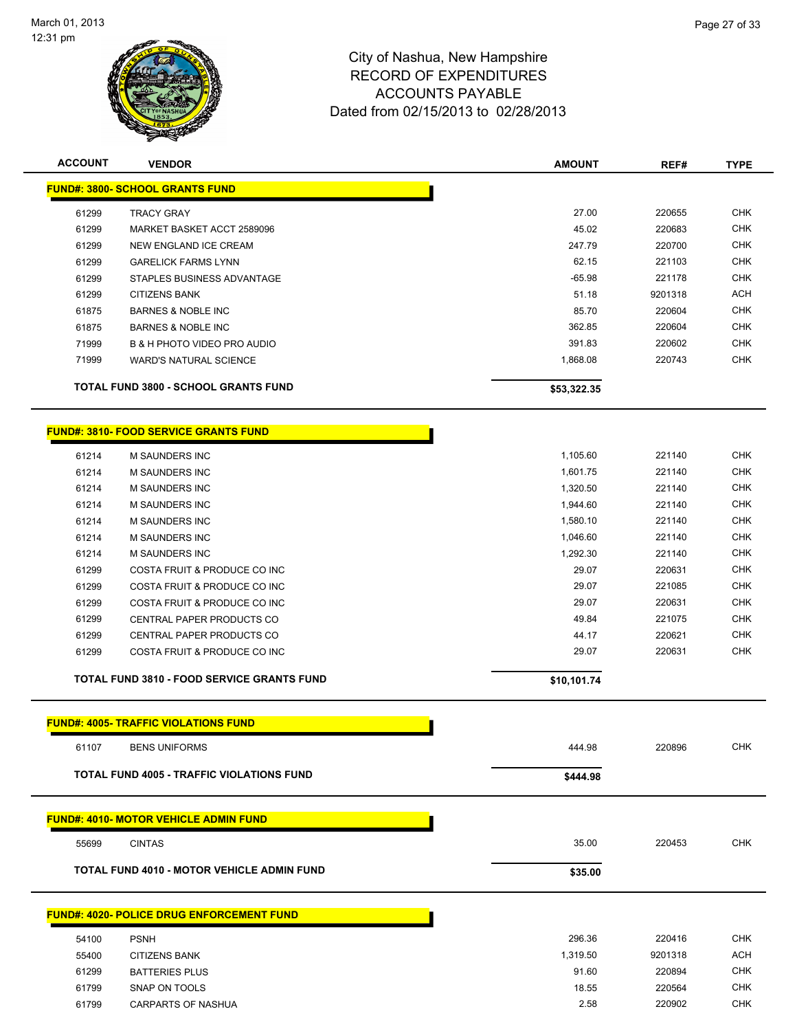# City of Nashua, New Hampshire
## RECORD OF EXPENDITURES
## ACCOUNTS PAYABLE
## Dated from 02/15/2013 to 02/28/2013

| ACCOUNT | VENDOR | AMOUNT | REF# | TYPE |
|---|---|---|---|---|
| **FUND#: 3800- SCHOOL GRANTS FUND** | | | | |
| 61299 | TRACY GRAY | 27.00 | 220655 | CHK |
| 61299 | MARKET BASKET ACCT 2589096 | 45.02 | 220683 | CHK |
| 61299 | NEW ENGLAND ICE CREAM | 247.79 | 220700 | CHK |
| 61299 | GARELICK FARMS LYNN | 62.15 | 221103 | CHK |
| 61299 | STAPLES BUSINESS ADVANTAGE | -65.98 | 221178 | CHK |
| 61299 | CITIZENS BANK | 51.18 | 9201318 | ACH |
| 61875 | BARNES & NOBLE INC | 85.70 | 220604 | CHK |
| 61875 | BARNES & NOBLE INC | 362.85 | 220604 | CHK |
| 71999 | B & H PHOTO VIDEO PRO AUDIO | 391.83 | 220602 | CHK |
| 71999 | WARD'S NATURAL SCIENCE | 1,868.08 | 220743 | CHK |
| **TOTAL FUND 3800 - SCHOOL GRANTS FUND** | | **$53,322.35** | | |
| **FUND#: 3810- FOOD SERVICE GRANTS FUND** | | | | |
| 61214 | M SAUNDERS INC | 1,105.60 | 221140 | CHK |
| 61214 | M SAUNDERS INC | 1,601.75 | 221140 | CHK |
| 61214 | M SAUNDERS INC | 1,320.50 | 221140 | CHK |
| 61214 | M SAUNDERS INC | 1,944.60 | 221140 | CHK |
| 61214 | M SAUNDERS INC | 1,580.10 | 221140 | CHK |
| 61214 | M SAUNDERS INC | 1,046.60 | 221140 | CHK |
| 61214 | M SAUNDERS INC | 1,292.30 | 221140 | CHK |
| 61299 | COSTA FRUIT & PRODUCE CO INC | 29.07 | 220631 | CHK |
| 61299 | COSTA FRUIT & PRODUCE CO INC | 29.07 | 221085 | CHK |
| 61299 | COSTA FRUIT & PRODUCE CO INC | 29.07 | 220631 | CHK |
| 61299 | CENTRAL PAPER PRODUCTS CO | 49.84 | 221075 | CHK |
| 61299 | CENTRAL PAPER PRODUCTS CO | 44.17 | 220621 | CHK |
| 61299 | COSTA FRUIT & PRODUCE CO INC | 29.07 | 220631 | CHK |
| **TOTAL FUND 3810 - FOOD SERVICE GRANTS FUND** | | **$10,101.74** | | |
| **FUND#: 4005- TRAFFIC VIOLATIONS FUND** | | | | |
| 61107 | BENS UNIFORMS | 444.98 | 220896 | CHK |
| **TOTAL FUND 4005 - TRAFFIC VIOLATIONS FUND** | | **$444.98** | | |
| **FUND#: 4010- MOTOR VEHICLE ADMIN FUND** | | | | |
| 55699 | CINTAS | 35.00 | 220453 | CHK |
| **TOTAL FUND 4010 - MOTOR VEHICLE ADMIN FUND** | | **$35.00** | | |
| **FUND#: 4020- POLICE DRUG ENFORCEMENT FUND** | | | | |
| 54100 | PSNH | 296.36 | 220416 | CHK |
| 55400 | CITIZENS BANK | 1,319.50 | 9201318 | ACH |
| 61299 | BATTERIES PLUS | 91.60 | 220894 | CHK |
| 61799 | SNAP ON TOOLS | 18.55 | 220564 | CHK |
| 61799 | CARPARTS OF NASHUA | 2.58 | 220902 | CHK |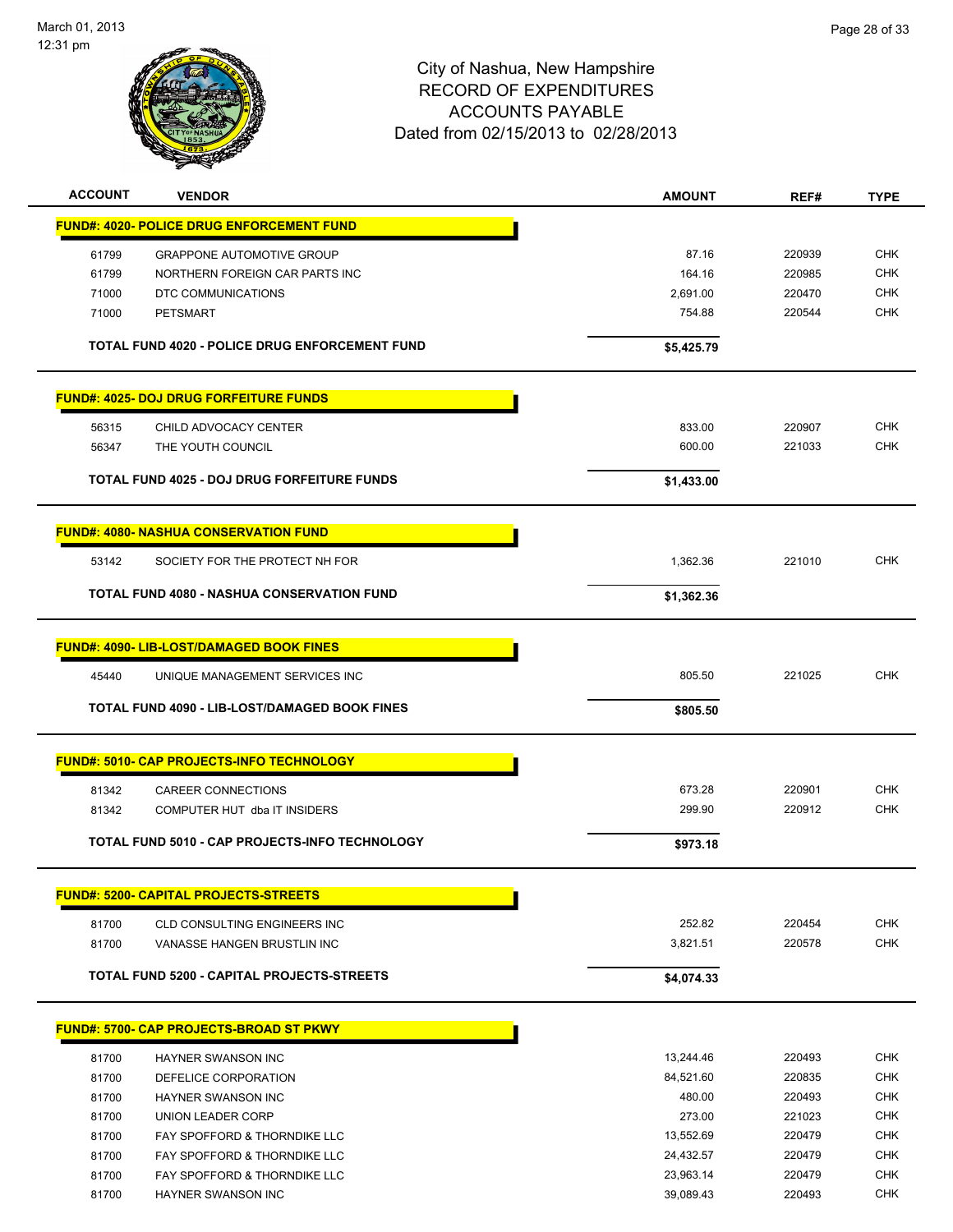City of Nashua, New Hampshire
RECORD OF EXPENDITURES
ACCOUNTS PAYABLE
Dated from 02/15/2013 to 02/28/2013

| ACCOUNT | VENDOR | AMOUNT | REF# | TYPE |
|---|---|---|---|---|
| **FUND#: 4020- POLICE DRUG ENFORCEMENT FUND** | | | | |
| 61799 | GRAPPONE AUTOMOTIVE GROUP | 87.16 | 220939 | CHK |
| 61799 | NORTHERN FOREIGN CAR PARTS INC | 164.16 | 220985 | CHK |
| 71000 | DTC COMMUNICATIONS | 2,691.00 | 220470 | CHK |
| 71000 | PETSMART | 754.88 | 220544 | CHK |
| | **TOTAL FUND 4020 - POLICE DRUG ENFORCEMENT FUND** | **$5,425.79** | | |
| **FUND#: 4025- DOJ DRUG FORFEITURE FUNDS** | | | | |
| 56315 | CHILD ADVOCACY CENTER | 833.00 | 220907 | CHK |
| 56347 | THE YOUTH COUNCIL | 600.00 | 221033 | CHK |
| | **TOTAL FUND 4025 - DOJ DRUG FORFEITURE FUNDS** | **$1,433.00** | | |
| **FUND#: 4080- NASHUA CONSERVATION FUND** | | | | |
| 53142 | SOCIETY FOR THE PROTECT NH FOR | 1,362.36 | 221010 | CHK |
| | **TOTAL FUND 4080 - NASHUA CONSERVATION FUND** | **$1,362.36** | | |
| **FUND#: 4090- LIB-LOST/DAMAGED BOOK FINES** | | | | |
| 45440 | UNIQUE MANAGEMENT SERVICES INC | 805.50 | 221025 | CHK |
| | **TOTAL FUND 4090 - LIB-LOST/DAMAGED BOOK FINES** | **$805.50** | | |
| **FUND#: 5010- CAP PROJECTS-INFO TECHNOLOGY** | | | | |
| 81342 | CAREER CONNECTIONS | 673.28 | 220901 | CHK |
| 81342 | COMPUTER HUT dba IT INSIDERS | 299.90 | 220912 | CHK |
| | **TOTAL FUND 5010 - CAP PROJECTS-INFO TECHNOLOGY** | **$973.18** | | |
| **FUND#: 5200- CAPITAL PROJECTS-STREETS** | | | | |
| 81700 | CLD CONSULTING ENGINEERS INC | 252.82 | 220454 | CHK |
| 81700 | VANASSE HANGEN BRUSTLIN INC | 3,821.51 | 220578 | CHK |
| | **TOTAL FUND 5200 - CAPITAL PROJECTS-STREETS** | **$4,074.33** | | |
| **FUND#: 5700- CAP PROJECTS-BROAD ST PKWY** | | | | |
| 81700 | HAYNER SWANSON INC | 13,244.46 | 220493 | CHK |
| 81700 | DEFELICE CORPORATION | 84,521.60 | 220835 | CHK |
| 81700 | HAYNER SWANSON INC | 480.00 | 220493 | CHK |
| 81700 | UNION LEADER CORP | 273.00 | 221023 | CHK |
| 81700 | FAY SPOFFORD & THORNDIKE LLC | 13,552.69 | 220479 | CHK |
| 81700 | FAY SPOFFORD & THORNDIKE LLC | 24,432.57 | 220479 | CHK |
| 81700 | FAY SPOFFORD & THORNDIKE LLC | 23,963.14 | 220479 | CHK |
| 81700 | HAYNER SWANSON INC | 39,089.43 | 220493 | CHK |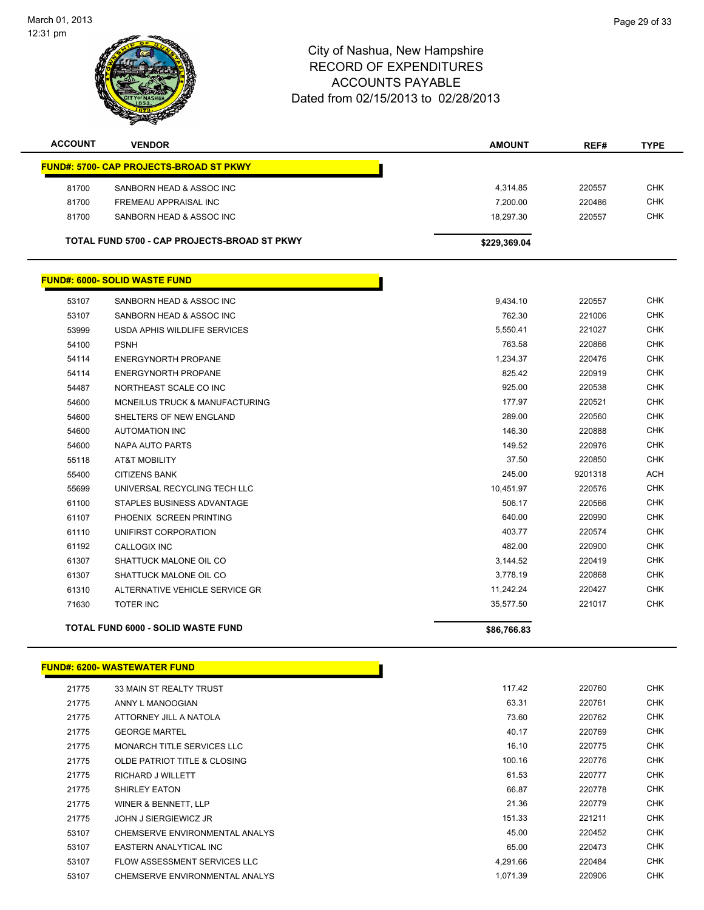# City of Nashua, New Hampshire
## RECORD OF EXPENDITURES
## ACCOUNTS PAYABLE
## Dated from 02/15/2013 to 02/28/2013

| ACCOUNT | VENDOR | AMOUNT | REF# | TYPE |
|---|---|---|---|---|
| **FUND#: 5700- CAP PROJECTS-BROAD ST PKWY** | | | | |
| 81700 | SANBORN HEAD & ASSOC INC | 4,314.85 | 220557 | CHK |
| 81700 | FREMEAU APPRAISAL INC | 7,200.00 | 220486 | CHK |
| 81700 | SANBORN HEAD & ASSOC INC | 18,297.30 | 220557 | CHK |
| **TOTAL FUND 5700 - CAP PROJECTS-BROAD ST PKWY** | | **$229,369.04** | | |
| **FUND#: 6000- SOLID WASTE FUND** | | | | |
| 53107 | SANBORN HEAD & ASSOC INC | 9,434.10 | 220557 | CHK |
| 53107 | SANBORN HEAD & ASSOC INC | 762.30 | 221006 | CHK |
| 53999 | USDA APHIS WILDLIFE SERVICES | 5,550.41 | 221027 | CHK |
| 54100 | PSNH | 763.58 | 220866 | CHK |
| 54114 | ENERGYNORTH PROPANE | 1,234.37 | 220476 | CHK |
| 54114 | ENERGYNORTH PROPANE | 825.42 | 220919 | CHK |
| 54487 | NORTHEAST SCALE CO INC | 925.00 | 220538 | CHK |
| 54600 | MCNEILUS TRUCK & MANUFACTURING | 177.97 | 220521 | CHK |
| 54600 | SHELTERS OF NEW ENGLAND | 289.00 | 220560 | CHK |
| 54600 | AUTOMATION INC | 146.30 | 220888 | CHK |
| 54600 | NAPA AUTO PARTS | 149.52 | 220976 | CHK |
| 55118 | AT&T MOBILITY | 37.50 | 220850 | CHK |
| 55400 | CITIZENS BANK | 245.00 | 9201318 | ACH |
| 55699 | UNIVERSAL RECYCLING TECH LLC | 10,451.97 | 220576 | CHK |
| 61100 | STAPLES BUSINESS ADVANTAGE | 506.17 | 220566 | CHK |
| 61107 | PHOENIX SCREEN PRINTING | 640.00 | 220990 | CHK |
| 61110 | UNIFIRST CORPORATION | 403.77 | 220574 | CHK |
| 61192 | CALLOGIX INC | 482.00 | 220900 | CHK |
| 61307 | SHATTUCK MALONE OIL CO | 3,144.52 | 220419 | CHK |
| 61307 | SHATTUCK MALONE OIL CO | 3,778.19 | 220868 | CHK |
| 61310 | ALTERNATIVE VEHICLE SERVICE GR | 11,242.24 | 220427 | CHK |
| 71630 | TOTER INC | 35,577.50 | 221017 | CHK |
| **TOTAL FUND 6000 - SOLID WASTE FUND** | | **$86,766.83** | | |
| **FUND#: 6200- WASTEWATER FUND** | | | | |
| 21775 | 33 MAIN ST REALTY TRUST | 117.42 | 220760 | CHK |
| 21775 | ANNY L MANOOGIAN | 63.31 | 220761 | CHK |
| 21775 | ATTORNEY JILL A NATOLA | 73.60 | 220762 | CHK |
| 21775 | GEORGE MARTEL | 40.17 | 220769 | CHK |
| 21775 | MONARCH TITLE SERVICES LLC | 16.10 | 220775 | CHK |
| 21775 | OLDE PATRIOT TITLE & CLOSING | 100.16 | 220776 | CHK |
| 21775 | RICHARD J WILLETT | 61.53 | 220777 | CHK |
| 21775 | SHIRLEY EATON | 66.87 | 220778 | CHK |
| 21775 | WINER & BENNETT, LLP | 21.36 | 220779 | CHK |
| 21775 | JOHN J SIERGIEWICZ JR | 151.33 | 221211 | CHK |
| 53107 | CHEMSERVE ENVIRONMENTAL ANALYS | 45.00 | 220452 | CHK |
| 53107 | EASTERN ANALYTICAL INC | 65.00 | 220473 | CHK |
| 53107 | FLOW ASSESSMENT SERVICES LLC | 4,291.66 | 220484 | CHK |
| 53107 | CHEMSERVE ENVIRONMENTAL ANALYS | 1,071.39 | 220906 | CHK |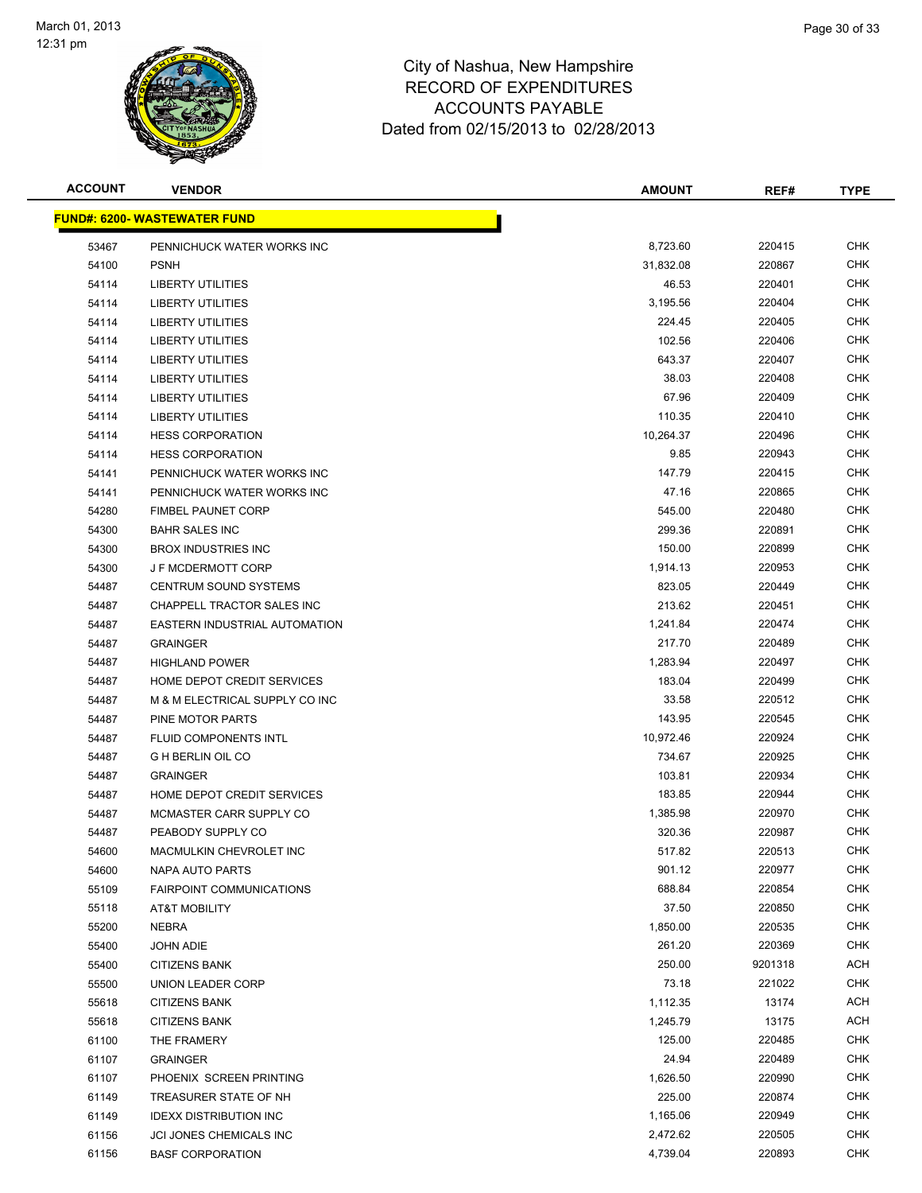City of Nashua, New Hampshire
RECORD OF EXPENDITURES
ACCOUNTS PAYABLE
Dated from 02/15/2013 to 02/28/2013

| ACCOUNT | VENDOR | AMOUNT | REF# | TYPE |
|---|---|---|---|---|
| **FUND#: 6200- WASTEWATER FUND** | | | | |
| 53467 | PENNICHUCK WATER WORKS INC | 8,723.60 | 220415 | CHK |
| 54100 | PSNH | 31,832.08 | 220867 | CHK |
| 54114 | LIBERTY UTILITIES | 46.53 | 220401 | CHK |
| 54114 | LIBERTY UTILITIES | 3,195.56 | 220404 | CHK |
| 54114 | LIBERTY UTILITIES | 224.45 | 220405 | CHK |
| 54114 | LIBERTY UTILITIES | 102.56 | 220406 | CHK |
| 54114 | LIBERTY UTILITIES | 643.37 | 220407 | CHK |
| 54114 | LIBERTY UTILITIES | 38.03 | 220408 | CHK |
| 54114 | LIBERTY UTILITIES | 67.96 | 220409 | CHK |
| 54114 | LIBERTY UTILITIES | 110.35 | 220410 | CHK |
| 54114 | HESS CORPORATION | 10,264.37 | 220496 | CHK |
| 54114 | HESS CORPORATION | 9.85 | 220943 | CHK |
| 54141 | PENNICHUCK WATER WORKS INC | 147.79 | 220415 | CHK |
| 54141 | PENNICHUCK WATER WORKS INC | 47.16 | 220865 | CHK |
| 54280 | FIMBEL PAUNET CORP | 545.00 | 220480 | CHK |
| 54300 | BAHR SALES INC | 299.36 | 220891 | CHK |
| 54300 | BROX INDUSTRIES INC | 150.00 | 220899 | CHK |
| 54300 | J F MCDERMOTT CORP | 1,914.13 | 220953 | CHK |
| 54487 | CENTRUM SOUND SYSTEMS | 823.05 | 220449 | CHK |
| 54487 | CHAPPELL TRACTOR SALES INC | 213.62 | 220451 | CHK |
| 54487 | EASTERN INDUSTRIAL AUTOMATION | 1,241.84 | 220474 | CHK |
| 54487 | GRAINGER | 217.70 | 220489 | CHK |
| 54487 | HIGHLAND POWER | 1,283.94 | 220497 | CHK |
| 54487 | HOME DEPOT CREDIT SERVICES | 183.04 | 220499 | CHK |
| 54487 | M & M ELECTRICAL SUPPLY CO INC | 33.58 | 220512 | CHK |
| 54487 | PINE MOTOR PARTS | 143.95 | 220545 | CHK |
| 54487 | FLUID COMPONENTS INTL | 10,972.46 | 220924 | CHK |
| 54487 | G H BERLIN OIL CO | 734.67 | 220925 | CHK |
| 54487 | GRAINGER | 103.81 | 220934 | CHK |
| 54487 | HOME DEPOT CREDIT SERVICES | 183.85 | 220944 | CHK |
| 54487 | MCMASTER CARR SUPPLY CO | 1,385.98 | 220970 | CHK |
| 54487 | PEABODY SUPPLY CO | 320.36 | 220987 | CHK |
| 54600 | MACMULKIN CHEVROLET INC | 517.82 | 220513 | CHK |
| 54600 | NAPA AUTO PARTS | 901.12 | 220977 | CHK |
| 55109 | FAIRPOINT COMMUNICATIONS | 688.84 | 220854 | CHK |
| 55118 | AT&T MOBILITY | 37.50 | 220850 | CHK |
| 55200 | NEBRA | 1,850.00 | 220535 | CHK |
| 55400 | JOHN ADIE | 261.20 | 220369 | CHK |
| 55400 | CITIZENS BANK | 250.00 | 9201318 | ACH |
| 55500 | UNION LEADER CORP | 73.18 | 221022 | CHK |
| 55618 | CITIZENS BANK | 1,112.35 | 13174 | ACH |
| 55618 | CITIZENS BANK | 1,245.79 | 13175 | ACH |
| 61100 | THE FRAMERY | 125.00 | 220485 | CHK |
| 61107 | GRAINGER | 24.94 | 220489 | CHK |
| 61107 | PHOENIX SCREEN PRINTING | 1,626.50 | 220990 | CHK |
| 61149 | TREASURER STATE OF NH | 225.00 | 220874 | CHK |
| 61149 | IDEXX DISTRIBUTION INC | 1,165.06 | 220949 | CHK |
| 61156 | JCI JONES CHEMICALS INC | 2,472.62 | 220505 | CHK |
| 61156 | BASF CORPORATION | 4,739.04 | 220893 | CHK |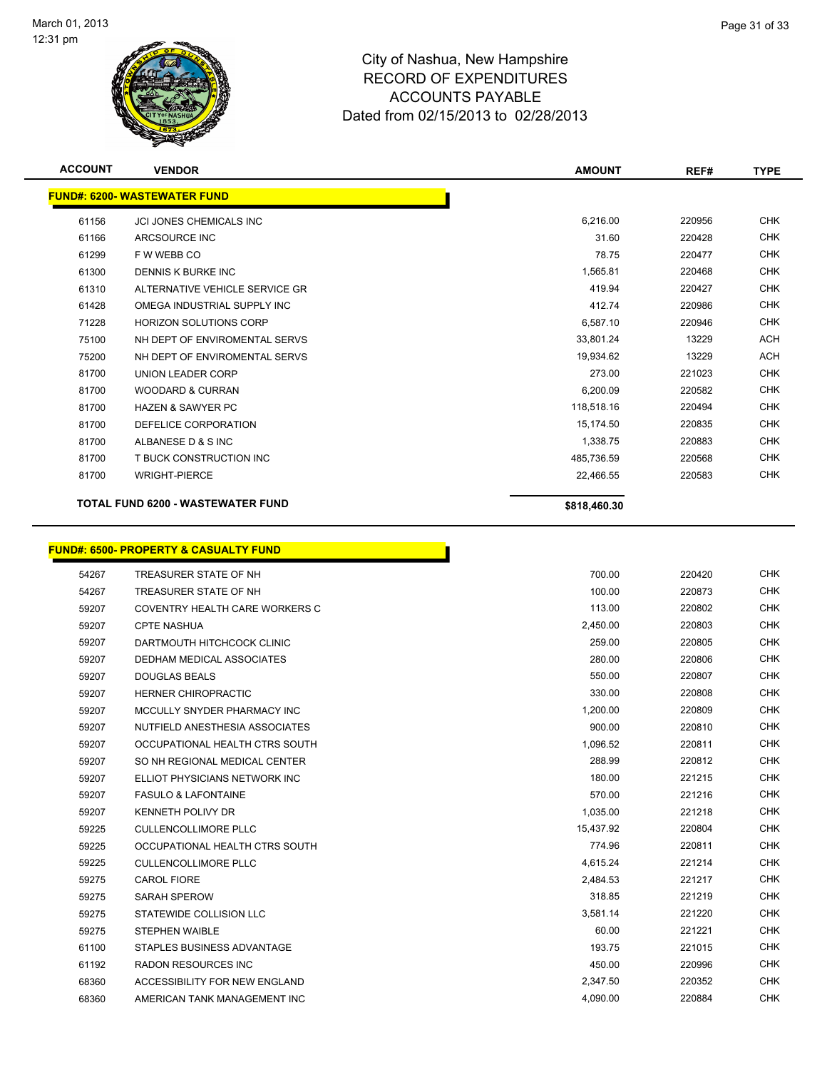March 01, 2013
12:31 pm

# City of Nashua, New Hampshire
## RECORD OF EXPENDITURES
## ACCOUNTS PAYABLE
## Dated from 02/15/2013 to 02/28/2013

| ACCOUNT | VENDOR | AMOUNT | REF# | TYPE |
|---|---|---|---|---|
| **FUND#: 6200- WASTEWATER FUND** | | | | |
| 61156 | JCI JONES CHEMICALS INC | 6,216.00 | 220956 | CHK |
| 61166 | ARCSOURCE INC | 31.60 | 220428 | CHK |
| 61299 | F W WEBB CO | 78.75 | 220477 | CHK |
| 61300 | DENNIS K BURKE INC | 1,565.81 | 220468 | CHK |
| 61310 | ALTERNATIVE VEHICLE SERVICE GR | 419.94 | 220427 | CHK |
| 61428 | OMEGA INDUSTRIAL SUPPLY INC | 412.74 | 220986 | CHK |
| 71228 | HORIZON SOLUTIONS CORP | 6,587.10 | 220946 | CHK |
| 75100 | NH DEPT OF ENVIROMENTAL SERVS | 33,801.24 | 13229 | ACH |
| 75200 | NH DEPT OF ENVIROMENTAL SERVS | 19,934.62 | 13229 | ACH |
| 81700 | UNION LEADER CORP | 273.00 | 221023 | CHK |
| 81700 | WOODARD & CURRAN | 6,200.09 | 220582 | CHK |
| 81700 | HAZEN & SAWYER PC | 118,518.16 | 220494 | CHK |
| 81700 | DEFELICE CORPORATION | 15,174.50 | 220835 | CHK |
| 81700 | ALBANESE D & S INC | 1,338.75 | 220883 | CHK |
| 81700 | T BUCK CONSTRUCTION INC | 485,736.59 | 220568 | CHK |
| 81700 | WRIGHT-PIERCE | 22,466.55 | 220583 | CHK |
| **TOTAL FUND 6200 - WASTEWATER FUND** | | **$818,460.30** | | |

| ACCOUNT | VENDOR | AMOUNT | REF# | TYPE |
|---|---|---|---|---|
| **FUND#: 6500- PROPERTY & CASUALTY FUND** | | | | |
| 54267 | TREASURER STATE OF NH | 700.00 | 220420 | CHK |
| 54267 | TREASURER STATE OF NH | 100.00 | 220873 | CHK |
| 59207 | COVENTRY HEALTH CARE WORKERS C | 113.00 | 220802 | CHK |
| 59207 | CPTE NASHUA | 2,450.00 | 220803 | CHK |
| 59207 | DARTMOUTH HITCHCOCK CLINIC | 259.00 | 220805 | CHK |
| 59207 | DEDHAM MEDICAL ASSOCIATES | 280.00 | 220806 | CHK |
| 59207 | DOUGLAS BEALS | 550.00 | 220807 | CHK |
| 59207 | HERNER CHIROPRACTIC | 330.00 | 220808 | CHK |
| 59207 | MCCULLY SNYDER PHARMACY INC | 1,200.00 | 220809 | CHK |
| 59207 | NUTFIELD ANESTHESIA ASSOCIATES | 900.00 | 220810 | CHK |
| 59207 | OCCUPATIONAL HEALTH CTRS SOUTH | 1,096.52 | 220811 | CHK |
| 59207 | SO NH REGIONAL MEDICAL CENTER | 288.99 | 220812 | CHK |
| 59207 | ELLIOT PHYSICIANS NETWORK INC | 180.00 | 221215 | CHK |
| 59207 | FASULO & LAFONTAINE | 570.00 | 221216 | CHK |
| 59207 | KENNETH POLIVY DR | 1,035.00 | 221218 | CHK |
| 59225 | CULLENCOLLIMORE PLLC | 15,437.92 | 220804 | CHK |
| 59225 | OCCUPATIONAL HEALTH CTRS SOUTH | 774.96 | 220811 | CHK |
| 59225 | CULLENCOLLIMORE PLLC | 4,615.24 | 221214 | CHK |
| 59275 | CAROL FIORE | 2,484.53 | 221217 | CHK |
| 59275 | SARAH SPEROW | 318.85 | 221219 | CHK |
| 59275 | STATEWIDE COLLISION LLC | 3,581.14 | 221220 | CHK |
| 59275 | STEPHEN WAIBLE | 60.00 | 221221 | CHK |
| 61100 | STAPLES BUSINESS ADVANTAGE | 193.75 | 221015 | CHK |
| 61192 | RADON RESOURCES INC | 450.00 | 220996 | CHK |
| 68360 | ACCESSIBILITY FOR NEW ENGLAND | 2,347.50 | 220352 | CHK |
| 68360 | AMERICAN TANK MANAGEMENT INC | 4,090.00 | 220884 | CHK |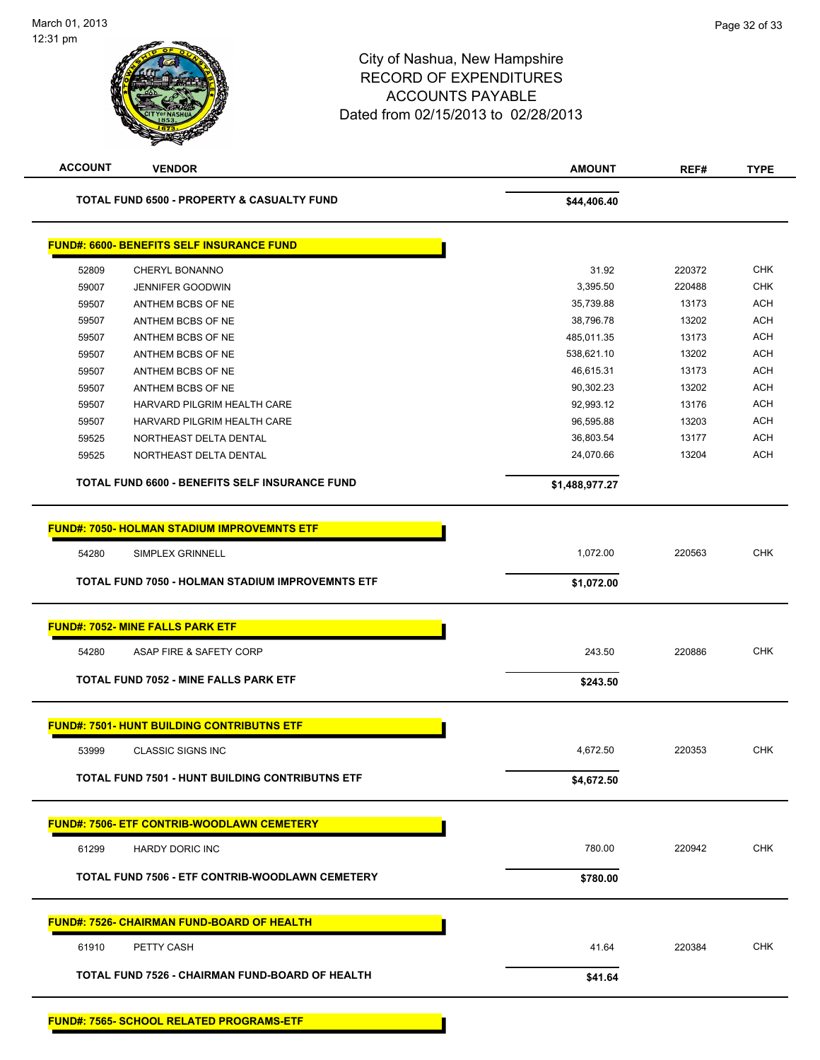City of Nashua, New Hampshire
RECORD OF EXPENDITURES
ACCOUNTS PAYABLE
Dated from 02/15/2013 to 02/28/2013

| ACCOUNT | VENDOR | AMOUNT | REF# | TYPE |
|---|---|---|---|---|
| | **TOTAL FUND 6500 - PROPERTY & CASUALTY FUND** | **$44,406.40** | | |

**FUND#: 6600- BENEFITS SELF INSURANCE FUND**

| ACCOUNT | VENDOR | AMOUNT | REF# | TYPE |
|---|---|---|---|---|
| 52809 | CHERYL BONANNO | 31.92 | 220372 | CHK |
| 59007 | JENNIFER GOODWIN | 3,395.50 | 220488 | CHK |
| 59507 | ANTHEM BCBS OF NE | 35,739.88 | 13173 | ACH |
| 59507 | ANTHEM BCBS OF NE | 38,796.78 | 13202 | ACH |
| 59507 | ANTHEM BCBS OF NE | 485,011.35 | 13173 | ACH |
| 59507 | ANTHEM BCBS OF NE | 538,621.10 | 13202 | ACH |
| 59507 | ANTHEM BCBS OF NE | 46,615.31 | 13173 | ACH |
| 59507 | ANTHEM BCBS OF NE | 90,302.23 | 13202 | ACH |
| 59507 | HARVARD PILGRIM HEALTH CARE | 92,993.12 | 13176 | ACH |
| 59507 | HARVARD PILGRIM HEALTH CARE | 96,595.88 | 13203 | ACH |
| 59525 | NORTHEAST DELTA DENTAL | 36,803.54 | 13177 | ACH |
| 59525 | NORTHEAST DELTA DENTAL | 24,070.66 | 13204 | ACH |
| | **TOTAL FUND 6600 - BENEFITS SELF INSURANCE FUND** | **$1,488,977.27** | | |

**FUND#: 7050- HOLMAN STADIUM IMPROVEMNTS ETF**

| ACCOUNT | VENDOR | AMOUNT | REF# | TYPE |
|---|---|---|---|---|
| 54280 | SIMPLEX GRINNELL | 1,072.00 | 220563 | CHK |
| | **TOTAL FUND 7050 - HOLMAN STADIUM IMPROVEMNTS ETF** | **$1,072.00** | | |

**FUND#: 7052- MINE FALLS PARK ETF**

| ACCOUNT | VENDOR | AMOUNT | REF# | TYPE |
|---|---|---|---|---|
| 54280 | ASAP FIRE & SAFETY CORP | 243.50 | 220886 | CHK |
| | **TOTAL FUND 7052 - MINE FALLS PARK ETF** | **$243.50** | | |

**FUND#: 7501- HUNT BUILDING CONTRIBUTNS ETF**

| ACCOUNT | VENDOR | AMOUNT | REF# | TYPE |
|---|---|---|---|---|
| 53999 | CLASSIC SIGNS INC | 4,672.50 | 220353 | CHK |
| | **TOTAL FUND 7501 - HUNT BUILDING CONTRIBUTNS ETF** | **$4,672.50** | | |

**FUND#: 7506- ETF CONTRIB-WOODLAWN CEMETERY**

| ACCOUNT | VENDOR | AMOUNT | REF# | TYPE |
|---|---|---|---|---|
| 61299 | HARDY DORIC INC | 780.00 | 220942 | CHK |
| | **TOTAL FUND 7506 - ETF CONTRIB-WOODLAWN CEMETERY** | **$780.00** | | |

**FUND#: 7526- CHAIRMAN FUND-BOARD OF HEALTH**

| ACCOUNT | VENDOR | AMOUNT | REF# | TYPE |
|---|---|---|---|---|
| 61910 | PETTY CASH | 41.64 | 220384 | CHK |
| | **TOTAL FUND 7526 - CHAIRMAN FUND-BOARD OF HEALTH** | **$41.64** | | |

**FUND#: 7565- SCHOOL RELATED PROGRAMS-ETF**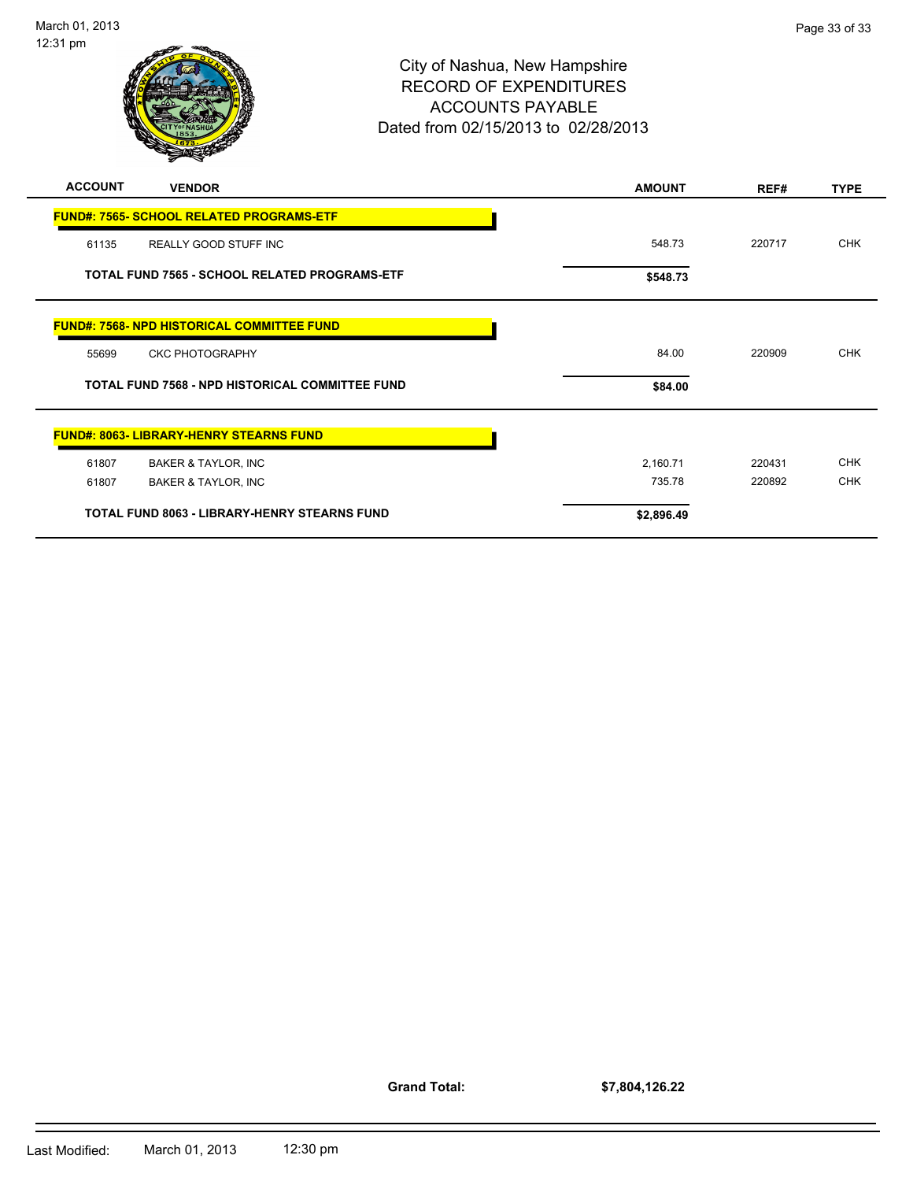# City of Nashua, New Hampshire
## RECORD OF EXPENDITURES
## ACCOUNTS PAYABLE
## Dated from 02/15/2013 to 02/28/2013

| ACCOUNT | VENDOR | AMOUNT | REF# | TYPE |
|---|---|---|---|---|
| **FUND#: 7565- SCHOOL RELATED PROGRAMS-ETF** | | | | |
| 61135 | REALLY GOOD STUFF INC | 548.73 | 220717 | CHK |
| **TOTAL FUND 7565 - SCHOOL RELATED PROGRAMS-ETF** | | **$548.73** | | |
| **FUND#: 7568- NPD HISTORICAL COMMITTEE FUND** | | | | |
| 55699 | CKC PHOTOGRAPHY | 84.00 | 220909 | CHK |
| **TOTAL FUND 7568 - NPD HISTORICAL COMMITTEE FUND** | | **$84.00** | | |
| **FUND#: 8063- LIBRARY-HENRY STEARNS FUND** | | | | |
| 61807 | BAKER & TAYLOR, INC | 2,160.71 | 220431 | CHK |
| 61807 | BAKER & TAYLOR, INC | 735.78 | 220892 | CHK |
| **TOTAL FUND 8063 - LIBRARY-HENRY STEARNS FUND** | | **$2,896.49** | | |

**Grand Total:** **$7,804,126.22**

Last Modified: March 01, 2013 12:30 pm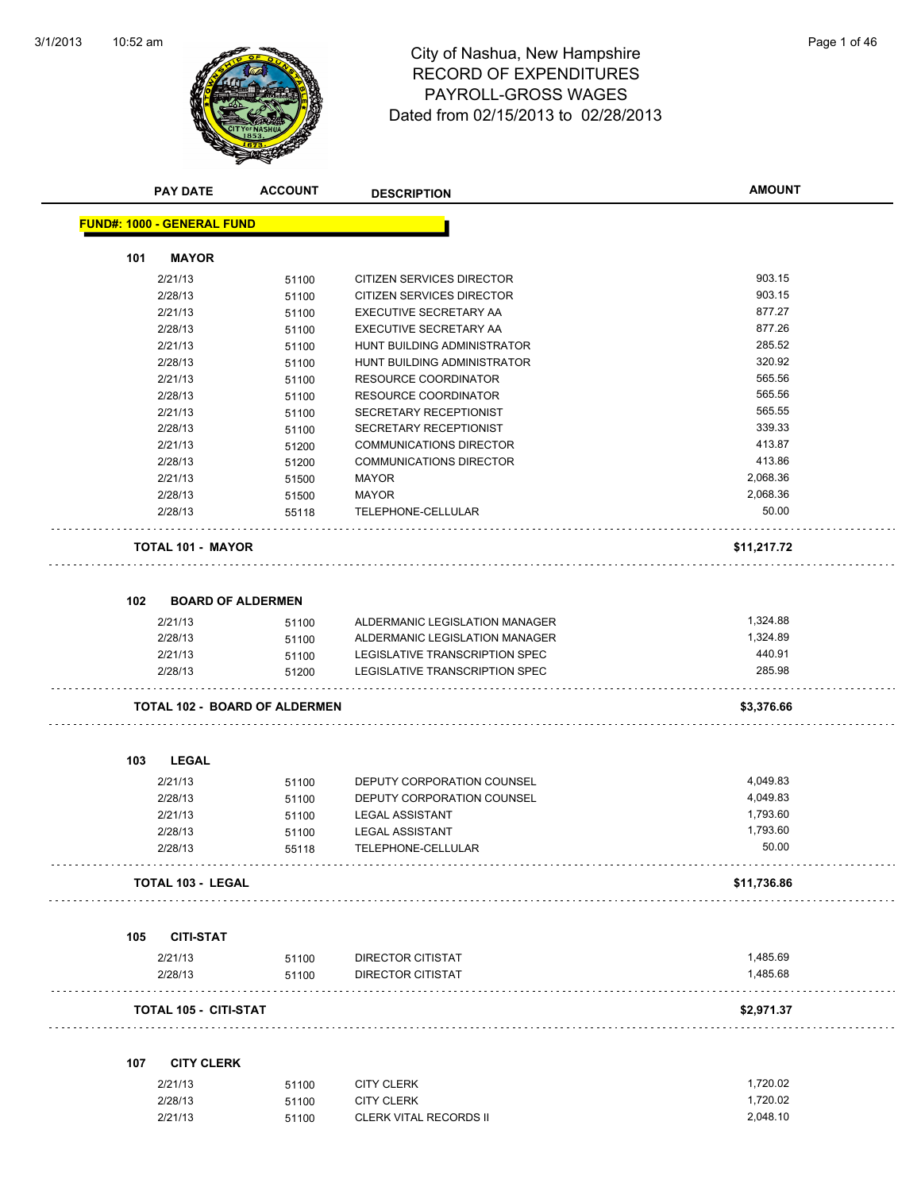# City of Nashua, New Hampshire
## RECORD OF EXPENDITURES
## PAYROLL-GROSS WAGES
## Dated from 02/15/2013 to 02/28/2013

| PAY DATE | ACCOUNT | DESCRIPTION | AMOUNT |
|---|---|---|---|

**FUND#: 1000 - GENERAL FUND**

### 101 MAYOR

| PAY DATE | ACCOUNT | DESCRIPTION | AMOUNT |
|---|---|---|---|
| 2/21/13 | 51100 | CITIZEN SERVICES DIRECTOR | 903.15 |
| 2/28/13 | 51100 | CITIZEN SERVICES DIRECTOR | 903.15 |
| 2/21/13 | 51100 | EXECUTIVE SECRETARY AA | 877.27 |
| 2/28/13 | 51100 | EXECUTIVE SECRETARY AA | 877.26 |
| 2/21/13 | 51100 | HUNT BUILDING ADMINISTRATOR | 285.52 |
| 2/28/13 | 51100 | HUNT BUILDING ADMINISTRATOR | 320.92 |
| 2/21/13 | 51100 | RESOURCE COORDINATOR | 565.56 |
| 2/28/13 | 51100 | RESOURCE COORDINATOR | 565.56 |
| 2/21/13 | 51100 | SECRETARY RECEPTIONIST | 565.55 |
| 2/28/13 | 51100 | SECRETARY RECEPTIONIST | 339.33 |
| 2/21/13 | 51200 | COMMUNICATIONS DIRECTOR | 413.87 |
| 2/28/13 | 51200 | COMMUNICATIONS DIRECTOR | 413.86 |
| 2/21/13 | 51500 | MAYOR | 2,068.36 |
| 2/28/13 | 51500 | MAYOR | 2,068.36 |
| 2/28/13 | 55118 | TELEPHONE-CELLULAR | 50.00 |
| **TOTAL 101 - MAYOR** | | | **$11,217.72** |

### 102 BOARD OF ALDERMEN

| PAY DATE | ACCOUNT | DESCRIPTION | AMOUNT |
|---|---|---|---|
| 2/21/13 | 51100 | ALDERMANIC LEGISLATION MANAGER | 1,324.88 |
| 2/28/13 | 51100 | ALDERMANIC LEGISLATION MANAGER | 1,324.89 |
| 2/21/13 | 51100 | LEGISLATIVE TRANSCRIPTION SPEC | 440.91 |
| 2/28/13 | 51200 | LEGISLATIVE TRANSCRIPTION SPEC | 285.98 |
| **TOTAL 102 - BOARD OF ALDERMEN** | | | **$3,376.66** |

### 103 LEGAL

| PAY DATE | ACCOUNT | DESCRIPTION | AMOUNT |
|---|---|---|---|
| 2/21/13 | 51100 | DEPUTY CORPORATION COUNSEL | 4,049.83 |
| 2/28/13 | 51100 | DEPUTY CORPORATION COUNSEL | 4,049.83 |
| 2/21/13 | 51100 | LEGAL ASSISTANT | 1,793.60 |
| 2/28/13 | 51100 | LEGAL ASSISTANT | 1,793.60 |
| 2/28/13 | 55118 | TELEPHONE-CELLULAR | 50.00 |
| **TOTAL 103 - LEGAL** | | | **$11,736.86** |

### 105 CITI-STAT

| PAY DATE | ACCOUNT | DESCRIPTION | AMOUNT |
|---|---|---|---|
| 2/21/13 | 51100 | DIRECTOR CITISTAT | 1,485.69 |
| 2/28/13 | 51100 | DIRECTOR CITISTAT | 1,485.68 |
| **TOTAL 105 - CITI-STAT** | | | **$2,971.37** |

### 107 CITY CLERK

| PAY DATE | ACCOUNT | DESCRIPTION | AMOUNT |
|---|---|---|---|
| 2/21/13 | 51100 | CITY CLERK | 1,720.02 |
| 2/28/13 | 51100 | CITY CLERK | 1,720.02 |
| 2/21/13 | 51100 | CLERK VITAL RECORDS II | 2,048.10 |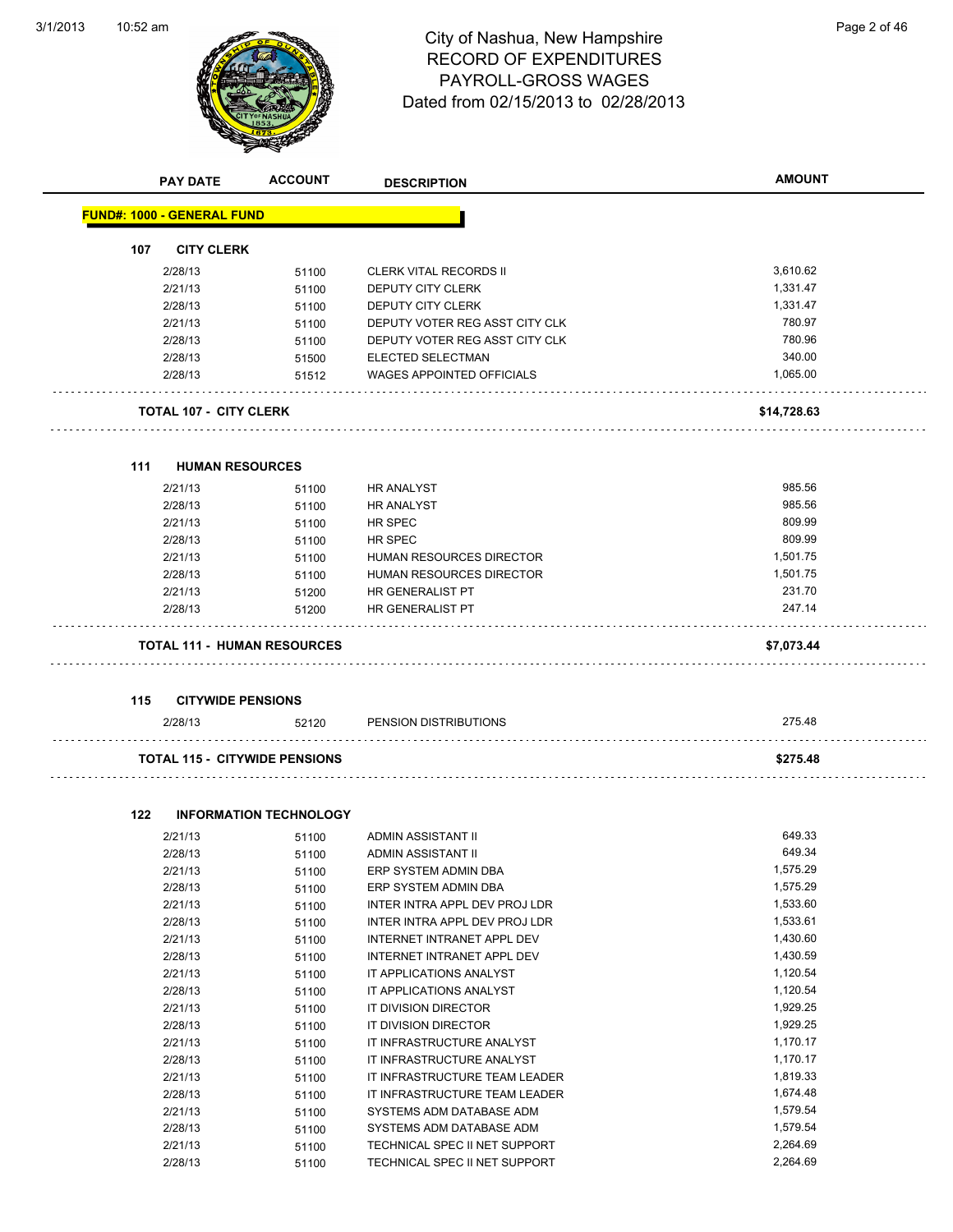# City of Nashua, New Hampshire
## RECORD OF EXPENDITURES
## PAYROLL-GROSS WAGES
### Dated from 02/15/2013 to 02/28/2013

| PAY DATE | ACCOUNT | DESCRIPTION | AMOUNT |
|---|---|---|---|

**FUND#: 1000 - GENERAL FUND**

**107 CITY CLERK**

| PAY DATE | ACCOUNT | DESCRIPTION | AMOUNT |
|---|---|---|---|
| 2/28/13 | 51100 | CLERK VITAL RECORDS II | 3,610.62 |
| 2/21/13 | 51100 | DEPUTY CITY CLERK | 1,331.47 |
| 2/28/13 | 51100 | DEPUTY CITY CLERK | 1,331.47 |
| 2/21/13 | 51100 | DEPUTY VOTER REG ASST CITY CLK | 780.97 |
| 2/28/13 | 51100 | DEPUTY VOTER REG ASST CITY CLK | 780.96 |
| 2/28/13 | 51500 | ELECTED SELECTMAN | 340.00 |
| 2/28/13 | 51512 | WAGES APPOINTED OFFICIALS | 1,065.00 |
| **TOTAL 107 - CITY CLERK** | | | **$14,728.63** |

**111 HUMAN RESOURCES**

| PAY DATE | ACCOUNT | DESCRIPTION | AMOUNT |
|---|---|---|---|
| 2/21/13 | 51100 | HR ANALYST | 985.56 |
| 2/28/13 | 51100 | HR ANALYST | 985.56 |
| 2/21/13 | 51100 | HR SPEC | 809.99 |
| 2/28/13 | 51100 | HR SPEC | 809.99 |
| 2/21/13 | 51100 | HUMAN RESOURCES DIRECTOR | 1,501.75 |
| 2/28/13 | 51100 | HUMAN RESOURCES DIRECTOR | 1,501.75 |
| 2/21/13 | 51200 | HR GENERALIST PT | 231.70 |
| 2/28/13 | 51200 | HR GENERALIST PT | 247.14 |
| **TOTAL 111 - HUMAN RESOURCES** | | | **$7,073.44** |

**115 CITYWIDE PENSIONS**

| PAY DATE | ACCOUNT | DESCRIPTION | AMOUNT |
|---|---|---|---|
| 2/28/13 | 52120 | PENSION DISTRIBUTIONS | 275.48 |
| **TOTAL 115 - CITYWIDE PENSIONS** | | | **$275.48** |

**122 INFORMATION TECHNOLOGY**

| PAY DATE | ACCOUNT | DESCRIPTION | AMOUNT |
|---|---|---|---|
| 2/21/13 | 51100 | ADMIN ASSISTANT II | 649.33 |
| 2/28/13 | 51100 | ADMIN ASSISTANT II | 649.34 |
| 2/21/13 | 51100 | ERP SYSTEM ADMIN DBA | 1,575.29 |
| 2/28/13 | 51100 | ERP SYSTEM ADMIN DBA | 1,575.29 |
| 2/21/13 | 51100 | INTER INTRA APPL DEV PROJ LDR | 1,533.60 |
| 2/28/13 | 51100 | INTER INTRA APPL DEV PROJ LDR | 1,533.61 |
| 2/21/13 | 51100 | INTERNET INTRANET APPL DEV | 1,430.60 |
| 2/28/13 | 51100 | INTERNET INTRANET APPL DEV | 1,430.59 |
| 2/21/13 | 51100 | IT APPLICATIONS ANALYST | 1,120.54 |
| 2/28/13 | 51100 | IT APPLICATIONS ANALYST | 1,120.54 |
| 2/21/13 | 51100 | IT DIVISION DIRECTOR | 1,929.25 |
| 2/28/13 | 51100 | IT DIVISION DIRECTOR | 1,929.25 |
| 2/21/13 | 51100 | IT INFRASTRUCTURE ANALYST | 1,170.17 |
| 2/28/13 | 51100 | IT INFRASTRUCTURE ANALYST | 1,170.17 |
| 2/21/13 | 51100 | IT INFRASTRUCTURE TEAM LEADER | 1,819.33 |
| 2/28/13 | 51100 | IT INFRASTRUCTURE TEAM LEADER | 1,674.48 |
| 2/21/13 | 51100 | SYSTEMS ADM DATABASE ADM | 1,579.54 |
| 2/28/13 | 51100 | SYSTEMS ADM DATABASE ADM | 1,579.54 |
| 2/21/13 | 51100 | TECHNICAL SPEC II NET SUPPORT | 2,264.69 |
| 2/28/13 | 51100 | TECHNICAL SPEC II NET SUPPORT | 2,264.69 |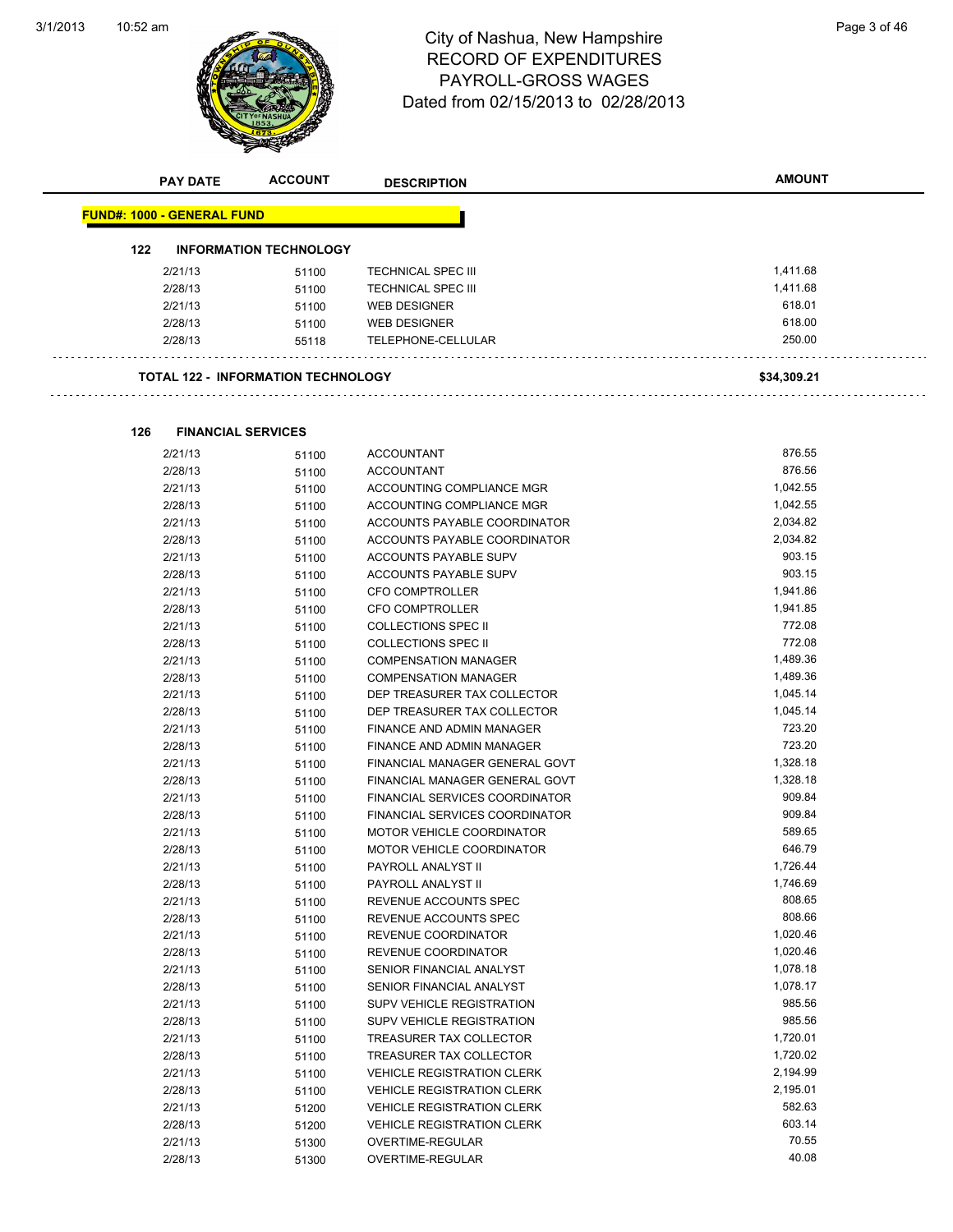# City of Nashua, New Hampshire
## RECORD OF EXPENDITURES
## PAYROLL-GROSS WAGES
## Dated from 02/15/2013 to 02/28/2013

| PAY DATE | ACCOUNT | DESCRIPTION | AMOUNT |
|---|---|---|---|

**FUND#: 1000 - GENERAL FUND**

### 122 INFORMATION TECHNOLOGY

| PAY DATE | ACCOUNT | DESCRIPTION | AMOUNT |
|---|---|---|---|
| 2/21/13 | 51100 | TECHNICAL SPEC III | 1,411.68 |
| 2/28/13 | 51100 | TECHNICAL SPEC III | 1,411.68 |
| 2/21/13 | 51100 | WEB DESIGNER | 618.01 |
| 2/28/13 | 51100 | WEB DESIGNER | 618.00 |
| 2/28/13 | 55118 | TELEPHONE-CELLULAR | 250.00 |

**TOTAL 122 - INFORMATION TECHNOLOGY** **$34,309.21**

### 126 FINANCIAL SERVICES

| PAY DATE | ACCOUNT | DESCRIPTION | AMOUNT |
|---|---|---|---|
| 2/21/13 | 51100 | ACCOUNTANT | 876.55 |
| 2/28/13 | 51100 | ACCOUNTANT | 876.56 |
| 2/21/13 | 51100 | ACCOUNTING COMPLIANCE MGR | 1,042.55 |
| 2/28/13 | 51100 | ACCOUNTING COMPLIANCE MGR | 1,042.55 |
| 2/21/13 | 51100 | ACCOUNTS PAYABLE COORDINATOR | 2,034.82 |
| 2/28/13 | 51100 | ACCOUNTS PAYABLE COORDINATOR | 2,034.82 |
| 2/21/13 | 51100 | ACCOUNTS PAYABLE SUPV | 903.15 |
| 2/28/13 | 51100 | ACCOUNTS PAYABLE SUPV | 903.15 |
| 2/21/13 | 51100 | CFO COMPTROLLER | 1,941.86 |
| 2/28/13 | 51100 | CFO COMPTROLLER | 1,941.85 |
| 2/21/13 | 51100 | COLLECTIONS SPEC II | 772.08 |
| 2/28/13 | 51100 | COLLECTIONS SPEC II | 772.08 |
| 2/21/13 | 51100 | COMPENSATION MANAGER | 1,489.36 |
| 2/28/13 | 51100 | COMPENSATION MANAGER | 1,489.36 |
| 2/21/13 | 51100 | DEP TREASURER TAX COLLECTOR | 1,045.14 |
| 2/28/13 | 51100 | DEP TREASURER TAX COLLECTOR | 1,045.14 |
| 2/21/13 | 51100 | FINANCE AND ADMIN MANAGER | 723.20 |
| 2/28/13 | 51100 | FINANCE AND ADMIN MANAGER | 723.20 |
| 2/21/13 | 51100 | FINANCIAL MANAGER GENERAL GOVT | 1,328.18 |
| 2/28/13 | 51100 | FINANCIAL MANAGER GENERAL GOVT | 1,328.18 |
| 2/21/13 | 51100 | FINANCIAL SERVICES COORDINATOR | 909.84 |
| 2/28/13 | 51100 | FINANCIAL SERVICES COORDINATOR | 909.84 |
| 2/21/13 | 51100 | MOTOR VEHICLE COORDINATOR | 589.65 |
| 2/28/13 | 51100 | MOTOR VEHICLE COORDINATOR | 646.79 |
| 2/21/13 | 51100 | PAYROLL ANALYST II | 1,726.44 |
| 2/28/13 | 51100 | PAYROLL ANALYST II | 1,746.69 |
| 2/21/13 | 51100 | REVENUE ACCOUNTS SPEC | 808.65 |
| 2/28/13 | 51100 | REVENUE ACCOUNTS SPEC | 808.66 |
| 2/21/13 | 51100 | REVENUE COORDINATOR | 1,020.46 |
| 2/28/13 | 51100 | REVENUE COORDINATOR | 1,020.46 |
| 2/21/13 | 51100 | SENIOR FINANCIAL ANALYST | 1,078.18 |
| 2/28/13 | 51100 | SENIOR FINANCIAL ANALYST | 1,078.17 |
| 2/21/13 | 51100 | SUPV VEHICLE REGISTRATION | 985.56 |
| 2/28/13 | 51100 | SUPV VEHICLE REGISTRATION | 985.56 |
| 2/21/13 | 51100 | TREASURER TAX COLLECTOR | 1,720.01 |
| 2/28/13 | 51100 | TREASURER TAX COLLECTOR | 1,720.02 |
| 2/21/13 | 51100 | VEHICLE REGISTRATION CLERK | 2,194.99 |
| 2/28/13 | 51100 | VEHICLE REGISTRATION CLERK | 2,195.01 |
| 2/21/13 | 51200 | VEHICLE REGISTRATION CLERK | 582.63 |
| 2/28/13 | 51200 | VEHICLE REGISTRATION CLERK | 603.14 |
| 2/21/13 | 51300 | OVERTIME-REGULAR | 70.55 |
| 2/28/13 | 51300 | OVERTIME-REGULAR | 40.08 |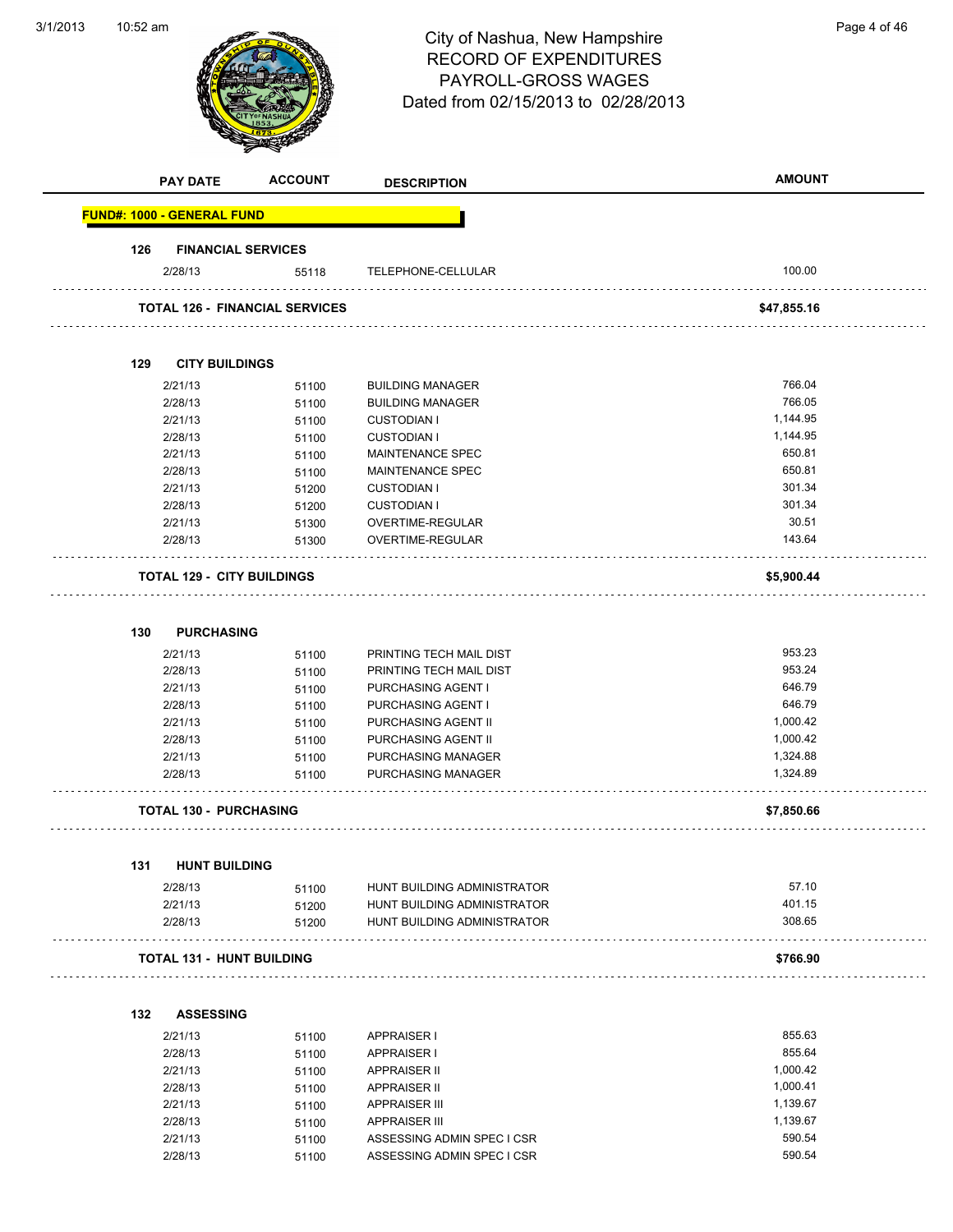# City of Nashua, New Hampshire
## RECORD OF EXPENDITURES
## PAYROLL-GROSS WAGES
### Dated from 02/15/2013 to 02/28/2013

| PAY DATE | ACCOUNT | DESCRIPTION | AMOUNT |
|---|---|---|---|
| **FUND#: 1000 - GENERAL FUND** | | | |
| **126 FINANCIAL SERVICES** | | | |
| 2/28/13 | 55118 | TELEPHONE-CELLULAR | 100.00 |
| **TOTAL 126 - FINANCIAL SERVICES** | | | **$47,855.16** |
| **129 CITY BUILDINGS** | | | |
| 2/21/13 | 51100 | BUILDING MANAGER | 766.04 |
| 2/28/13 | 51100 | BUILDING MANAGER | 766.05 |
| 2/21/13 | 51100 | CUSTODIAN I | 1,144.95 |
| 2/28/13 | 51100 | CUSTODIAN I | 1,144.95 |
| 2/21/13 | 51100 | MAINTENANCE SPEC | 650.81 |
| 2/28/13 | 51100 | MAINTENANCE SPEC | 650.81 |
| 2/21/13 | 51200 | CUSTODIAN I | 301.34 |
| 2/28/13 | 51200 | CUSTODIAN I | 301.34 |
| 2/21/13 | 51300 | OVERTIME-REGULAR | 30.51 |
| 2/28/13 | 51300 | OVERTIME-REGULAR | 143.64 |
| **TOTAL 129 - CITY BUILDINGS** | | | **$5,900.44** |
| **130 PURCHASING** | | | |
| 2/21/13 | 51100 | PRINTING TECH MAIL DIST | 953.23 |
| 2/28/13 | 51100 | PRINTING TECH MAIL DIST | 953.24 |
| 2/21/13 | 51100 | PURCHASING AGENT I | 646.79 |
| 2/28/13 | 51100 | PURCHASING AGENT I | 646.79 |
| 2/21/13 | 51100 | PURCHASING AGENT II | 1,000.42 |
| 2/28/13 | 51100 | PURCHASING AGENT II | 1,000.42 |
| 2/21/13 | 51100 | PURCHASING MANAGER | 1,324.88 |
| 2/28/13 | 51100 | PURCHASING MANAGER | 1,324.89 |
| **TOTAL 130 - PURCHASING** | | | **$7,850.66** |
| **131 HUNT BUILDING** | | | |
| 2/28/13 | 51100 | HUNT BUILDING ADMINISTRATOR | 57.10 |
| 2/21/13 | 51200 | HUNT BUILDING ADMINISTRATOR | 401.15 |
| 2/28/13 | 51200 | HUNT BUILDING ADMINISTRATOR | 308.65 |
| **TOTAL 131 - HUNT BUILDING** | | | **$766.90** |
| **132 ASSESSING** | | | |
| 2/21/13 | 51100 | APPRAISER I | 855.63 |
| 2/28/13 | 51100 | APPRAISER I | 855.64 |
| 2/21/13 | 51100 | APPRAISER II | 1,000.42 |
| 2/28/13 | 51100 | APPRAISER II | 1,000.41 |
| 2/21/13 | 51100 | APPRAISER III | 1,139.67 |
| 2/28/13 | 51100 | APPRAISER III | 1,139.67 |
| 2/21/13 | 51100 | ASSESSING ADMIN SPEC I CSR | 590.54 |
| 2/28/13 | 51100 | ASSESSING ADMIN SPEC I CSR | 590.54 |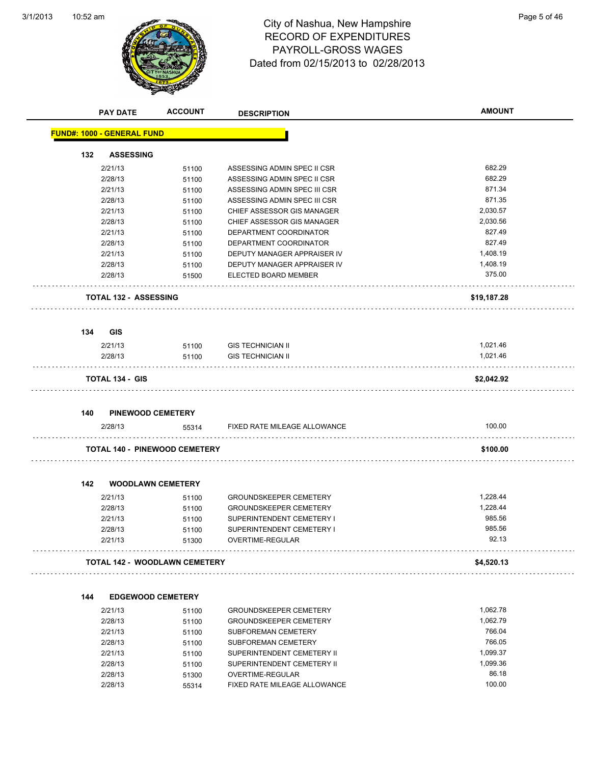# City of Nashua, New Hampshire
## RECORD OF EXPENDITURES
## PAYROLL-GROSS WAGES
## Dated from 02/15/2013 to 02/28/2013

| PAY DATE | ACCOUNT | DESCRIPTION | AMOUNT |
|---|---|---|---|
| **FUND#: 1000 - GENERAL FUND** | | | |
| **132 ASSESSING** | | | |
| 2/21/13 | 51100 | ASSESSING ADMIN SPEC II CSR | 682.29 |
| 2/28/13 | 51100 | ASSESSING ADMIN SPEC II CSR | 682.29 |
| 2/21/13 | 51100 | ASSESSING ADMIN SPEC III CSR | 871.34 |
| 2/28/13 | 51100 | ASSESSING ADMIN SPEC III CSR | 871.35 |
| 2/21/13 | 51100 | CHIEF ASSESSOR GIS MANAGER | 2,030.57 |
| 2/28/13 | 51100 | CHIEF ASSESSOR GIS MANAGER | 2,030.56 |
| 2/21/13 | 51100 | DEPARTMENT COORDINATOR | 827.49 |
| 2/28/13 | 51100 | DEPARTMENT COORDINATOR | 827.49 |
| 2/21/13 | 51100 | DEPUTY MANAGER APPRAISER IV | 1,408.19 |
| 2/28/13 | 51100 | DEPUTY MANAGER APPRAISER IV | 1,408.19 |
| 2/28/13 | 51500 | ELECTED BOARD MEMBER | 375.00 |
| **TOTAL 132 - ASSESSING** | | | **$19,187.28** |
| **134 GIS** | | | |
| 2/21/13 | 51100 | GIS TECHNICIAN II | 1,021.46 |
| 2/28/13 | 51100 | GIS TECHNICIAN II | 1,021.46 |
| **TOTAL 134 - GIS** | | | **$2,042.92** |
| **140 PINEWOOD CEMETERY** | | | |
| 2/28/13 | 55314 | FIXED RATE MILEAGE ALLOWANCE | 100.00 |
| **TOTAL 140 - PINEWOOD CEMETERY** | | | **$100.00** |
| **142 WOODLAWN CEMETERY** | | | |
| 2/21/13 | 51100 | GROUNDSKEEPER CEMETERY | 1,228.44 |
| 2/28/13 | 51100 | GROUNDSKEEPER CEMETERY | 1,228.44 |
| 2/21/13 | 51100 | SUPERINTENDENT CEMETERY I | 985.56 |
| 2/28/13 | 51100 | SUPERINTENDENT CEMETERY I | 985.56 |
| 2/21/13 | 51300 | OVERTIME-REGULAR | 92.13 |
| **TOTAL 142 - WOODLAWN CEMETERY** | | | **$4,520.13** |
| **144 EDGEWOOD CEMETERY** | | | |
| 2/21/13 | 51100 | GROUNDSKEEPER CEMETERY | 1,062.78 |
| 2/28/13 | 51100 | GROUNDSKEEPER CEMETERY | 1,062.79 |
| 2/21/13 | 51100 | SUBFOREMAN CEMETERY | 766.04 |
| 2/28/13 | 51100 | SUBFOREMAN CEMETERY | 766.05 |
| 2/21/13 | 51100 | SUPERINTENDENT CEMETERY II | 1,099.37 |
| 2/28/13 | 51100 | SUPERINTENDENT CEMETERY II | 1,099.36 |
| 2/28/13 | 51300 | OVERTIME-REGULAR | 86.18 |
| 2/28/13 | 55314 | FIXED RATE MILEAGE ALLOWANCE | 100.00 |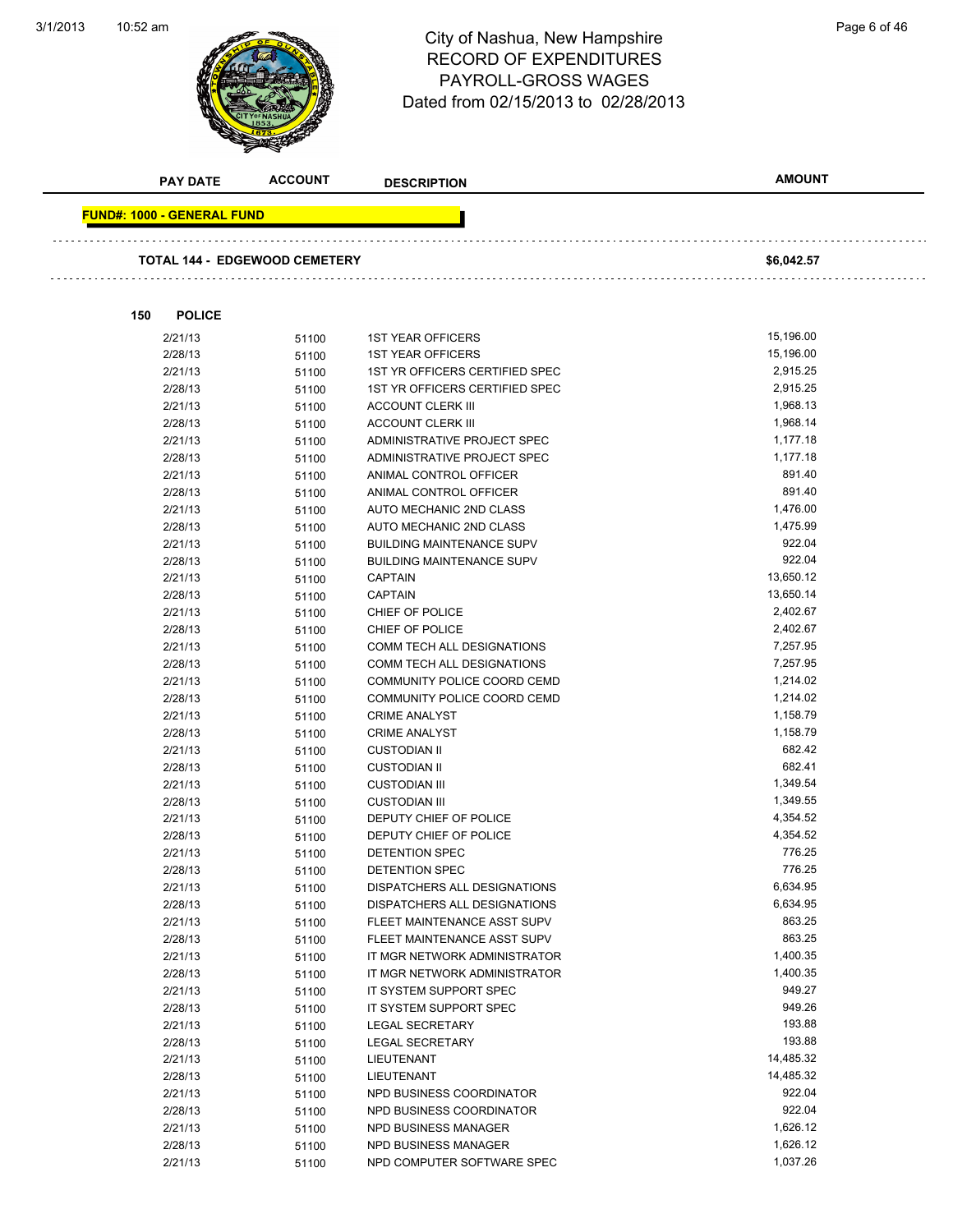City of Nashua, New Hampshire
RECORD OF EXPENDITURES
PAYROLL-GROSS WAGES
Dated from 02/15/2013 to 02/28/2013

| PAY DATE | ACCOUNT | DESCRIPTION | AMOUNT |
|---|---|---|---|

**FUND#: 1000 - GENERAL FUND**

**TOTAL 144 - EDGEWOOD CEMETERY** **$6,042.57**

**150 POLICE**

| PAY DATE | ACCOUNT | DESCRIPTION | AMOUNT |
|---|---|---|---|
| 2/21/13 | 51100 | 1ST YEAR OFFICERS | 15,196.00 |
| 2/28/13 | 51100 | 1ST YEAR OFFICERS | 15,196.00 |
| 2/21/13 | 51100 | 1ST YR OFFICERS CERTIFIED SPEC | 2,915.25 |
| 2/28/13 | 51100 | 1ST YR OFFICERS CERTIFIED SPEC | 2,915.25 |
| 2/21/13 | 51100 | ACCOUNT CLERK III | 1,968.13 |
| 2/28/13 | 51100 | ACCOUNT CLERK III | 1,968.14 |
| 2/21/13 | 51100 | ADMINISTRATIVE PROJECT SPEC | 1,177.18 |
| 2/28/13 | 51100 | ADMINISTRATIVE PROJECT SPEC | 1,177.18 |
| 2/21/13 | 51100 | ANIMAL CONTROL OFFICER | 891.40 |
| 2/28/13 | 51100 | ANIMAL CONTROL OFFICER | 891.40 |
| 2/21/13 | 51100 | AUTO MECHANIC 2ND CLASS | 1,476.00 |
| 2/28/13 | 51100 | AUTO MECHANIC 2ND CLASS | 1,475.99 |
| 2/21/13 | 51100 | BUILDING MAINTENANCE SUPV | 922.04 |
| 2/28/13 | 51100 | BUILDING MAINTENANCE SUPV | 922.04 |
| 2/21/13 | 51100 | CAPTAIN | 13,650.12 |
| 2/28/13 | 51100 | CAPTAIN | 13,650.14 |
| 2/21/13 | 51100 | CHIEF OF POLICE | 2,402.67 |
| 2/28/13 | 51100 | CHIEF OF POLICE | 2,402.67 |
| 2/21/13 | 51100 | COMM TECH ALL DESIGNATIONS | 7,257.95 |
| 2/28/13 | 51100 | COMM TECH ALL DESIGNATIONS | 7,257.95 |
| 2/21/13 | 51100 | COMMUNITY POLICE COORD CEMD | 1,214.02 |
| 2/28/13 | 51100 | COMMUNITY POLICE COORD CEMD | 1,214.02 |
| 2/21/13 | 51100 | CRIME ANALYST | 1,158.79 |
| 2/28/13 | 51100 | CRIME ANALYST | 1,158.79 |
| 2/21/13 | 51100 | CUSTODIAN II | 682.42 |
| 2/28/13 | 51100 | CUSTODIAN II | 682.41 |
| 2/21/13 | 51100 | CUSTODIAN III | 1,349.54 |
| 2/28/13 | 51100 | CUSTODIAN III | 1,349.55 |
| 2/21/13 | 51100 | DEPUTY CHIEF OF POLICE | 4,354.52 |
| 2/28/13 | 51100 | DEPUTY CHIEF OF POLICE | 4,354.52 |
| 2/21/13 | 51100 | DETENTION SPEC | 776.25 |
| 2/28/13 | 51100 | DETENTION SPEC | 776.25 |
| 2/21/13 | 51100 | DISPATCHERS ALL DESIGNATIONS | 6,634.95 |
| 2/28/13 | 51100 | DISPATCHERS ALL DESIGNATIONS | 6,634.95 |
| 2/21/13 | 51100 | FLEET MAINTENANCE ASST SUPV | 863.25 |
| 2/28/13 | 51100 | FLEET MAINTENANCE ASST SUPV | 863.25 |
| 2/21/13 | 51100 | IT MGR NETWORK ADMINISTRATOR | 1,400.35 |
| 2/28/13 | 51100 | IT MGR NETWORK ADMINISTRATOR | 1,400.35 |
| 2/21/13 | 51100 | IT SYSTEM SUPPORT SPEC | 949.27 |
| 2/28/13 | 51100 | IT SYSTEM SUPPORT SPEC | 949.26 |
| 2/21/13 | 51100 | LEGAL SECRETARY | 193.88 |
| 2/28/13 | 51100 | LEGAL SECRETARY | 193.88 |
| 2/21/13 | 51100 | LIEUTENANT | 14,485.32 |
| 2/28/13 | 51100 | LIEUTENANT | 14,485.32 |
| 2/21/13 | 51100 | NPD BUSINESS COORDINATOR | 922.04 |
| 2/28/13 | 51100 | NPD BUSINESS COORDINATOR | 922.04 |
| 2/21/13 | 51100 | NPD BUSINESS MANAGER | 1,626.12 |
| 2/28/13 | 51100 | NPD BUSINESS MANAGER | 1,626.12 |
| 2/21/13 | 51100 | NPD COMPUTER SOFTWARE SPEC | 1,037.26 |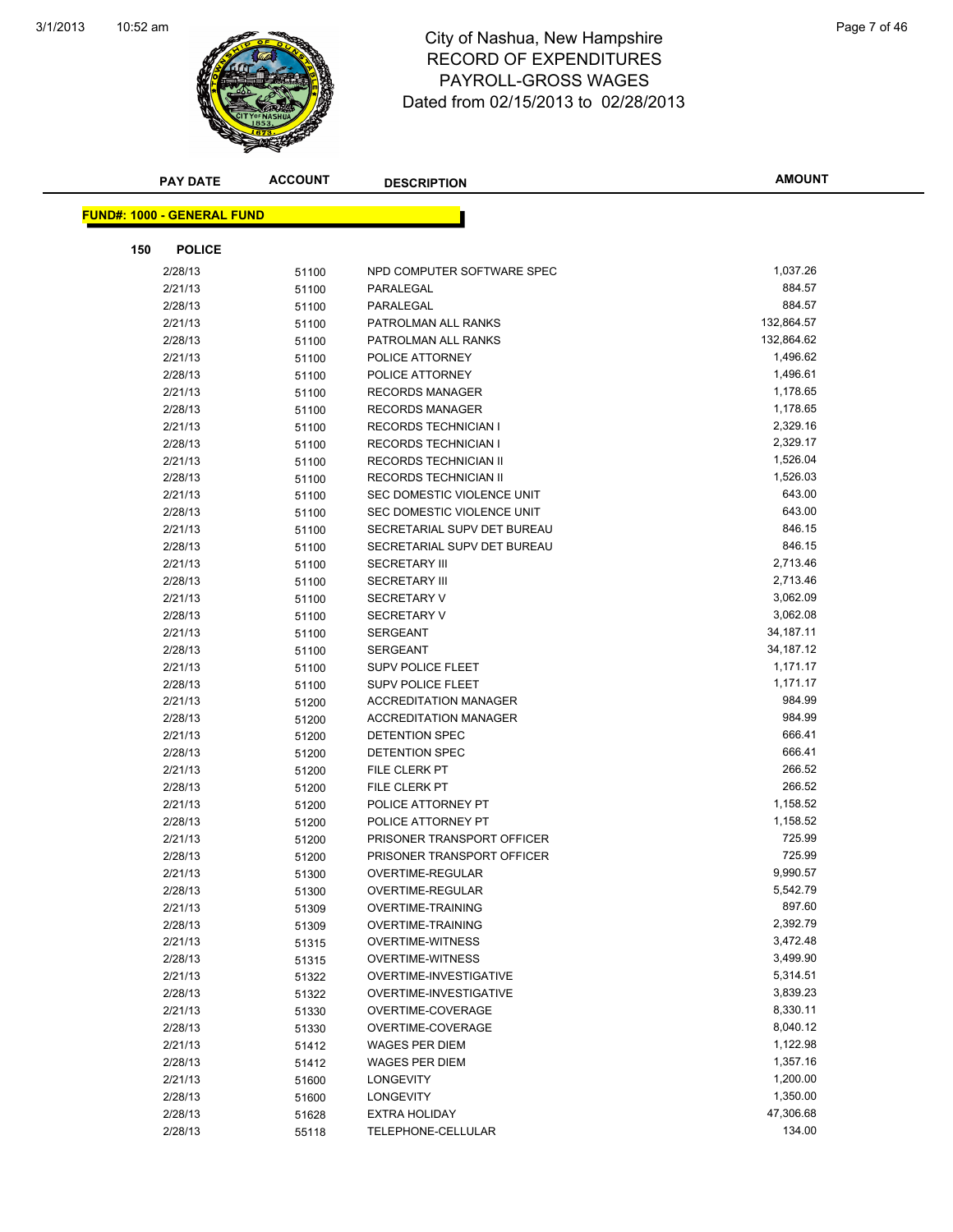# City of Nashua, New Hampshire
## RECORD OF EXPENDITURES
## PAYROLL-GROSS WAGES
## Dated from 02/15/2013 to 02/28/2013

**FUND#: 1000 - GENERAL FUND**

**150 POLICE**

| PAY DATE | ACCOUNT | DESCRIPTION | AMOUNT |
|---|---|---|---|
| 2/28/13 | 51100 | NPD COMPUTER SOFTWARE SPEC | 1,037.26 |
| 2/21/13 | 51100 | PARALEGAL | 884.57 |
| 2/28/13 | 51100 | PARALEGAL | 884.57 |
| 2/21/13 | 51100 | PATROLMAN ALL RANKS | 132,864.57 |
| 2/28/13 | 51100 | PATROLMAN ALL RANKS | 132,864.62 |
| 2/21/13 | 51100 | POLICE ATTORNEY | 1,496.62 |
| 2/28/13 | 51100 | POLICE ATTORNEY | 1,496.61 |
| 2/21/13 | 51100 | RECORDS MANAGER | 1,178.65 |
| 2/28/13 | 51100 | RECORDS MANAGER | 1,178.65 |
| 2/21/13 | 51100 | RECORDS TECHNICIAN I | 2,329.16 |
| 2/28/13 | 51100 | RECORDS TECHNICIAN I | 2,329.17 |
| 2/21/13 | 51100 | RECORDS TECHNICIAN II | 1,526.04 |
| 2/28/13 | 51100 | RECORDS TECHNICIAN II | 1,526.03 |
| 2/21/13 | 51100 | SEC DOMESTIC VIOLENCE UNIT | 643.00 |
| 2/28/13 | 51100 | SEC DOMESTIC VIOLENCE UNIT | 643.00 |
| 2/21/13 | 51100 | SECRETARIAL SUPV DET BUREAU | 846.15 |
| 2/28/13 | 51100 | SECRETARIAL SUPV DET BUREAU | 846.15 |
| 2/21/13 | 51100 | SECRETARY III | 2,713.46 |
| 2/28/13 | 51100 | SECRETARY III | 2,713.46 |
| 2/21/13 | 51100 | SECRETARY V | 3,062.09 |
| 2/28/13 | 51100 | SECRETARY V | 3,062.08 |
| 2/21/13 | 51100 | SERGEANT | 34,187.11 |
| 2/28/13 | 51100 | SERGEANT | 34,187.12 |
| 2/21/13 | 51100 | SUPV POLICE FLEET | 1,171.17 |
| 2/28/13 | 51100 | SUPV POLICE FLEET | 1,171.17 |
| 2/21/13 | 51200 | ACCREDITATION MANAGER | 984.99 |
| 2/28/13 | 51200 | ACCREDITATION MANAGER | 984.99 |
| 2/21/13 | 51200 | DETENTION SPEC | 666.41 |
| 2/28/13 | 51200 | DETENTION SPEC | 666.41 |
| 2/21/13 | 51200 | FILE CLERK PT | 266.52 |
| 2/28/13 | 51200 | FILE CLERK PT | 266.52 |
| 2/21/13 | 51200 | POLICE ATTORNEY PT | 1,158.52 |
| 2/28/13 | 51200 | POLICE ATTORNEY PT | 1,158.52 |
| 2/21/13 | 51200 | PRISONER TRANSPORT OFFICER | 725.99 |
| 2/28/13 | 51200 | PRISONER TRANSPORT OFFICER | 725.99 |
| 2/21/13 | 51300 | OVERTIME-REGULAR | 9,990.57 |
| 2/28/13 | 51300 | OVERTIME-REGULAR | 5,542.79 |
| 2/21/13 | 51309 | OVERTIME-TRAINING | 897.60 |
| 2/28/13 | 51309 | OVERTIME-TRAINING | 2,392.79 |
| 2/21/13 | 51315 | OVERTIME-WITNESS | 3,472.48 |
| 2/28/13 | 51315 | OVERTIME-WITNESS | 3,499.90 |
| 2/21/13 | 51322 | OVERTIME-INVESTIGATIVE | 5,314.51 |
| 2/28/13 | 51322 | OVERTIME-INVESTIGATIVE | 3,839.23 |
| 2/21/13 | 51330 | OVERTIME-COVERAGE | 8,330.11 |
| 2/28/13 | 51330 | OVERTIME-COVERAGE | 8,040.12 |
| 2/21/13 | 51412 | WAGES PER DIEM | 1,122.98 |
| 2/28/13 | 51412 | WAGES PER DIEM | 1,357.16 |
| 2/21/13 | 51600 | LONGEVITY | 1,200.00 |
| 2/28/13 | 51600 | LONGEVITY | 1,350.00 |
| 2/28/13 | 51628 | EXTRA HOLIDAY | 47,306.68 |
| 2/28/13 | 55118 | TELEPHONE-CELLULAR | 134.00 |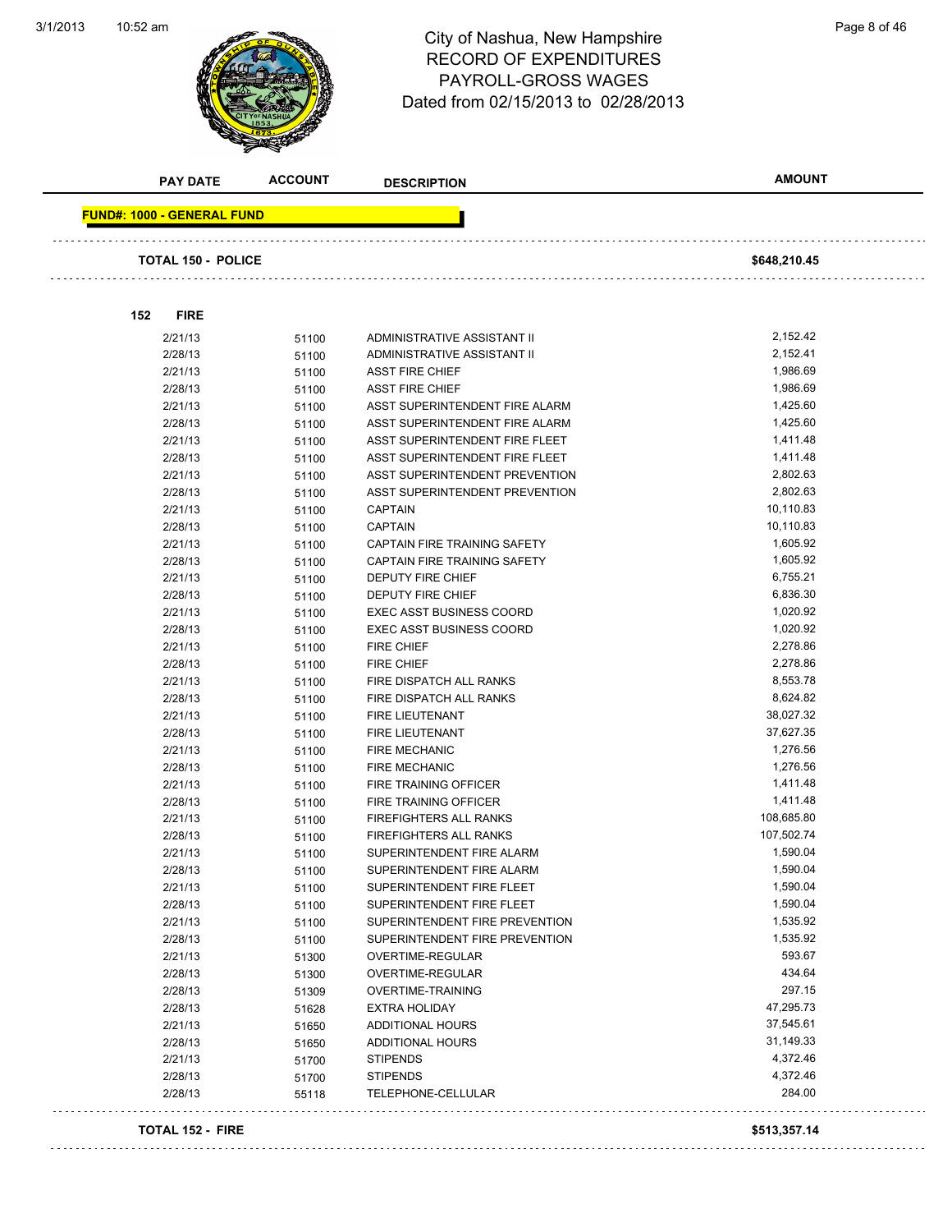# City of Nashua, New Hampshire
## RECORD OF EXPENDITURES
## PAYROLL-GROSS WAGES
### Dated from 02/15/2013 to 02/28/2013

| PAY DATE | ACCOUNT | DESCRIPTION | AMOUNT |
|---|---|---|---|
| **FUND#: 1000 - GENERAL FUND** | | | |
| **TOTAL 150 - POLICE** | | | **$648,210.45** |
| **152 FIRE** | | | |
| 2/21/13 | 51100 | ADMINISTRATIVE ASSISTANT II | 2,152.42 |
| 2/28/13 | 51100 | ADMINISTRATIVE ASSISTANT II | 2,152.41 |
| 2/21/13 | 51100 | ASST FIRE CHIEF | 1,986.69 |
| 2/28/13 | 51100 | ASST FIRE CHIEF | 1,986.69 |
| 2/21/13 | 51100 | ASST SUPERINTENDENT FIRE ALARM | 1,425.60 |
| 2/28/13 | 51100 | ASST SUPERINTENDENT FIRE ALARM | 1,425.60 |
| 2/21/13 | 51100 | ASST SUPERINTENDENT FIRE FLEET | 1,411.48 |
| 2/28/13 | 51100 | ASST SUPERINTENDENT FIRE FLEET | 1,411.48 |
| 2/21/13 | 51100 | ASST SUPERINTENDENT PREVENTION | 2,802.63 |
| 2/28/13 | 51100 | ASST SUPERINTENDENT PREVENTION | 2,802.63 |
| 2/21/13 | 51100 | CAPTAIN | 10,110.83 |
| 2/28/13 | 51100 | CAPTAIN | 10,110.83 |
| 2/21/13 | 51100 | CAPTAIN FIRE TRAINING SAFETY | 1,605.92 |
| 2/28/13 | 51100 | CAPTAIN FIRE TRAINING SAFETY | 1,605.92 |
| 2/21/13 | 51100 | DEPUTY FIRE CHIEF | 6,755.21 |
| 2/28/13 | 51100 | DEPUTY FIRE CHIEF | 6,836.30 |
| 2/21/13 | 51100 | EXEC ASST BUSINESS COORD | 1,020.92 |
| 2/28/13 | 51100 | EXEC ASST BUSINESS COORD | 1,020.92 |
| 2/21/13 | 51100 | FIRE CHIEF | 2,278.86 |
| 2/28/13 | 51100 | FIRE CHIEF | 2,278.86 |
| 2/21/13 | 51100 | FIRE DISPATCH ALL RANKS | 8,553.78 |
| 2/28/13 | 51100 | FIRE DISPATCH ALL RANKS | 8,624.82 |
| 2/21/13 | 51100 | FIRE LIEUTENANT | 38,027.32 |
| 2/28/13 | 51100 | FIRE LIEUTENANT | 37,627.35 |
| 2/21/13 | 51100 | FIRE MECHANIC | 1,276.56 |
| 2/28/13 | 51100 | FIRE MECHANIC | 1,276.56 |
| 2/21/13 | 51100 | FIRE TRAINING OFFICER | 1,411.48 |
| 2/28/13 | 51100 | FIRE TRAINING OFFICER | 1,411.48 |
| 2/21/13 | 51100 | FIREFIGHTERS ALL RANKS | 108,685.80 |
| 2/28/13 | 51100 | FIREFIGHTERS ALL RANKS | 107,502.74 |
| 2/21/13 | 51100 | SUPERINTENDENT FIRE ALARM | 1,590.04 |
| 2/28/13 | 51100 | SUPERINTENDENT FIRE ALARM | 1,590.04 |
| 2/21/13 | 51100 | SUPERINTENDENT FIRE FLEET | 1,590.04 |
| 2/28/13 | 51100 | SUPERINTENDENT FIRE FLEET | 1,590.04 |
| 2/21/13 | 51100 | SUPERINTENDENT FIRE PREVENTION | 1,535.92 |
| 2/28/13 | 51100 | SUPERINTENDENT FIRE PREVENTION | 1,535.92 |
| 2/21/13 | 51300 | OVERTIME-REGULAR | 593.67 |
| 2/28/13 | 51300 | OVERTIME-REGULAR | 434.64 |
| 2/28/13 | 51309 | OVERTIME-TRAINING | 297.15 |
| 2/28/13 | 51628 | EXTRA HOLIDAY | 47,295.73 |
| 2/21/13 | 51650 | ADDITIONAL HOURS | 37,545.61 |
| 2/28/13 | 51650 | ADDITIONAL HOURS | 31,149.33 |
| 2/21/13 | 51700 | STIPENDS | 4,372.46 |
| 2/28/13 | 51700 | STIPENDS | 4,372.46 |
| 2/28/13 | 55118 | TELEPHONE-CELLULAR | 284.00 |
| **TOTAL 152 - FIRE** | | | **$513,357.14** |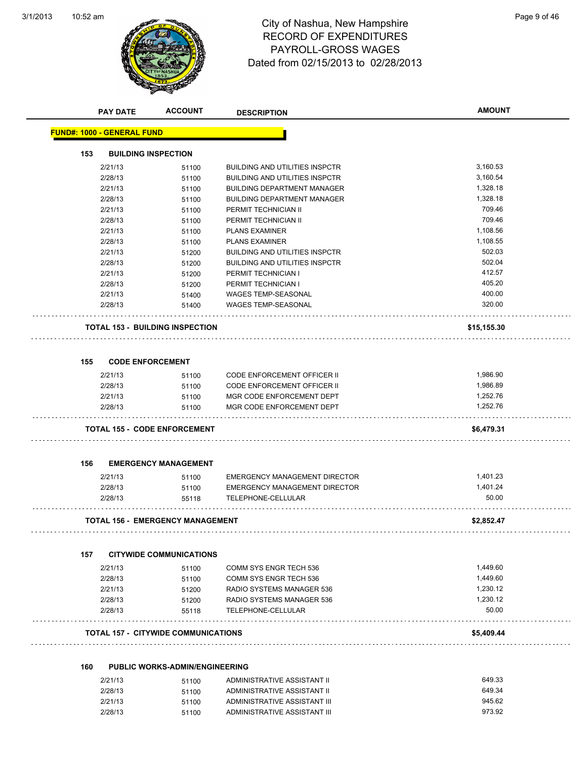# City of Nashua, New Hampshire
## RECORD OF EXPENDITURES
## PAYROLL-GROSS WAGES
## Dated from 02/15/2013 to 02/28/2013

| PAY DATE | ACCOUNT | DESCRIPTION | AMOUNT |
|---|---|---|---|

**FUND#: 1000 - GENERAL FUND**

**153 BUILDING INSPECTION**

| PAY DATE | ACCOUNT | DESCRIPTION | AMOUNT |
|---|---|---|---|
| 2/21/13 | 51100 | BUILDING AND UTILITIES INSPCTR | 3,160.53 |
| 2/28/13 | 51100 | BUILDING AND UTILITIES INSPCTR | 3,160.54 |
| 2/21/13 | 51100 | BUILDING DEPARTMENT MANAGER | 1,328.18 |
| 2/28/13 | 51100 | BUILDING DEPARTMENT MANAGER | 1,328.18 |
| 2/21/13 | 51100 | PERMIT TECHNICIAN II | 709.46 |
| 2/28/13 | 51100 | PERMIT TECHNICIAN II | 709.46 |
| 2/21/13 | 51100 | PLANS EXAMINER | 1,108.56 |
| 2/28/13 | 51100 | PLANS EXAMINER | 1,108.55 |
| 2/21/13 | 51200 | BUILDING AND UTILITIES INSPCTR | 502.03 |
| 2/28/13 | 51200 | BUILDING AND UTILITIES INSPCTR | 502.04 |
| 2/21/13 | 51200 | PERMIT TECHNICIAN I | 412.57 |
| 2/28/13 | 51200 | PERMIT TECHNICIAN I | 405.20 |
| 2/21/13 | 51400 | WAGES TEMP-SEASONAL | 400.00 |
| 2/28/13 | 51400 | WAGES TEMP-SEASONAL | 320.00 |

**TOTAL 153 - BUILDING INSPECTION** **$15,155.30**

**155 CODE ENFORCEMENT**

| PAY DATE | ACCOUNT | DESCRIPTION | AMOUNT |
|---|---|---|---|
| 2/21/13 | 51100 | CODE ENFORCEMENT OFFICER II | 1,986.90 |
| 2/28/13 | 51100 | CODE ENFORCEMENT OFFICER II | 1,986.89 |
| 2/21/13 | 51100 | MGR CODE ENFORCEMENT DEPT | 1,252.76 |
| 2/28/13 | 51100 | MGR CODE ENFORCEMENT DEPT | 1,252.76 |

**TOTAL 155 - CODE ENFORCEMENT** **$6,479.31**

**156 EMERGENCY MANAGEMENT**

| PAY DATE | ACCOUNT | DESCRIPTION | AMOUNT |
|---|---|---|---|
| 2/21/13 | 51100 | EMERGENCY MANAGEMENT DIRECTOR | 1,401.23 |
| 2/28/13 | 51100 | EMERGENCY MANAGEMENT DIRECTOR | 1,401.24 |
| 2/28/13 | 55118 | TELEPHONE-CELLULAR | 50.00 |

**TOTAL 156 - EMERGENCY MANAGEMENT** **$2,852.47**

**157 CITYWIDE COMMUNICATIONS**

| PAY DATE | ACCOUNT | DESCRIPTION | AMOUNT |
|---|---|---|---|
| 2/21/13 | 51100 | COMM SYS ENGR TECH 536 | 1,449.60 |
| 2/28/13 | 51100 | COMM SYS ENGR TECH 536 | 1,449.60 |
| 2/21/13 | 51200 | RADIO SYSTEMS MANAGER 536 | 1,230.12 |
| 2/28/13 | 51200 | RADIO SYSTEMS MANAGER 536 | 1,230.12 |
| 2/28/13 | 55118 | TELEPHONE-CELLULAR | 50.00 |

**TOTAL 157 - CITYWIDE COMMUNICATIONS** **$5,409.44**

**160 PUBLIC WORKS-ADMIN/ENGINEERING**

| PAY DATE | ACCOUNT | DESCRIPTION | AMOUNT |
|---|---|---|---|
| 2/21/13 | 51100 | ADMINISTRATIVE ASSISTANT II | 649.33 |
| 2/28/13 | 51100 | ADMINISTRATIVE ASSISTANT II | 649.34 |
| 2/21/13 | 51100 | ADMINISTRATIVE ASSISTANT III | 945.62 |
| 2/28/13 | 51100 | ADMINISTRATIVE ASSISTANT III | 973.92 |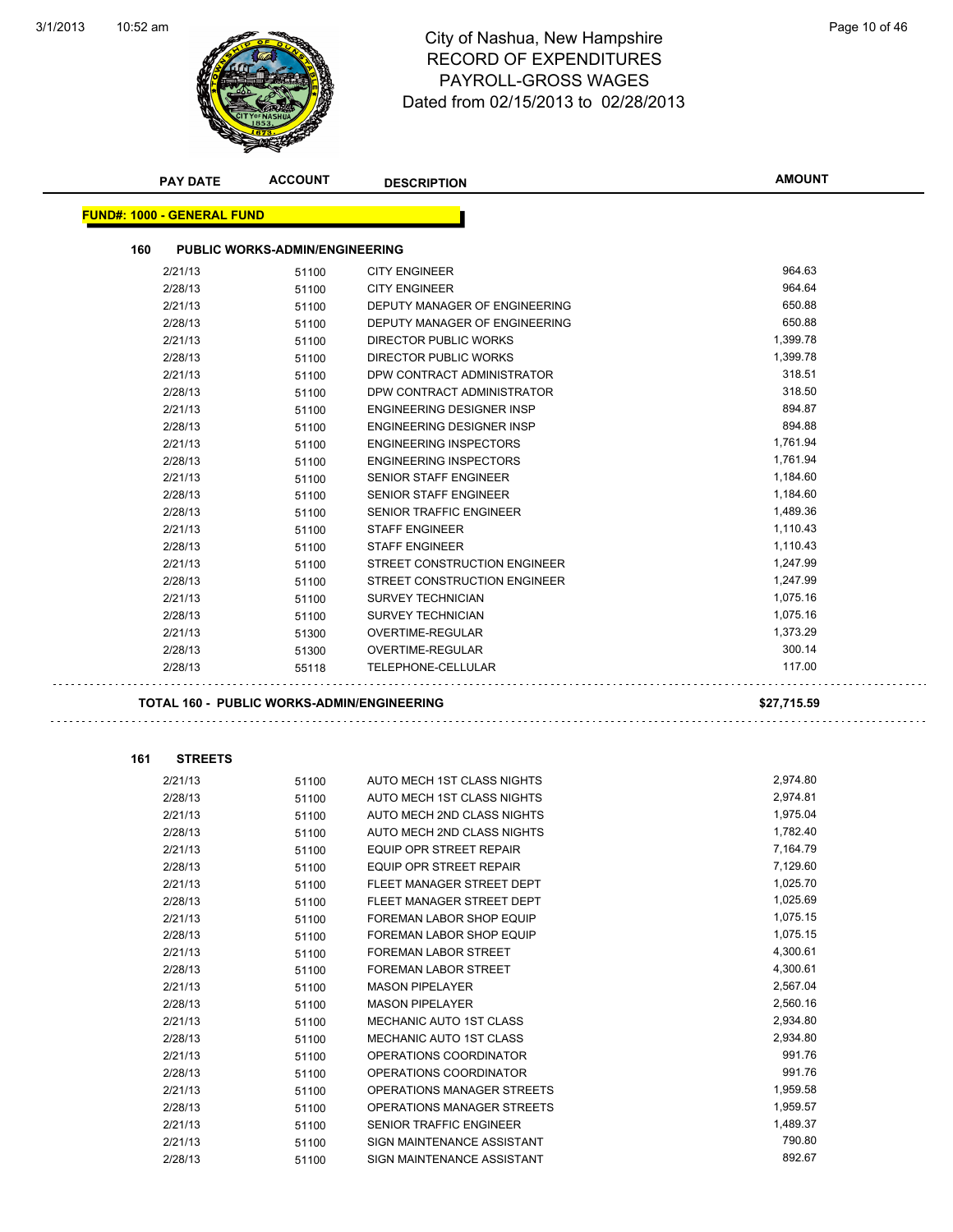# City of Nashua, New Hampshire
## RECORD OF EXPENDITURES
## PAYROLL-GROSS WAGES
## Dated from 02/15/2013 to 02/28/2013

| PAY DATE | ACCOUNT | DESCRIPTION | AMOUNT |
|---|---|---|---|

**FUND#: 1000 - GENERAL FUND**

**160 PUBLIC WORKS-ADMIN/ENGINEERING**

| PAY DATE | ACCOUNT | DESCRIPTION | AMOUNT |
|---|---|---|---|
| 2/21/13 | 51100 | CITY ENGINEER | 964.63 |
| 2/28/13 | 51100 | CITY ENGINEER | 964.64 |
| 2/21/13 | 51100 | DEPUTY MANAGER OF ENGINEERING | 650.88 |
| 2/28/13 | 51100 | DEPUTY MANAGER OF ENGINEERING | 650.88 |
| 2/21/13 | 51100 | DIRECTOR PUBLIC WORKS | 1,399.78 |
| 2/28/13 | 51100 | DIRECTOR PUBLIC WORKS | 1,399.78 |
| 2/21/13 | 51100 | DPW CONTRACT ADMINISTRATOR | 318.51 |
| 2/28/13 | 51100 | DPW CONTRACT ADMINISTRATOR | 318.50 |
| 2/21/13 | 51100 | ENGINEERING DESIGNER INSP | 894.87 |
| 2/28/13 | 51100 | ENGINEERING DESIGNER INSP | 894.88 |
| 2/21/13 | 51100 | ENGINEERING INSPECTORS | 1,761.94 |
| 2/28/13 | 51100 | ENGINEERING INSPECTORS | 1,761.94 |
| 2/21/13 | 51100 | SENIOR STAFF ENGINEER | 1,184.60 |
| 2/28/13 | 51100 | SENIOR STAFF ENGINEER | 1,184.60 |
| 2/28/13 | 51100 | SENIOR TRAFFIC ENGINEER | 1,489.36 |
| 2/21/13 | 51100 | STAFF ENGINEER | 1,110.43 |
| 2/28/13 | 51100 | STAFF ENGINEER | 1,110.43 |
| 2/21/13 | 51100 | STREET CONSTRUCTION ENGINEER | 1,247.99 |
| 2/28/13 | 51100 | STREET CONSTRUCTION ENGINEER | 1,247.99 |
| 2/21/13 | 51100 | SURVEY TECHNICIAN | 1,075.16 |
| 2/28/13 | 51100 | SURVEY TECHNICIAN | 1,075.16 |
| 2/21/13 | 51300 | OVERTIME-REGULAR | 1,373.29 |
| 2/28/13 | 51300 | OVERTIME-REGULAR | 300.14 |
| 2/28/13 | 55118 | TELEPHONE-CELLULAR | 117.00 |

**TOTAL 160 - PUBLIC WORKS-ADMIN/ENGINEERING** **$27,715.59**

**161 STREETS**

| PAY DATE | ACCOUNT | DESCRIPTION | AMOUNT |
|---|---|---|---|
| 2/21/13 | 51100 | AUTO MECH 1ST CLASS NIGHTS | 2,974.80 |
| 2/28/13 | 51100 | AUTO MECH 1ST CLASS NIGHTS | 2,974.81 |
| 2/21/13 | 51100 | AUTO MECH 2ND CLASS NIGHTS | 1,975.04 |
| 2/28/13 | 51100 | AUTO MECH 2ND CLASS NIGHTS | 1,782.40 |
| 2/21/13 | 51100 | EQUIP OPR STREET REPAIR | 7,164.79 |
| 2/28/13 | 51100 | EQUIP OPR STREET REPAIR | 7,129.60 |
| 2/21/13 | 51100 | FLEET MANAGER STREET DEPT | 1,025.70 |
| 2/28/13 | 51100 | FLEET MANAGER STREET DEPT | 1,025.69 |
| 2/21/13 | 51100 | FOREMAN LABOR SHOP EQUIP | 1,075.15 |
| 2/28/13 | 51100 | FOREMAN LABOR SHOP EQUIP | 1,075.15 |
| 2/21/13 | 51100 | FOREMAN LABOR STREET | 4,300.61 |
| 2/28/13 | 51100 | FOREMAN LABOR STREET | 4,300.61 |
| 2/21/13 | 51100 | MASON PIPELAYER | 2,567.04 |
| 2/28/13 | 51100 | MASON PIPELAYER | 2,560.16 |
| 2/21/13 | 51100 | MECHANIC AUTO 1ST CLASS | 2,934.80 |
| 2/28/13 | 51100 | MECHANIC AUTO 1ST CLASS | 2,934.80 |
| 2/21/13 | 51100 | OPERATIONS COORDINATOR | 991.76 |
| 2/28/13 | 51100 | OPERATIONS COORDINATOR | 991.76 |
| 2/21/13 | 51100 | OPERATIONS MANAGER STREETS | 1,959.58 |
| 2/28/13 | 51100 | OPERATIONS MANAGER STREETS | 1,959.57 |
| 2/21/13 | 51100 | SENIOR TRAFFIC ENGINEER | 1,489.37 |
| 2/21/13 | 51100 | SIGN MAINTENANCE ASSISTANT | 790.80 |
| 2/28/13 | 51100 | SIGN MAINTENANCE ASSISTANT | 892.67 |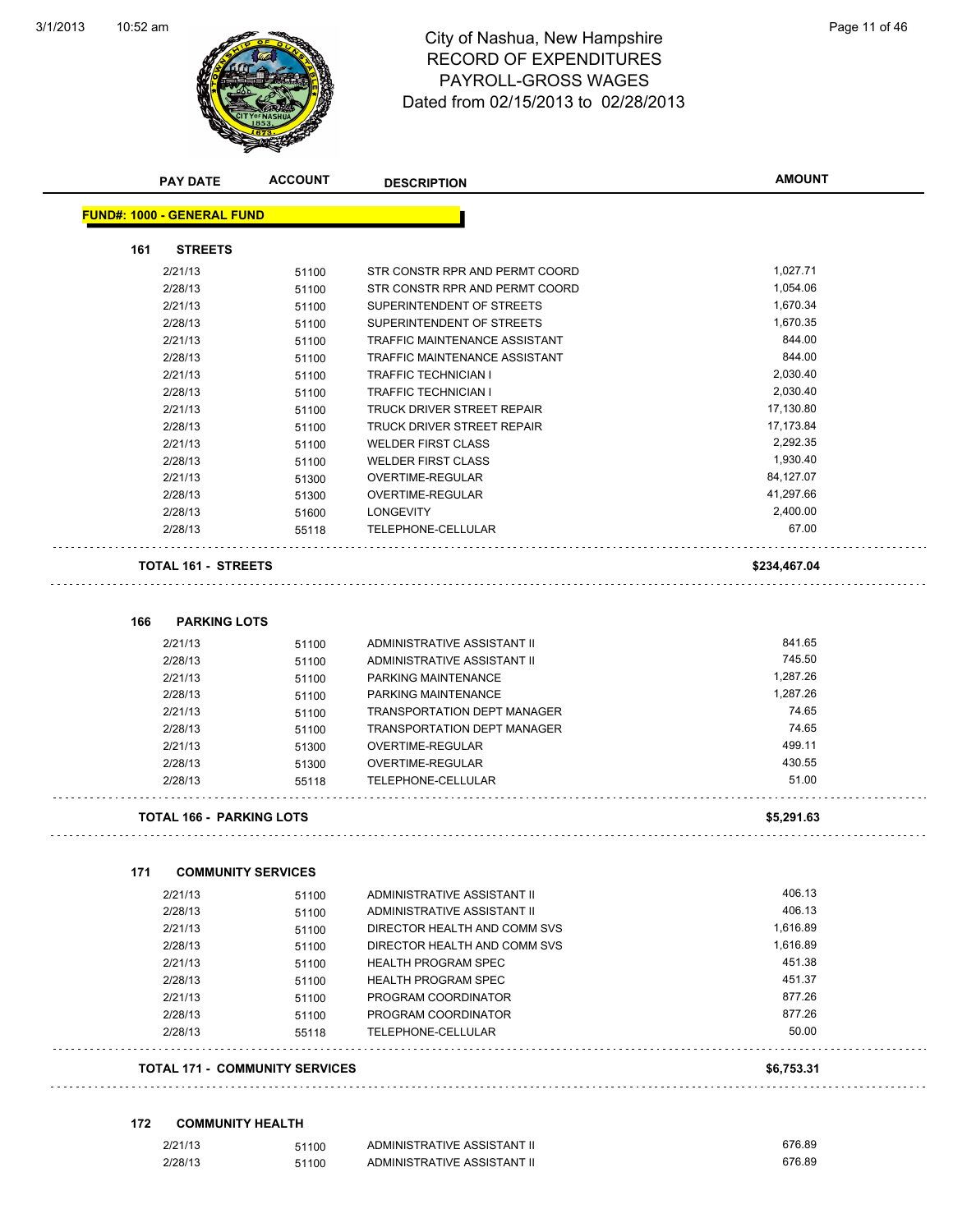# City of Nashua, New Hampshire
## RECORD OF EXPENDITURES
## PAYROLL-GROSS WAGES
## Dated from 02/15/2013 to 02/28/2013

| PAY DATE | ACCOUNT | DESCRIPTION | AMOUNT |
|---|---|---|---|

**FUND#: 1000 - GENERAL FUND**

### 161 STREETS

| PAY DATE | ACCOUNT | DESCRIPTION | AMOUNT |
|---|---|---|---|
| 2/21/13 | 51100 | STR CONSTR RPR AND PERMT COORD | 1,027.71 |
| 2/28/13 | 51100 | STR CONSTR RPR AND PERMT COORD | 1,054.06 |
| 2/21/13 | 51100 | SUPERINTENDENT OF STREETS | 1,670.34 |
| 2/28/13 | 51100 | SUPERINTENDENT OF STREETS | 1,670.35 |
| 2/21/13 | 51100 | TRAFFIC MAINTENANCE ASSISTANT | 844.00 |
| 2/28/13 | 51100 | TRAFFIC MAINTENANCE ASSISTANT | 844.00 |
| 2/21/13 | 51100 | TRAFFIC TECHNICIAN I | 2,030.40 |
| 2/28/13 | 51100 | TRAFFIC TECHNICIAN I | 2,030.40 |
| 2/21/13 | 51100 | TRUCK DRIVER STREET REPAIR | 17,130.80 |
| 2/28/13 | 51100 | TRUCK DRIVER STREET REPAIR | 17,173.84 |
| 2/21/13 | 51100 | WELDER FIRST CLASS | 2,292.35 |
| 2/28/13 | 51100 | WELDER FIRST CLASS | 1,930.40 |
| 2/21/13 | 51300 | OVERTIME-REGULAR | 84,127.07 |
| 2/28/13 | 51300 | OVERTIME-REGULAR | 41,297.66 |
| 2/28/13 | 51600 | LONGEVITY | 2,400.00 |
| 2/28/13 | 55118 | TELEPHONE-CELLULAR | 67.00 |

**TOTAL 161 - STREETS** **$234,467.04**

### 166 PARKING LOTS

| PAY DATE | ACCOUNT | DESCRIPTION | AMOUNT |
|---|---|---|---|
| 2/21/13 | 51100 | ADMINISTRATIVE ASSISTANT II | 841.65 |
| 2/28/13 | 51100 | ADMINISTRATIVE ASSISTANT II | 745.50 |
| 2/21/13 | 51100 | PARKING MAINTENANCE | 1,287.26 |
| 2/28/13 | 51100 | PARKING MAINTENANCE | 1,287.26 |
| 2/21/13 | 51100 | TRANSPORTATION DEPT MANAGER | 74.65 |
| 2/28/13 | 51100 | TRANSPORTATION DEPT MANAGER | 74.65 |
| 2/21/13 | 51300 | OVERTIME-REGULAR | 499.11 |
| 2/28/13 | 51300 | OVERTIME-REGULAR | 430.55 |
| 2/28/13 | 55118 | TELEPHONE-CELLULAR | 51.00 |

**TOTAL 166 - PARKING LOTS** **$5,291.63**

### 171 COMMUNITY SERVICES

| PAY DATE | ACCOUNT | DESCRIPTION | AMOUNT |
|---|---|---|---|
| 2/21/13 | 51100 | ADMINISTRATIVE ASSISTANT II | 406.13 |
| 2/28/13 | 51100 | ADMINISTRATIVE ASSISTANT II | 406.13 |
| 2/21/13 | 51100 | DIRECTOR HEALTH AND COMM SVS | 1,616.89 |
| 2/28/13 | 51100 | DIRECTOR HEALTH AND COMM SVS | 1,616.89 |
| 2/21/13 | 51100 | HEALTH PROGRAM SPEC | 451.38 |
| 2/28/13 | 51100 | HEALTH PROGRAM SPEC | 451.37 |
| 2/21/13 | 51100 | PROGRAM COORDINATOR | 877.26 |
| 2/28/13 | 51100 | PROGRAM COORDINATOR | 877.26 |
| 2/28/13 | 55118 | TELEPHONE-CELLULAR | 50.00 |

**TOTAL 171 - COMMUNITY SERVICES** **$6,753.31**

### 172 COMMUNITY HEALTH

| PAY DATE | ACCOUNT | DESCRIPTION | AMOUNT |
|---|---|---|---|
| 2/21/13 | 51100 | ADMINISTRATIVE ASSISTANT II | 676.89 |
| 2/28/13 | 51100 | ADMINISTRATIVE ASSISTANT II | 676.89 |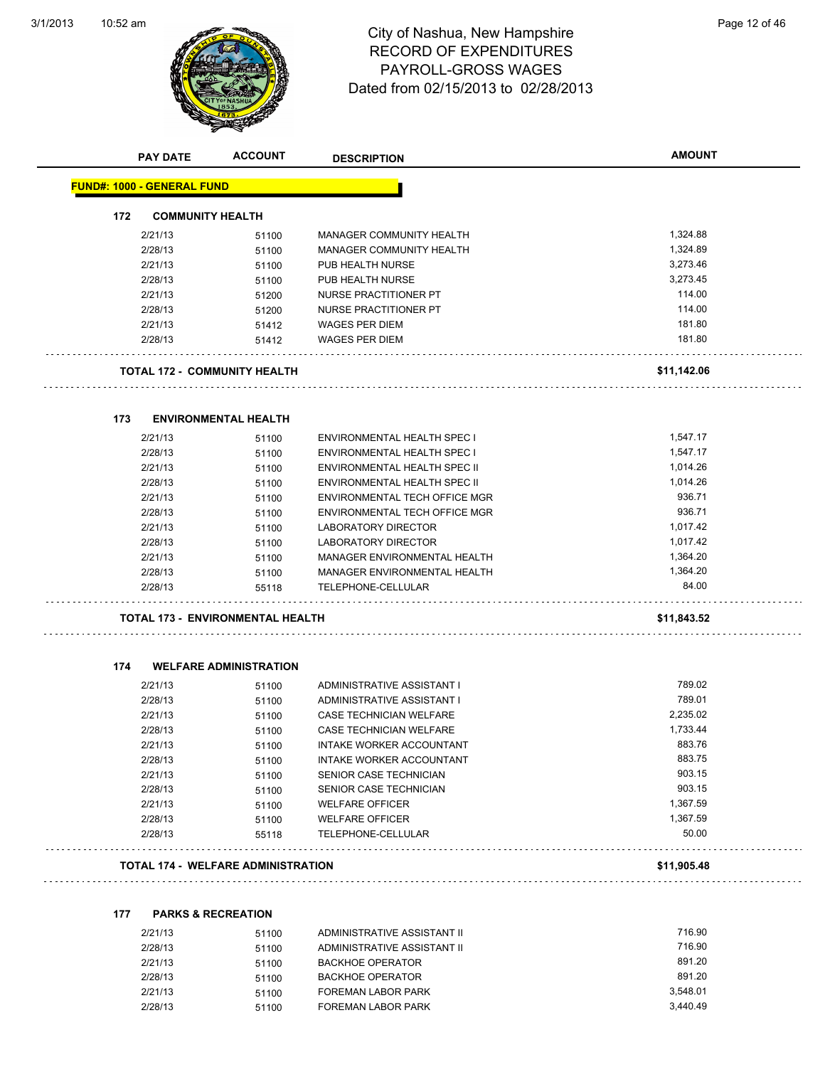# City of Nashua, New Hampshire
## RECORD OF EXPENDITURES
## PAYROLL-GROSS WAGES
### Dated from 02/15/2013 to 02/28/2013

| PAY DATE | ACCOUNT | DESCRIPTION | AMOUNT |
|---|---|---|---|
| **FUND#: 1000 - GENERAL FUND** | | | |
| **172 COMMUNITY HEALTH** | | | |
| 2/21/13 | 51100 | MANAGER COMMUNITY HEALTH | 1,324.88 |
| 2/28/13 | 51100 | MANAGER COMMUNITY HEALTH | 1,324.89 |
| 2/21/13 | 51100 | PUB HEALTH NURSE | 3,273.46 |
| 2/28/13 | 51100 | PUB HEALTH NURSE | 3,273.45 |
| 2/21/13 | 51200 | NURSE PRACTITIONER PT | 114.00 |
| 2/28/13 | 51200 | NURSE PRACTITIONER PT | 114.00 |
| 2/21/13 | 51412 | WAGES PER DIEM | 181.80 |
| 2/28/13 | 51412 | WAGES PER DIEM | 181.80 |
| **TOTAL 172 - COMMUNITY HEALTH** | | | **$11,142.06** |
| **173 ENVIRONMENTAL HEALTH** | | | |
| 2/21/13 | 51100 | ENVIRONMENTAL HEALTH SPEC I | 1,547.17 |
| 2/28/13 | 51100 | ENVIRONMENTAL HEALTH SPEC I | 1,547.17 |
| 2/21/13 | 51100 | ENVIRONMENTAL HEALTH SPEC II | 1,014.26 |
| 2/28/13 | 51100 | ENVIRONMENTAL HEALTH SPEC II | 1,014.26 |
| 2/21/13 | 51100 | ENVIRONMENTAL TECH OFFICE MGR | 936.71 |
| 2/28/13 | 51100 | ENVIRONMENTAL TECH OFFICE MGR | 936.71 |
| 2/21/13 | 51100 | LABORATORY DIRECTOR | 1,017.42 |
| 2/28/13 | 51100 | LABORATORY DIRECTOR | 1,017.42 |
| 2/21/13 | 51100 | MANAGER ENVIRONMENTAL HEALTH | 1,364.20 |
| 2/28/13 | 51100 | MANAGER ENVIRONMENTAL HEALTH | 1,364.20 |
| 2/28/13 | 55118 | TELEPHONE-CELLULAR | 84.00 |
| **TOTAL 173 - ENVIRONMENTAL HEALTH** | | | **$11,843.52** |
| **174 WELFARE ADMINISTRATION** | | | |
| 2/21/13 | 51100 | ADMINISTRATIVE ASSISTANT I | 789.02 |
| 2/28/13 | 51100 | ADMINISTRATIVE ASSISTANT I | 789.01 |
| 2/21/13 | 51100 | CASE TECHNICIAN WELFARE | 2,235.02 |
| 2/28/13 | 51100 | CASE TECHNICIAN WELFARE | 1,733.44 |
| 2/21/13 | 51100 | INTAKE WORKER ACCOUNTANT | 883.76 |
| 2/28/13 | 51100 | INTAKE WORKER ACCOUNTANT | 883.75 |
| 2/21/13 | 51100 | SENIOR CASE TECHNICIAN | 903.15 |
| 2/28/13 | 51100 | SENIOR CASE TECHNICIAN | 903.15 |
| 2/21/13 | 51100 | WELFARE OFFICER | 1,367.59 |
| 2/28/13 | 51100 | WELFARE OFFICER | 1,367.59 |
| 2/28/13 | 55118 | TELEPHONE-CELLULAR | 50.00 |
| **TOTAL 174 - WELFARE ADMINISTRATION** | | | **$11,905.48** |
| **177 PARKS & RECREATION** | | | |
| 2/21/13 | 51100 | ADMINISTRATIVE ASSISTANT II | 716.90 |
| 2/28/13 | 51100 | ADMINISTRATIVE ASSISTANT II | 716.90 |
| 2/21/13 | 51100 | BACKHOE OPERATOR | 891.20 |
| 2/28/13 | 51100 | BACKHOE OPERATOR | 891.20 |
| 2/21/13 | 51100 | FOREMAN LABOR PARK | 3,548.01 |
| 2/28/13 | 51100 | FOREMAN LABOR PARK | 3,440.49 |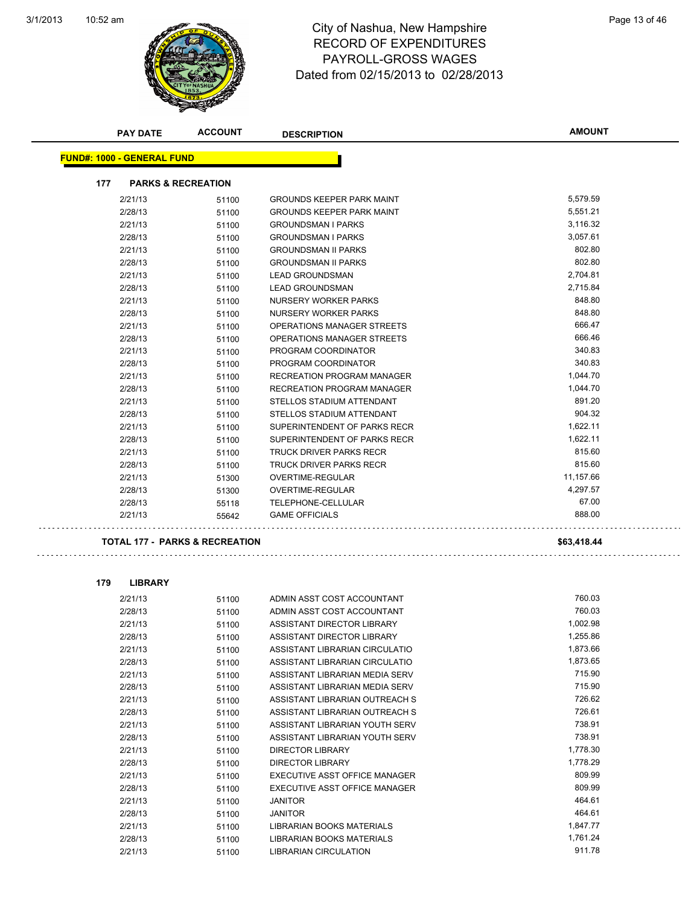# City of Nashua, New Hampshire
## RECORD OF EXPENDITURES
## PAYROLL-GROSS WAGES
## Dated from 02/15/2013 to 02/28/2013

| PAY DATE | ACCOUNT | DESCRIPTION | AMOUNT |
|---|---|---|---|

**FUND#: 1000 - GENERAL FUND**

### 177 PARKS & RECREATION

| PAY DATE | ACCOUNT | DESCRIPTION | AMOUNT |
|---|---|---|---|
| 2/21/13 | 51100 | GROUNDS KEEPER PARK MAINT | 5,579.59 |
| 2/28/13 | 51100 | GROUNDS KEEPER PARK MAINT | 5,551.21 |
| 2/21/13 | 51100 | GROUNDSMAN I PARKS | 3,116.32 |
| 2/28/13 | 51100 | GROUNDSMAN I PARKS | 3,057.61 |
| 2/21/13 | 51100 | GROUNDSMAN II PARKS | 802.80 |
| 2/28/13 | 51100 | GROUNDSMAN II PARKS | 802.80 |
| 2/21/13 | 51100 | LEAD GROUNDSMAN | 2,704.81 |
| 2/28/13 | 51100 | LEAD GROUNDSMAN | 2,715.84 |
| 2/21/13 | 51100 | NURSERY WORKER PARKS | 848.80 |
| 2/28/13 | 51100 | NURSERY WORKER PARKS | 848.80 |
| 2/21/13 | 51100 | OPERATIONS MANAGER STREETS | 666.47 |
| 2/28/13 | 51100 | OPERATIONS MANAGER STREETS | 666.46 |
| 2/21/13 | 51100 | PROGRAM COORDINATOR | 340.83 |
| 2/28/13 | 51100 | PROGRAM COORDINATOR | 340.83 |
| 2/21/13 | 51100 | RECREATION PROGRAM MANAGER | 1,044.70 |
| 2/28/13 | 51100 | RECREATION PROGRAM MANAGER | 1,044.70 |
| 2/21/13 | 51100 | STELLOS STADIUM ATTENDANT | 891.20 |
| 2/28/13 | 51100 | STELLOS STADIUM ATTENDANT | 904.32 |
| 2/21/13 | 51100 | SUPERINTENDENT OF PARKS RECR | 1,622.11 |
| 2/28/13 | 51100 | SUPERINTENDENT OF PARKS RECR | 1,622.11 |
| 2/21/13 | 51100 | TRUCK DRIVER PARKS RECR | 815.60 |
| 2/28/13 | 51100 | TRUCK DRIVER PARKS RECR | 815.60 |
| 2/21/13 | 51300 | OVERTIME-REGULAR | 11,157.66 |
| 2/28/13 | 51300 | OVERTIME-REGULAR | 4,297.57 |
| 2/28/13 | 55118 | TELEPHONE-CELLULAR | 67.00 |
| 2/21/13 | 55642 | GAME OFFICIALS | 888.00 |

**TOTAL 177 - PARKS & RECREATION** **$63,418.44**

### 179 LIBRARY

| PAY DATE | ACCOUNT | DESCRIPTION | AMOUNT |
|---|---|---|---|
| 2/21/13 | 51100 | ADMIN ASST COST ACCOUNTANT | 760.03 |
| 2/28/13 | 51100 | ADMIN ASST COST ACCOUNTANT | 760.03 |
| 2/21/13 | 51100 | ASSISTANT DIRECTOR LIBRARY | 1,002.98 |
| 2/28/13 | 51100 | ASSISTANT DIRECTOR LIBRARY | 1,255.86 |
| 2/21/13 | 51100 | ASSISTANT LIBRARIAN CIRCULATIO | 1,873.66 |
| 2/28/13 | 51100 | ASSISTANT LIBRARIAN CIRCULATIO | 1,873.65 |
| 2/21/13 | 51100 | ASSISTANT LIBRARIAN MEDIA SERV | 715.90 |
| 2/28/13 | 51100 | ASSISTANT LIBRARIAN MEDIA SERV | 715.90 |
| 2/21/13 | 51100 | ASSISTANT LIBRARIAN OUTREACH S | 726.62 |
| 2/28/13 | 51100 | ASSISTANT LIBRARIAN OUTREACH S | 726.61 |
| 2/21/13 | 51100 | ASSISTANT LIBRARIAN YOUTH SERV | 738.91 |
| 2/28/13 | 51100 | ASSISTANT LIBRARIAN YOUTH SERV | 738.91 |
| 2/21/13 | 51100 | DIRECTOR LIBRARY | 1,778.30 |
| 2/28/13 | 51100 | DIRECTOR LIBRARY | 1,778.29 |
| 2/21/13 | 51100 | EXECUTIVE ASST OFFICE MANAGER | 809.99 |
| 2/28/13 | 51100 | EXECUTIVE ASST OFFICE MANAGER | 809.99 |
| 2/21/13 | 51100 | JANITOR | 464.61 |
| 2/28/13 | 51100 | JANITOR | 464.61 |
| 2/21/13 | 51100 | LIBRARIAN BOOKS MATERIALS | 1,847.77 |
| 2/28/13 | 51100 | LIBRARIAN BOOKS MATERIALS | 1,761.24 |
| 2/21/13 | 51100 | LIBRARIAN CIRCULATION | 911.78 |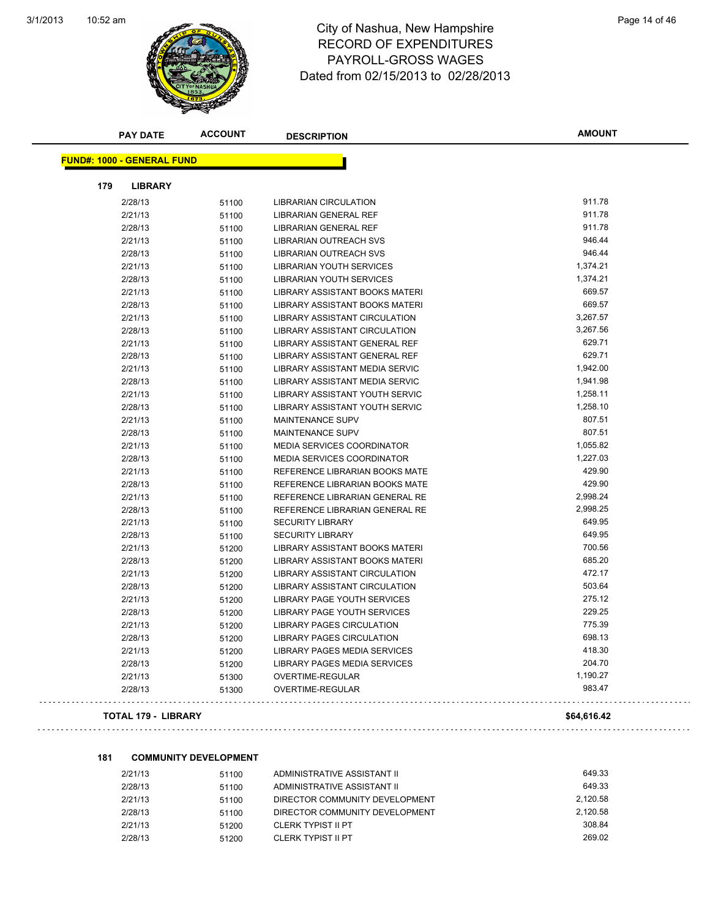# City of Nashua, New Hampshire
## RECORD OF EXPENDITURES
## PAYROLL-GROSS WAGES
## Dated from 02/15/2013 to 02/28/2013

| PAY DATE | ACCOUNT | DESCRIPTION | AMOUNT |
|---|---|---|---|

**FUND#: 1000 - GENERAL FUND**

**179 LIBRARY**

| PAY DATE | ACCOUNT | DESCRIPTION | AMOUNT |
|---|---|---|---|
| 2/28/13 | 51100 | LIBRARIAN CIRCULATION | 911.78 |
| 2/21/13 | 51100 | LIBRARIAN GENERAL REF | 911.78 |
| 2/28/13 | 51100 | LIBRARIAN GENERAL REF | 911.78 |
| 2/21/13 | 51100 | LIBRARIAN OUTREACH SVS | 946.44 |
| 2/28/13 | 51100 | LIBRARIAN OUTREACH SVS | 946.44 |
| 2/21/13 | 51100 | LIBRARIAN YOUTH SERVICES | 1,374.21 |
| 2/28/13 | 51100 | LIBRARIAN YOUTH SERVICES | 1,374.21 |
| 2/21/13 | 51100 | LIBRARY ASSISTANT BOOKS MATERI | 669.57 |
| 2/28/13 | 51100 | LIBRARY ASSISTANT BOOKS MATERI | 669.57 |
| 2/21/13 | 51100 | LIBRARY ASSISTANT CIRCULATION | 3,267.57 |
| 2/28/13 | 51100 | LIBRARY ASSISTANT CIRCULATION | 3,267.56 |
| 2/21/13 | 51100 | LIBRARY ASSISTANT GENERAL REF | 629.71 |
| 2/28/13 | 51100 | LIBRARY ASSISTANT GENERAL REF | 629.71 |
| 2/21/13 | 51100 | LIBRARY ASSISTANT MEDIA SERVIC | 1,942.00 |
| 2/28/13 | 51100 | LIBRARY ASSISTANT MEDIA SERVIC | 1,941.98 |
| 2/21/13 | 51100 | LIBRARY ASSISTANT YOUTH SERVIC | 1,258.11 |
| 2/28/13 | 51100 | LIBRARY ASSISTANT YOUTH SERVIC | 1,258.10 |
| 2/21/13 | 51100 | MAINTENANCE SUPV | 807.51 |
| 2/28/13 | 51100 | MAINTENANCE SUPV | 807.51 |
| 2/21/13 | 51100 | MEDIA SERVICES COORDINATOR | 1,055.82 |
| 2/28/13 | 51100 | MEDIA SERVICES COORDINATOR | 1,227.03 |
| 2/21/13 | 51100 | REFERENCE LIBRARIAN BOOKS MATE | 429.90 |
| 2/28/13 | 51100 | REFERENCE LIBRARIAN BOOKS MATE | 429.90 |
| 2/21/13 | 51100 | REFERENCE LIBRARIAN GENERAL RE | 2,998.24 |
| 2/28/13 | 51100 | REFERENCE LIBRARIAN GENERAL RE | 2,998.25 |
| 2/21/13 | 51100 | SECURITY LIBRARY | 649.95 |
| 2/28/13 | 51100 | SECURITY LIBRARY | 649.95 |
| 2/21/13 | 51200 | LIBRARY ASSISTANT BOOKS MATERI | 700.56 |
| 2/28/13 | 51200 | LIBRARY ASSISTANT BOOKS MATERI | 685.20 |
| 2/21/13 | 51200 | LIBRARY ASSISTANT CIRCULATION | 472.17 |
| 2/28/13 | 51200 | LIBRARY ASSISTANT CIRCULATION | 503.64 |
| 2/21/13 | 51200 | LIBRARY PAGE YOUTH SERVICES | 275.12 |
| 2/28/13 | 51200 | LIBRARY PAGE YOUTH SERVICES | 229.25 |
| 2/21/13 | 51200 | LIBRARY PAGES CIRCULATION | 775.39 |
| 2/28/13 | 51200 | LIBRARY PAGES CIRCULATION | 698.13 |
| 2/21/13 | 51200 | LIBRARY PAGES MEDIA SERVICES | 418.30 |
| 2/28/13 | 51200 | LIBRARY PAGES MEDIA SERVICES | 204.70 |
| 2/21/13 | 51300 | OVERTIME-REGULAR | 1,190.27 |
| 2/28/13 | 51300 | OVERTIME-REGULAR | 983.47 |

**TOTAL 179 - LIBRARY** **$64,616.42**

**181 COMMUNITY DEVELOPMENT**

| PAY DATE | ACCOUNT | DESCRIPTION | AMOUNT |
|---|---|---|---|
| 2/21/13 | 51100 | ADMINISTRATIVE ASSISTANT II | 649.33 |
| 2/28/13 | 51100 | ADMINISTRATIVE ASSISTANT II | 649.33 |
| 2/21/13 | 51100 | DIRECTOR COMMUNITY DEVELOPMENT | 2,120.58 |
| 2/28/13 | 51100 | DIRECTOR COMMUNITY DEVELOPMENT | 2,120.58 |
| 2/21/13 | 51200 | CLERK TYPIST II PT | 308.84 |
| 2/28/13 | 51200 | CLERK TYPIST II PT | 269.02 |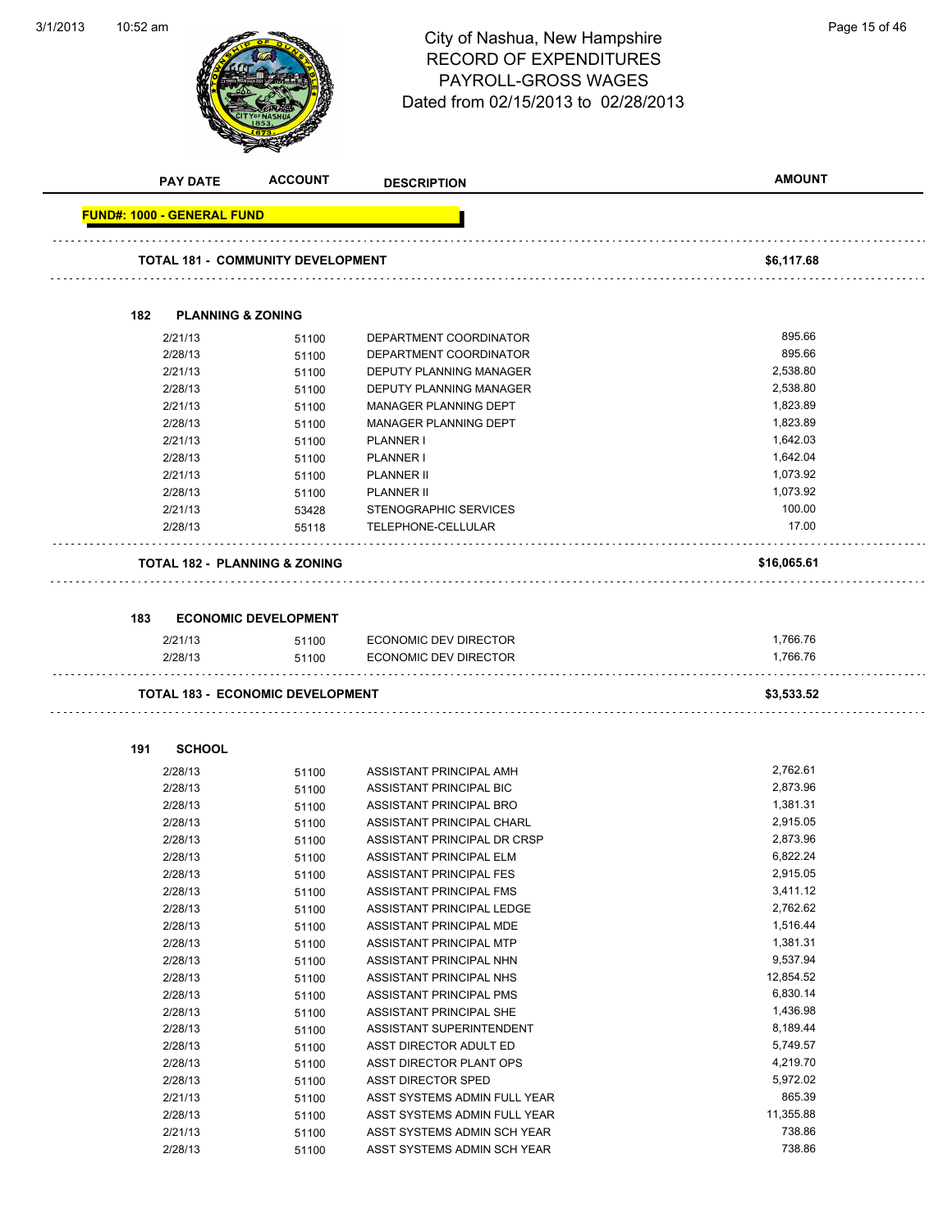# City of Nashua, New Hampshire
## RECORD OF EXPENDITURES
## PAYROLL-GROSS WAGES
### Dated from 02/15/2013 to 02/28/2013

| PAY DATE | ACCOUNT | DESCRIPTION | AMOUNT |
|---|---|---|---|
| **FUND#: 1000 - GENERAL FUND** | | | |
| **TOTAL 181 - COMMUNITY DEVELOPMENT** | | | **$6,117.68** |
| **182 PLANNING & ZONING** | | | |
| 2/21/13 | 51100 | DEPARTMENT COORDINATOR | 895.66 |
| 2/28/13 | 51100 | DEPARTMENT COORDINATOR | 895.66 |
| 2/21/13 | 51100 | DEPUTY PLANNING MANAGER | 2,538.80 |
| 2/28/13 | 51100 | DEPUTY PLANNING MANAGER | 2,538.80 |
| 2/21/13 | 51100 | MANAGER PLANNING DEPT | 1,823.89 |
| 2/28/13 | 51100 | MANAGER PLANNING DEPT | 1,823.89 |
| 2/21/13 | 51100 | PLANNER I | 1,642.03 |
| 2/28/13 | 51100 | PLANNER I | 1,642.04 |
| 2/21/13 | 51100 | PLANNER II | 1,073.92 |
| 2/28/13 | 51100 | PLANNER II | 1,073.92 |
| 2/21/13 | 53428 | STENOGRAPHIC SERVICES | 100.00 |
| 2/28/13 | 55118 | TELEPHONE-CELLULAR | 17.00 |
| **TOTAL 182 - PLANNING & ZONING** | | | **$16,065.61** |
| **183 ECONOMIC DEVELOPMENT** | | | |
| 2/21/13 | 51100 | ECONOMIC DEV DIRECTOR | 1,766.76 |
| 2/28/13 | 51100 | ECONOMIC DEV DIRECTOR | 1,766.76 |
| **TOTAL 183 - ECONOMIC DEVELOPMENT** | | | **$3,533.52** |
| **191 SCHOOL** | | | |
| 2/28/13 | 51100 | ASSISTANT PRINCIPAL AMH | 2,762.61 |
| 2/28/13 | 51100 | ASSISTANT PRINCIPAL BIC | 2,873.96 |
| 2/28/13 | 51100 | ASSISTANT PRINCIPAL BRO | 1,381.31 |
| 2/28/13 | 51100 | ASSISTANT PRINCIPAL CHARL | 2,915.05 |
| 2/28/13 | 51100 | ASSISTANT PRINCIPAL DR CRSP | 2,873.96 |
| 2/28/13 | 51100 | ASSISTANT PRINCIPAL ELM | 6,822.24 |
| 2/28/13 | 51100 | ASSISTANT PRINCIPAL FES | 2,915.05 |
| 2/28/13 | 51100 | ASSISTANT PRINCIPAL FMS | 3,411.12 |
| 2/28/13 | 51100 | ASSISTANT PRINCIPAL LEDGE | 2,762.62 |
| 2/28/13 | 51100 | ASSISTANT PRINCIPAL MDE | 1,516.44 |
| 2/28/13 | 51100 | ASSISTANT PRINCIPAL MTP | 1,381.31 |
| 2/28/13 | 51100 | ASSISTANT PRINCIPAL NHN | 9,537.94 |
| 2/28/13 | 51100 | ASSISTANT PRINCIPAL NHS | 12,854.52 |
| 2/28/13 | 51100 | ASSISTANT PRINCIPAL PMS | 6,830.14 |
| 2/28/13 | 51100 | ASSISTANT PRINCIPAL SHE | 1,436.98 |
| 2/28/13 | 51100 | ASSISTANT SUPERINTENDENT | 8,189.44 |
| 2/28/13 | 51100 | ASST DIRECTOR ADULT ED | 5,749.57 |
| 2/28/13 | 51100 | ASST DIRECTOR PLANT OPS | 4,219.70 |
| 2/28/13 | 51100 | ASST DIRECTOR SPED | 5,972.02 |
| 2/21/13 | 51100 | ASST SYSTEMS ADMIN FULL YEAR | 865.39 |
| 2/28/13 | 51100 | ASST SYSTEMS ADMIN FULL YEAR | 11,355.88 |
| 2/21/13 | 51100 | ASST SYSTEMS ADMIN SCH YEAR | 738.86 |
| 2/28/13 | 51100 | ASST SYSTEMS ADMIN SCH YEAR | 738.86 |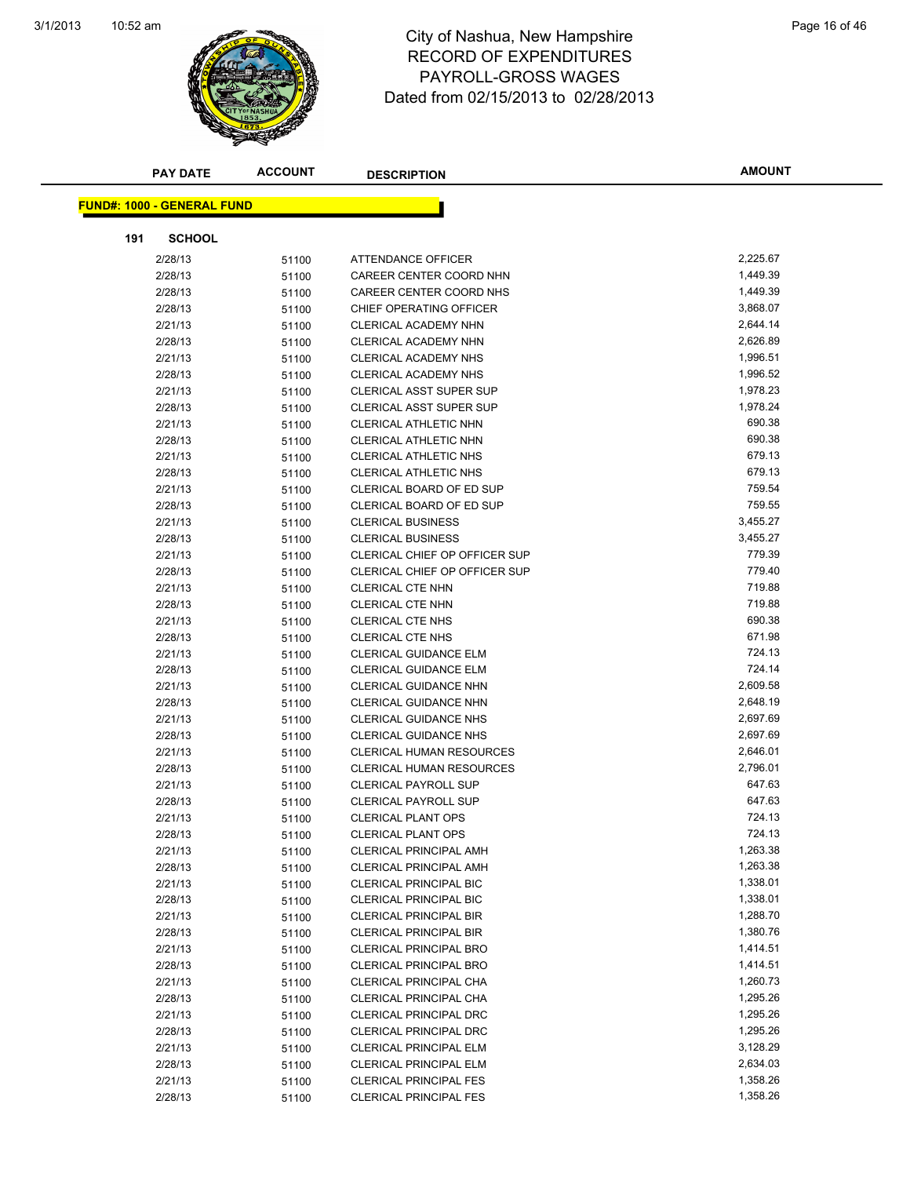# City of Nashua, New Hampshire
## RECORD OF EXPENDITURES
## PAYROLL-GROSS WAGES
## Dated from 02/15/2013 to 02/28/2013

**FUND#: 1000 - GENERAL FUND**

**191 SCHOOL**

| PAY DATE | ACCOUNT | DESCRIPTION | AMOUNT |
|---|---|---|---|
| 2/28/13 | 51100 | ATTENDANCE OFFICER | 2,225.67 |
| 2/28/13 | 51100 | CAREER CENTER COORD NHN | 1,449.39 |
| 2/28/13 | 51100 | CAREER CENTER COORD NHS | 1,449.39 |
| 2/28/13 | 51100 | CHIEF OPERATING OFFICER | 3,868.07 |
| 2/21/13 | 51100 | CLERICAL ACADEMY NHN | 2,644.14 |
| 2/28/13 | 51100 | CLERICAL ACADEMY NHN | 2,626.89 |
| 2/21/13 | 51100 | CLERICAL ACADEMY NHS | 1,996.51 |
| 2/28/13 | 51100 | CLERICAL ACADEMY NHS | 1,996.52 |
| 2/21/13 | 51100 | CLERICAL ASST SUPER SUP | 1,978.23 |
| 2/28/13 | 51100 | CLERICAL ASST SUPER SUP | 1,978.24 |
| 2/21/13 | 51100 | CLERICAL ATHLETIC NHN | 690.38 |
| 2/28/13 | 51100 | CLERICAL ATHLETIC NHN | 690.38 |
| 2/21/13 | 51100 | CLERICAL ATHLETIC NHS | 679.13 |
| 2/28/13 | 51100 | CLERICAL ATHLETIC NHS | 679.13 |
| 2/21/13 | 51100 | CLERICAL BOARD OF ED SUP | 759.54 |
| 2/28/13 | 51100 | CLERICAL BOARD OF ED SUP | 759.55 |
| 2/21/13 | 51100 | CLERICAL BUSINESS | 3,455.27 |
| 2/28/13 | 51100 | CLERICAL BUSINESS | 3,455.27 |
| 2/21/13 | 51100 | CLERICAL CHIEF OP OFFICER SUP | 779.39 |
| 2/28/13 | 51100 | CLERICAL CHIEF OP OFFICER SUP | 779.40 |
| 2/21/13 | 51100 | CLERICAL CTE NHN | 719.88 |
| 2/28/13 | 51100 | CLERICAL CTE NHN | 719.88 |
| 2/21/13 | 51100 | CLERICAL CTE NHS | 690.38 |
| 2/28/13 | 51100 | CLERICAL CTE NHS | 671.98 |
| 2/21/13 | 51100 | CLERICAL GUIDANCE ELM | 724.13 |
| 2/28/13 | 51100 | CLERICAL GUIDANCE ELM | 724.14 |
| 2/21/13 | 51100 | CLERICAL GUIDANCE NHN | 2,609.58 |
| 2/28/13 | 51100 | CLERICAL GUIDANCE NHN | 2,648.19 |
| 2/21/13 | 51100 | CLERICAL GUIDANCE NHS | 2,697.69 |
| 2/28/13 | 51100 | CLERICAL GUIDANCE NHS | 2,697.69 |
| 2/21/13 | 51100 | CLERICAL HUMAN RESOURCES | 2,646.01 |
| 2/28/13 | 51100 | CLERICAL HUMAN RESOURCES | 2,796.01 |
| 2/21/13 | 51100 | CLERICAL PAYROLL SUP | 647.63 |
| 2/28/13 | 51100 | CLERICAL PAYROLL SUP | 647.63 |
| 2/21/13 | 51100 | CLERICAL PLANT OPS | 724.13 |
| 2/28/13 | 51100 | CLERICAL PLANT OPS | 724.13 |
| 2/21/13 | 51100 | CLERICAL PRINCIPAL AMH | 1,263.38 |
| 2/28/13 | 51100 | CLERICAL PRINCIPAL AMH | 1,263.38 |
| 2/21/13 | 51100 | CLERICAL PRINCIPAL BIC | 1,338.01 |
| 2/28/13 | 51100 | CLERICAL PRINCIPAL BIC | 1,338.01 |
| 2/21/13 | 51100 | CLERICAL PRINCIPAL BIR | 1,288.70 |
| 2/28/13 | 51100 | CLERICAL PRINCIPAL BIR | 1,380.76 |
| 2/21/13 | 51100 | CLERICAL PRINCIPAL BRO | 1,414.51 |
| 2/28/13 | 51100 | CLERICAL PRINCIPAL BRO | 1,414.51 |
| 2/21/13 | 51100 | CLERICAL PRINCIPAL CHA | 1,260.73 |
| 2/28/13 | 51100 | CLERICAL PRINCIPAL CHA | 1,295.26 |
| 2/21/13 | 51100 | CLERICAL PRINCIPAL DRC | 1,295.26 |
| 2/28/13 | 51100 | CLERICAL PRINCIPAL DRC | 1,295.26 |
| 2/21/13 | 51100 | CLERICAL PRINCIPAL ELM | 3,128.29 |
| 2/28/13 | 51100 | CLERICAL PRINCIPAL ELM | 2,634.03 |
| 2/21/13 | 51100 | CLERICAL PRINCIPAL FES | 1,358.26 |
| 2/28/13 | 51100 | CLERICAL PRINCIPAL FES | 1,358.26 |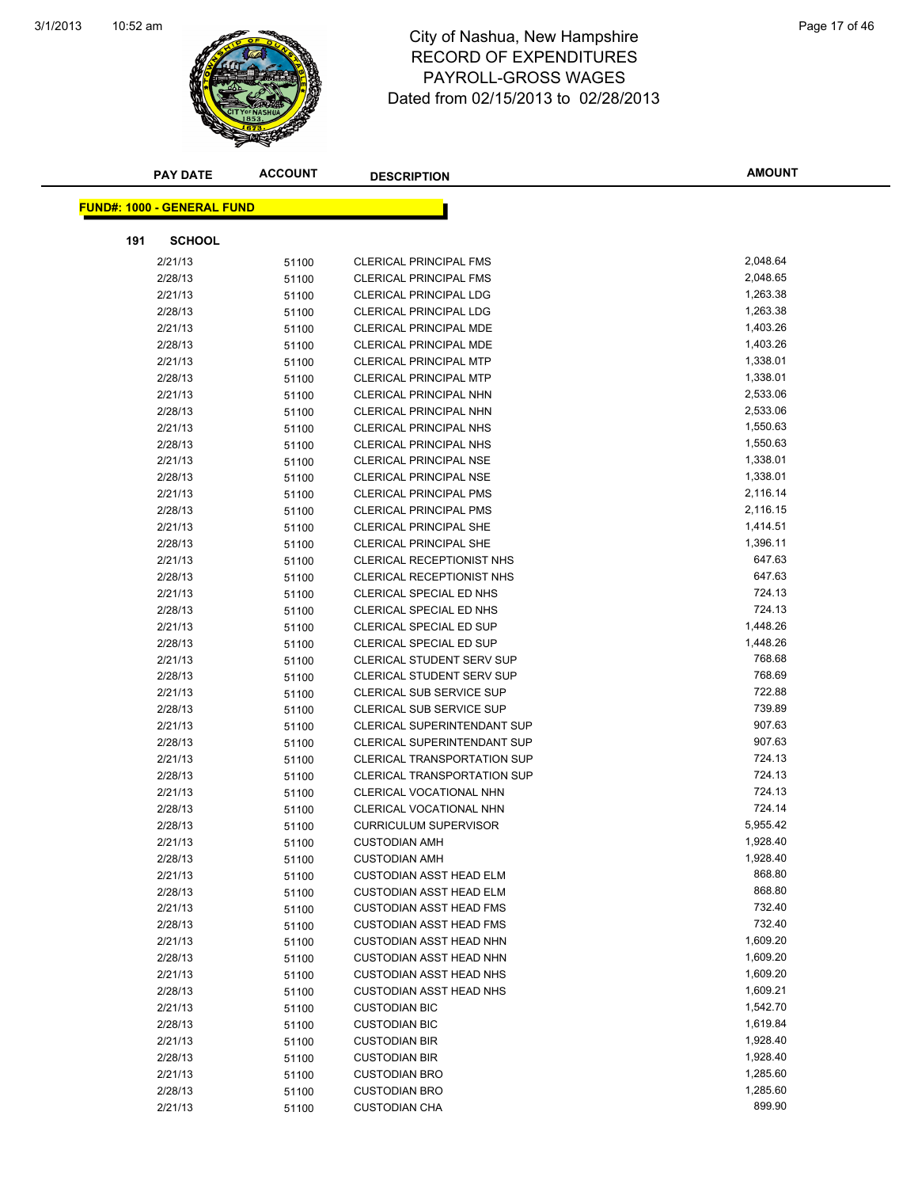# City of Nashua, New Hampshire
## RECORD OF EXPENDITURES
## PAYROLL-GROSS WAGES
### Dated from 02/15/2013 to 02/28/2013

**FUND#: 1000 - GENERAL FUND**

**191 SCHOOL**

| PAY DATE | ACCOUNT | DESCRIPTION | AMOUNT |
|---|---|---|---|
| 2/21/13 | 51100 | CLERICAL PRINCIPAL FMS | 2,048.64 |
| 2/28/13 | 51100 | CLERICAL PRINCIPAL FMS | 2,048.65 |
| 2/21/13 | 51100 | CLERICAL PRINCIPAL LDG | 1,263.38 |
| 2/28/13 | 51100 | CLERICAL PRINCIPAL LDG | 1,263.38 |
| 2/21/13 | 51100 | CLERICAL PRINCIPAL MDE | 1,403.26 |
| 2/28/13 | 51100 | CLERICAL PRINCIPAL MDE | 1,403.26 |
| 2/21/13 | 51100 | CLERICAL PRINCIPAL MTP | 1,338.01 |
| 2/28/13 | 51100 | CLERICAL PRINCIPAL MTP | 1,338.01 |
| 2/21/13 | 51100 | CLERICAL PRINCIPAL NHN | 2,533.06 |
| 2/28/13 | 51100 | CLERICAL PRINCIPAL NHN | 2,533.06 |
| 2/21/13 | 51100 | CLERICAL PRINCIPAL NHS | 1,550.63 |
| 2/28/13 | 51100 | CLERICAL PRINCIPAL NHS | 1,550.63 |
| 2/21/13 | 51100 | CLERICAL PRINCIPAL NSE | 1,338.01 |
| 2/28/13 | 51100 | CLERICAL PRINCIPAL NSE | 1,338.01 |
| 2/21/13 | 51100 | CLERICAL PRINCIPAL PMS | 2,116.14 |
| 2/28/13 | 51100 | CLERICAL PRINCIPAL PMS | 2,116.15 |
| 2/21/13 | 51100 | CLERICAL PRINCIPAL SHE | 1,414.51 |
| 2/28/13 | 51100 | CLERICAL PRINCIPAL SHE | 1,396.11 |
| 2/21/13 | 51100 | CLERICAL RECEPTIONIST NHS | 647.63 |
| 2/28/13 | 51100 | CLERICAL RECEPTIONIST NHS | 647.63 |
| 2/21/13 | 51100 | CLERICAL SPECIAL ED NHS | 724.13 |
| 2/28/13 | 51100 | CLERICAL SPECIAL ED NHS | 724.13 |
| 2/21/13 | 51100 | CLERICAL SPECIAL ED SUP | 1,448.26 |
| 2/28/13 | 51100 | CLERICAL SPECIAL ED SUP | 1,448.26 |
| 2/21/13 | 51100 | CLERICAL STUDENT SERV SUP | 768.68 |
| 2/28/13 | 51100 | CLERICAL STUDENT SERV SUP | 768.69 |
| 2/21/13 | 51100 | CLERICAL SUB SERVICE SUP | 722.88 |
| 2/28/13 | 51100 | CLERICAL SUB SERVICE SUP | 739.89 |
| 2/21/13 | 51100 | CLERICAL SUPERINTENDANT SUP | 907.63 |
| 2/28/13 | 51100 | CLERICAL SUPERINTENDANT SUP | 907.63 |
| 2/21/13 | 51100 | CLERICAL TRANSPORTATION SUP | 724.13 |
| 2/28/13 | 51100 | CLERICAL TRANSPORTATION SUP | 724.13 |
| 2/21/13 | 51100 | CLERICAL VOCATIONAL NHN | 724.13 |
| 2/28/13 | 51100 | CLERICAL VOCATIONAL NHN | 724.14 |
| 2/28/13 | 51100 | CURRICULUM SUPERVISOR | 5,955.42 |
| 2/21/13 | 51100 | CUSTODIAN AMH | 1,928.40 |
| 2/28/13 | 51100 | CUSTODIAN AMH | 1,928.40 |
| 2/21/13 | 51100 | CUSTODIAN ASST HEAD ELM | 868.80 |
| 2/28/13 | 51100 | CUSTODIAN ASST HEAD ELM | 868.80 |
| 2/21/13 | 51100 | CUSTODIAN ASST HEAD FMS | 732.40 |
| 2/28/13 | 51100 | CUSTODIAN ASST HEAD FMS | 732.40 |
| 2/21/13 | 51100 | CUSTODIAN ASST HEAD NHN | 1,609.20 |
| 2/28/13 | 51100 | CUSTODIAN ASST HEAD NHN | 1,609.20 |
| 2/21/13 | 51100 | CUSTODIAN ASST HEAD NHS | 1,609.20 |
| 2/28/13 | 51100 | CUSTODIAN ASST HEAD NHS | 1,609.21 |
| 2/21/13 | 51100 | CUSTODIAN BIC | 1,542.70 |
| 2/28/13 | 51100 | CUSTODIAN BIC | 1,619.84 |
| 2/21/13 | 51100 | CUSTODIAN BIR | 1,928.40 |
| 2/28/13 | 51100 | CUSTODIAN BIR | 1,928.40 |
| 2/21/13 | 51100 | CUSTODIAN BRO | 1,285.60 |
| 2/28/13 | 51100 | CUSTODIAN BRO | 1,285.60 |
| 2/21/13 | 51100 | CUSTODIAN CHA | 899.90 |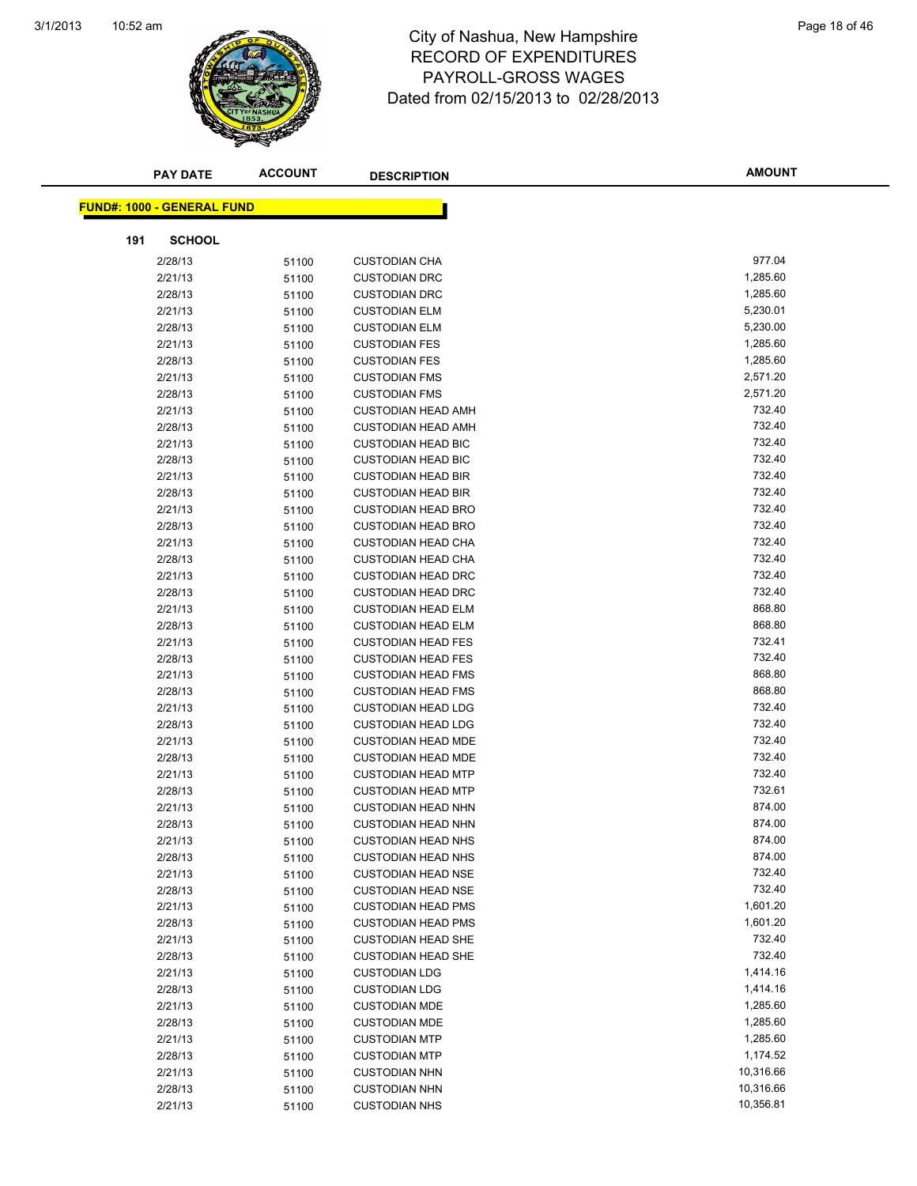# City of Nashua, New Hampshire
## RECORD OF EXPENDITURES
## PAYROLL-GROSS WAGES
## Dated from 02/15/2013 to 02/28/2013

**FUND#: 1000 - GENERAL FUND**

**191 SCHOOL**

| PAY DATE | ACCOUNT | DESCRIPTION | AMOUNT |
|---|---|---|---|
| 2/28/13 | 51100 | CUSTODIAN CHA | 977.04 |
| 2/21/13 | 51100 | CUSTODIAN DRC | 1,285.60 |
| 2/28/13 | 51100 | CUSTODIAN DRC | 1,285.60 |
| 2/21/13 | 51100 | CUSTODIAN ELM | 5,230.01 |
| 2/28/13 | 51100 | CUSTODIAN ELM | 5,230.00 |
| 2/21/13 | 51100 | CUSTODIAN FES | 1,285.60 |
| 2/28/13 | 51100 | CUSTODIAN FES | 1,285.60 |
| 2/21/13 | 51100 | CUSTODIAN FMS | 2,571.20 |
| 2/28/13 | 51100 | CUSTODIAN FMS | 2,571.20 |
| 2/21/13 | 51100 | CUSTODIAN HEAD AMH | 732.40 |
| 2/28/13 | 51100 | CUSTODIAN HEAD AMH | 732.40 |
| 2/21/13 | 51100 | CUSTODIAN HEAD BIC | 732.40 |
| 2/28/13 | 51100 | CUSTODIAN HEAD BIC | 732.40 |
| 2/21/13 | 51100 | CUSTODIAN HEAD BIR | 732.40 |
| 2/28/13 | 51100 | CUSTODIAN HEAD BIR | 732.40 |
| 2/21/13 | 51100 | CUSTODIAN HEAD BRO | 732.40 |
| 2/28/13 | 51100 | CUSTODIAN HEAD BRO | 732.40 |
| 2/21/13 | 51100 | CUSTODIAN HEAD CHA | 732.40 |
| 2/28/13 | 51100 | CUSTODIAN HEAD CHA | 732.40 |
| 2/21/13 | 51100 | CUSTODIAN HEAD DRC | 732.40 |
| 2/28/13 | 51100 | CUSTODIAN HEAD DRC | 732.40 |
| 2/21/13 | 51100 | CUSTODIAN HEAD ELM | 868.80 |
| 2/28/13 | 51100 | CUSTODIAN HEAD ELM | 868.80 |
| 2/21/13 | 51100 | CUSTODIAN HEAD FES | 732.41 |
| 2/28/13 | 51100 | CUSTODIAN HEAD FES | 732.40 |
| 2/21/13 | 51100 | CUSTODIAN HEAD FMS | 868.80 |
| 2/28/13 | 51100 | CUSTODIAN HEAD FMS | 868.80 |
| 2/21/13 | 51100 | CUSTODIAN HEAD LDG | 732.40 |
| 2/28/13 | 51100 | CUSTODIAN HEAD LDG | 732.40 |
| 2/21/13 | 51100 | CUSTODIAN HEAD MDE | 732.40 |
| 2/28/13 | 51100 | CUSTODIAN HEAD MDE | 732.40 |
| 2/21/13 | 51100 | CUSTODIAN HEAD MTP | 732.40 |
| 2/28/13 | 51100 | CUSTODIAN HEAD MTP | 732.61 |
| 2/21/13 | 51100 | CUSTODIAN HEAD NHN | 874.00 |
| 2/28/13 | 51100 | CUSTODIAN HEAD NHN | 874.00 |
| 2/21/13 | 51100 | CUSTODIAN HEAD NHS | 874.00 |
| 2/28/13 | 51100 | CUSTODIAN HEAD NHS | 874.00 |
| 2/21/13 | 51100 | CUSTODIAN HEAD NSE | 732.40 |
| 2/28/13 | 51100 | CUSTODIAN HEAD NSE | 732.40 |
| 2/21/13 | 51100 | CUSTODIAN HEAD PMS | 1,601.20 |
| 2/28/13 | 51100 | CUSTODIAN HEAD PMS | 1,601.20 |
| 2/21/13 | 51100 | CUSTODIAN HEAD SHE | 732.40 |
| 2/28/13 | 51100 | CUSTODIAN HEAD SHE | 732.40 |
| 2/21/13 | 51100 | CUSTODIAN LDG | 1,414.16 |
| 2/28/13 | 51100 | CUSTODIAN LDG | 1,414.16 |
| 2/21/13 | 51100 | CUSTODIAN MDE | 1,285.60 |
| 2/28/13 | 51100 | CUSTODIAN MDE | 1,285.60 |
| 2/21/13 | 51100 | CUSTODIAN MTP | 1,285.60 |
| 2/28/13 | 51100 | CUSTODIAN MTP | 1,174.52 |
| 2/21/13 | 51100 | CUSTODIAN NHN | 10,316.66 |
| 2/28/13 | 51100 | CUSTODIAN NHN | 10,316.66 |
| 2/21/13 | 51100 | CUSTODIAN NHS | 10,356.81 |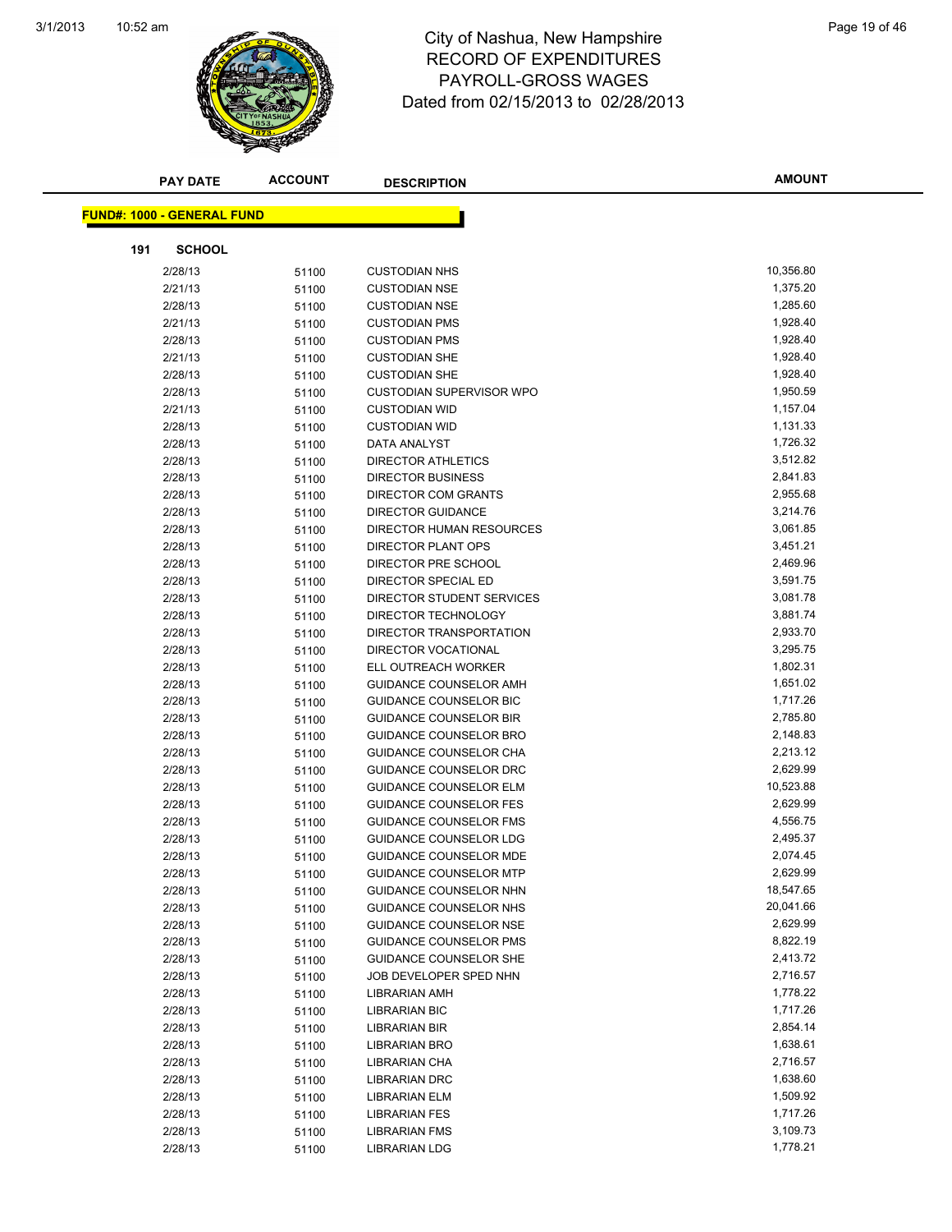# City of Nashua, New Hampshire
## RECORD OF EXPENDITURES
## PAYROLL-GROSS WAGES
## Dated from 02/15/2013 to 02/28/2013

**FUND#: 1000 - GENERAL FUND**

**191 SCHOOL**

| PAY DATE | ACCOUNT | DESCRIPTION | AMOUNT |
|---|---|---|---|
| 2/28/13 | 51100 | CUSTODIAN NHS | 10,356.80 |
| 2/21/13 | 51100 | CUSTODIAN NSE | 1,375.20 |
| 2/28/13 | 51100 | CUSTODIAN NSE | 1,285.60 |
| 2/21/13 | 51100 | CUSTODIAN PMS | 1,928.40 |
| 2/28/13 | 51100 | CUSTODIAN PMS | 1,928.40 |
| 2/21/13 | 51100 | CUSTODIAN SHE | 1,928.40 |
| 2/28/13 | 51100 | CUSTODIAN SHE | 1,928.40 |
| 2/28/13 | 51100 | CUSTODIAN SUPERVISOR WPO | 1,950.59 |
| 2/21/13 | 51100 | CUSTODIAN WID | 1,157.04 |
| 2/28/13 | 51100 | CUSTODIAN WID | 1,131.33 |
| 2/28/13 | 51100 | DATA ANALYST | 1,726.32 |
| 2/28/13 | 51100 | DIRECTOR ATHLETICS | 3,512.82 |
| 2/28/13 | 51100 | DIRECTOR BUSINESS | 2,841.83 |
| 2/28/13 | 51100 | DIRECTOR COM GRANTS | 2,955.68 |
| 2/28/13 | 51100 | DIRECTOR GUIDANCE | 3,214.76 |
| 2/28/13 | 51100 | DIRECTOR HUMAN RESOURCES | 3,061.85 |
| 2/28/13 | 51100 | DIRECTOR PLANT OPS | 3,451.21 |
| 2/28/13 | 51100 | DIRECTOR PRE SCHOOL | 2,469.96 |
| 2/28/13 | 51100 | DIRECTOR SPECIAL ED | 3,591.75 |
| 2/28/13 | 51100 | DIRECTOR STUDENT SERVICES | 3,081.78 |
| 2/28/13 | 51100 | DIRECTOR TECHNOLOGY | 3,881.74 |
| 2/28/13 | 51100 | DIRECTOR TRANSPORTATION | 2,933.70 |
| 2/28/13 | 51100 | DIRECTOR VOCATIONAL | 3,295.75 |
| 2/28/13 | 51100 | ELL OUTREACH WORKER | 1,802.31 |
| 2/28/13 | 51100 | GUIDANCE COUNSELOR AMH | 1,651.02 |
| 2/28/13 | 51100 | GUIDANCE COUNSELOR BIC | 1,717.26 |
| 2/28/13 | 51100 | GUIDANCE COUNSELOR BIR | 2,785.80 |
| 2/28/13 | 51100 | GUIDANCE COUNSELOR BRO | 2,148.83 |
| 2/28/13 | 51100 | GUIDANCE COUNSELOR CHA | 2,213.12 |
| 2/28/13 | 51100 | GUIDANCE COUNSELOR DRC | 2,629.99 |
| 2/28/13 | 51100 | GUIDANCE COUNSELOR ELM | 10,523.88 |
| 2/28/13 | 51100 | GUIDANCE COUNSELOR FES | 2,629.99 |
| 2/28/13 | 51100 | GUIDANCE COUNSELOR FMS | 4,556.75 |
| 2/28/13 | 51100 | GUIDANCE COUNSELOR LDG | 2,495.37 |
| 2/28/13 | 51100 | GUIDANCE COUNSELOR MDE | 2,074.45 |
| 2/28/13 | 51100 | GUIDANCE COUNSELOR MTP | 2,629.99 |
| 2/28/13 | 51100 | GUIDANCE COUNSELOR NHN | 18,547.65 |
| 2/28/13 | 51100 | GUIDANCE COUNSELOR NHS | 20,041.66 |
| 2/28/13 | 51100 | GUIDANCE COUNSELOR NSE | 2,629.99 |
| 2/28/13 | 51100 | GUIDANCE COUNSELOR PMS | 8,822.19 |
| 2/28/13 | 51100 | GUIDANCE COUNSELOR SHE | 2,413.72 |
| 2/28/13 | 51100 | JOB DEVELOPER SPED NHN | 2,716.57 |
| 2/28/13 | 51100 | LIBRARIAN AMH | 1,778.22 |
| 2/28/13 | 51100 | LIBRARIAN BIC | 1,717.26 |
| 2/28/13 | 51100 | LIBRARIAN BIR | 2,854.14 |
| 2/28/13 | 51100 | LIBRARIAN BRO | 1,638.61 |
| 2/28/13 | 51100 | LIBRARIAN CHA | 2,716.57 |
| 2/28/13 | 51100 | LIBRARIAN DRC | 1,638.60 |
| 2/28/13 | 51100 | LIBRARIAN ELM | 1,509.92 |
| 2/28/13 | 51100 | LIBRARIAN FES | 1,717.26 |
| 2/28/13 | 51100 | LIBRARIAN FMS | 3,109.73 |
| 2/28/13 | 51100 | LIBRARIAN LDG | 1,778.21 |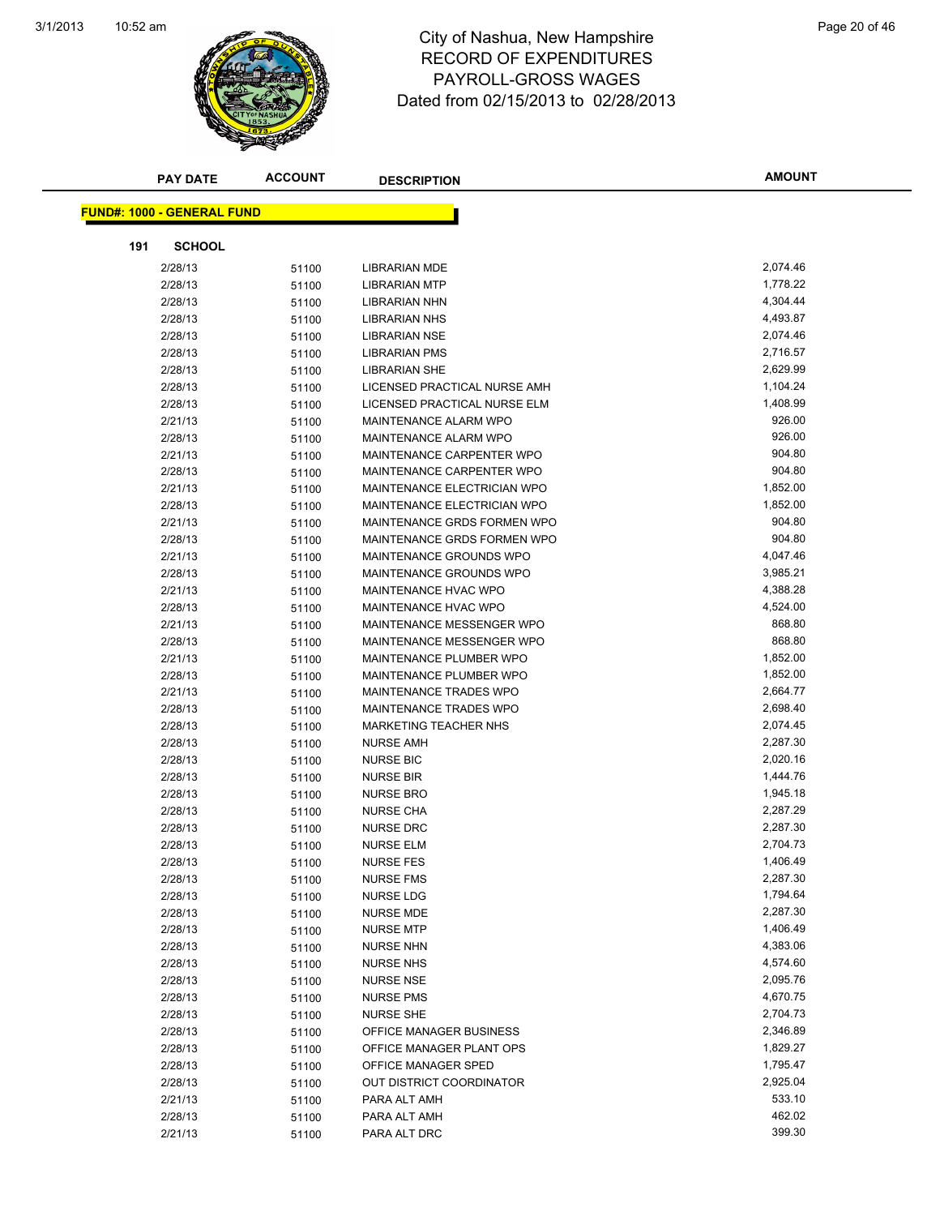# City of Nashua, New Hampshire
# RECORD OF EXPENDITURES
# PAYROLL-GROSS WAGES
# Dated from 02/15/2013 to 02/28/2013

**FUND#: 1000 - GENERAL FUND**

**191 SCHOOL**

| PAY DATE | ACCOUNT | DESCRIPTION | AMOUNT |
|---|---|---|---|
| 2/28/13 | 51100 | LIBRARIAN MDE | 2,074.46 |
| 2/28/13 | 51100 | LIBRARIAN MTP | 1,778.22 |
| 2/28/13 | 51100 | LIBRARIAN NHN | 4,304.44 |
| 2/28/13 | 51100 | LIBRARIAN NHS | 4,493.87 |
| 2/28/13 | 51100 | LIBRARIAN NSE | 2,074.46 |
| 2/28/13 | 51100 | LIBRARIAN PMS | 2,716.57 |
| 2/28/13 | 51100 | LIBRARIAN SHE | 2,629.99 |
| 2/28/13 | 51100 | LICENSED PRACTICAL NURSE AMH | 1,104.24 |
| 2/28/13 | 51100 | LICENSED PRACTICAL NURSE ELM | 1,408.99 |
| 2/21/13 | 51100 | MAINTENANCE ALARM WPO | 926.00 |
| 2/28/13 | 51100 | MAINTENANCE ALARM WPO | 926.00 |
| 2/21/13 | 51100 | MAINTENANCE CARPENTER WPO | 904.80 |
| 2/28/13 | 51100 | MAINTENANCE CARPENTER WPO | 904.80 |
| 2/21/13 | 51100 | MAINTENANCE ELECTRICIAN WPO | 1,852.00 |
| 2/28/13 | 51100 | MAINTENANCE ELECTRICIAN WPO | 1,852.00 |
| 2/21/13 | 51100 | MAINTENANCE GRDS FORMEN WPO | 904.80 |
| 2/28/13 | 51100 | MAINTENANCE GRDS FORMEN WPO | 904.80 |
| 2/21/13 | 51100 | MAINTENANCE GROUNDS WPO | 4,047.46 |
| 2/28/13 | 51100 | MAINTENANCE GROUNDS WPO | 3,985.21 |
| 2/21/13 | 51100 | MAINTENANCE HVAC WPO | 4,388.28 |
| 2/28/13 | 51100 | MAINTENANCE HVAC WPO | 4,524.00 |
| 2/21/13 | 51100 | MAINTENANCE MESSENGER WPO | 868.80 |
| 2/28/13 | 51100 | MAINTENANCE MESSENGER WPO | 868.80 |
| 2/21/13 | 51100 | MAINTENANCE PLUMBER WPO | 1,852.00 |
| 2/28/13 | 51100 | MAINTENANCE PLUMBER WPO | 1,852.00 |
| 2/21/13 | 51100 | MAINTENANCE TRADES WPO | 2,664.77 |
| 2/28/13 | 51100 | MAINTENANCE TRADES WPO | 2,698.40 |
| 2/28/13 | 51100 | MARKETING TEACHER NHS | 2,074.45 |
| 2/28/13 | 51100 | NURSE AMH | 2,287.30 |
| 2/28/13 | 51100 | NURSE BIC | 2,020.16 |
| 2/28/13 | 51100 | NURSE BIR | 1,444.76 |
| 2/28/13 | 51100 | NURSE BRO | 1,945.18 |
| 2/28/13 | 51100 | NURSE CHA | 2,287.29 |
| 2/28/13 | 51100 | NURSE DRC | 2,287.30 |
| 2/28/13 | 51100 | NURSE ELM | 2,704.73 |
| 2/28/13 | 51100 | NURSE FES | 1,406.49 |
| 2/28/13 | 51100 | NURSE FMS | 2,287.30 |
| 2/28/13 | 51100 | NURSE LDG | 1,794.64 |
| 2/28/13 | 51100 | NURSE MDE | 2,287.30 |
| 2/28/13 | 51100 | NURSE MTP | 1,406.49 |
| 2/28/13 | 51100 | NURSE NHN | 4,383.06 |
| 2/28/13 | 51100 | NURSE NHS | 4,574.60 |
| 2/28/13 | 51100 | NURSE NSE | 2,095.76 |
| 2/28/13 | 51100 | NURSE PMS | 4,670.75 |
| 2/28/13 | 51100 | NURSE SHE | 2,704.73 |
| 2/28/13 | 51100 | OFFICE MANAGER BUSINESS | 2,346.89 |
| 2/28/13 | 51100 | OFFICE MANAGER PLANT OPS | 1,829.27 |
| 2/28/13 | 51100 | OFFICE MANAGER SPED | 1,795.47 |
| 2/28/13 | 51100 | OUT DISTRICT COORDINATOR | 2,925.04 |
| 2/21/13 | 51100 | PARA ALT AMH | 533.10 |
| 2/28/13 | 51100 | PARA ALT AMH | 462.02 |
| 2/21/13 | 51100 | PARA ALT DRC | 399.30 |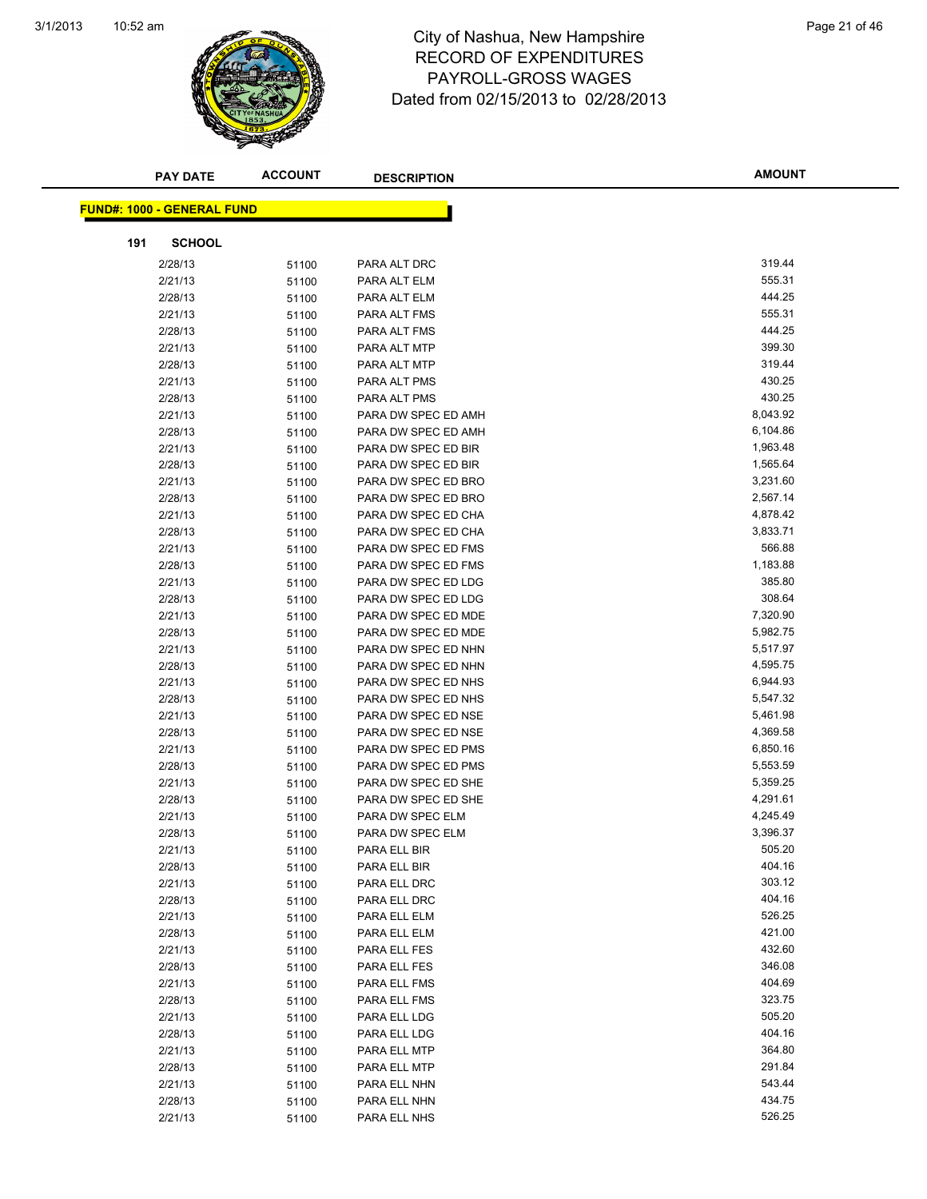# City of Nashua, New Hampshire
## RECORD OF EXPENDITURES
## PAYROLL-GROSS WAGES
## Dated from 02/15/2013 to 02/28/2013

| PAY DATE | ACCOUNT | DESCRIPTION | AMOUNT |
|---|---|---|---|

**FUND#: 1000 - GENERAL FUND**

**191 SCHOOL**

| PAY DATE | ACCOUNT | DESCRIPTION | AMOUNT |
|---|---|---|---|
| 2/28/13 | 51100 | PARA ALT DRC | 319.44 |
| 2/21/13 | 51100 | PARA ALT ELM | 555.31 |
| 2/28/13 | 51100 | PARA ALT ELM | 444.25 |
| 2/21/13 | 51100 | PARA ALT FMS | 555.31 |
| 2/28/13 | 51100 | PARA ALT FMS | 444.25 |
| 2/21/13 | 51100 | PARA ALT MTP | 399.30 |
| 2/28/13 | 51100 | PARA ALT MTP | 319.44 |
| 2/21/13 | 51100 | PARA ALT PMS | 430.25 |
| 2/28/13 | 51100 | PARA ALT PMS | 430.25 |
| 2/21/13 | 51100 | PARA DW SPEC ED AMH | 8,043.92 |
| 2/28/13 | 51100 | PARA DW SPEC ED AMH | 6,104.86 |
| 2/21/13 | 51100 | PARA DW SPEC ED BIR | 1,963.48 |
| 2/28/13 | 51100 | PARA DW SPEC ED BIR | 1,565.64 |
| 2/21/13 | 51100 | PARA DW SPEC ED BRO | 3,231.60 |
| 2/28/13 | 51100 | PARA DW SPEC ED BRO | 2,567.14 |
| 2/21/13 | 51100 | PARA DW SPEC ED CHA | 4,878.42 |
| 2/28/13 | 51100 | PARA DW SPEC ED CHA | 3,833.71 |
| 2/21/13 | 51100 | PARA DW SPEC ED FMS | 566.88 |
| 2/28/13 | 51100 | PARA DW SPEC ED FMS | 1,183.88 |
| 2/21/13 | 51100 | PARA DW SPEC ED LDG | 385.80 |
| 2/28/13 | 51100 | PARA DW SPEC ED LDG | 308.64 |
| 2/21/13 | 51100 | PARA DW SPEC ED MDE | 7,320.90 |
| 2/28/13 | 51100 | PARA DW SPEC ED MDE | 5,982.75 |
| 2/21/13 | 51100 | PARA DW SPEC ED NHN | 5,517.97 |
| 2/28/13 | 51100 | PARA DW SPEC ED NHN | 4,595.75 |
| 2/21/13 | 51100 | PARA DW SPEC ED NHS | 6,944.93 |
| 2/28/13 | 51100 | PARA DW SPEC ED NHS | 5,547.32 |
| 2/21/13 | 51100 | PARA DW SPEC ED NSE | 5,461.98 |
| 2/28/13 | 51100 | PARA DW SPEC ED NSE | 4,369.58 |
| 2/21/13 | 51100 | PARA DW SPEC ED PMS | 6,850.16 |
| 2/28/13 | 51100 | PARA DW SPEC ED PMS | 5,553.59 |
| 2/21/13 | 51100 | PARA DW SPEC ED SHE | 5,359.25 |
| 2/28/13 | 51100 | PARA DW SPEC ED SHE | 4,291.61 |
| 2/21/13 | 51100 | PARA DW SPEC ELM | 4,245.49 |
| 2/28/13 | 51100 | PARA DW SPEC ELM | 3,396.37 |
| 2/21/13 | 51100 | PARA ELL BIR | 505.20 |
| 2/28/13 | 51100 | PARA ELL BIR | 404.16 |
| 2/21/13 | 51100 | PARA ELL DRC | 303.12 |
| 2/28/13 | 51100 | PARA ELL DRC | 404.16 |
| 2/21/13 | 51100 | PARA ELL ELM | 526.25 |
| 2/28/13 | 51100 | PARA ELL ELM | 421.00 |
| 2/21/13 | 51100 | PARA ELL FES | 432.60 |
| 2/28/13 | 51100 | PARA ELL FES | 346.08 |
| 2/21/13 | 51100 | PARA ELL FMS | 404.69 |
| 2/28/13 | 51100 | PARA ELL FMS | 323.75 |
| 2/21/13 | 51100 | PARA ELL LDG | 505.20 |
| 2/28/13 | 51100 | PARA ELL LDG | 404.16 |
| 2/21/13 | 51100 | PARA ELL MTP | 364.80 |
| 2/28/13 | 51100 | PARA ELL MTP | 291.84 |
| 2/21/13 | 51100 | PARA ELL NHN | 543.44 |
| 2/28/13 | 51100 | PARA ELL NHN | 434.75 |
| 2/21/13 | 51100 | PARA ELL NHS | 526.25 |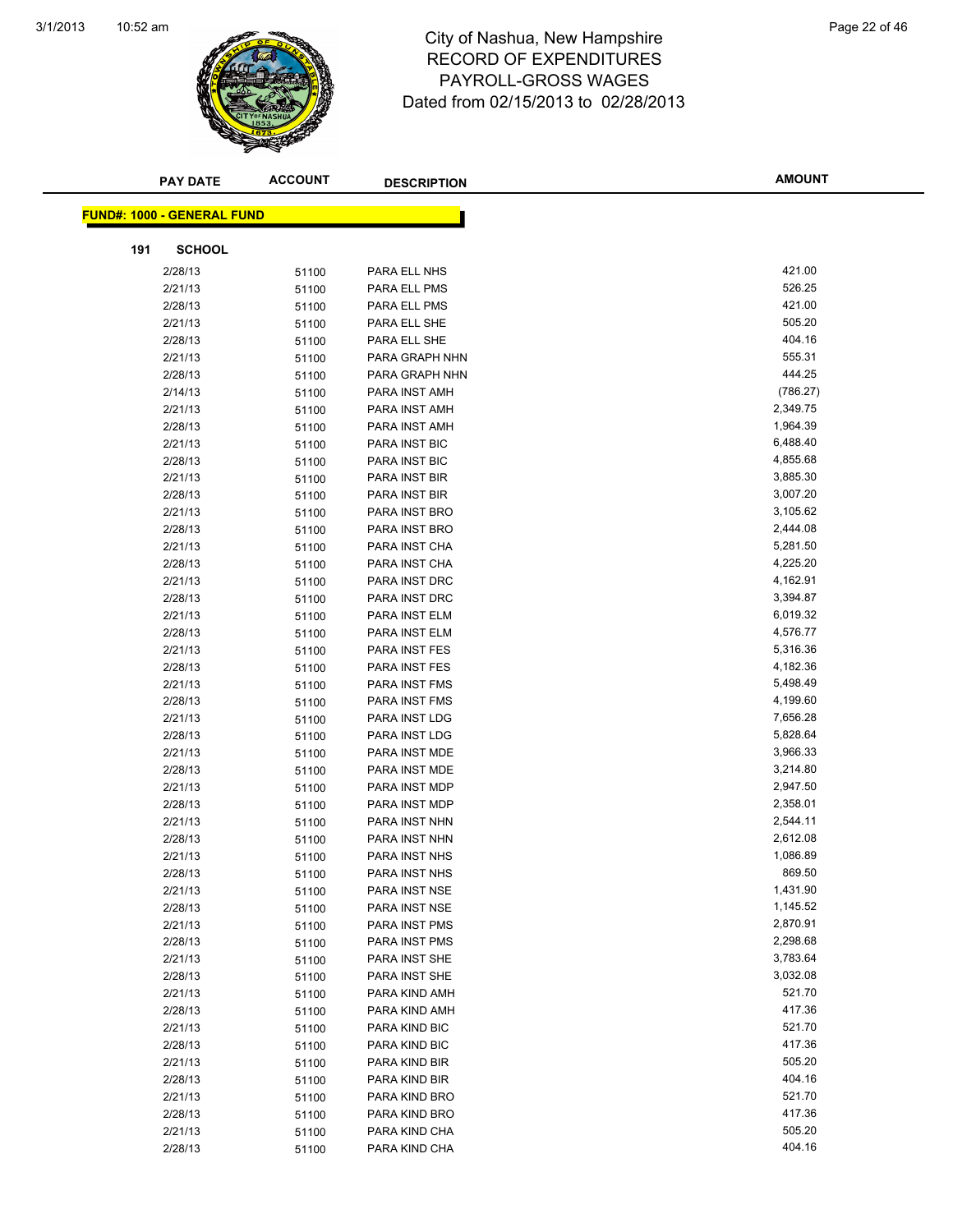# City of Nashua, New Hampshire
## RECORD OF EXPENDITURES
## PAYROLL-GROSS WAGES
### Dated from 02/15/2013 to 02/28/2013

**FUND#: 1000 - GENERAL FUND**

**191 SCHOOL**

| PAY DATE | ACCOUNT | DESCRIPTION | AMOUNT |
|---|---|---|---|
| 2/28/13 | 51100 | PARA ELL NHS | 421.00 |
| 2/21/13 | 51100 | PARA ELL PMS | 526.25 |
| 2/28/13 | 51100 | PARA ELL PMS | 421.00 |
| 2/21/13 | 51100 | PARA ELL SHE | 505.20 |
| 2/28/13 | 51100 | PARA ELL SHE | 404.16 |
| 2/21/13 | 51100 | PARA GRAPH NHN | 555.31 |
| 2/28/13 | 51100 | PARA GRAPH NHN | 444.25 |
| 2/14/13 | 51100 | PARA INST AMH | (786.27) |
| 2/21/13 | 51100 | PARA INST AMH | 2,349.75 |
| 2/28/13 | 51100 | PARA INST AMH | 1,964.39 |
| 2/21/13 | 51100 | PARA INST BIC | 6,488.40 |
| 2/28/13 | 51100 | PARA INST BIC | 4,855.68 |
| 2/21/13 | 51100 | PARA INST BIR | 3,885.30 |
| 2/28/13 | 51100 | PARA INST BIR | 3,007.20 |
| 2/21/13 | 51100 | PARA INST BRO | 3,105.62 |
| 2/28/13 | 51100 | PARA INST BRO | 2,444.08 |
| 2/21/13 | 51100 | PARA INST CHA | 5,281.50 |
| 2/28/13 | 51100 | PARA INST CHA | 4,225.20 |
| 2/21/13 | 51100 | PARA INST DRC | 4,162.91 |
| 2/28/13 | 51100 | PARA INST DRC | 3,394.87 |
| 2/21/13 | 51100 | PARA INST ELM | 6,019.32 |
| 2/28/13 | 51100 | PARA INST ELM | 4,576.77 |
| 2/21/13 | 51100 | PARA INST FES | 5,316.36 |
| 2/28/13 | 51100 | PARA INST FES | 4,182.36 |
| 2/21/13 | 51100 | PARA INST FMS | 5,498.49 |
| 2/28/13 | 51100 | PARA INST FMS | 4,199.60 |
| 2/21/13 | 51100 | PARA INST LDG | 7,656.28 |
| 2/28/13 | 51100 | PARA INST LDG | 5,828.64 |
| 2/21/13 | 51100 | PARA INST MDE | 3,966.33 |
| 2/28/13 | 51100 | PARA INST MDE | 3,214.80 |
| 2/21/13 | 51100 | PARA INST MDP | 2,947.50 |
| 2/28/13 | 51100 | PARA INST MDP | 2,358.01 |
| 2/21/13 | 51100 | PARA INST NHN | 2,544.11 |
| 2/28/13 | 51100 | PARA INST NHN | 2,612.08 |
| 2/21/13 | 51100 | PARA INST NHS | 1,086.89 |
| 2/28/13 | 51100 | PARA INST NHS | 869.50 |
| 2/21/13 | 51100 | PARA INST NSE | 1,431.90 |
| 2/28/13 | 51100 | PARA INST NSE | 1,145.52 |
| 2/21/13 | 51100 | PARA INST PMS | 2,870.91 |
| 2/28/13 | 51100 | PARA INST PMS | 2,298.68 |
| 2/21/13 | 51100 | PARA INST SHE | 3,783.64 |
| 2/28/13 | 51100 | PARA INST SHE | 3,032.08 |
| 2/21/13 | 51100 | PARA KIND AMH | 521.70 |
| 2/28/13 | 51100 | PARA KIND AMH | 417.36 |
| 2/21/13 | 51100 | PARA KIND BIC | 521.70 |
| 2/28/13 | 51100 | PARA KIND BIC | 417.36 |
| 2/21/13 | 51100 | PARA KIND BIR | 505.20 |
| 2/28/13 | 51100 | PARA KIND BIR | 404.16 |
| 2/21/13 | 51100 | PARA KIND BRO | 521.70 |
| 2/28/13 | 51100 | PARA KIND BRO | 417.36 |
| 2/21/13 | 51100 | PARA KIND CHA | 505.20 |
| 2/28/13 | 51100 | PARA KIND CHA | 404.16 |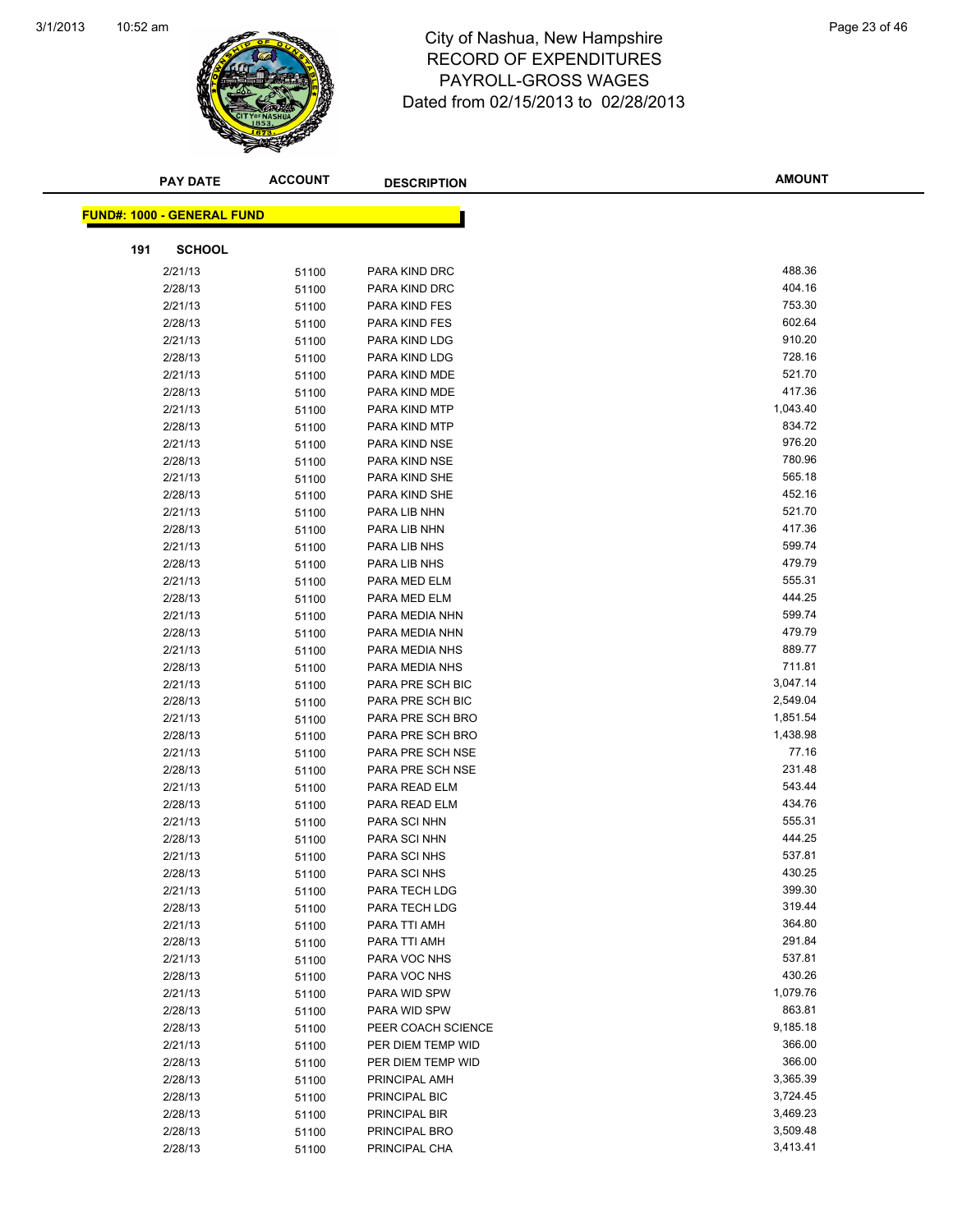# City of Nashua, New Hampshire
## RECORD OF EXPENDITURES
## PAYROLL-GROSS WAGES
### Dated from 02/15/2013 to 02/28/2013

**FUND#: 1000 - GENERAL FUND**

**191 SCHOOL**

| PAY DATE | ACCOUNT | DESCRIPTION | AMOUNT |
|---|---|---|---|
| 2/21/13 | 51100 | PARA KIND DRC | 488.36 |
| 2/28/13 | 51100 | PARA KIND DRC | 404.16 |
| 2/21/13 | 51100 | PARA KIND FES | 753.30 |
| 2/28/13 | 51100 | PARA KIND FES | 602.64 |
| 2/21/13 | 51100 | PARA KIND LDG | 910.20 |
| 2/28/13 | 51100 | PARA KIND LDG | 728.16 |
| 2/21/13 | 51100 | PARA KIND MDE | 521.70 |
| 2/28/13 | 51100 | PARA KIND MDE | 417.36 |
| 2/21/13 | 51100 | PARA KIND MTP | 1,043.40 |
| 2/28/13 | 51100 | PARA KIND MTP | 834.72 |
| 2/21/13 | 51100 | PARA KIND NSE | 976.20 |
| 2/28/13 | 51100 | PARA KIND NSE | 780.96 |
| 2/21/13 | 51100 | PARA KIND SHE | 565.18 |
| 2/28/13 | 51100 | PARA KIND SHE | 452.16 |
| 2/21/13 | 51100 | PARA LIB NHN | 521.70 |
| 2/28/13 | 51100 | PARA LIB NHN | 417.36 |
| 2/21/13 | 51100 | PARA LIB NHS | 599.74 |
| 2/28/13 | 51100 | PARA LIB NHS | 479.79 |
| 2/21/13 | 51100 | PARA MED ELM | 555.31 |
| 2/28/13 | 51100 | PARA MED ELM | 444.25 |
| 2/21/13 | 51100 | PARA MEDIA NHN | 599.74 |
| 2/28/13 | 51100 | PARA MEDIA NHN | 479.79 |
| 2/21/13 | 51100 | PARA MEDIA NHS | 889.77 |
| 2/28/13 | 51100 | PARA MEDIA NHS | 711.81 |
| 2/21/13 | 51100 | PARA PRE SCH BIC | 3,047.14 |
| 2/28/13 | 51100 | PARA PRE SCH BIC | 2,549.04 |
| 2/21/13 | 51100 | PARA PRE SCH BRO | 1,851.54 |
| 2/28/13 | 51100 | PARA PRE SCH BRO | 1,438.98 |
| 2/21/13 | 51100 | PARA PRE SCH NSE | 77.16 |
| 2/28/13 | 51100 | PARA PRE SCH NSE | 231.48 |
| 2/21/13 | 51100 | PARA READ ELM | 543.44 |
| 2/28/13 | 51100 | PARA READ ELM | 434.76 |
| 2/21/13 | 51100 | PARA SCI NHN | 555.31 |
| 2/28/13 | 51100 | PARA SCI NHN | 444.25 |
| 2/21/13 | 51100 | PARA SCI NHS | 537.81 |
| 2/28/13 | 51100 | PARA SCI NHS | 430.25 |
| 2/21/13 | 51100 | PARA TECH LDG | 399.30 |
| 2/28/13 | 51100 | PARA TECH LDG | 319.44 |
| 2/21/13 | 51100 | PARA TTI AMH | 364.80 |
| 2/28/13 | 51100 | PARA TTI AMH | 291.84 |
| 2/21/13 | 51100 | PARA VOC NHS | 537.81 |
| 2/28/13 | 51100 | PARA VOC NHS | 430.26 |
| 2/21/13 | 51100 | PARA WID SPW | 1,079.76 |
| 2/28/13 | 51100 | PARA WID SPW | 863.81 |
| 2/28/13 | 51100 | PEER COACH SCIENCE | 9,185.18 |
| 2/21/13 | 51100 | PER DIEM TEMP WID | 366.00 |
| 2/28/13 | 51100 | PER DIEM TEMP WID | 366.00 |
| 2/28/13 | 51100 | PRINCIPAL AMH | 3,365.39 |
| 2/28/13 | 51100 | PRINCIPAL BIC | 3,724.45 |
| 2/28/13 | 51100 | PRINCIPAL BIR | 3,469.23 |
| 2/28/13 | 51100 | PRINCIPAL BRO | 3,509.48 |
| 2/28/13 | 51100 | PRINCIPAL CHA | 3,413.41 |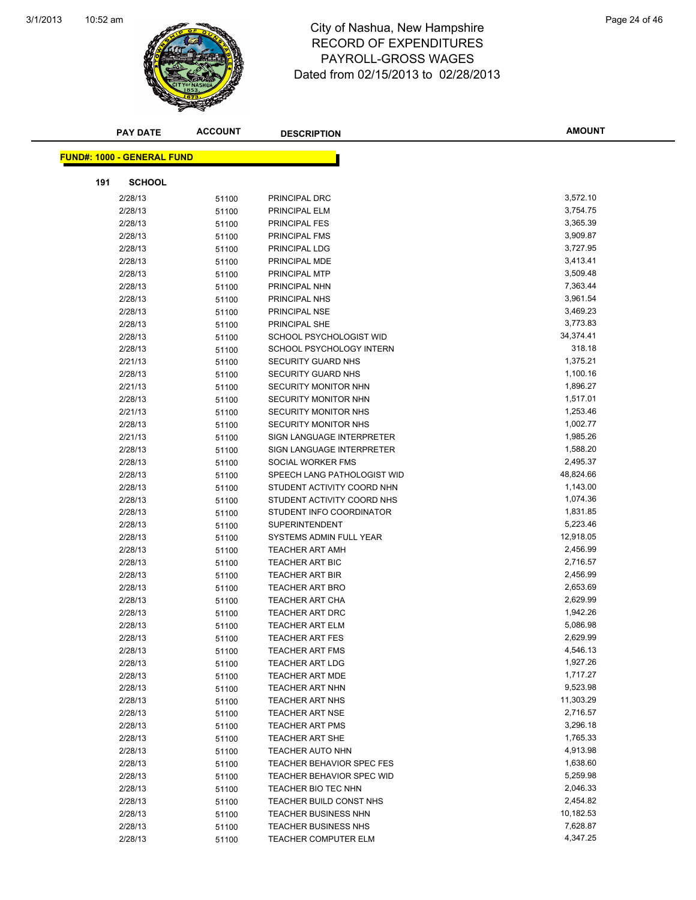# City of Nashua, New Hampshire
## RECORD OF EXPENDITURES
## PAYROLL-GROSS WAGES
## Dated from 02/15/2013 to 02/28/2013

**FUND#: 1000 - GENERAL FUND**

**191 SCHOOL**

| PAY DATE | ACCOUNT | DESCRIPTION | AMOUNT |
|---|---|---|---|
| 2/28/13 | 51100 | PRINCIPAL DRC | 3,572.10 |
| 2/28/13 | 51100 | PRINCIPAL ELM | 3,754.75 |
| 2/28/13 | 51100 | PRINCIPAL FES | 3,365.39 |
| 2/28/13 | 51100 | PRINCIPAL FMS | 3,909.87 |
| 2/28/13 | 51100 | PRINCIPAL LDG | 3,727.95 |
| 2/28/13 | 51100 | PRINCIPAL MDE | 3,413.41 |
| 2/28/13 | 51100 | PRINCIPAL MTP | 3,509.48 |
| 2/28/13 | 51100 | PRINCIPAL NHN | 7,363.44 |
| 2/28/13 | 51100 | PRINCIPAL NHS | 3,961.54 |
| 2/28/13 | 51100 | PRINCIPAL NSE | 3,469.23 |
| 2/28/13 | 51100 | PRINCIPAL SHE | 3,773.83 |
| 2/28/13 | 51100 | SCHOOL PSYCHOLOGIST WID | 34,374.41 |
| 2/28/13 | 51100 | SCHOOL PSYCHOLOGY INTERN | 318.18 |
| 2/21/13 | 51100 | SECURITY GUARD NHS | 1,375.21 |
| 2/28/13 | 51100 | SECURITY GUARD NHS | 1,100.16 |
| 2/21/13 | 51100 | SECURITY MONITOR NHN | 1,896.27 |
| 2/28/13 | 51100 | SECURITY MONITOR NHN | 1,517.01 |
| 2/21/13 | 51100 | SECURITY MONITOR NHS | 1,253.46 |
| 2/28/13 | 51100 | SECURITY MONITOR NHS | 1,002.77 |
| 2/21/13 | 51100 | SIGN LANGUAGE INTERPRETER | 1,985.26 |
| 2/28/13 | 51100 | SIGN LANGUAGE INTERPRETER | 1,588.20 |
| 2/28/13 | 51100 | SOCIAL WORKER FMS | 2,495.37 |
| 2/28/13 | 51100 | SPEECH LANG PATHOLOGIST WID | 48,824.66 |
| 2/28/13 | 51100 | STUDENT ACTIVITY COORD NHN | 1,143.00 |
| 2/28/13 | 51100 | STUDENT ACTIVITY COORD NHS | 1,074.36 |
| 2/28/13 | 51100 | STUDENT INFO COORDINATOR | 1,831.85 |
| 2/28/13 | 51100 | SUPERINTENDENT | 5,223.46 |
| 2/28/13 | 51100 | SYSTEMS ADMIN FULL YEAR | 12,918.05 |
| 2/28/13 | 51100 | TEACHER ART AMH | 2,456.99 |
| 2/28/13 | 51100 | TEACHER ART BIC | 2,716.57 |
| 2/28/13 | 51100 | TEACHER ART BIR | 2,456.99 |
| 2/28/13 | 51100 | TEACHER ART BRO | 2,653.69 |
| 2/28/13 | 51100 | TEACHER ART CHA | 2,629.99 |
| 2/28/13 | 51100 | TEACHER ART DRC | 1,942.26 |
| 2/28/13 | 51100 | TEACHER ART ELM | 5,086.98 |
| 2/28/13 | 51100 | TEACHER ART FES | 2,629.99 |
| 2/28/13 | 51100 | TEACHER ART FMS | 4,546.13 |
| 2/28/13 | 51100 | TEACHER ART LDG | 1,927.26 |
| 2/28/13 | 51100 | TEACHER ART MDE | 1,717.27 |
| 2/28/13 | 51100 | TEACHER ART NHN | 9,523.98 |
| 2/28/13 | 51100 | TEACHER ART NHS | 11,303.29 |
| 2/28/13 | 51100 | TEACHER ART NSE | 2,716.57 |
| 2/28/13 | 51100 | TEACHER ART PMS | 3,296.18 |
| 2/28/13 | 51100 | TEACHER ART SHE | 1,765.33 |
| 2/28/13 | 51100 | TEACHER AUTO NHN | 4,913.98 |
| 2/28/13 | 51100 | TEACHER BEHAVIOR SPEC FES | 1,638.60 |
| 2/28/13 | 51100 | TEACHER BEHAVIOR SPEC WID | 5,259.98 |
| 2/28/13 | 51100 | TEACHER BIO TEC NHN | 2,046.33 |
| 2/28/13 | 51100 | TEACHER BUILD CONST NHS | 2,454.82 |
| 2/28/13 | 51100 | TEACHER BUSINESS NHN | 10,182.53 |
| 2/28/13 | 51100 | TEACHER BUSINESS NHS | 7,628.87 |
| 2/28/13 | 51100 | TEACHER COMPUTER ELM | 4,347.25 |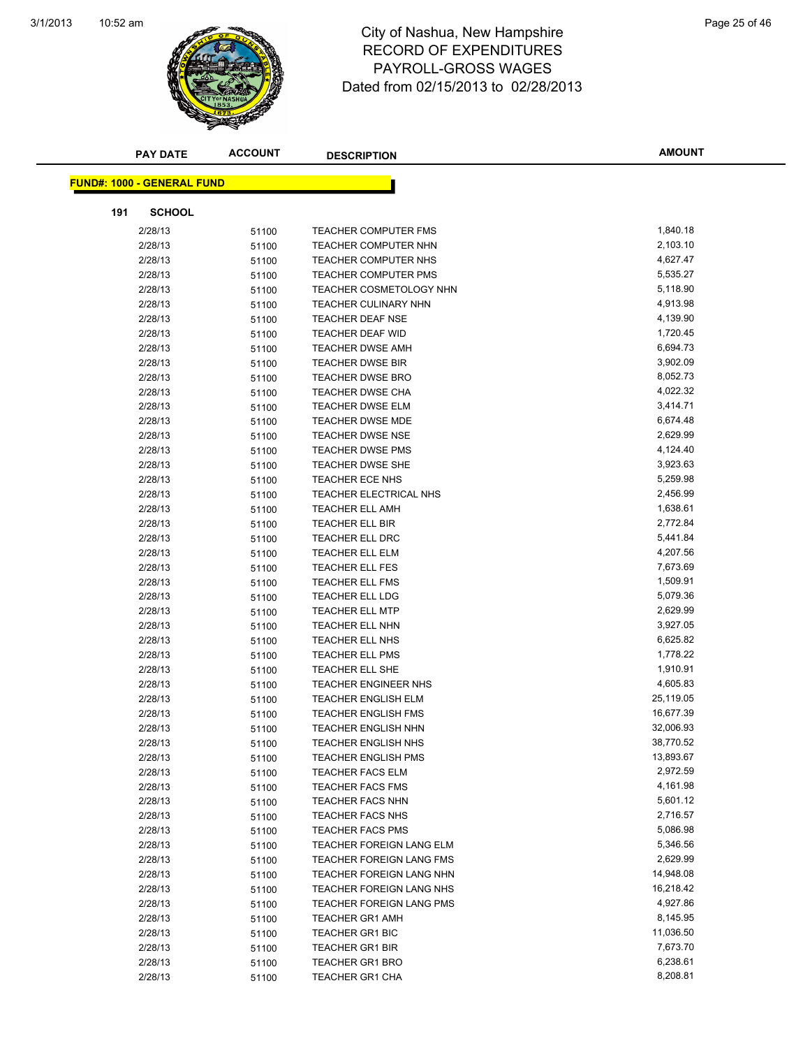# City of Nashua, New Hampshire
## RECORD OF EXPENDITURES
## PAYROLL-GROSS WAGES
## Dated from 02/15/2013 to 02/28/2013

**FUND#: 1000 - GENERAL FUND**

**191 SCHOOL**

| PAY DATE | ACCOUNT | DESCRIPTION | AMOUNT |
|---|---|---|---|
| 2/28/13 | 51100 | TEACHER COMPUTER FMS | 1,840.18 |
| 2/28/13 | 51100 | TEACHER COMPUTER NHN | 2,103.10 |
| 2/28/13 | 51100 | TEACHER COMPUTER NHS | 4,627.47 |
| 2/28/13 | 51100 | TEACHER COMPUTER PMS | 5,535.27 |
| 2/28/13 | 51100 | TEACHER COSMETOLOGY NHN | 5,118.90 |
| 2/28/13 | 51100 | TEACHER CULINARY NHN | 4,913.98 |
| 2/28/13 | 51100 | TEACHER DEAF NSE | 4,139.90 |
| 2/28/13 | 51100 | TEACHER DEAF WID | 1,720.45 |
| 2/28/13 | 51100 | TEACHER DWSE AMH | 6,694.73 |
| 2/28/13 | 51100 | TEACHER DWSE BIR | 3,902.09 |
| 2/28/13 | 51100 | TEACHER DWSE BRO | 8,052.73 |
| 2/28/13 | 51100 | TEACHER DWSE CHA | 4,022.32 |
| 2/28/13 | 51100 | TEACHER DWSE ELM | 3,414.71 |
| 2/28/13 | 51100 | TEACHER DWSE MDE | 6,674.48 |
| 2/28/13 | 51100 | TEACHER DWSE NSE | 2,629.99 |
| 2/28/13 | 51100 | TEACHER DWSE PMS | 4,124.40 |
| 2/28/13 | 51100 | TEACHER DWSE SHE | 3,923.63 |
| 2/28/13 | 51100 | TEACHER ECE NHS | 5,259.98 |
| 2/28/13 | 51100 | TEACHER ELECTRICAL NHS | 2,456.99 |
| 2/28/13 | 51100 | TEACHER ELL AMH | 1,638.61 |
| 2/28/13 | 51100 | TEACHER ELL BIR | 2,772.84 |
| 2/28/13 | 51100 | TEACHER ELL DRC | 5,441.84 |
| 2/28/13 | 51100 | TEACHER ELL ELM | 4,207.56 |
| 2/28/13 | 51100 | TEACHER ELL FES | 7,673.69 |
| 2/28/13 | 51100 | TEACHER ELL FMS | 1,509.91 |
| 2/28/13 | 51100 | TEACHER ELL LDG | 5,079.36 |
| 2/28/13 | 51100 | TEACHER ELL MTP | 2,629.99 |
| 2/28/13 | 51100 | TEACHER ELL NHN | 3,927.05 |
| 2/28/13 | 51100 | TEACHER ELL NHS | 6,625.82 |
| 2/28/13 | 51100 | TEACHER ELL PMS | 1,778.22 |
| 2/28/13 | 51100 | TEACHER ELL SHE | 1,910.91 |
| 2/28/13 | 51100 | TEACHER ENGINEER NHS | 4,605.83 |
| 2/28/13 | 51100 | TEACHER ENGLISH ELM | 25,119.05 |
| 2/28/13 | 51100 | TEACHER ENGLISH FMS | 16,677.39 |
| 2/28/13 | 51100 | TEACHER ENGLISH NHN | 32,006.93 |
| 2/28/13 | 51100 | TEACHER ENGLISH NHS | 38,770.52 |
| 2/28/13 | 51100 | TEACHER ENGLISH PMS | 13,893.67 |
| 2/28/13 | 51100 | TEACHER FACS ELM | 2,972.59 |
| 2/28/13 | 51100 | TEACHER FACS FMS | 4,161.98 |
| 2/28/13 | 51100 | TEACHER FACS NHN | 5,601.12 |
| 2/28/13 | 51100 | TEACHER FACS NHS | 2,716.57 |
| 2/28/13 | 51100 | TEACHER FACS PMS | 5,086.98 |
| 2/28/13 | 51100 | TEACHER FOREIGN LANG ELM | 5,346.56 |
| 2/28/13 | 51100 | TEACHER FOREIGN LANG FMS | 2,629.99 |
| 2/28/13 | 51100 | TEACHER FOREIGN LANG NHN | 14,948.08 |
| 2/28/13 | 51100 | TEACHER FOREIGN LANG NHS | 16,218.42 |
| 2/28/13 | 51100 | TEACHER FOREIGN LANG PMS | 4,927.86 |
| 2/28/13 | 51100 | TEACHER GR1 AMH | 8,145.95 |
| 2/28/13 | 51100 | TEACHER GR1 BIC | 11,036.50 |
| 2/28/13 | 51100 | TEACHER GR1 BIR | 7,673.70 |
| 2/28/13 | 51100 | TEACHER GR1 BRO | 6,238.61 |
| 2/28/13 | 51100 | TEACHER GR1 CHA | 8,208.81 |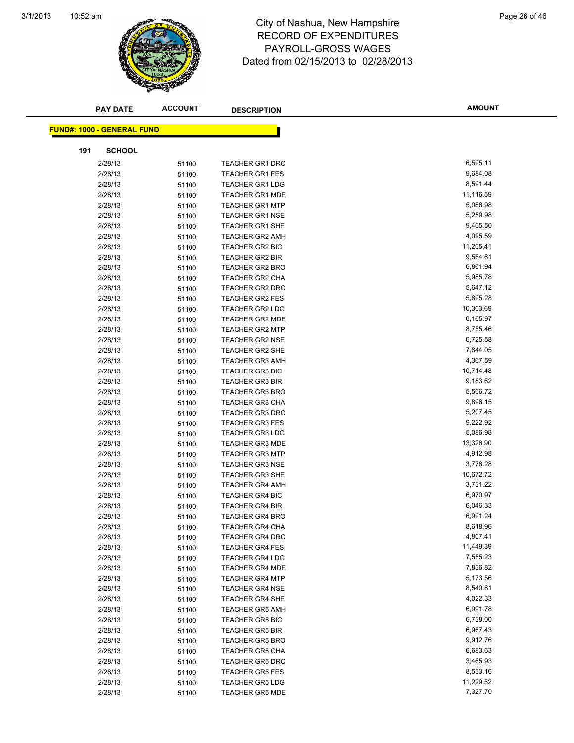# City of Nashua, New Hampshire
## RECORD OF EXPENDITURES
## PAYROLL-GROSS WAGES
## Dated from 02/15/2013 to 02/28/2013

| PAY DATE | ACCOUNT | DESCRIPTION | AMOUNT |
|---|---|---|---|

**FUND#: 1000 - GENERAL FUND**

**191 SCHOOL**

| PAY DATE | ACCOUNT | DESCRIPTION | AMOUNT |
|---|---|---|---|
| 2/28/13 | 51100 | TEACHER GR1 DRC | 6,525.11 |
| 2/28/13 | 51100 | TEACHER GR1 FES | 9,684.08 |
| 2/28/13 | 51100 | TEACHER GR1 LDG | 8,591.44 |
| 2/28/13 | 51100 | TEACHER GR1 MDE | 11,116.59 |
| 2/28/13 | 51100 | TEACHER GR1 MTP | 5,086.98 |
| 2/28/13 | 51100 | TEACHER GR1 NSE | 5,259.98 |
| 2/28/13 | 51100 | TEACHER GR1 SHE | 9,405.50 |
| 2/28/13 | 51100 | TEACHER GR2 AMH | 4,095.59 |
| 2/28/13 | 51100 | TEACHER GR2 BIC | 11,205.41 |
| 2/28/13 | 51100 | TEACHER GR2 BIR | 9,584.61 |
| 2/28/13 | 51100 | TEACHER GR2 BRO | 6,861.94 |
| 2/28/13 | 51100 | TEACHER GR2 CHA | 5,985.78 |
| 2/28/13 | 51100 | TEACHER GR2 DRC | 5,647.12 |
| 2/28/13 | 51100 | TEACHER GR2 FES | 5,825.28 |
| 2/28/13 | 51100 | TEACHER GR2 LDG | 10,303.69 |
| 2/28/13 | 51100 | TEACHER GR2 MDE | 6,165.97 |
| 2/28/13 | 51100 | TEACHER GR2 MTP | 8,755.46 |
| 2/28/13 | 51100 | TEACHER GR2 NSE | 6,725.58 |
| 2/28/13 | 51100 | TEACHER GR2 SHE | 7,844.05 |
| 2/28/13 | 51100 | TEACHER GR3 AMH | 4,367.59 |
| 2/28/13 | 51100 | TEACHER GR3 BIC | 10,714.48 |
| 2/28/13 | 51100 | TEACHER GR3 BIR | 9,183.62 |
| 2/28/13 | 51100 | TEACHER GR3 BRO | 5,566.72 |
| 2/28/13 | 51100 | TEACHER GR3 CHA | 9,896.15 |
| 2/28/13 | 51100 | TEACHER GR3 DRC | 5,207.45 |
| 2/28/13 | 51100 | TEACHER GR3 FES | 9,222.92 |
| 2/28/13 | 51100 | TEACHER GR3 LDG | 5,086.98 |
| 2/28/13 | 51100 | TEACHER GR3 MDE | 13,326.90 |
| 2/28/13 | 51100 | TEACHER GR3 MTP | 4,912.98 |
| 2/28/13 | 51100 | TEACHER GR3 NSE | 3,778.28 |
| 2/28/13 | 51100 | TEACHER GR3 SHE | 10,672.72 |
| 2/28/13 | 51100 | TEACHER GR4 AMH | 3,731.22 |
| 2/28/13 | 51100 | TEACHER GR4 BIC | 6,970.97 |
| 2/28/13 | 51100 | TEACHER GR4 BIR | 6,046.33 |
| 2/28/13 | 51100 | TEACHER GR4 BRO | 6,921.24 |
| 2/28/13 | 51100 | TEACHER GR4 CHA | 8,618.96 |
| 2/28/13 | 51100 | TEACHER GR4 DRC | 4,807.41 |
| 2/28/13 | 51100 | TEACHER GR4 FES | 11,449.39 |
| 2/28/13 | 51100 | TEACHER GR4 LDG | 7,555.23 |
| 2/28/13 | 51100 | TEACHER GR4 MDE | 7,836.82 |
| 2/28/13 | 51100 | TEACHER GR4 MTP | 5,173.56 |
| 2/28/13 | 51100 | TEACHER GR4 NSE | 8,540.81 |
| 2/28/13 | 51100 | TEACHER GR4 SHE | 4,022.33 |
| 2/28/13 | 51100 | TEACHER GR5 AMH | 6,991.78 |
| 2/28/13 | 51100 | TEACHER GR5 BIC | 6,738.00 |
| 2/28/13 | 51100 | TEACHER GR5 BIR | 6,967.43 |
| 2/28/13 | 51100 | TEACHER GR5 BRO | 9,912.76 |
| 2/28/13 | 51100 | TEACHER GR5 CHA | 6,683.63 |
| 2/28/13 | 51100 | TEACHER GR5 DRC | 3,465.93 |
| 2/28/13 | 51100 | TEACHER GR5 FES | 8,533.16 |
| 2/28/13 | 51100 | TEACHER GR5 LDG | 11,229.52 |
| 2/28/13 | 51100 | TEACHER GR5 MDE | 7,327.70 |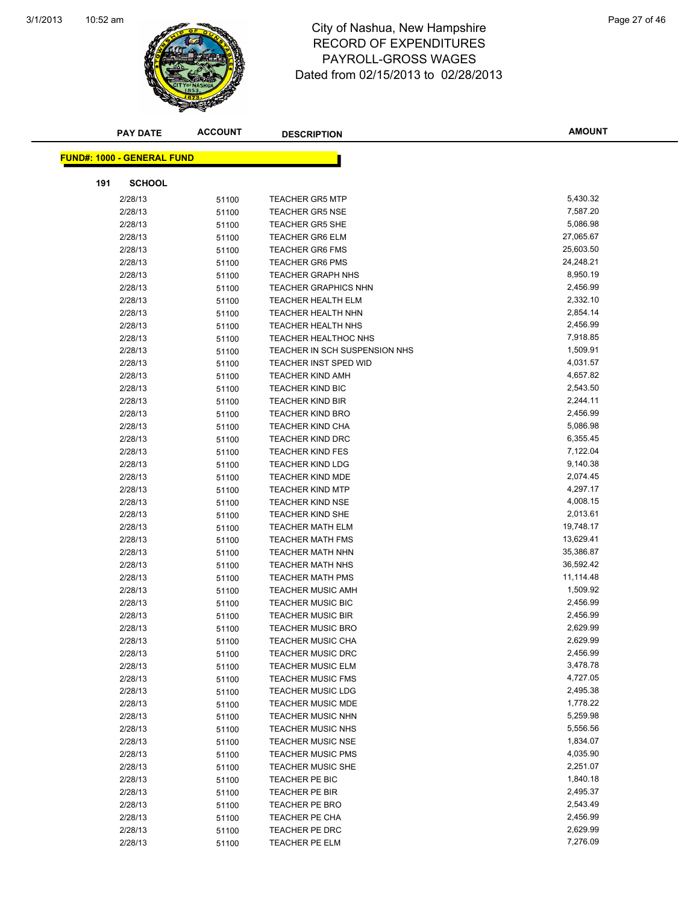# City of Nashua, New Hampshire
## RECORD OF EXPENDITURES
## PAYROLL-GROSS WAGES
## Dated from 02/15/2013 to 02/28/2013

**FUND#: 1000 - GENERAL FUND**

**191 SCHOOL**

| PAY DATE | ACCOUNT | DESCRIPTION | AMOUNT |
|---|---|---|---|
| 2/28/13 | 51100 | TEACHER GR5 MTP | 5,430.32 |
| 2/28/13 | 51100 | TEACHER GR5 NSE | 7,587.20 |
| 2/28/13 | 51100 | TEACHER GR5 SHE | 5,086.98 |
| 2/28/13 | 51100 | TEACHER GR6 ELM | 27,065.67 |
| 2/28/13 | 51100 | TEACHER GR6 FMS | 25,603.50 |
| 2/28/13 | 51100 | TEACHER GR6 PMS | 24,248.21 |
| 2/28/13 | 51100 | TEACHER GRAPH NHS | 8,950.19 |
| 2/28/13 | 51100 | TEACHER GRAPHICS NHN | 2,456.99 |
| 2/28/13 | 51100 | TEACHER HEALTH ELM | 2,332.10 |
| 2/28/13 | 51100 | TEACHER HEALTH NHN | 2,854.14 |
| 2/28/13 | 51100 | TEACHER HEALTH NHS | 2,456.99 |
| 2/28/13 | 51100 | TEACHER HEALTHOC NHS | 7,918.85 |
| 2/28/13 | 51100 | TEACHER IN SCH SUSPENSION NHS | 1,509.91 |
| 2/28/13 | 51100 | TEACHER INST SPED WID | 4,031.57 |
| 2/28/13 | 51100 | TEACHER KIND AMH | 4,657.82 |
| 2/28/13 | 51100 | TEACHER KIND BIC | 2,543.50 |
| 2/28/13 | 51100 | TEACHER KIND BIR | 2,244.11 |
| 2/28/13 | 51100 | TEACHER KIND BRO | 2,456.99 |
| 2/28/13 | 51100 | TEACHER KIND CHA | 5,086.98 |
| 2/28/13 | 51100 | TEACHER KIND DRC | 6,355.45 |
| 2/28/13 | 51100 | TEACHER KIND FES | 7,122.04 |
| 2/28/13 | 51100 | TEACHER KIND LDG | 9,140.38 |
| 2/28/13 | 51100 | TEACHER KIND MDE | 2,074.45 |
| 2/28/13 | 51100 | TEACHER KIND MTP | 4,297.17 |
| 2/28/13 | 51100 | TEACHER KIND NSE | 4,008.15 |
| 2/28/13 | 51100 | TEACHER KIND SHE | 2,013.61 |
| 2/28/13 | 51100 | TEACHER MATH ELM | 19,748.17 |
| 2/28/13 | 51100 | TEACHER MATH FMS | 13,629.41 |
| 2/28/13 | 51100 | TEACHER MATH NHN | 35,386.87 |
| 2/28/13 | 51100 | TEACHER MATH NHS | 36,592.42 |
| 2/28/13 | 51100 | TEACHER MATH PMS | 11,114.48 |
| 2/28/13 | 51100 | TEACHER MUSIC AMH | 1,509.92 |
| 2/28/13 | 51100 | TEACHER MUSIC BIC | 2,456.99 |
| 2/28/13 | 51100 | TEACHER MUSIC BIR | 2,456.99 |
| 2/28/13 | 51100 | TEACHER MUSIC BRO | 2,629.99 |
| 2/28/13 | 51100 | TEACHER MUSIC CHA | 2,629.99 |
| 2/28/13 | 51100 | TEACHER MUSIC DRC | 2,456.99 |
| 2/28/13 | 51100 | TEACHER MUSIC ELM | 3,478.78 |
| 2/28/13 | 51100 | TEACHER MUSIC FMS | 4,727.05 |
| 2/28/13 | 51100 | TEACHER MUSIC LDG | 2,495.38 |
| 2/28/13 | 51100 | TEACHER MUSIC MDE | 1,778.22 |
| 2/28/13 | 51100 | TEACHER MUSIC NHN | 5,259.98 |
| 2/28/13 | 51100 | TEACHER MUSIC NHS | 5,556.56 |
| 2/28/13 | 51100 | TEACHER MUSIC NSE | 1,834.07 |
| 2/28/13 | 51100 | TEACHER MUSIC PMS | 4,035.90 |
| 2/28/13 | 51100 | TEACHER MUSIC SHE | 2,251.07 |
| 2/28/13 | 51100 | TEACHER PE BIC | 1,840.18 |
| 2/28/13 | 51100 | TEACHER PE BIR | 2,495.37 |
| 2/28/13 | 51100 | TEACHER PE BRO | 2,543.49 |
| 2/28/13 | 51100 | TEACHER PE CHA | 2,456.99 |
| 2/28/13 | 51100 | TEACHER PE DRC | 2,629.99 |
| 2/28/13 | 51100 | TEACHER PE ELM | 7,276.09 |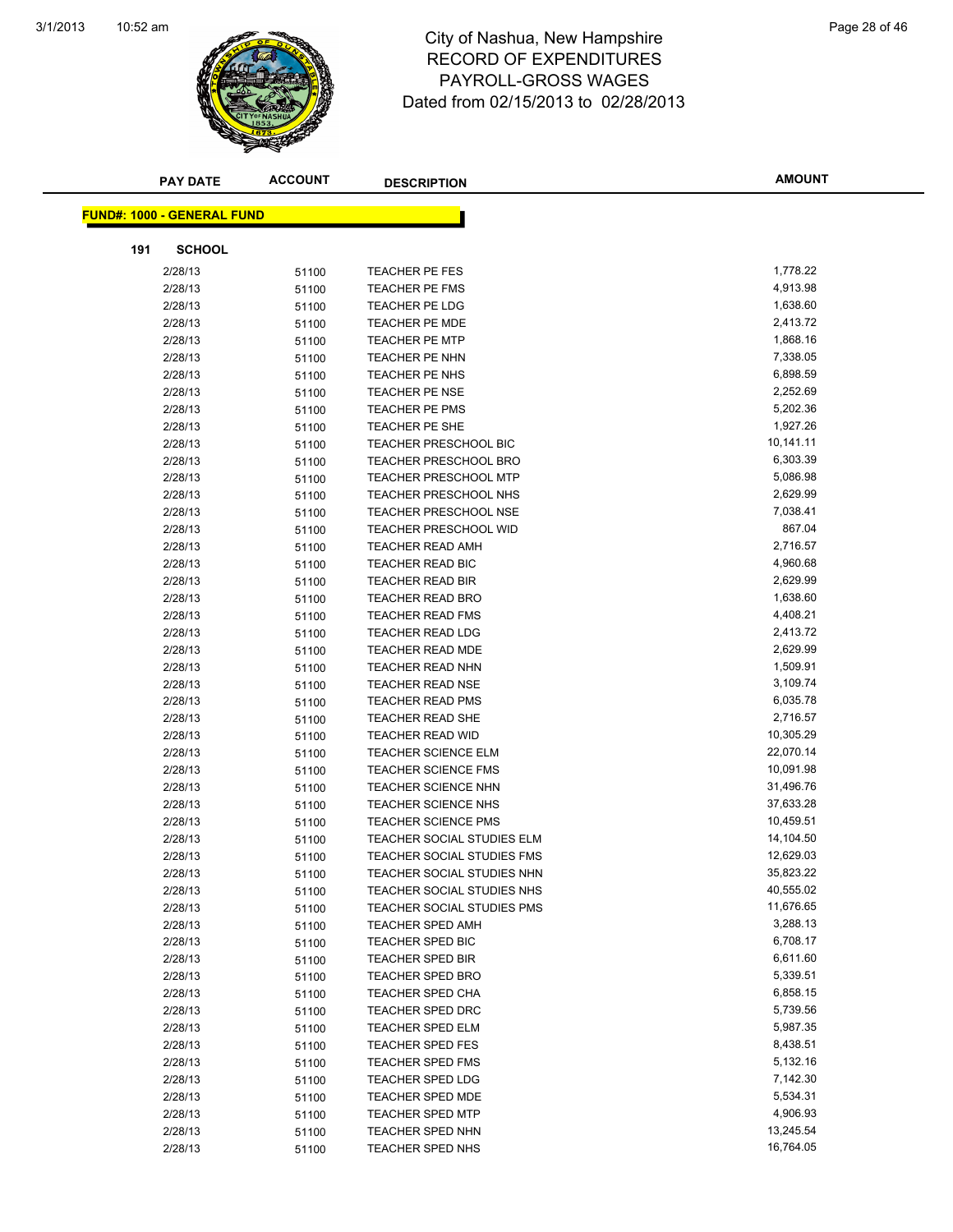# City of Nashua, New Hampshire
## RECORD OF EXPENDITURES
## PAYROLL-GROSS WAGES
## Dated from 02/15/2013 to 02/28/2013

**FUND#: 1000 - GENERAL FUND**

**191 SCHOOL**

| PAY DATE | ACCOUNT | DESCRIPTION | AMOUNT |
|---|---|---|---|
| 2/28/13 | 51100 | TEACHER PE FES | 1,778.22 |
| 2/28/13 | 51100 | TEACHER PE FMS | 4,913.98 |
| 2/28/13 | 51100 | TEACHER PE LDG | 1,638.60 |
| 2/28/13 | 51100 | TEACHER PE MDE | 2,413.72 |
| 2/28/13 | 51100 | TEACHER PE MTP | 1,868.16 |
| 2/28/13 | 51100 | TEACHER PE NHN | 7,338.05 |
| 2/28/13 | 51100 | TEACHER PE NHS | 6,898.59 |
| 2/28/13 | 51100 | TEACHER PE NSE | 2,252.69 |
| 2/28/13 | 51100 | TEACHER PE PMS | 5,202.36 |
| 2/28/13 | 51100 | TEACHER PE SHE | 1,927.26 |
| 2/28/13 | 51100 | TEACHER PRESCHOOL BIC | 10,141.11 |
| 2/28/13 | 51100 | TEACHER PRESCHOOL BRO | 6,303.39 |
| 2/28/13 | 51100 | TEACHER PRESCHOOL MTP | 5,086.98 |
| 2/28/13 | 51100 | TEACHER PRESCHOOL NHS | 2,629.99 |
| 2/28/13 | 51100 | TEACHER PRESCHOOL NSE | 7,038.41 |
| 2/28/13 | 51100 | TEACHER PRESCHOOL WID | 867.04 |
| 2/28/13 | 51100 | TEACHER READ AMH | 2,716.57 |
| 2/28/13 | 51100 | TEACHER READ BIC | 4,960.68 |
| 2/28/13 | 51100 | TEACHER READ BIR | 2,629.99 |
| 2/28/13 | 51100 | TEACHER READ BRO | 1,638.60 |
| 2/28/13 | 51100 | TEACHER READ FMS | 4,408.21 |
| 2/28/13 | 51100 | TEACHER READ LDG | 2,413.72 |
| 2/28/13 | 51100 | TEACHER READ MDE | 2,629.99 |
| 2/28/13 | 51100 | TEACHER READ NHN | 1,509.91 |
| 2/28/13 | 51100 | TEACHER READ NSE | 3,109.74 |
| 2/28/13 | 51100 | TEACHER READ PMS | 6,035.78 |
| 2/28/13 | 51100 | TEACHER READ SHE | 2,716.57 |
| 2/28/13 | 51100 | TEACHER READ WID | 10,305.29 |
| 2/28/13 | 51100 | TEACHER SCIENCE ELM | 22,070.14 |
| 2/28/13 | 51100 | TEACHER SCIENCE FMS | 10,091.98 |
| 2/28/13 | 51100 | TEACHER SCIENCE NHN | 31,496.76 |
| 2/28/13 | 51100 | TEACHER SCIENCE NHS | 37,633.28 |
| 2/28/13 | 51100 | TEACHER SCIENCE PMS | 10,459.51 |
| 2/28/13 | 51100 | TEACHER SOCIAL STUDIES ELM | 14,104.50 |
| 2/28/13 | 51100 | TEACHER SOCIAL STUDIES FMS | 12,629.03 |
| 2/28/13 | 51100 | TEACHER SOCIAL STUDIES NHN | 35,823.22 |
| 2/28/13 | 51100 | TEACHER SOCIAL STUDIES NHS | 40,555.02 |
| 2/28/13 | 51100 | TEACHER SOCIAL STUDIES PMS | 11,676.65 |
| 2/28/13 | 51100 | TEACHER SPED AMH | 3,288.13 |
| 2/28/13 | 51100 | TEACHER SPED BIC | 6,708.17 |
| 2/28/13 | 51100 | TEACHER SPED BIR | 6,611.60 |
| 2/28/13 | 51100 | TEACHER SPED BRO | 5,339.51 |
| 2/28/13 | 51100 | TEACHER SPED CHA | 6,858.15 |
| 2/28/13 | 51100 | TEACHER SPED DRC | 5,739.56 |
| 2/28/13 | 51100 | TEACHER SPED ELM | 5,987.35 |
| 2/28/13 | 51100 | TEACHER SPED FES | 8,438.51 |
| 2/28/13 | 51100 | TEACHER SPED FMS | 5,132.16 |
| 2/28/13 | 51100 | TEACHER SPED LDG | 7,142.30 |
| 2/28/13 | 51100 | TEACHER SPED MDE | 5,534.31 |
| 2/28/13 | 51100 | TEACHER SPED MTP | 4,906.93 |
| 2/28/13 | 51100 | TEACHER SPED NHN | 13,245.54 |
| 2/28/13 | 51100 | TEACHER SPED NHS | 16,764.05 |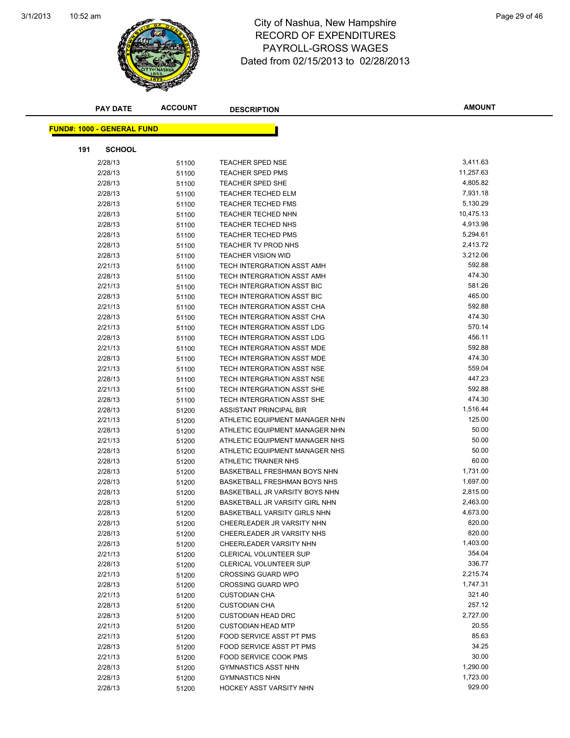# City of Nashua, New Hampshire
## RECORD OF EXPENDITURES
## PAYROLL-GROSS WAGES
### Dated from 02/15/2013 to 02/28/2013

**FUND#: 1000 - GENERAL FUND**

**191 SCHOOL**

| PAY DATE | ACCOUNT | DESCRIPTION | AMOUNT |
|---|---|---|---|
| 2/28/13 | 51100 | TEACHER SPED NSE | 3,411.63 |
| 2/28/13 | 51100 | TEACHER SPED PMS | 11,257.63 |
| 2/28/13 | 51100 | TEACHER SPED SHE | 4,805.82 |
| 2/28/13 | 51100 | TEACHER TECHED ELM | 7,931.18 |
| 2/28/13 | 51100 | TEACHER TECHED FMS | 5,130.29 |
| 2/28/13 | 51100 | TEACHER TECHED NHN | 10,475.13 |
| 2/28/13 | 51100 | TEACHER TECHED NHS | 4,913.98 |
| 2/28/13 | 51100 | TEACHER TECHED PMS | 5,294.61 |
| 2/28/13 | 51100 | TEACHER TV PROD NHS | 2,413.72 |
| 2/28/13 | 51100 | TEACHER VISION WID | 3,212.06 |
| 2/21/13 | 51100 | TECH INTERGRATION ASST AMH | 592.88 |
| 2/28/13 | 51100 | TECH INTERGRATION ASST AMH | 474.30 |
| 2/21/13 | 51100 | TECH INTERGRATION ASST BIC | 581.26 |
| 2/28/13 | 51100 | TECH INTERGRATION ASST BIC | 465.00 |
| 2/21/13 | 51100 | TECH INTERGRATION ASST CHA | 592.88 |
| 2/28/13 | 51100 | TECH INTERGRATION ASST CHA | 474.30 |
| 2/21/13 | 51100 | TECH INTERGRATION ASST LDG | 570.14 |
| 2/28/13 | 51100 | TECH INTERGRATION ASST LDG | 456.11 |
| 2/21/13 | 51100 | TECH INTERGRATION ASST MDE | 592.88 |
| 2/28/13 | 51100 | TECH INTERGRATION ASST MDE | 474.30 |
| 2/21/13 | 51100 | TECH INTERGRATION ASST NSE | 559.04 |
| 2/28/13 | 51100 | TECH INTERGRATION ASST NSE | 447.23 |
| 2/21/13 | 51100 | TECH INTERGRATION ASST SHE | 592.88 |
| 2/28/13 | 51100 | TECH INTERGRATION ASST SHE | 474.30 |
| 2/28/13 | 51200 | ASSISTANT PRINCIPAL BIR | 1,516.44 |
| 2/21/13 | 51200 | ATHLETIC EQUIPMENT MANAGER NHN | 125.00 |
| 2/28/13 | 51200 | ATHLETIC EQUIPMENT MANAGER NHN | 50.00 |
| 2/21/13 | 51200 | ATHLETIC EQUIPMENT MANAGER NHS | 50.00 |
| 2/28/13 | 51200 | ATHLETIC EQUIPMENT MANAGER NHS | 50.00 |
| 2/28/13 | 51200 | ATHLETIC TRAINER NHS | 60.00 |
| 2/28/13 | 51200 | BASKETBALL FRESHMAN BOYS NHN | 1,731.00 |
| 2/28/13 | 51200 | BASKETBALL FRESHMAN BOYS NHS | 1,697.00 |
| 2/28/13 | 51200 | BASKETBALL JR VARSITY BOYS NHN | 2,815.00 |
| 2/28/13 | 51200 | BASKETBALL JR VARSITY GIRL NHN | 2,463.00 |
| 2/28/13 | 51200 | BASKETBALL VARSITY GIRLS NHN | 4,673.00 |
| 2/28/13 | 51200 | CHEERLEADER JR VARSITY NHN | 820.00 |
| 2/28/13 | 51200 | CHEERLEADER JR VARSITY NHS | 820.00 |
| 2/28/13 | 51200 | CHEERLEADER VARSITY NHN | 1,403.00 |
| 2/21/13 | 51200 | CLERICAL VOLUNTEER SUP | 354.04 |
| 2/28/13 | 51200 | CLERICAL VOLUNTEER SUP | 336.77 |
| 2/21/13 | 51200 | CROSSING GUARD WPO | 2,215.74 |
| 2/28/13 | 51200 | CROSSING GUARD WPO | 1,747.31 |
| 2/21/13 | 51200 | CUSTODIAN CHA | 321.40 |
| 2/28/13 | 51200 | CUSTODIAN CHA | 257.12 |
| 2/28/13 | 51200 | CUSTODIAN HEAD DRC | 2,727.00 |
| 2/21/13 | 51200 | CUSTODIAN HEAD MTP | 20.55 |
| 2/21/13 | 51200 | FOOD SERVICE ASST PT PMS | 85.63 |
| 2/28/13 | 51200 | FOOD SERVICE ASST PT PMS | 34.25 |
| 2/21/13 | 51200 | FOOD SERVICE COOK PMS | 30.00 |
| 2/28/13 | 51200 | GYMNASTICS ASST NHN | 1,290.00 |
| 2/28/13 | 51200 | GYMNASTICS NHN | 1,723.00 |
| 2/28/13 | 51200 | HOCKEY ASST VARSITY NHN | 929.00 |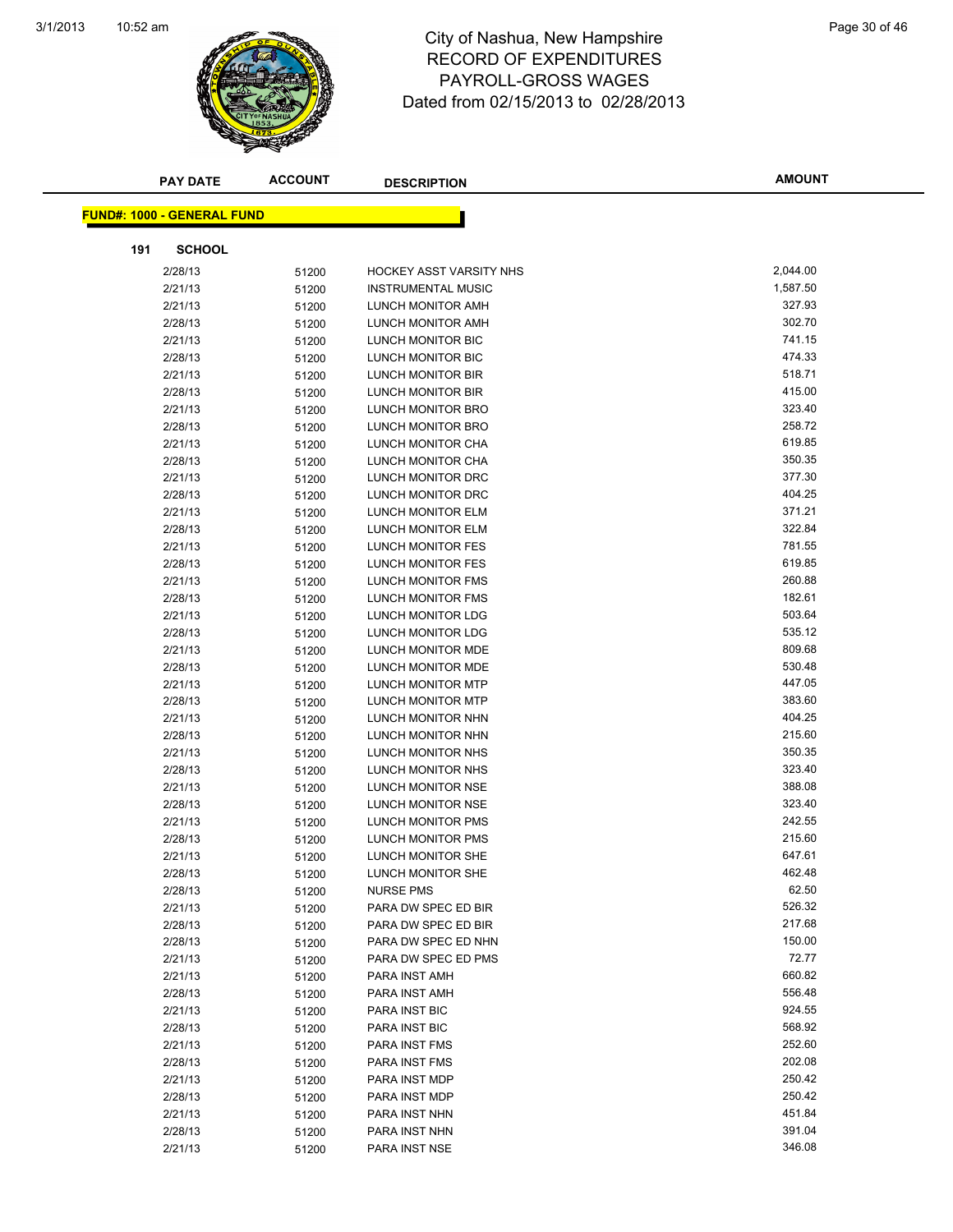# City of Nashua, New Hampshire
## RECORD OF EXPENDITURES
## PAYROLL-GROSS WAGES
## Dated from 02/15/2013 to 02/28/2013

**FUND#: 1000 - GENERAL FUND**

**191 SCHOOL**

| PAY DATE | ACCOUNT | DESCRIPTION | AMOUNT |
|---|---|---|---|
| 2/28/13 | 51200 | HOCKEY ASST VARSITY NHS | 2,044.00 |
| 2/21/13 | 51200 | INSTRUMENTAL MUSIC | 1,587.50 |
| 2/21/13 | 51200 | LUNCH MONITOR AMH | 327.93 |
| 2/28/13 | 51200 | LUNCH MONITOR AMH | 302.70 |
| 2/21/13 | 51200 | LUNCH MONITOR BIC | 741.15 |
| 2/28/13 | 51200 | LUNCH MONITOR BIC | 474.33 |
| 2/21/13 | 51200 | LUNCH MONITOR BIR | 518.71 |
| 2/28/13 | 51200 | LUNCH MONITOR BIR | 415.00 |
| 2/21/13 | 51200 | LUNCH MONITOR BRO | 323.40 |
| 2/28/13 | 51200 | LUNCH MONITOR BRO | 258.72 |
| 2/21/13 | 51200 | LUNCH MONITOR CHA | 619.85 |
| 2/28/13 | 51200 | LUNCH MONITOR CHA | 350.35 |
| 2/21/13 | 51200 | LUNCH MONITOR DRC | 377.30 |
| 2/28/13 | 51200 | LUNCH MONITOR DRC | 404.25 |
| 2/21/13 | 51200 | LUNCH MONITOR ELM | 371.21 |
| 2/28/13 | 51200 | LUNCH MONITOR ELM | 322.84 |
| 2/21/13 | 51200 | LUNCH MONITOR FES | 781.55 |
| 2/28/13 | 51200 | LUNCH MONITOR FES | 619.85 |
| 2/21/13 | 51200 | LUNCH MONITOR FMS | 260.88 |
| 2/28/13 | 51200 | LUNCH MONITOR FMS | 182.61 |
| 2/21/13 | 51200 | LUNCH MONITOR LDG | 503.64 |
| 2/28/13 | 51200 | LUNCH MONITOR LDG | 535.12 |
| 2/21/13 | 51200 | LUNCH MONITOR MDE | 809.68 |
| 2/28/13 | 51200 | LUNCH MONITOR MDE | 530.48 |
| 2/21/13 | 51200 | LUNCH MONITOR MTP | 447.05 |
| 2/28/13 | 51200 | LUNCH MONITOR MTP | 383.60 |
| 2/21/13 | 51200 | LUNCH MONITOR NHN | 404.25 |
| 2/28/13 | 51200 | LUNCH MONITOR NHN | 215.60 |
| 2/21/13 | 51200 | LUNCH MONITOR NHS | 350.35 |
| 2/28/13 | 51200 | LUNCH MONITOR NHS | 323.40 |
| 2/21/13 | 51200 | LUNCH MONITOR NSE | 388.08 |
| 2/28/13 | 51200 | LUNCH MONITOR NSE | 323.40 |
| 2/21/13 | 51200 | LUNCH MONITOR PMS | 242.55 |
| 2/28/13 | 51200 | LUNCH MONITOR PMS | 215.60 |
| 2/21/13 | 51200 | LUNCH MONITOR SHE | 647.61 |
| 2/28/13 | 51200 | LUNCH MONITOR SHE | 462.48 |
| 2/28/13 | 51200 | NURSE PMS | 62.50 |
| 2/21/13 | 51200 | PARA DW SPEC ED BIR | 526.32 |
| 2/28/13 | 51200 | PARA DW SPEC ED BIR | 217.68 |
| 2/28/13 | 51200 | PARA DW SPEC ED NHN | 150.00 |
| 2/21/13 | 51200 | PARA DW SPEC ED PMS | 72.77 |
| 2/21/13 | 51200 | PARA INST AMH | 660.82 |
| 2/28/13 | 51200 | PARA INST AMH | 556.48 |
| 2/21/13 | 51200 | PARA INST BIC | 924.55 |
| 2/28/13 | 51200 | PARA INST BIC | 568.92 |
| 2/21/13 | 51200 | PARA INST FMS | 252.60 |
| 2/28/13 | 51200 | PARA INST FMS | 202.08 |
| 2/21/13 | 51200 | PARA INST MDP | 250.42 |
| 2/28/13 | 51200 | PARA INST MDP | 250.42 |
| 2/21/13 | 51200 | PARA INST NHN | 451.84 |
| 2/28/13 | 51200 | PARA INST NHN | 391.04 |
| 2/21/13 | 51200 | PARA INST NSE | 346.08 |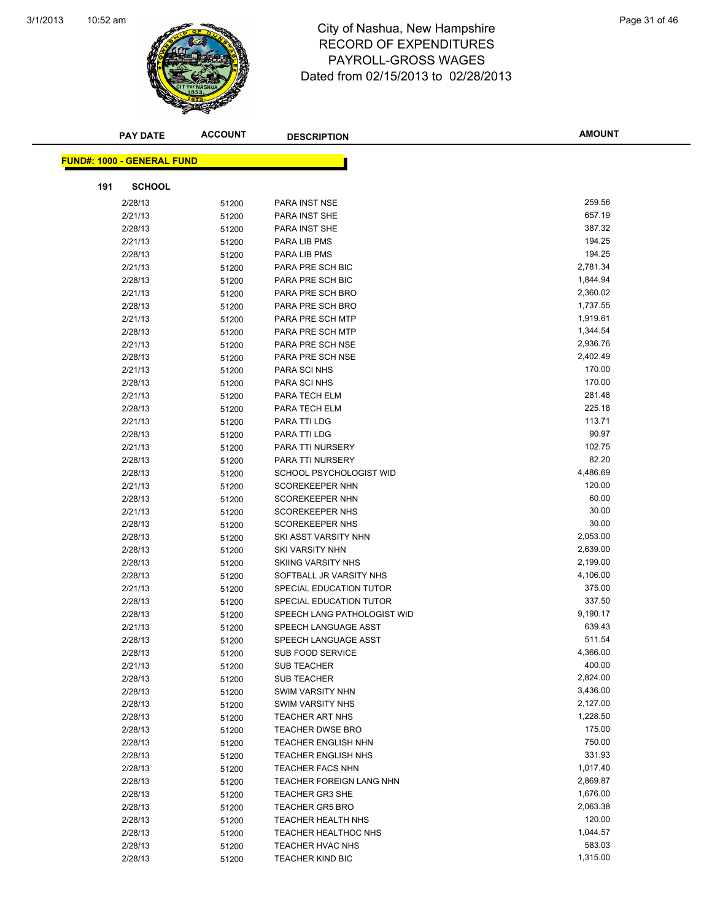# City of Nashua, New Hampshire
## RECORD OF EXPENDITURES
## PAYROLL-GROSS WAGES
### Dated from 02/15/2013 to 02/28/2013

**FUND#: 1000 - GENERAL FUND**

**191 SCHOOL**

| PAY DATE | ACCOUNT | DESCRIPTION | AMOUNT |
|---|---|---|---|
| 2/28/13 | 51200 | PARA INST NSE | 259.56 |
| 2/21/13 | 51200 | PARA INST SHE | 657.19 |
| 2/28/13 | 51200 | PARA INST SHE | 387.32 |
| 2/21/13 | 51200 | PARA LIB PMS | 194.25 |
| 2/28/13 | 51200 | PARA LIB PMS | 194.25 |
| 2/21/13 | 51200 | PARA PRE SCH BIC | 2,781.34 |
| 2/28/13 | 51200 | PARA PRE SCH BIC | 1,844.94 |
| 2/21/13 | 51200 | PARA PRE SCH BRO | 2,360.02 |
| 2/28/13 | 51200 | PARA PRE SCH BRO | 1,737.55 |
| 2/21/13 | 51200 | PARA PRE SCH MTP | 1,919.61 |
| 2/28/13 | 51200 | PARA PRE SCH MTP | 1,344.54 |
| 2/21/13 | 51200 | PARA PRE SCH NSE | 2,936.76 |
| 2/28/13 | 51200 | PARA PRE SCH NSE | 2,402.49 |
| 2/21/13 | 51200 | PARA SCI NHS | 170.00 |
| 2/28/13 | 51200 | PARA SCI NHS | 170.00 |
| 2/21/13 | 51200 | PARA TECH ELM | 281.48 |
| 2/28/13 | 51200 | PARA TECH ELM | 225.18 |
| 2/21/13 | 51200 | PARA TTI LDG | 113.71 |
| 2/28/13 | 51200 | PARA TTI LDG | 90.97 |
| 2/21/13 | 51200 | PARA TTI NURSERY | 102.75 |
| 2/28/13 | 51200 | PARA TTI NURSERY | 82.20 |
| 2/28/13 | 51200 | SCHOOL PSYCHOLOGIST WID | 4,486.69 |
| 2/21/13 | 51200 | SCOREKEEPER NHN | 120.00 |
| 2/28/13 | 51200 | SCOREKEEPER NHN | 60.00 |
| 2/21/13 | 51200 | SCOREKEEPER NHS | 30.00 |
| 2/28/13 | 51200 | SCOREKEEPER NHS | 30.00 |
| 2/28/13 | 51200 | SKI ASST VARSITY NHN | 2,053.00 |
| 2/28/13 | 51200 | SKI VARSITY NHN | 2,639.00 |
| 2/28/13 | 51200 | SKIING VARSITY NHS | 2,199.00 |
| 2/28/13 | 51200 | SOFTBALL JR VARSITY NHS | 4,106.00 |
| 2/21/13 | 51200 | SPECIAL EDUCATION TUTOR | 375.00 |
| 2/28/13 | 51200 | SPECIAL EDUCATION TUTOR | 337.50 |
| 2/28/13 | 51200 | SPEECH LANG PATHOLOGIST WID | 9,190.17 |
| 2/21/13 | 51200 | SPEECH LANGUAGE ASST | 639.43 |
| 2/28/13 | 51200 | SPEECH LANGUAGE ASST | 511.54 |
| 2/28/13 | 51200 | SUB FOOD SERVICE | 4,366.00 |
| 2/21/13 | 51200 | SUB TEACHER | 400.00 |
| 2/28/13 | 51200 | SUB TEACHER | 2,824.00 |
| 2/28/13 | 51200 | SWIM VARSITY NHN | 3,436.00 |
| 2/28/13 | 51200 | SWIM VARSITY NHS | 2,127.00 |
| 2/28/13 | 51200 | TEACHER ART NHS | 1,228.50 |
| 2/28/13 | 51200 | TEACHER DWSE BRO | 175.00 |
| 2/28/13 | 51200 | TEACHER ENGLISH NHN | 750.00 |
| 2/28/13 | 51200 | TEACHER ENGLISH NHS | 331.93 |
| 2/28/13 | 51200 | TEACHER FACS NHN | 1,017.40 |
| 2/28/13 | 51200 | TEACHER FOREIGN LANG NHN | 2,869.87 |
| 2/28/13 | 51200 | TEACHER GR3 SHE | 1,676.00 |
| 2/28/13 | 51200 | TEACHER GR5 BRO | 2,063.38 |
| 2/28/13 | 51200 | TEACHER HEALTH NHS | 120.00 |
| 2/28/13 | 51200 | TEACHER HEALTHOC NHS | 1,044.57 |
| 2/28/13 | 51200 | TEACHER HVAC NHS | 583.03 |
| 2/28/13 | 51200 | TEACHER KIND BIC | 1,315.00 |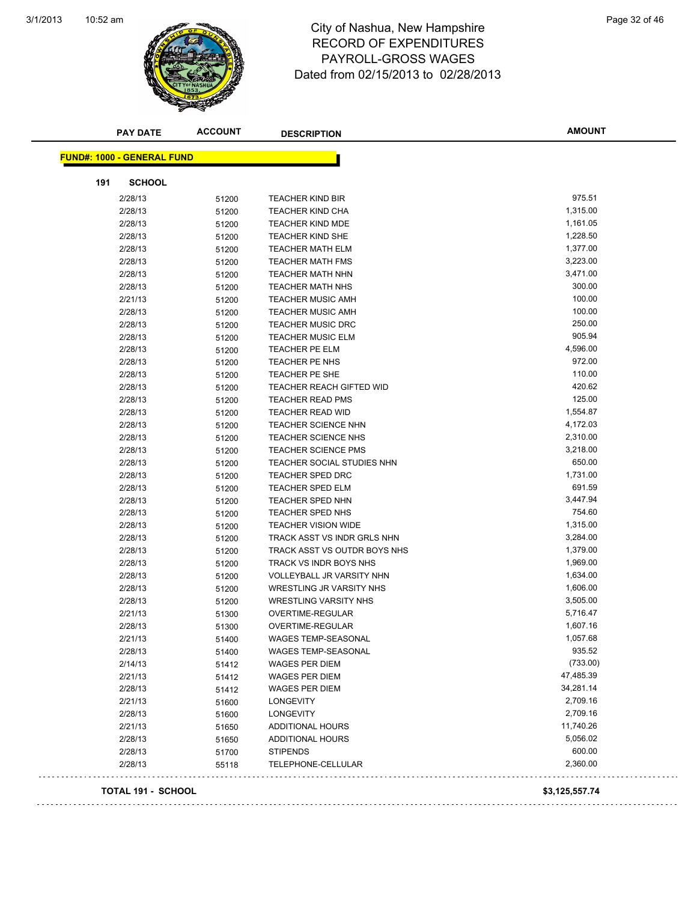# City of Nashua, New Hampshire
## RECORD OF EXPENDITURES
## PAYROLL-GROSS WAGES
### Dated from 02/15/2013 to 02/28/2013

| PAY DATE | ACCOUNT | DESCRIPTION | AMOUNT |
|---|---|---|---|

**FUND#: 1000 - GENERAL FUND**

**191 SCHOOL**

| PAY DATE | ACCOUNT | DESCRIPTION | AMOUNT |
|---|---|---|---|
| 2/28/13 | 51200 | TEACHER KIND BIR | 975.51 |
| 2/28/13 | 51200 | TEACHER KIND CHA | 1,315.00 |
| 2/28/13 | 51200 | TEACHER KIND MDE | 1,161.05 |
| 2/28/13 | 51200 | TEACHER KIND SHE | 1,228.50 |
| 2/28/13 | 51200 | TEACHER MATH ELM | 1,377.00 |
| 2/28/13 | 51200 | TEACHER MATH FMS | 3,223.00 |
| 2/28/13 | 51200 | TEACHER MATH NHN | 3,471.00 |
| 2/28/13 | 51200 | TEACHER MATH NHS | 300.00 |
| 2/21/13 | 51200 | TEACHER MUSIC AMH | 100.00 |
| 2/28/13 | 51200 | TEACHER MUSIC AMH | 100.00 |
| 2/28/13 | 51200 | TEACHER MUSIC DRC | 250.00 |
| 2/28/13 | 51200 | TEACHER MUSIC ELM | 905.94 |
| 2/28/13 | 51200 | TEACHER PE ELM | 4,596.00 |
| 2/28/13 | 51200 | TEACHER PE NHS | 972.00 |
| 2/28/13 | 51200 | TEACHER PE SHE | 110.00 |
| 2/28/13 | 51200 | TEACHER REACH GIFTED WID | 420.62 |
| 2/28/13 | 51200 | TEACHER READ PMS | 125.00 |
| 2/28/13 | 51200 | TEACHER READ WID | 1,554.87 |
| 2/28/13 | 51200 | TEACHER SCIENCE NHN | 4,172.03 |
| 2/28/13 | 51200 | TEACHER SCIENCE NHS | 2,310.00 |
| 2/28/13 | 51200 | TEACHER SCIENCE PMS | 3,218.00 |
| 2/28/13 | 51200 | TEACHER SOCIAL STUDIES NHN | 650.00 |
| 2/28/13 | 51200 | TEACHER SPED DRC | 1,731.00 |
| 2/28/13 | 51200 | TEACHER SPED ELM | 691.59 |
| 2/28/13 | 51200 | TEACHER SPED NHN | 3,447.94 |
| 2/28/13 | 51200 | TEACHER SPED NHS | 754.60 |
| 2/28/13 | 51200 | TEACHER VISION WIDE | 1,315.00 |
| 2/28/13 | 51200 | TRACK ASST VS INDR GRLS NHN | 3,284.00 |
| 2/28/13 | 51200 | TRACK ASST VS OUTDR BOYS NHS | 1,379.00 |
| 2/28/13 | 51200 | TRACK VS INDR BOYS NHS | 1,969.00 |
| 2/28/13 | 51200 | VOLLEYBALL JR VARSITY NHN | 1,634.00 |
| 2/28/13 | 51200 | WRESTLING JR VARSITY NHS | 1,606.00 |
| 2/28/13 | 51200 | WRESTLING VARSITY NHS | 3,505.00 |
| 2/21/13 | 51300 | OVERTIME-REGULAR | 5,716.47 |
| 2/28/13 | 51300 | OVERTIME-REGULAR | 1,607.16 |
| 2/21/13 | 51400 | WAGES TEMP-SEASONAL | 1,057.68 |
| 2/28/13 | 51400 | WAGES TEMP-SEASONAL | 935.52 |
| 2/14/13 | 51412 | WAGES PER DIEM | (733.00) |
| 2/21/13 | 51412 | WAGES PER DIEM | 47,485.39 |
| 2/28/13 | 51412 | WAGES PER DIEM | 34,281.14 |
| 2/21/13 | 51600 | LONGEVITY | 2,709.16 |
| 2/28/13 | 51600 | LONGEVITY | 2,709.16 |
| 2/21/13 | 51650 | ADDITIONAL HOURS | 11,740.26 |
| 2/28/13 | 51650 | ADDITIONAL HOURS | 5,056.02 |
| 2/28/13 | 51700 | STIPENDS | 600.00 |
| 2/28/13 | 55118 | TELEPHONE-CELLULAR | 2,360.00 |

**TOTAL 191 - SCHOOL** **$3,125,557.74**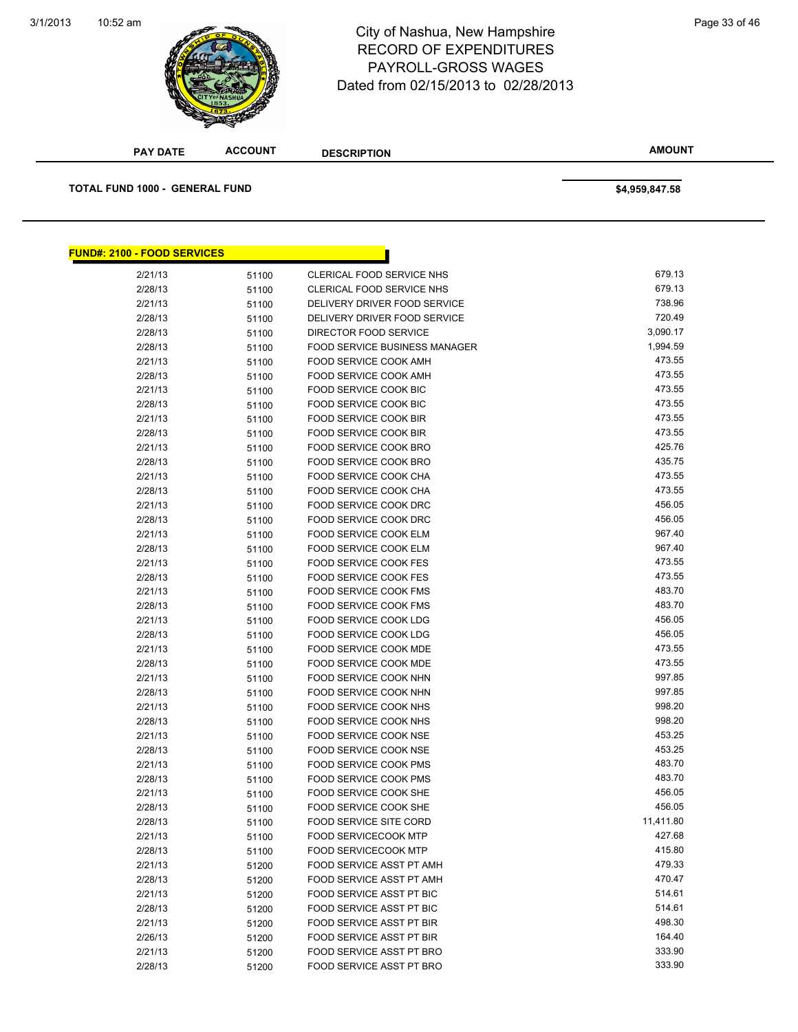City of Nashua, New Hampshire
RECORD OF EXPENDITURES
PAYROLL-GROSS WAGES
Dated from 02/15/2013 to 02/28/2013

| PAY DATE | ACCOUNT | DESCRIPTION | AMOUNT |
|---|---|---|---|

**TOTAL FUND 1000 - GENERAL FUND** $4,959,847.58

## FUND#: 2100 - FOOD SERVICES

| PAY DATE | ACCOUNT | DESCRIPTION | AMOUNT |
|---|---|---|---|
| 2/21/13 | 51100 | CLERICAL FOOD SERVICE NHS | 679.13 |
| 2/28/13 | 51100 | CLERICAL FOOD SERVICE NHS | 679.13 |
| 2/21/13 | 51100 | DELIVERY DRIVER FOOD SERVICE | 738.96 |
| 2/28/13 | 51100 | DELIVERY DRIVER FOOD SERVICE | 720.49 |
| 2/28/13 | 51100 | DIRECTOR FOOD SERVICE | 3,090.17 |
| 2/28/13 | 51100 | FOOD SERVICE BUSINESS MANAGER | 1,994.59 |
| 2/21/13 | 51100 | FOOD SERVICE COOK AMH | 473.55 |
| 2/28/13 | 51100 | FOOD SERVICE COOK AMH | 473.55 |
| 2/21/13 | 51100 | FOOD SERVICE COOK BIC | 473.55 |
| 2/28/13 | 51100 | FOOD SERVICE COOK BIC | 473.55 |
| 2/21/13 | 51100 | FOOD SERVICE COOK BIR | 473.55 |
| 2/28/13 | 51100 | FOOD SERVICE COOK BIR | 473.55 |
| 2/21/13 | 51100 | FOOD SERVICE COOK BRO | 425.76 |
| 2/28/13 | 51100 | FOOD SERVICE COOK BRO | 435.75 |
| 2/21/13 | 51100 | FOOD SERVICE COOK CHA | 473.55 |
| 2/28/13 | 51100 | FOOD SERVICE COOK CHA | 473.55 |
| 2/21/13 | 51100 | FOOD SERVICE COOK DRC | 456.05 |
| 2/28/13 | 51100 | FOOD SERVICE COOK DRC | 456.05 |
| 2/21/13 | 51100 | FOOD SERVICE COOK ELM | 967.40 |
| 2/28/13 | 51100 | FOOD SERVICE COOK ELM | 967.40 |
| 2/21/13 | 51100 | FOOD SERVICE COOK FES | 473.55 |
| 2/28/13 | 51100 | FOOD SERVICE COOK FES | 473.55 |
| 2/21/13 | 51100 | FOOD SERVICE COOK FMS | 483.70 |
| 2/28/13 | 51100 | FOOD SERVICE COOK FMS | 483.70 |
| 2/21/13 | 51100 | FOOD SERVICE COOK LDG | 456.05 |
| 2/28/13 | 51100 | FOOD SERVICE COOK LDG | 456.05 |
| 2/21/13 | 51100 | FOOD SERVICE COOK MDE | 473.55 |
| 2/28/13 | 51100 | FOOD SERVICE COOK MDE | 473.55 |
| 2/21/13 | 51100 | FOOD SERVICE COOK NHN | 997.85 |
| 2/28/13 | 51100 | FOOD SERVICE COOK NHN | 997.85 |
| 2/21/13 | 51100 | FOOD SERVICE COOK NHS | 998.20 |
| 2/28/13 | 51100 | FOOD SERVICE COOK NHS | 998.20 |
| 2/21/13 | 51100 | FOOD SERVICE COOK NSE | 453.25 |
| 2/28/13 | 51100 | FOOD SERVICE COOK NSE | 453.25 |
| 2/21/13 | 51100 | FOOD SERVICE COOK PMS | 483.70 |
| 2/28/13 | 51100 | FOOD SERVICE COOK PMS | 483.70 |
| 2/21/13 | 51100 | FOOD SERVICE COOK SHE | 456.05 |
| 2/28/13 | 51100 | FOOD SERVICE COOK SHE | 456.05 |
| 2/28/13 | 51100 | FOOD SERVICE SITE CORD | 11,411.80 |
| 2/21/13 | 51100 | FOOD SERVICECOOK MTP | 427.68 |
| 2/28/13 | 51100 | FOOD SERVICECOOK MTP | 415.80 |
| 2/21/13 | 51200 | FOOD SERVICE ASST PT AMH | 479.33 |
| 2/28/13 | 51200 | FOOD SERVICE ASST PT AMH | 470.47 |
| 2/21/13 | 51200 | FOOD SERVICE ASST PT BIC | 514.61 |
| 2/28/13 | 51200 | FOOD SERVICE ASST PT BIC | 514.61 |
| 2/21/13 | 51200 | FOOD SERVICE ASST PT BIR | 498.30 |
| 2/26/13 | 51200 | FOOD SERVICE ASST PT BIR | 164.40 |
| 2/21/13 | 51200 | FOOD SERVICE ASST PT BRO | 333.90 |
| 2/28/13 | 51200 | FOOD SERVICE ASST PT BRO | 333.90 |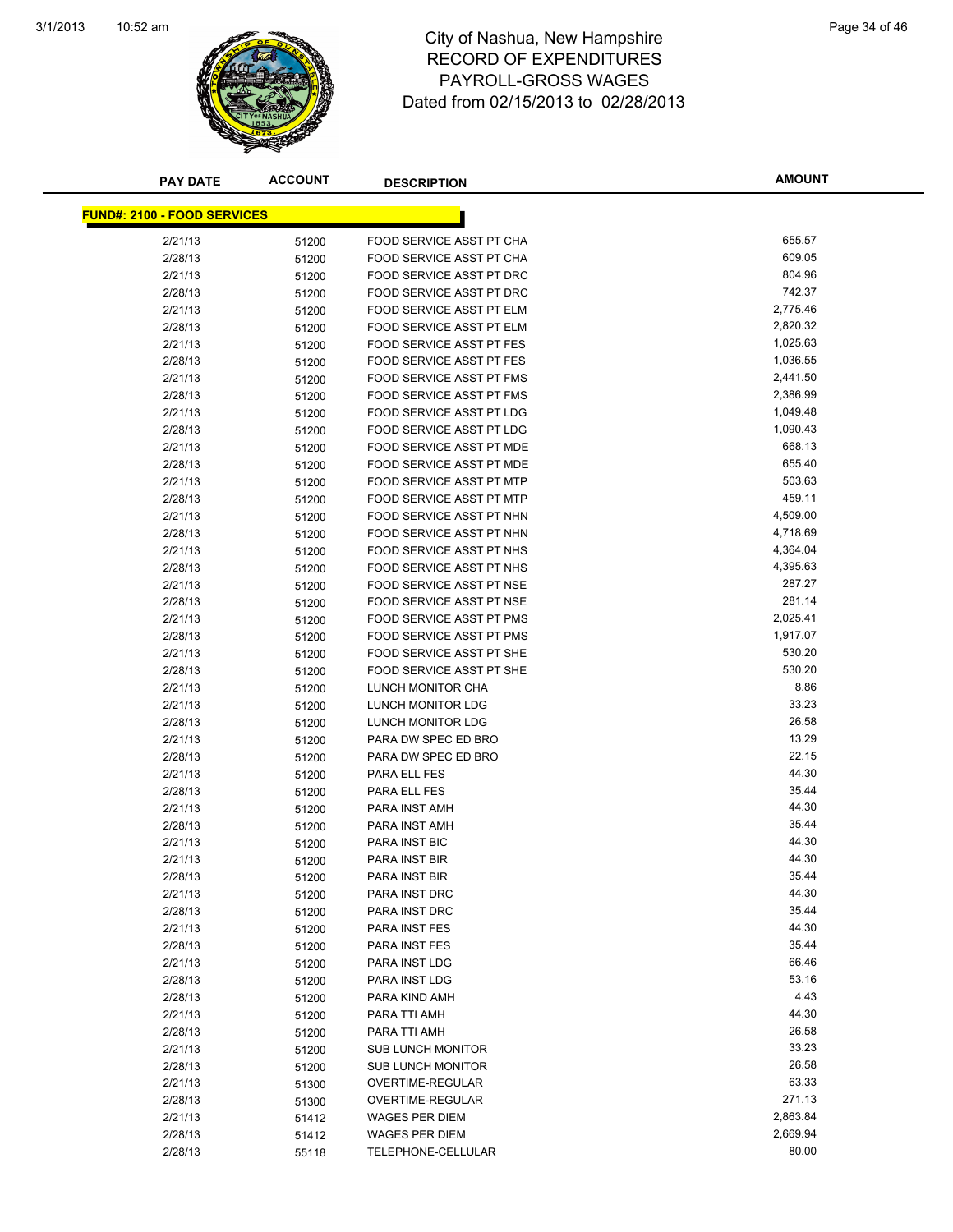# City of Nashua, New Hampshire
## RECORD OF EXPENDITURES
## PAYROLL-GROSS WAGES
## Dated from 02/15/2013 to 02/28/2013

| PAY DATE | ACCOUNT | DESCRIPTION | AMOUNT |
|---|---|---|---|
| **FUND#: 2100 - FOOD SERVICES** | | | |
| 2/21/13 | 51200 | FOOD SERVICE ASST PT CHA | 655.57 |
| 2/28/13 | 51200 | FOOD SERVICE ASST PT CHA | 609.05 |
| 2/21/13 | 51200 | FOOD SERVICE ASST PT DRC | 804.96 |
| 2/28/13 | 51200 | FOOD SERVICE ASST PT DRC | 742.37 |
| 2/21/13 | 51200 | FOOD SERVICE ASST PT ELM | 2,775.46 |
| 2/28/13 | 51200 | FOOD SERVICE ASST PT ELM | 2,820.32 |
| 2/21/13 | 51200 | FOOD SERVICE ASST PT FES | 1,025.63 |
| 2/28/13 | 51200 | FOOD SERVICE ASST PT FES | 1,036.55 |
| 2/21/13 | 51200 | FOOD SERVICE ASST PT FMS | 2,441.50 |
| 2/28/13 | 51200 | FOOD SERVICE ASST PT FMS | 2,386.99 |
| 2/21/13 | 51200 | FOOD SERVICE ASST PT LDG | 1,049.48 |
| 2/28/13 | 51200 | FOOD SERVICE ASST PT LDG | 1,090.43 |
| 2/21/13 | 51200 | FOOD SERVICE ASST PT MDE | 668.13 |
| 2/28/13 | 51200 | FOOD SERVICE ASST PT MDE | 655.40 |
| 2/21/13 | 51200 | FOOD SERVICE ASST PT MTP | 503.63 |
| 2/28/13 | 51200 | FOOD SERVICE ASST PT MTP | 459.11 |
| 2/21/13 | 51200 | FOOD SERVICE ASST PT NHN | 4,509.00 |
| 2/28/13 | 51200 | FOOD SERVICE ASST PT NHN | 4,718.69 |
| 2/21/13 | 51200 | FOOD SERVICE ASST PT NHS | 4,364.04 |
| 2/28/13 | 51200 | FOOD SERVICE ASST PT NHS | 4,395.63 |
| 2/21/13 | 51200 | FOOD SERVICE ASST PT NSE | 287.27 |
| 2/28/13 | 51200 | FOOD SERVICE ASST PT NSE | 281.14 |
| 2/21/13 | 51200 | FOOD SERVICE ASST PT PMS | 2,025.41 |
| 2/28/13 | 51200 | FOOD SERVICE ASST PT PMS | 1,917.07 |
| 2/21/13 | 51200 | FOOD SERVICE ASST PT SHE | 530.20 |
| 2/28/13 | 51200 | FOOD SERVICE ASST PT SHE | 530.20 |
| 2/21/13 | 51200 | LUNCH MONITOR CHA | 8.86 |
| 2/21/13 | 51200 | LUNCH MONITOR LDG | 33.23 |
| 2/28/13 | 51200 | LUNCH MONITOR LDG | 26.58 |
| 2/21/13 | 51200 | PARA DW SPEC ED BRO | 13.29 |
| 2/28/13 | 51200 | PARA DW SPEC ED BRO | 22.15 |
| 2/21/13 | 51200 | PARA ELL FES | 44.30 |
| 2/28/13 | 51200 | PARA ELL FES | 35.44 |
| 2/21/13 | 51200 | PARA INST AMH | 44.30 |
| 2/28/13 | 51200 | PARA INST AMH | 35.44 |
| 2/21/13 | 51200 | PARA INST BIC | 44.30 |
| 2/21/13 | 51200 | PARA INST BIR | 44.30 |
| 2/28/13 | 51200 | PARA INST BIR | 35.44 |
| 2/21/13 | 51200 | PARA INST DRC | 44.30 |
| 2/28/13 | 51200 | PARA INST DRC | 35.44 |
| 2/21/13 | 51200 | PARA INST FES | 44.30 |
| 2/28/13 | 51200 | PARA INST FES | 35.44 |
| 2/21/13 | 51200 | PARA INST LDG | 66.46 |
| 2/28/13 | 51200 | PARA INST LDG | 53.16 |
| 2/28/13 | 51200 | PARA KIND AMH | 4.43 |
| 2/21/13 | 51200 | PARA TTI AMH | 44.30 |
| 2/28/13 | 51200 | PARA TTI AMH | 26.58 |
| 2/21/13 | 51200 | SUB LUNCH MONITOR | 33.23 |
| 2/28/13 | 51200 | SUB LUNCH MONITOR | 26.58 |
| 2/21/13 | 51300 | OVERTIME-REGULAR | 63.33 |
| 2/28/13 | 51300 | OVERTIME-REGULAR | 271.13 |
| 2/21/13 | 51412 | WAGES PER DIEM | 2,863.84 |
| 2/28/13 | 51412 | WAGES PER DIEM | 2,669.94 |
| 2/28/13 | 55118 | TELEPHONE-CELLULAR | 80.00 |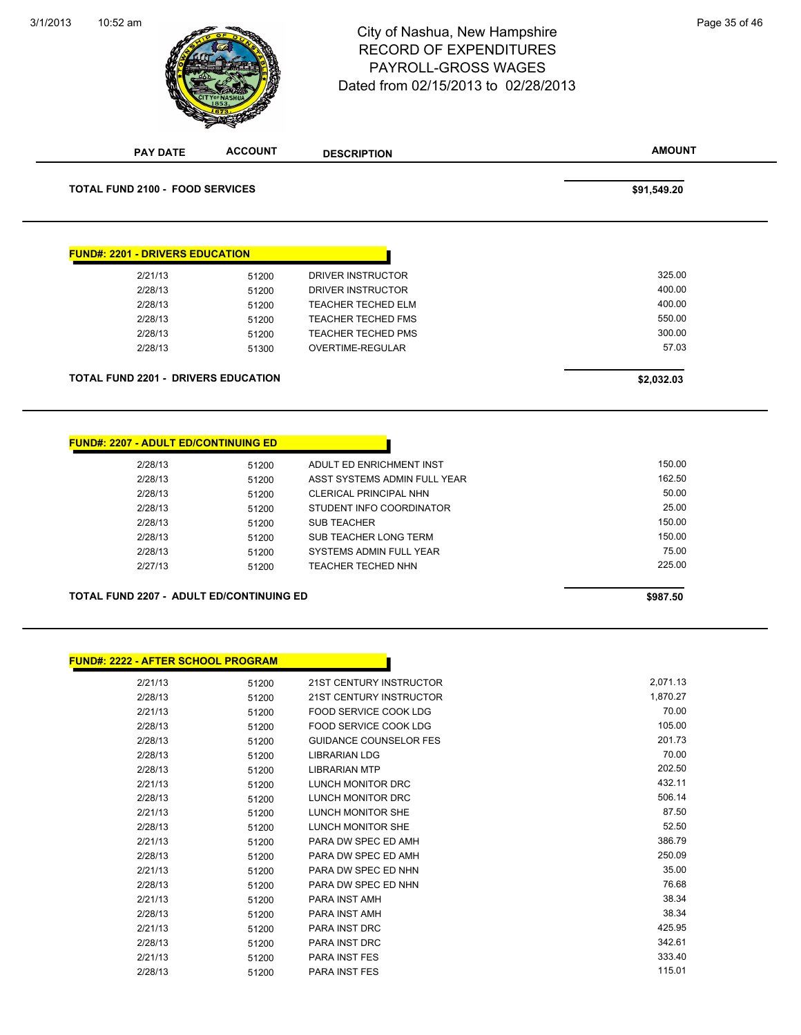City of Nashua, New Hampshire
RECORD OF EXPENDITURES
PAYROLL-GROSS WAGES
Dated from 02/15/2013 to 02/28/2013

| PAY DATE | ACCOUNT | DESCRIPTION | AMOUNT |
|---|---|---|---|

**TOTAL FUND 2100 - FOOD SERVICES** **$91,549.20**

**FUND#: 2201 - DRIVERS EDUCATION**

| PAY DATE | ACCOUNT | DESCRIPTION | AMOUNT |
|---|---|---|---|
| 2/21/13 | 51200 | DRIVER INSTRUCTOR | 325.00 |
| 2/28/13 | 51200 | DRIVER INSTRUCTOR | 400.00 |
| 2/28/13 | 51200 | TEACHER TECHED ELM | 400.00 |
| 2/28/13 | 51200 | TEACHER TECHED FMS | 550.00 |
| 2/28/13 | 51200 | TEACHER TECHED PMS | 300.00 |
| 2/28/13 | 51300 | OVERTIME-REGULAR | 57.03 |

**TOTAL FUND 2201 - DRIVERS EDUCATION** **$2,032.03**

**FUND#: 2207 - ADULT ED/CONTINUING ED**

| PAY DATE | ACCOUNT | DESCRIPTION | AMOUNT |
|---|---|---|---|
| 2/28/13 | 51200 | ADULT ED ENRICHMENT INST | 150.00 |
| 2/28/13 | 51200 | ASST SYSTEMS ADMIN FULL YEAR | 162.50 |
| 2/28/13 | 51200 | CLERICAL PRINCIPAL NHN | 50.00 |
| 2/28/13 | 51200 | STUDENT INFO COORDINATOR | 25.00 |
| 2/28/13 | 51200 | SUB TEACHER | 150.00 |
| 2/28/13 | 51200 | SUB TEACHER LONG TERM | 150.00 |
| 2/28/13 | 51200 | SYSTEMS ADMIN FULL YEAR | 75.00 |
| 2/27/13 | 51200 | TEACHER TECHED NHN | 225.00 |

**TOTAL FUND 2207 - ADULT ED/CONTINUING ED** **$987.50**

**FUND#: 2222 - AFTER SCHOOL PROGRAM**

| PAY DATE | ACCOUNT | DESCRIPTION | AMOUNT |
|---|---|---|---|
| 2/21/13 | 51200 | 21ST CENTURY INSTRUCTOR | 2,071.13 |
| 2/28/13 | 51200 | 21ST CENTURY INSTRUCTOR | 1,870.27 |
| 2/21/13 | 51200 | FOOD SERVICE COOK LDG | 70.00 |
| 2/28/13 | 51200 | FOOD SERVICE COOK LDG | 105.00 |
| 2/28/13 | 51200 | GUIDANCE COUNSELOR FES | 201.73 |
| 2/28/13 | 51200 | LIBRARIAN LDG | 70.00 |
| 2/28/13 | 51200 | LIBRARIAN MTP | 202.50 |
| 2/21/13 | 51200 | LUNCH MONITOR DRC | 432.11 |
| 2/28/13 | 51200 | LUNCH MONITOR DRC | 506.14 |
| 2/21/13 | 51200 | LUNCH MONITOR SHE | 87.50 |
| 2/28/13 | 51200 | LUNCH MONITOR SHE | 52.50 |
| 2/21/13 | 51200 | PARA DW SPEC ED AMH | 386.79 |
| 2/28/13 | 51200 | PARA DW SPEC ED AMH | 250.09 |
| 2/21/13 | 51200 | PARA DW SPEC ED NHN | 35.00 |
| 2/28/13 | 51200 | PARA DW SPEC ED NHN | 76.68 |
| 2/21/13 | 51200 | PARA INST AMH | 38.34 |
| 2/28/13 | 51200 | PARA INST AMH | 38.34 |
| 2/21/13 | 51200 | PARA INST DRC | 425.95 |
| 2/28/13 | 51200 | PARA INST DRC | 342.61 |
| 2/21/13 | 51200 | PARA INST FES | 333.40 |
| 2/28/13 | 51200 | PARA INST FES | 115.01 |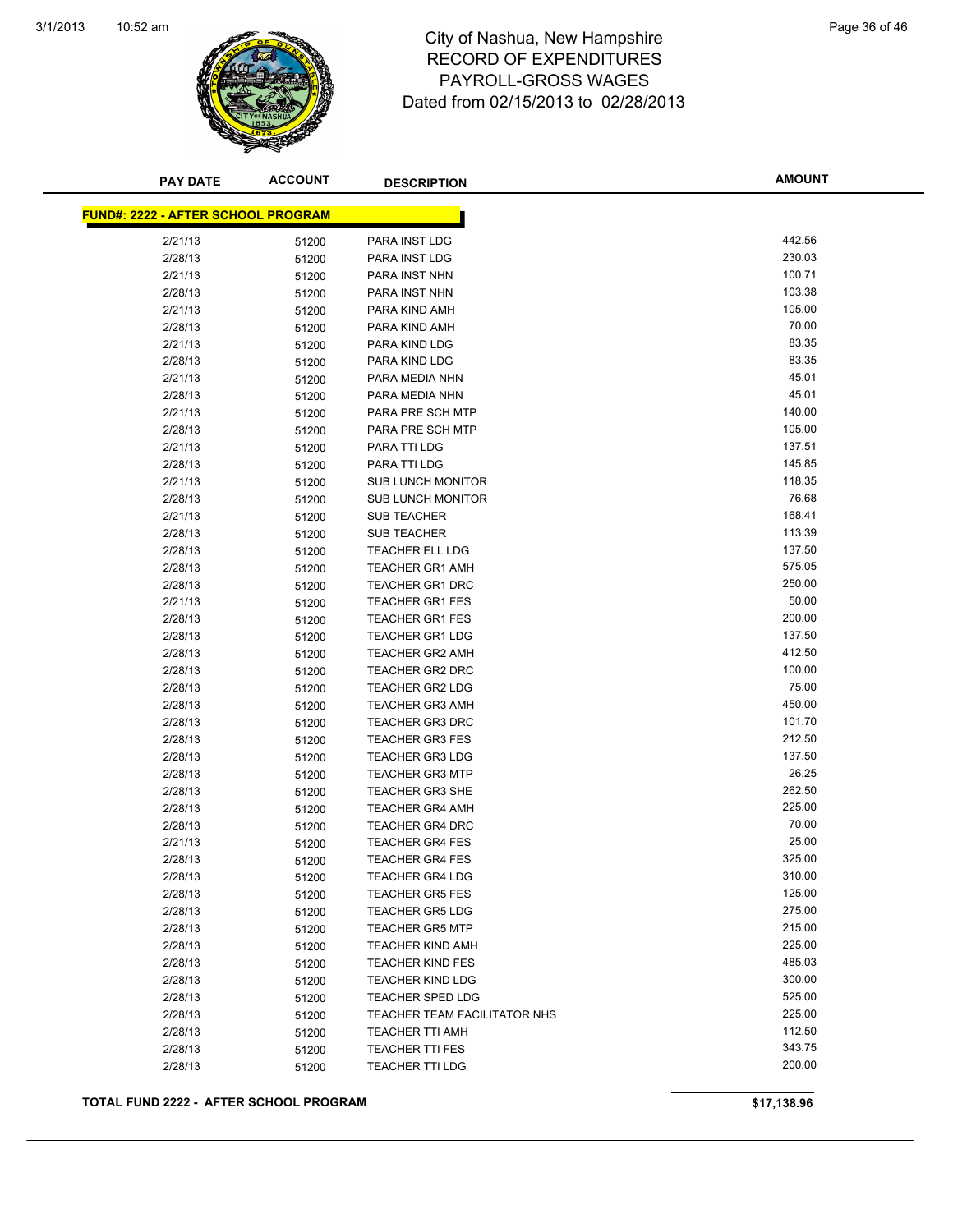# City of Nashua, New Hampshire
## RECORD OF EXPENDITURES
## PAYROLL-GROSS WAGES
## Dated from 02/15/2013 to 02/28/2013

| PAY DATE | ACCOUNT | DESCRIPTION | AMOUNT |
|---|---|---|---|
| **FUND#: 2222 - AFTER SCHOOL PROGRAM** | | | |
| 2/21/13 | 51200 | PARA INST LDG | 442.56 |
| 2/28/13 | 51200 | PARA INST LDG | 230.03 |
| 2/21/13 | 51200 | PARA INST NHN | 100.71 |
| 2/28/13 | 51200 | PARA INST NHN | 103.38 |
| 2/21/13 | 51200 | PARA KIND AMH | 105.00 |
| 2/28/13 | 51200 | PARA KIND AMH | 70.00 |
| 2/21/13 | 51200 | PARA KIND LDG | 83.35 |
| 2/28/13 | 51200 | PARA KIND LDG | 83.35 |
| 2/21/13 | 51200 | PARA MEDIA NHN | 45.01 |
| 2/28/13 | 51200 | PARA MEDIA NHN | 45.01 |
| 2/21/13 | 51200 | PARA PRE SCH MTP | 140.00 |
| 2/28/13 | 51200 | PARA PRE SCH MTP | 105.00 |
| 2/21/13 | 51200 | PARA TTI LDG | 137.51 |
| 2/28/13 | 51200 | PARA TTI LDG | 145.85 |
| 2/21/13 | 51200 | SUB LUNCH MONITOR | 118.35 |
| 2/28/13 | 51200 | SUB LUNCH MONITOR | 76.68 |
| 2/21/13 | 51200 | SUB TEACHER | 168.41 |
| 2/28/13 | 51200 | SUB TEACHER | 113.39 |
| 2/28/13 | 51200 | TEACHER ELL LDG | 137.50 |
| 2/28/13 | 51200 | TEACHER GR1 AMH | 575.05 |
| 2/28/13 | 51200 | TEACHER GR1 DRC | 250.00 |
| 2/21/13 | 51200 | TEACHER GR1 FES | 50.00 |
| 2/28/13 | 51200 | TEACHER GR1 FES | 200.00 |
| 2/28/13 | 51200 | TEACHER GR1 LDG | 137.50 |
| 2/28/13 | 51200 | TEACHER GR2 AMH | 412.50 |
| 2/28/13 | 51200 | TEACHER GR2 DRC | 100.00 |
| 2/28/13 | 51200 | TEACHER GR2 LDG | 75.00 |
| 2/28/13 | 51200 | TEACHER GR3 AMH | 450.00 |
| 2/28/13 | 51200 | TEACHER GR3 DRC | 101.70 |
| 2/28/13 | 51200 | TEACHER GR3 FES | 212.50 |
| 2/28/13 | 51200 | TEACHER GR3 LDG | 137.50 |
| 2/28/13 | 51200 | TEACHER GR3 MTP | 26.25 |
| 2/28/13 | 51200 | TEACHER GR3 SHE | 262.50 |
| 2/28/13 | 51200 | TEACHER GR4 AMH | 225.00 |
| 2/28/13 | 51200 | TEACHER GR4 DRC | 70.00 |
| 2/21/13 | 51200 | TEACHER GR4 FES | 25.00 |
| 2/28/13 | 51200 | TEACHER GR4 FES | 325.00 |
| 2/28/13 | 51200 | TEACHER GR4 LDG | 310.00 |
| 2/28/13 | 51200 | TEACHER GR5 FES | 125.00 |
| 2/28/13 | 51200 | TEACHER GR5 LDG | 275.00 |
| 2/28/13 | 51200 | TEACHER GR5 MTP | 215.00 |
| 2/28/13 | 51200 | TEACHER KIND AMH | 225.00 |
| 2/28/13 | 51200 | TEACHER KIND FES | 485.03 |
| 2/28/13 | 51200 | TEACHER KIND LDG | 300.00 |
| 2/28/13 | 51200 | TEACHER SPED LDG | 525.00 |
| 2/28/13 | 51200 | TEACHER TEAM FACILITATOR NHS | 225.00 |
| 2/28/13 | 51200 | TEACHER TTI AMH | 112.50 |
| 2/28/13 | 51200 | TEACHER TTI FES | 343.75 |
| 2/28/13 | 51200 | TEACHER TTI LDG | 200.00 |
| **TOTAL FUND 2222 - AFTER SCHOOL PROGRAM** | | | **$17,138.96** |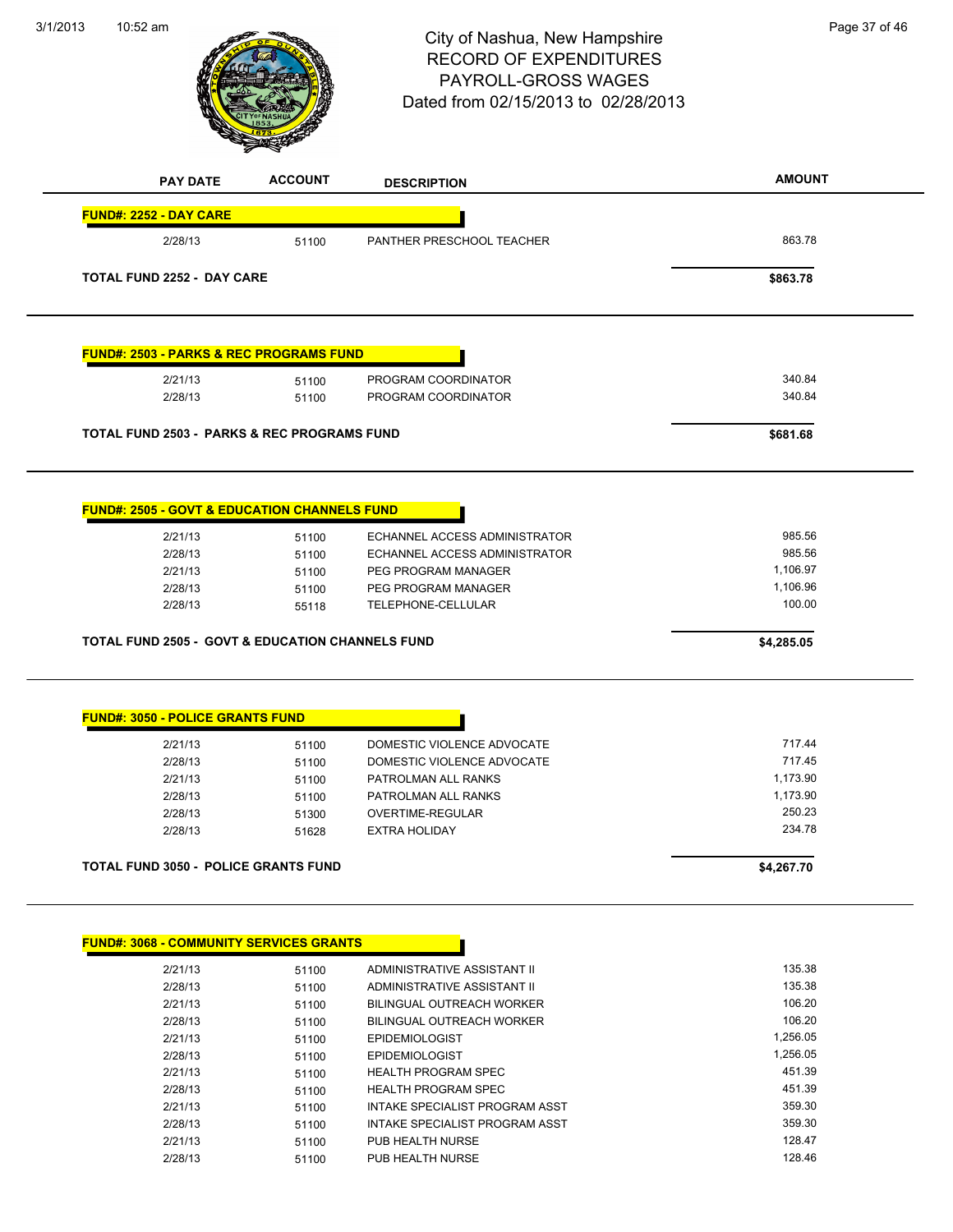# City of Nashua, New Hampshire
## RECORD OF EXPENDITURES
## PAYROLL-GROSS WAGES
### Dated from 02/15/2013 to 02/28/2013

| PAY DATE | ACCOUNT | DESCRIPTION | AMOUNT |
|---|---|---|---|
| **FUND#: 2252 - DAY CARE** | | | |
| 2/28/13 | 51100 | PANTHER PRESCHOOL TEACHER | 863.78 |
| **TOTAL FUND 2252 - DAY CARE** | | | **$863.78** |

| PAY DATE | ACCOUNT | DESCRIPTION | AMOUNT |
|---|---|---|---|
| **FUND#: 2503 - PARKS & REC PROGRAMS FUND** | | | |
| 2/21/13 | 51100 | PROGRAM COORDINATOR | 340.84 |
| 2/28/13 | 51100 | PROGRAM COORDINATOR | 340.84 |
| **TOTAL FUND 2503 - PARKS & REC PROGRAMS FUND** | | | **$681.68** |

| PAY DATE | ACCOUNT | DESCRIPTION | AMOUNT |
|---|---|---|---|
| **FUND#: 2505 - GOVT & EDUCATION CHANNELS FUND** | | | |
| 2/21/13 | 51100 | ECHANNEL ACCESS ADMINISTRATOR | 985.56 |
| 2/28/13 | 51100 | ECHANNEL ACCESS ADMINISTRATOR | 985.56 |
| 2/21/13 | 51100 | PEG PROGRAM MANAGER | 1,106.97 |
| 2/28/13 | 51100 | PEG PROGRAM MANAGER | 1,106.96 |
| 2/28/13 | 55118 | TELEPHONE-CELLULAR | 100.00 |
| **TOTAL FUND 2505 - GOVT & EDUCATION CHANNELS FUND** | | | **$4,285.05** |

| PAY DATE | ACCOUNT | DESCRIPTION | AMOUNT |
|---|---|---|---|
| **FUND#: 3050 - POLICE GRANTS FUND** | | | |
| 2/21/13 | 51100 | DOMESTIC VIOLENCE ADVOCATE | 717.44 |
| 2/28/13 | 51100 | DOMESTIC VIOLENCE ADVOCATE | 717.45 |
| 2/21/13 | 51100 | PATROLMAN ALL RANKS | 1,173.90 |
| 2/28/13 | 51100 | PATROLMAN ALL RANKS | 1,173.90 |
| 2/28/13 | 51300 | OVERTIME-REGULAR | 250.23 |
| 2/28/13 | 51628 | EXTRA HOLIDAY | 234.78 |
| **TOTAL FUND 3050 - POLICE GRANTS FUND** | | | **$4,267.70** |

| PAY DATE | ACCOUNT | DESCRIPTION | AMOUNT |
|---|---|---|---|
| **FUND#: 3068 - COMMUNITY SERVICES GRANTS** | | | |
| 2/21/13 | 51100 | ADMINISTRATIVE ASSISTANT II | 135.38 |
| 2/28/13 | 51100 | ADMINISTRATIVE ASSISTANT II | 135.38 |
| 2/21/13 | 51100 | BILINGUAL OUTREACH WORKER | 106.20 |
| 2/28/13 | 51100 | BILINGUAL OUTREACH WORKER | 106.20 |
| 2/21/13 | 51100 | EPIDEMIOLOGIST | 1,256.05 |
| 2/28/13 | 51100 | EPIDEMIOLOGIST | 1,256.05 |
| 2/21/13 | 51100 | HEALTH PROGRAM SPEC | 451.39 |
| 2/28/13 | 51100 | HEALTH PROGRAM SPEC | 451.39 |
| 2/21/13 | 51100 | INTAKE SPECIALIST PROGRAM ASST | 359.30 |
| 2/28/13 | 51100 | INTAKE SPECIALIST PROGRAM ASST | 359.30 |
| 2/21/13 | 51100 | PUB HEALTH NURSE | 128.47 |
| 2/28/13 | 51100 | PUB HEALTH NURSE | 128.46 |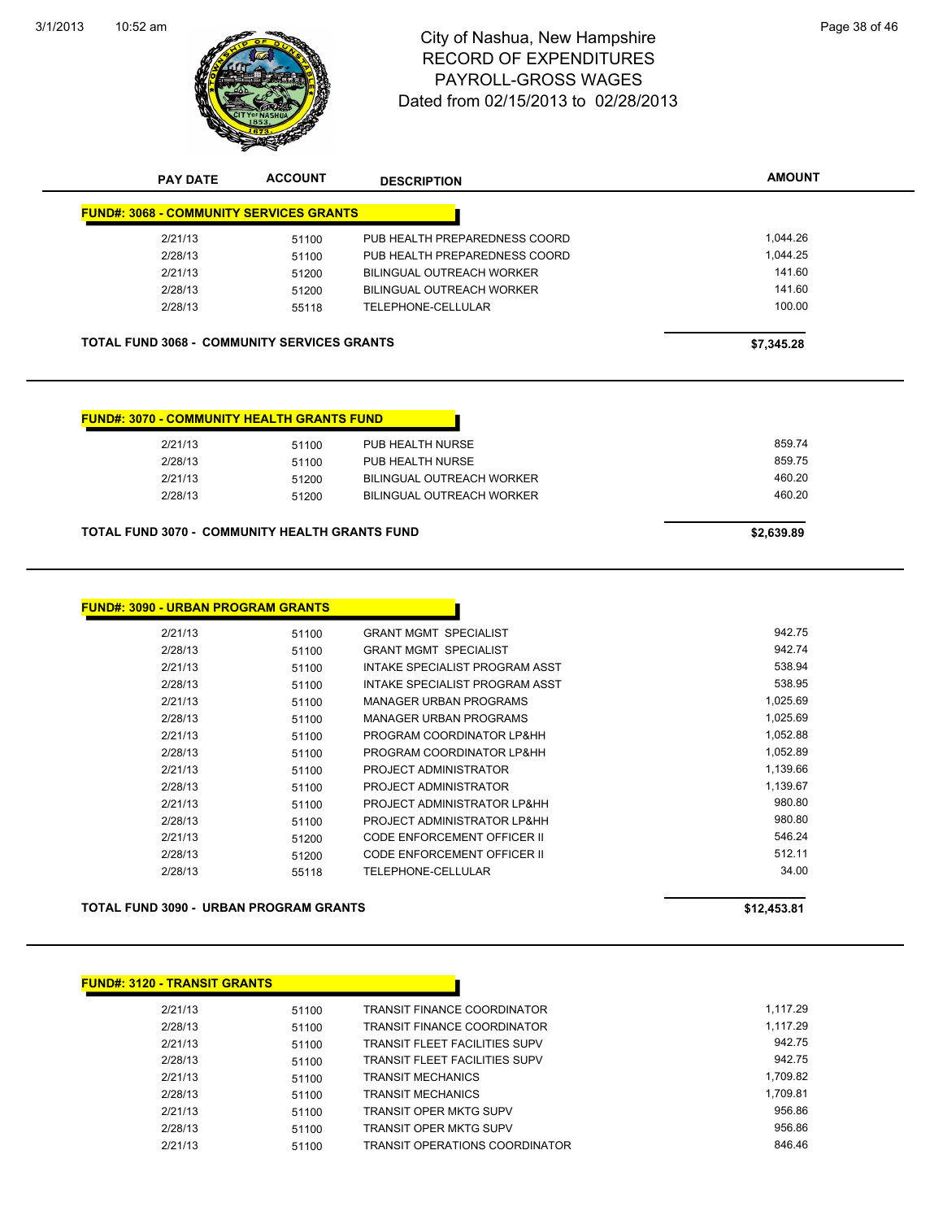# City of Nashua, New Hampshire
## RECORD OF EXPENDITURES
## PAYROLL-GROSS WAGES
## Dated from 02/15/2013 to 02/28/2013

| PAY DATE | ACCOUNT | DESCRIPTION | AMOUNT |
|---|---|---|---|
| **FUND#: 3068 - COMMUNITY SERVICES GRANTS** | | | |
| 2/21/13 | 51100 | PUB HEALTH PREPAREDNESS COORD | 1,044.26 |
| 2/28/13 | 51100 | PUB HEALTH PREPAREDNESS COORD | 1,044.25 |
| 2/21/13 | 51200 | BILINGUAL OUTREACH WORKER | 141.60 |
| 2/28/13 | 51200 | BILINGUAL OUTREACH WORKER | 141.60 |
| 2/28/13 | 55118 | TELEPHONE-CELLULAR | 100.00 |
| **TOTAL FUND 3068 - COMMUNITY SERVICES GRANTS** | | | **$7,345.28** |

| PAY DATE | ACCOUNT | DESCRIPTION | AMOUNT |
|---|---|---|---|
| **FUND#: 3070 - COMMUNITY HEALTH GRANTS FUND** | | | |
| 2/21/13 | 51100 | PUB HEALTH NURSE | 859.74 |
| 2/28/13 | 51100 | PUB HEALTH NURSE | 859.75 |
| 2/21/13 | 51200 | BILINGUAL OUTREACH WORKER | 460.20 |
| 2/28/13 | 51200 | BILINGUAL OUTREACH WORKER | 460.20 |
| **TOTAL FUND 3070 - COMMUNITY HEALTH GRANTS FUND** | | | **$2,639.89** |

| PAY DATE | ACCOUNT | DESCRIPTION | AMOUNT |
|---|---|---|---|
| **FUND#: 3090 - URBAN PROGRAM GRANTS** | | | |
| 2/21/13 | 51100 | GRANT MGMT SPECIALIST | 942.75 |
| 2/28/13 | 51100 | GRANT MGMT SPECIALIST | 942.74 |
| 2/21/13 | 51100 | INTAKE SPECIALIST PROGRAM ASST | 538.94 |
| 2/28/13 | 51100 | INTAKE SPECIALIST PROGRAM ASST | 538.95 |
| 2/21/13 | 51100 | MANAGER URBAN PROGRAMS | 1,025.69 |
| 2/28/13 | 51100 | MANAGER URBAN PROGRAMS | 1,025.69 |
| 2/21/13 | 51100 | PROGRAM COORDINATOR LP&HH | 1,052.88 |
| 2/28/13 | 51100 | PROGRAM COORDINATOR LP&HH | 1,052.89 |
| 2/21/13 | 51100 | PROJECT ADMINISTRATOR | 1,139.66 |
| 2/28/13 | 51100 | PROJECT ADMINISTRATOR | 1,139.67 |
| 2/21/13 | 51100 | PROJECT ADMINISTRATOR LP&HH | 980.80 |
| 2/28/13 | 51100 | PROJECT ADMINISTRATOR LP&HH | 980.80 |
| 2/21/13 | 51200 | CODE ENFORCEMENT OFFICER II | 546.24 |
| 2/28/13 | 51200 | CODE ENFORCEMENT OFFICER II | 512.11 |
| 2/28/13 | 55118 | TELEPHONE-CELLULAR | 34.00 |
| **TOTAL FUND 3090 - URBAN PROGRAM GRANTS** | | | **$12,453.81** |

| PAY DATE | ACCOUNT | DESCRIPTION | AMOUNT |
|---|---|---|---|
| **FUND#: 3120 - TRANSIT GRANTS** | | | |
| 2/21/13 | 51100 | TRANSIT FINANCE COORDINATOR | 1,117.29 |
| 2/28/13 | 51100 | TRANSIT FINANCE COORDINATOR | 1,117.29 |
| 2/21/13 | 51100 | TRANSIT FLEET FACILITIES SUPV | 942.75 |
| 2/28/13 | 51100 | TRANSIT FLEET FACILITIES SUPV | 942.75 |
| 2/21/13 | 51100 | TRANSIT MECHANICS | 1,709.82 |
| 2/28/13 | 51100 | TRANSIT MECHANICS | 1,709.81 |
| 2/21/13 | 51100 | TRANSIT OPER MKTG SUPV | 956.86 |
| 2/28/13 | 51100 | TRANSIT OPER MKTG SUPV | 956.86 |
| 2/21/13 | 51100 | TRANSIT OPERATIONS COORDINATOR | 846.46 |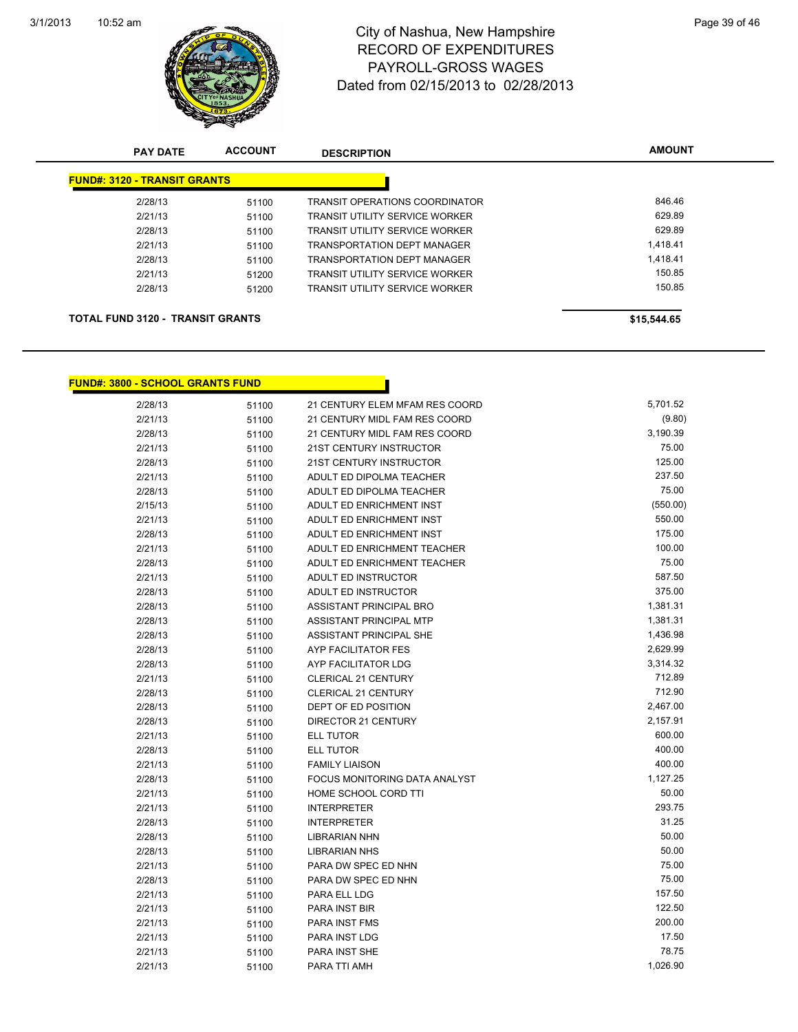# City of Nashua, New Hampshire
## RECORD OF EXPENDITURES
## PAYROLL-GROSS WAGES
## Dated from 02/15/2013 to 02/28/2013

| PAY DATE | ACCOUNT | DESCRIPTION | AMOUNT |
|---|---|---|---|
| **FUND#: 3120 - TRANSIT GRANTS** | | | |
| 2/28/13 | 51100 | TRANSIT OPERATIONS COORDINATOR | 846.46 |
| 2/21/13 | 51100 | TRANSIT UTILITY SERVICE WORKER | 629.89 |
| 2/28/13 | 51100 | TRANSIT UTILITY SERVICE WORKER | 629.89 |
| 2/21/13 | 51100 | TRANSPORTATION DEPT MANAGER | 1,418.41 |
| 2/28/13 | 51100 | TRANSPORTATION DEPT MANAGER | 1,418.41 |
| 2/21/13 | 51200 | TRANSIT UTILITY SERVICE WORKER | 150.85 |
| 2/28/13 | 51200 | TRANSIT UTILITY SERVICE WORKER | 150.85 |
| **TOTAL FUND 3120 - TRANSIT GRANTS** | | | **$15,544.65** |

| PAY DATE | ACCOUNT | DESCRIPTION | AMOUNT |
|---|---|---|---|
| **FUND#: 3800 - SCHOOL GRANTS FUND** | | | |
| 2/28/13 | 51100 | 21 CENTURY ELEM MFAM RES COORD | 5,701.52 |
| 2/21/13 | 51100 | 21 CENTURY MIDL FAM RES COORD | (9.80) |
| 2/28/13 | 51100 | 21 CENTURY MIDL FAM RES COORD | 3,190.39 |
| 2/21/13 | 51100 | 21ST CENTURY INSTRUCTOR | 75.00 |
| 2/28/13 | 51100 | 21ST CENTURY INSTRUCTOR | 125.00 |
| 2/21/13 | 51100 | ADULT ED DIPOLMA TEACHER | 237.50 |
| 2/28/13 | 51100 | ADULT ED DIPOLMA TEACHER | 75.00 |
| 2/15/13 | 51100 | ADULT ED ENRICHMENT INST | (550.00) |
| 2/21/13 | 51100 | ADULT ED ENRICHMENT INST | 550.00 |
| 2/28/13 | 51100 | ADULT ED ENRICHMENT INST | 175.00 |
| 2/21/13 | 51100 | ADULT ED ENRICHMENT TEACHER | 100.00 |
| 2/28/13 | 51100 | ADULT ED ENRICHMENT TEACHER | 75.00 |
| 2/21/13 | 51100 | ADULT ED INSTRUCTOR | 587.50 |
| 2/28/13 | 51100 | ADULT ED INSTRUCTOR | 375.00 |
| 2/28/13 | 51100 | ASSISTANT PRINCIPAL BRO | 1,381.31 |
| 2/28/13 | 51100 | ASSISTANT PRINCIPAL MTP | 1,381.31 |
| 2/28/13 | 51100 | ASSISTANT PRINCIPAL SHE | 1,436.98 |
| 2/28/13 | 51100 | AYP FACILITATOR FES | 2,629.99 |
| 2/28/13 | 51100 | AYP FACILITATOR LDG | 3,314.32 |
| 2/21/13 | 51100 | CLERICAL 21 CENTURY | 712.89 |
| 2/28/13 | 51100 | CLERICAL 21 CENTURY | 712.90 |
| 2/28/13 | 51100 | DEPT OF ED POSITION | 2,467.00 |
| 2/28/13 | 51100 | DIRECTOR 21 CENTURY | 2,157.91 |
| 2/21/13 | 51100 | ELL TUTOR | 600.00 |
| 2/28/13 | 51100 | ELL TUTOR | 400.00 |
| 2/21/13 | 51100 | FAMILY LIAISON | 400.00 |
| 2/28/13 | 51100 | FOCUS MONITORING DATA ANALYST | 1,127.25 |
| 2/21/13 | 51100 | HOME SCHOOL CORD TTI | 50.00 |
| 2/21/13 | 51100 | INTERPRETER | 293.75 |
| 2/28/13 | 51100 | INTERPRETER | 31.25 |
| 2/28/13 | 51100 | LIBRARIAN NHN | 50.00 |
| 2/28/13 | 51100 | LIBRARIAN NHS | 50.00 |
| 2/21/13 | 51100 | PARA DW SPEC ED NHN | 75.00 |
| 2/28/13 | 51100 | PARA DW SPEC ED NHN | 75.00 |
| 2/21/13 | 51100 | PARA ELL LDG | 157.50 |
| 2/21/13 | 51100 | PARA INST BIR | 122.50 |
| 2/21/13 | 51100 | PARA INST FMS | 200.00 |
| 2/21/13 | 51100 | PARA INST LDG | 17.50 |
| 2/21/13 | 51100 | PARA INST SHE | 78.75 |
| 2/21/13 | 51100 | PARA TTI AMH | 1,026.90 |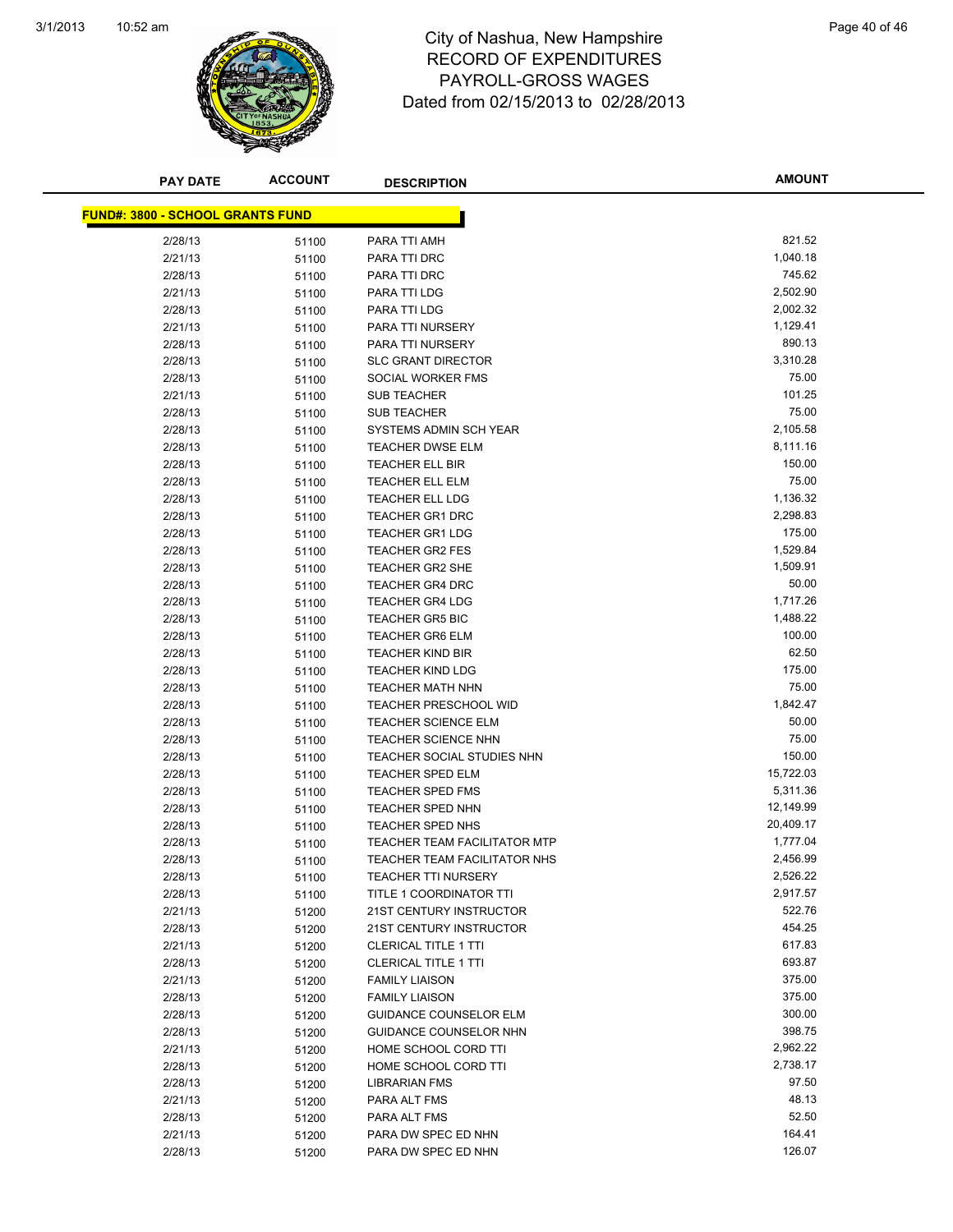# City of Nashua, New Hampshire
## RECORD OF EXPENDITURES
## PAYROLL-GROSS WAGES
## Dated from 02/15/2013 to 02/28/2013

| PAY DATE | ACCOUNT | DESCRIPTION | AMOUNT |
|---|---|---|---|
| **FUND#: 3800 - SCHOOL GRANTS FUND** | | | |
| 2/28/13 | 51100 | PARA TTI AMH | 821.52 |
| 2/21/13 | 51100 | PARA TTI DRC | 1,040.18 |
| 2/28/13 | 51100 | PARA TTI DRC | 745.62 |
| 2/21/13 | 51100 | PARA TTI LDG | 2,502.90 |
| 2/28/13 | 51100 | PARA TTI LDG | 2,002.32 |
| 2/21/13 | 51100 | PARA TTI NURSERY | 1,129.41 |
| 2/28/13 | 51100 | PARA TTI NURSERY | 890.13 |
| 2/28/13 | 51100 | SLC GRANT DIRECTOR | 3,310.28 |
| 2/28/13 | 51100 | SOCIAL WORKER FMS | 75.00 |
| 2/21/13 | 51100 | SUB TEACHER | 101.25 |
| 2/28/13 | 51100 | SUB TEACHER | 75.00 |
| 2/28/13 | 51100 | SYSTEMS ADMIN SCH YEAR | 2,105.58 |
| 2/28/13 | 51100 | TEACHER DWSE ELM | 8,111.16 |
| 2/28/13 | 51100 | TEACHER ELL BIR | 150.00 |
| 2/28/13 | 51100 | TEACHER ELL ELM | 75.00 |
| 2/28/13 | 51100 | TEACHER ELL LDG | 1,136.32 |
| 2/28/13 | 51100 | TEACHER GR1 DRC | 2,298.83 |
| 2/28/13 | 51100 | TEACHER GR1 LDG | 175.00 |
| 2/28/13 | 51100 | TEACHER GR2 FES | 1,529.84 |
| 2/28/13 | 51100 | TEACHER GR2 SHE | 1,509.91 |
| 2/28/13 | 51100 | TEACHER GR4 DRC | 50.00 |
| 2/28/13 | 51100 | TEACHER GR4 LDG | 1,717.26 |
| 2/28/13 | 51100 | TEACHER GR5 BIC | 1,488.22 |
| 2/28/13 | 51100 | TEACHER GR6 ELM | 100.00 |
| 2/28/13 | 51100 | TEACHER KIND BIR | 62.50 |
| 2/28/13 | 51100 | TEACHER KIND LDG | 175.00 |
| 2/28/13 | 51100 | TEACHER MATH NHN | 75.00 |
| 2/28/13 | 51100 | TEACHER PRESCHOOL WID | 1,842.47 |
| 2/28/13 | 51100 | TEACHER SCIENCE ELM | 50.00 |
| 2/28/13 | 51100 | TEACHER SCIENCE NHN | 75.00 |
| 2/28/13 | 51100 | TEACHER SOCIAL STUDIES NHN | 150.00 |
| 2/28/13 | 51100 | TEACHER SPED ELM | 15,722.03 |
| 2/28/13 | 51100 | TEACHER SPED FMS | 5,311.36 |
| 2/28/13 | 51100 | TEACHER SPED NHN | 12,149.99 |
| 2/28/13 | 51100 | TEACHER SPED NHS | 20,409.17 |
| 2/28/13 | 51100 | TEACHER TEAM FACILITATOR MTP | 1,777.04 |
| 2/28/13 | 51100 | TEACHER TEAM FACILITATOR NHS | 2,456.99 |
| 2/28/13 | 51100 | TEACHER TTI NURSERY | 2,526.22 |
| 2/28/13 | 51100 | TITLE 1 COORDINATOR TTI | 2,917.57 |
| 2/21/13 | 51200 | 21ST CENTURY INSTRUCTOR | 522.76 |
| 2/28/13 | 51200 | 21ST CENTURY INSTRUCTOR | 454.25 |
| 2/21/13 | 51200 | CLERICAL TITLE 1 TTI | 617.83 |
| 2/28/13 | 51200 | CLERICAL TITLE 1 TTI | 693.87 |
| 2/21/13 | 51200 | FAMILY LIAISON | 375.00 |
| 2/28/13 | 51200 | FAMILY LIAISON | 375.00 |
| 2/28/13 | 51200 | GUIDANCE COUNSELOR ELM | 300.00 |
| 2/28/13 | 51200 | GUIDANCE COUNSELOR NHN | 398.75 |
| 2/21/13 | 51200 | HOME SCHOOL CORD TTI | 2,962.22 |
| 2/28/13 | 51200 | HOME SCHOOL CORD TTI | 2,738.17 |
| 2/28/13 | 51200 | LIBRARIAN FMS | 97.50 |
| 2/21/13 | 51200 | PARA ALT FMS | 48.13 |
| 2/28/13 | 51200 | PARA ALT FMS | 52.50 |
| 2/21/13 | 51200 | PARA DW SPEC ED NHN | 164.41 |
| 2/28/13 | 51200 | PARA DW SPEC ED NHN | 126.07 |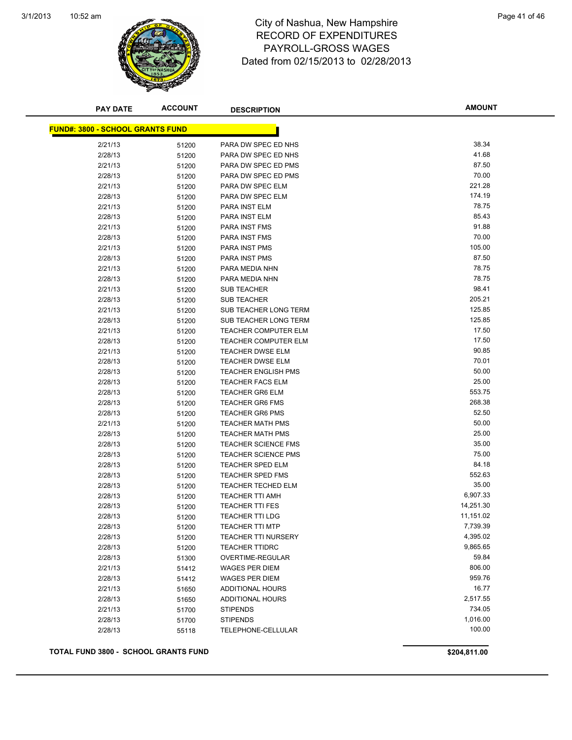# City of Nashua, New Hampshire
## RECORD OF EXPENDITURES
## PAYROLL-GROSS WAGES
## Dated from 02/15/2013 to 02/28/2013

| PAY DATE | ACCOUNT | DESCRIPTION | AMOUNT |
|---|---|---|---|
| **FUND#: 3800 - SCHOOL GRANTS FUND** | | | |
| 2/21/13 | 51200 | PARA DW SPEC ED NHS | 38.34 |
| 2/28/13 | 51200 | PARA DW SPEC ED NHS | 41.68 |
| 2/21/13 | 51200 | PARA DW SPEC ED PMS | 87.50 |
| 2/28/13 | 51200 | PARA DW SPEC ED PMS | 70.00 |
| 2/21/13 | 51200 | PARA DW SPEC ELM | 221.28 |
| 2/28/13 | 51200 | PARA DW SPEC ELM | 174.19 |
| 2/21/13 | 51200 | PARA INST ELM | 78.75 |
| 2/28/13 | 51200 | PARA INST ELM | 85.43 |
| 2/21/13 | 51200 | PARA INST FMS | 91.88 |
| 2/28/13 | 51200 | PARA INST FMS | 70.00 |
| 2/21/13 | 51200 | PARA INST PMS | 105.00 |
| 2/28/13 | 51200 | PARA INST PMS | 87.50 |
| 2/21/13 | 51200 | PARA MEDIA NHN | 78.75 |
| 2/28/13 | 51200 | PARA MEDIA NHN | 78.75 |
| 2/21/13 | 51200 | SUB TEACHER | 98.41 |
| 2/28/13 | 51200 | SUB TEACHER | 205.21 |
| 2/21/13 | 51200 | SUB TEACHER LONG TERM | 125.85 |
| 2/28/13 | 51200 | SUB TEACHER LONG TERM | 125.85 |
| 2/21/13 | 51200 | TEACHER COMPUTER ELM | 17.50 |
| 2/28/13 | 51200 | TEACHER COMPUTER ELM | 17.50 |
| 2/21/13 | 51200 | TEACHER DWSE ELM | 90.85 |
| 2/28/13 | 51200 | TEACHER DWSE ELM | 70.01 |
| 2/28/13 | 51200 | TEACHER ENGLISH PMS | 50.00 |
| 2/28/13 | 51200 | TEACHER FACS ELM | 25.00 |
| 2/28/13 | 51200 | TEACHER GR6 ELM | 553.75 |
| 2/28/13 | 51200 | TEACHER GR6 FMS | 268.38 |
| 2/28/13 | 51200 | TEACHER GR6 PMS | 52.50 |
| 2/21/13 | 51200 | TEACHER MATH PMS | 50.00 |
| 2/28/13 | 51200 | TEACHER MATH PMS | 25.00 |
| 2/28/13 | 51200 | TEACHER SCIENCE FMS | 35.00 |
| 2/28/13 | 51200 | TEACHER SCIENCE PMS | 75.00 |
| 2/28/13 | 51200 | TEACHER SPED ELM | 84.18 |
| 2/28/13 | 51200 | TEACHER SPED FMS | 552.63 |
| 2/28/13 | 51200 | TEACHER TECHED ELM | 35.00 |
| 2/28/13 | 51200 | TEACHER TTI AMH | 6,907.33 |
| 2/28/13 | 51200 | TEACHER TTI FES | 14,251.30 |
| 2/28/13 | 51200 | TEACHER TTI LDG | 11,151.02 |
| 2/28/13 | 51200 | TEACHER TTI MTP | 7,739.39 |
| 2/28/13 | 51200 | TEACHER TTI NURSERY | 4,395.02 |
| 2/28/13 | 51200 | TEACHER TTIDRC | 9,865.65 |
| 2/28/13 | 51300 | OVERTIME-REGULAR | 59.84 |
| 2/21/13 | 51412 | WAGES PER DIEM | 806.00 |
| 2/28/13 | 51412 | WAGES PER DIEM | 959.76 |
| 2/21/13 | 51650 | ADDITIONAL HOURS | 16.77 |
| 2/28/13 | 51650 | ADDITIONAL HOURS | 2,517.55 |
| 2/21/13 | 51700 | STIPENDS | 734.05 |
| 2/28/13 | 51700 | STIPENDS | 1,016.00 |
| 2/28/13 | 55118 | TELEPHONE-CELLULAR | 100.00 |

**TOTAL FUND 3800 - SCHOOL GRANTS FUND** **$204,811.00**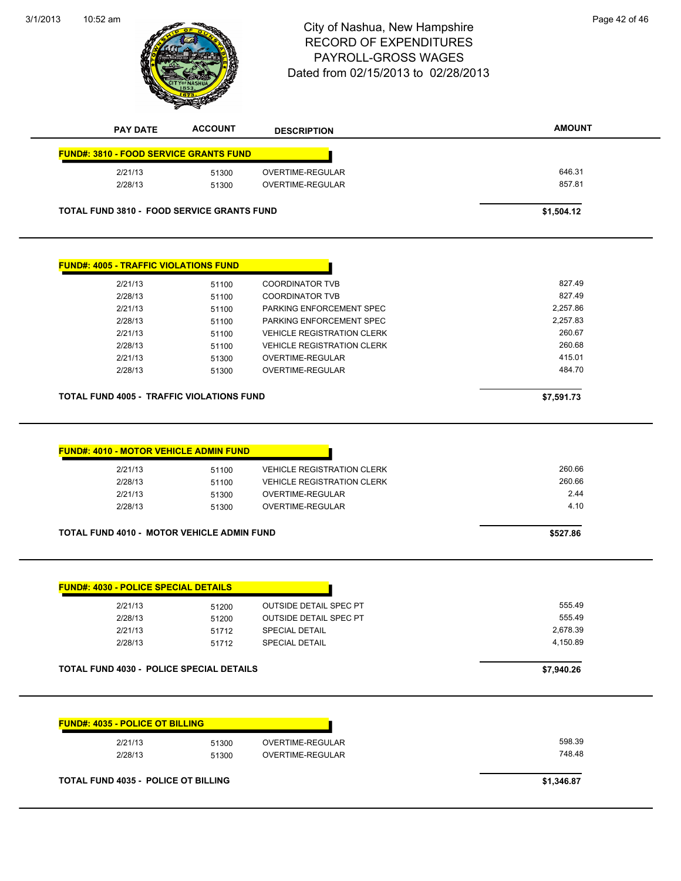# City of Nashua, New Hampshire
## RECORD OF EXPENDITURES
## PAYROLL-GROSS WAGES
### Dated from 02/15/2013 to 02/28/2013

| PAY DATE | ACCOUNT | DESCRIPTION | AMOUNT |
|---|---|---|---|
| **FUND#: 3810 - FOOD SERVICE GRANTS FUND** | | | |
| 2/21/13 | 51300 | OVERTIME-REGULAR | 646.31 |
| 2/28/13 | 51300 | OVERTIME-REGULAR | 857.81 |
| **TOTAL FUND 3810 - FOOD SERVICE GRANTS FUND** | | | **$1,504.12** |

| PAY DATE | ACCOUNT | DESCRIPTION | AMOUNT |
|---|---|---|---|
| **FUND#: 4005 - TRAFFIC VIOLATIONS FUND** | | | |
| 2/21/13 | 51100 | COORDINATOR TVB | 827.49 |
| 2/28/13 | 51100 | COORDINATOR TVB | 827.49 |
| 2/21/13 | 51100 | PARKING ENFORCEMENT SPEC | 2,257.86 |
| 2/28/13 | 51100 | PARKING ENFORCEMENT SPEC | 2,257.83 |
| 2/21/13 | 51100 | VEHICLE REGISTRATION CLERK | 260.67 |
| 2/28/13 | 51100 | VEHICLE REGISTRATION CLERK | 260.68 |
| 2/21/13 | 51300 | OVERTIME-REGULAR | 415.01 |
| 2/28/13 | 51300 | OVERTIME-REGULAR | 484.70 |
| **TOTAL FUND 4005 - TRAFFIC VIOLATIONS FUND** | | | **$7,591.73** |

| PAY DATE | ACCOUNT | DESCRIPTION | AMOUNT |
|---|---|---|---|
| **FUND#: 4010 - MOTOR VEHICLE ADMIN FUND** | | | |
| 2/21/13 | 51100 | VEHICLE REGISTRATION CLERK | 260.66 |
| 2/28/13 | 51100 | VEHICLE REGISTRATION CLERK | 260.66 |
| 2/21/13 | 51300 | OVERTIME-REGULAR | 2.44 |
| 2/28/13 | 51300 | OVERTIME-REGULAR | 4.10 |
| **TOTAL FUND 4010 - MOTOR VEHICLE ADMIN FUND** | | | **$527.86** |

| PAY DATE | ACCOUNT | DESCRIPTION | AMOUNT |
|---|---|---|---|
| **FUND#: 4030 - POLICE SPECIAL DETAILS** | | | |
| 2/21/13 | 51200 | OUTSIDE DETAIL SPEC PT | 555.49 |
| 2/28/13 | 51200 | OUTSIDE DETAIL SPEC PT | 555.49 |
| 2/21/13 | 51712 | SPECIAL DETAIL | 2,678.39 |
| 2/28/13 | 51712 | SPECIAL DETAIL | 4,150.89 |
| **TOTAL FUND 4030 - POLICE SPECIAL DETAILS** | | | **$7,940.26** |

| PAY DATE | ACCOUNT | DESCRIPTION | AMOUNT |
|---|---|---|---|
| **FUND#: 4035 - POLICE OT BILLING** | | | |
| 2/21/13 | 51300 | OVERTIME-REGULAR | 598.39 |
| 2/28/13 | 51300 | OVERTIME-REGULAR | 748.48 |
| **TOTAL FUND 4035 - POLICE OT BILLING** | | | **$1,346.87** |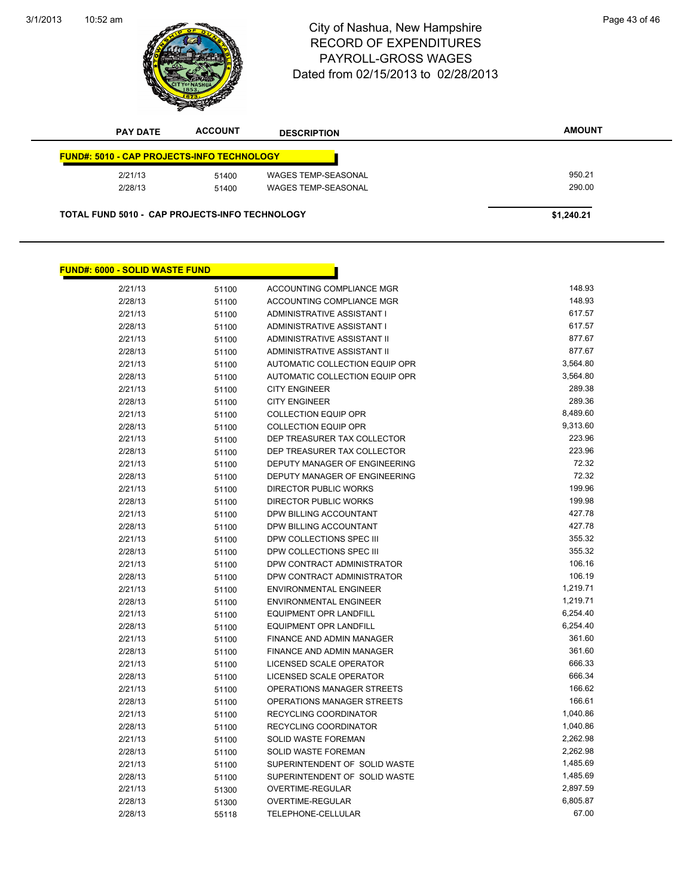# City of Nashua, New Hampshire
## RECORD OF EXPENDITURES
## PAYROLL-GROSS WAGES
### Dated from 02/15/2013 to 02/28/2013

| PAY DATE | ACCOUNT | DESCRIPTION | AMOUNT |
|---|---|---|---|
| **FUND#: 5010 - CAP PROJECTS-INFO TECHNOLOGY** | | | |
| 2/21/13 | 51400 | WAGES TEMP-SEASONAL | 950.21 |
| 2/28/13 | 51400 | WAGES TEMP-SEASONAL | 290.00 |
| **TOTAL FUND 5010 - CAP PROJECTS-INFO TECHNOLOGY** | | | **$1,240.21** |

| PAY DATE | ACCOUNT | DESCRIPTION | AMOUNT |
|---|---|---|---|
| **FUND#: 6000 - SOLID WASTE FUND** | | | |
| 2/21/13 | 51100 | ACCOUNTING COMPLIANCE MGR | 148.93 |
| 2/28/13 | 51100 | ACCOUNTING COMPLIANCE MGR | 148.93 |
| 2/21/13 | 51100 | ADMINISTRATIVE ASSISTANT I | 617.57 |
| 2/28/13 | 51100 | ADMINISTRATIVE ASSISTANT I | 617.57 |
| 2/21/13 | 51100 | ADMINISTRATIVE ASSISTANT II | 877.67 |
| 2/28/13 | 51100 | ADMINISTRATIVE ASSISTANT II | 877.67 |
| 2/21/13 | 51100 | AUTOMATIC COLLECTION EQUIP OPR | 3,564.80 |
| 2/28/13 | 51100 | AUTOMATIC COLLECTION EQUIP OPR | 3,564.80 |
| 2/21/13 | 51100 | CITY ENGINEER | 289.38 |
| 2/28/13 | 51100 | CITY ENGINEER | 289.36 |
| 2/21/13 | 51100 | COLLECTION EQUIP OPR | 8,489.60 |
| 2/28/13 | 51100 | COLLECTION EQUIP OPR | 9,313.60 |
| 2/21/13 | 51100 | DEP TREASURER TAX COLLECTOR | 223.96 |
| 2/28/13 | 51100 | DEP TREASURER TAX COLLECTOR | 223.96 |
| 2/21/13 | 51100 | DEPUTY MANAGER OF ENGINEERING | 72.32 |
| 2/28/13 | 51100 | DEPUTY MANAGER OF ENGINEERING | 72.32 |
| 2/21/13 | 51100 | DIRECTOR PUBLIC WORKS | 199.96 |
| 2/28/13 | 51100 | DIRECTOR PUBLIC WORKS | 199.98 |
| 2/21/13 | 51100 | DPW BILLING ACCOUNTANT | 427.78 |
| 2/28/13 | 51100 | DPW BILLING ACCOUNTANT | 427.78 |
| 2/21/13 | 51100 | DPW COLLECTIONS SPEC III | 355.32 |
| 2/28/13 | 51100 | DPW COLLECTIONS SPEC III | 355.32 |
| 2/21/13 | 51100 | DPW CONTRACT ADMINISTRATOR | 106.16 |
| 2/28/13 | 51100 | DPW CONTRACT ADMINISTRATOR | 106.19 |
| 2/21/13 | 51100 | ENVIRONMENTAL ENGINEER | 1,219.71 |
| 2/28/13 | 51100 | ENVIRONMENTAL ENGINEER | 1,219.71 |
| 2/21/13 | 51100 | EQUIPMENT OPR LANDFILL | 6,254.40 |
| 2/28/13 | 51100 | EQUIPMENT OPR LANDFILL | 6,254.40 |
| 2/21/13 | 51100 | FINANCE AND ADMIN MANAGER | 361.60 |
| 2/28/13 | 51100 | FINANCE AND ADMIN MANAGER | 361.60 |
| 2/21/13 | 51100 | LICENSED SCALE OPERATOR | 666.33 |
| 2/28/13 | 51100 | LICENSED SCALE OPERATOR | 666.34 |
| 2/21/13 | 51100 | OPERATIONS MANAGER STREETS | 166.62 |
| 2/28/13 | 51100 | OPERATIONS MANAGER STREETS | 166.61 |
| 2/21/13 | 51100 | RECYCLING COORDINATOR | 1,040.86 |
| 2/28/13 | 51100 | RECYCLING COORDINATOR | 1,040.86 |
| 2/21/13 | 51100 | SOLID WASTE FOREMAN | 2,262.98 |
| 2/28/13 | 51100 | SOLID WASTE FOREMAN | 2,262.98 |
| 2/21/13 | 51100 | SUPERINTENDENT OF SOLID WASTE | 1,485.69 |
| 2/28/13 | 51100 | SUPERINTENDENT OF SOLID WASTE | 1,485.69 |
| 2/21/13 | 51300 | OVERTIME-REGULAR | 2,897.59 |
| 2/28/13 | 51300 | OVERTIME-REGULAR | 6,805.87 |
| 2/28/13 | 55118 | TELEPHONE-CELLULAR | 67.00 |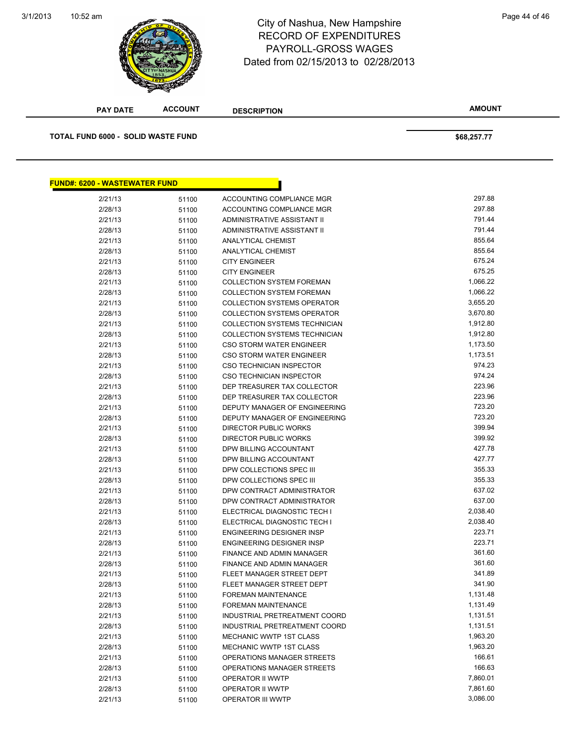# City of Nashua, New Hampshire
## RECORD OF EXPENDITURES
## PAYROLL-GROSS WAGES
## Dated from 02/15/2013 to 02/28/2013

| PAY DATE | ACCOUNT | DESCRIPTION | AMOUNT |
|---|---|---|---|
| **TOTAL FUND 6000 - SOLID WASTE FUND** | | | **$68,257.77** |

**FUND#: 6200 - WASTEWATER FUND**

| PAY DATE | ACCOUNT | DESCRIPTION | AMOUNT |
|---|---|---|---|
| 2/21/13 | 51100 | ACCOUNTING COMPLIANCE MGR | 297.88 |
| 2/28/13 | 51100 | ACCOUNTING COMPLIANCE MGR | 297.88 |
| 2/21/13 | 51100 | ADMINISTRATIVE ASSISTANT II | 791.44 |
| 2/28/13 | 51100 | ADMINISTRATIVE ASSISTANT II | 791.44 |
| 2/21/13 | 51100 | ANALYTICAL CHEMIST | 855.64 |
| 2/28/13 | 51100 | ANALYTICAL CHEMIST | 855.64 |
| 2/21/13 | 51100 | CITY ENGINEER | 675.24 |
| 2/28/13 | 51100 | CITY ENGINEER | 675.25 |
| 2/21/13 | 51100 | COLLECTION SYSTEM FOREMAN | 1,066.22 |
| 2/28/13 | 51100 | COLLECTION SYSTEM FOREMAN | 1,066.22 |
| 2/21/13 | 51100 | COLLECTION SYSTEMS OPERATOR | 3,655.20 |
| 2/28/13 | 51100 | COLLECTION SYSTEMS OPERATOR | 3,670.80 |
| 2/21/13 | 51100 | COLLECTION SYSTEMS TECHNICIAN | 1,912.80 |
| 2/28/13 | 51100 | COLLECTION SYSTEMS TECHNICIAN | 1,912.80 |
| 2/21/13 | 51100 | CSO STORM WATER ENGINEER | 1,173.50 |
| 2/28/13 | 51100 | CSO STORM WATER ENGINEER | 1,173.51 |
| 2/21/13 | 51100 | CSO TECHNICIAN INSPECTOR | 974.23 |
| 2/28/13 | 51100 | CSO TECHNICIAN INSPECTOR | 974.24 |
| 2/21/13 | 51100 | DEP TREASURER TAX COLLECTOR | 223.96 |
| 2/28/13 | 51100 | DEP TREASURER TAX COLLECTOR | 223.96 |
| 2/21/13 | 51100 | DEPUTY MANAGER OF ENGINEERING | 723.20 |
| 2/28/13 | 51100 | DEPUTY MANAGER OF ENGINEERING | 723.20 |
| 2/21/13 | 51100 | DIRECTOR PUBLIC WORKS | 399.94 |
| 2/28/13 | 51100 | DIRECTOR PUBLIC WORKS | 399.92 |
| 2/21/13 | 51100 | DPW BILLING ACCOUNTANT | 427.78 |
| 2/28/13 | 51100 | DPW BILLING ACCOUNTANT | 427.77 |
| 2/21/13 | 51100 | DPW COLLECTIONS SPEC III | 355.33 |
| 2/28/13 | 51100 | DPW COLLECTIONS SPEC III | 355.33 |
| 2/21/13 | 51100 | DPW CONTRACT ADMINISTRATOR | 637.02 |
| 2/28/13 | 51100 | DPW CONTRACT ADMINISTRATOR | 637.00 |
| 2/21/13 | 51100 | ELECTRICAL DIAGNOSTIC TECH I | 2,038.40 |
| 2/28/13 | 51100 | ELECTRICAL DIAGNOSTIC TECH I | 2,038.40 |
| 2/21/13 | 51100 | ENGINEERING DESIGNER INSP | 223.71 |
| 2/28/13 | 51100 | ENGINEERING DESIGNER INSP | 223.71 |
| 2/21/13 | 51100 | FINANCE AND ADMIN MANAGER | 361.60 |
| 2/28/13 | 51100 | FINANCE AND ADMIN MANAGER | 361.60 |
| 2/21/13 | 51100 | FLEET MANAGER STREET DEPT | 341.89 |
| 2/28/13 | 51100 | FLEET MANAGER STREET DEPT | 341.90 |
| 2/21/13 | 51100 | FOREMAN MAINTENANCE | 1,131.48 |
| 2/28/13 | 51100 | FOREMAN MAINTENANCE | 1,131.49 |
| 2/21/13 | 51100 | INDUSTRIAL PRETREATMENT COORD | 1,131.51 |
| 2/28/13 | 51100 | INDUSTRIAL PRETREATMENT COORD | 1,131.51 |
| 2/21/13 | 51100 | MECHANIC WWTP 1ST CLASS | 1,963.20 |
| 2/28/13 | 51100 | MECHANIC WWTP 1ST CLASS | 1,963.20 |
| 2/21/13 | 51100 | OPERATIONS MANAGER STREETS | 166.61 |
| 2/28/13 | 51100 | OPERATIONS MANAGER STREETS | 166.63 |
| 2/21/13 | 51100 | OPERATOR II WWTP | 7,860.01 |
| 2/28/13 | 51100 | OPERATOR II WWTP | 7,861.60 |
| 2/21/13 | 51100 | OPERATOR III WWTP | 3,086.00 |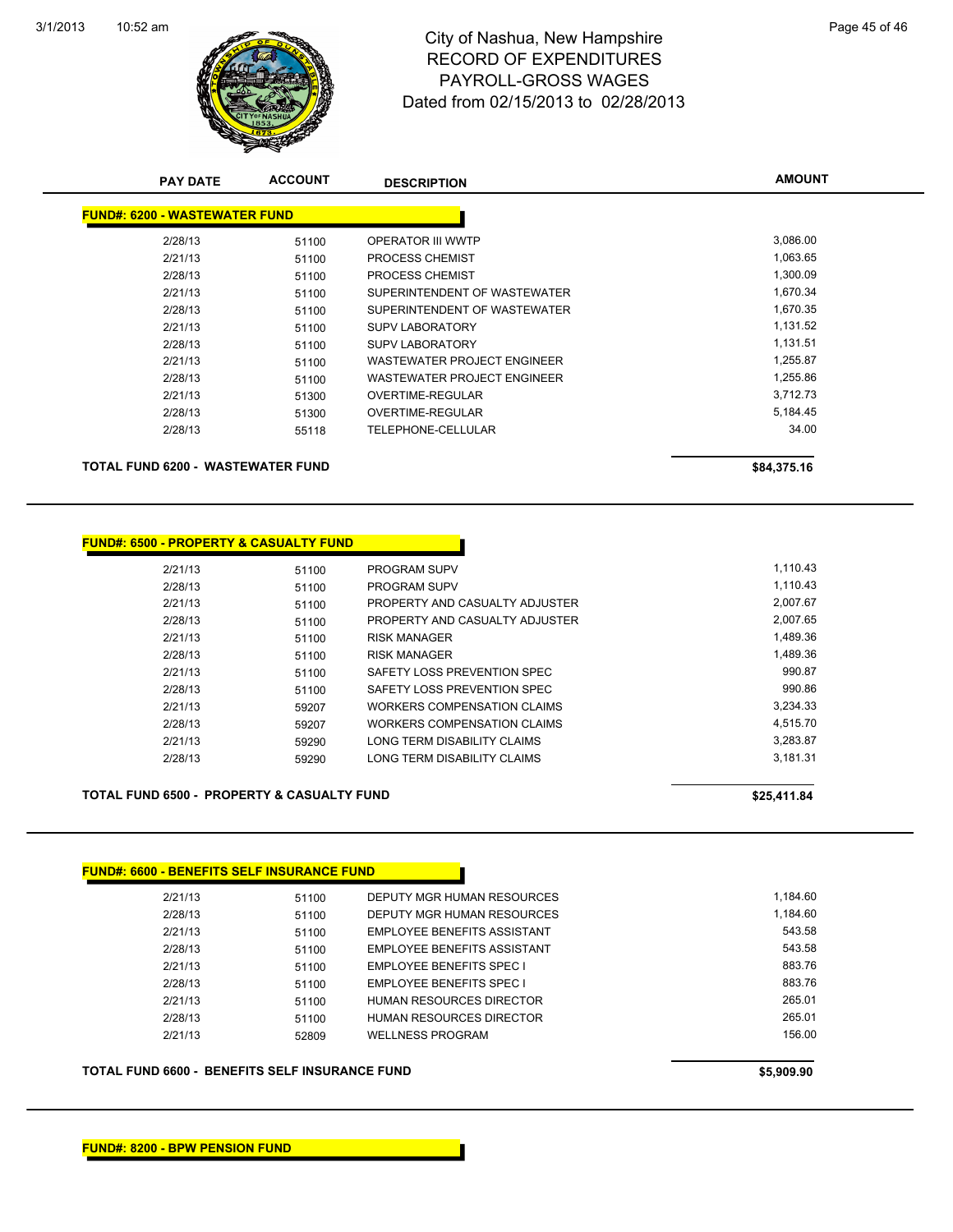# City of Nashua, New Hampshire
## RECORD OF EXPENDITURES
## PAYROLL-GROSS WAGES
## Dated from 02/15/2013 to 02/28/2013

| PAY DATE | ACCOUNT | DESCRIPTION | AMOUNT |
|---|---|---|---|
| **FUND#: 6200 - WASTEWATER FUND** | | | |
| 2/28/13 | 51100 | OPERATOR III WWTP | 3,086.00 |
| 2/21/13 | 51100 | PROCESS CHEMIST | 1,063.65 |
| 2/28/13 | 51100 | PROCESS CHEMIST | 1,300.09 |
| 2/21/13 | 51100 | SUPERINTENDENT OF WASTEWATER | 1,670.34 |
| 2/28/13 | 51100 | SUPERINTENDENT OF WASTEWATER | 1,670.35 |
| 2/21/13 | 51100 | SUPV LABORATORY | 1,131.52 |
| 2/28/13 | 51100 | SUPV LABORATORY | 1,131.51 |
| 2/21/13 | 51100 | WASTEWATER PROJECT ENGINEER | 1,255.87 |
| 2/28/13 | 51100 | WASTEWATER PROJECT ENGINEER | 1,255.86 |
| 2/21/13 | 51300 | OVERTIME-REGULAR | 3,712.73 |
| 2/28/13 | 51300 | OVERTIME-REGULAR | 5,184.45 |
| 2/28/13 | 55118 | TELEPHONE-CELLULAR | 34.00 |
| **TOTAL FUND 6200 - WASTEWATER FUND** | | | **$84,375.16** |

| PAY DATE | ACCOUNT | DESCRIPTION | AMOUNT |
|---|---|---|---|
| **FUND#: 6500 - PROPERTY & CASUALTY FUND** | | | |
| 2/21/13 | 51100 | PROGRAM SUPV | 1,110.43 |
| 2/28/13 | 51100 | PROGRAM SUPV | 1,110.43 |
| 2/21/13 | 51100 | PROPERTY AND CASUALTY ADJUSTER | 2,007.67 |
| 2/28/13 | 51100 | PROPERTY AND CASUALTY ADJUSTER | 2,007.65 |
| 2/21/13 | 51100 | RISK MANAGER | 1,489.36 |
| 2/28/13 | 51100 | RISK MANAGER | 1,489.36 |
| 2/21/13 | 51100 | SAFETY LOSS PREVENTION SPEC | 990.87 |
| 2/28/13 | 51100 | SAFETY LOSS PREVENTION SPEC | 990.86 |
| 2/21/13 | 59207 | WORKERS COMPENSATION CLAIMS | 3,234.33 |
| 2/28/13 | 59207 | WORKERS COMPENSATION CLAIMS | 4,515.70 |
| 2/21/13 | 59290 | LONG TERM DISABILITY CLAIMS | 3,283.87 |
| 2/28/13 | 59290 | LONG TERM DISABILITY CLAIMS | 3,181.31 |
| **TOTAL FUND 6500 - PROPERTY & CASUALTY FUND** | | | **$25,411.84** |

| PAY DATE | ACCOUNT | DESCRIPTION | AMOUNT |
|---|---|---|---|
| **FUND#: 6600 - BENEFITS SELF INSURANCE FUND** | | | |
| 2/21/13 | 51100 | DEPUTY MGR HUMAN RESOURCES | 1,184.60 |
| 2/28/13 | 51100 | DEPUTY MGR HUMAN RESOURCES | 1,184.60 |
| 2/21/13 | 51100 | EMPLOYEE BENEFITS ASSISTANT | 543.58 |
| 2/28/13 | 51100 | EMPLOYEE BENEFITS ASSISTANT | 543.58 |
| 2/21/13 | 51100 | EMPLOYEE BENEFITS SPEC I | 883.76 |
| 2/28/13 | 51100 | EMPLOYEE BENEFITS SPEC I | 883.76 |
| 2/21/13 | 51100 | HUMAN RESOURCES DIRECTOR | 265.01 |
| 2/28/13 | 51100 | HUMAN RESOURCES DIRECTOR | 265.01 |
| 2/21/13 | 52809 | WELLNESS PROGRAM | 156.00 |
| **TOTAL FUND 6600 - BENEFITS SELF INSURANCE FUND** | | | **$5,909.90** |

**FUND#: 8200 - BPW PENSION FUND**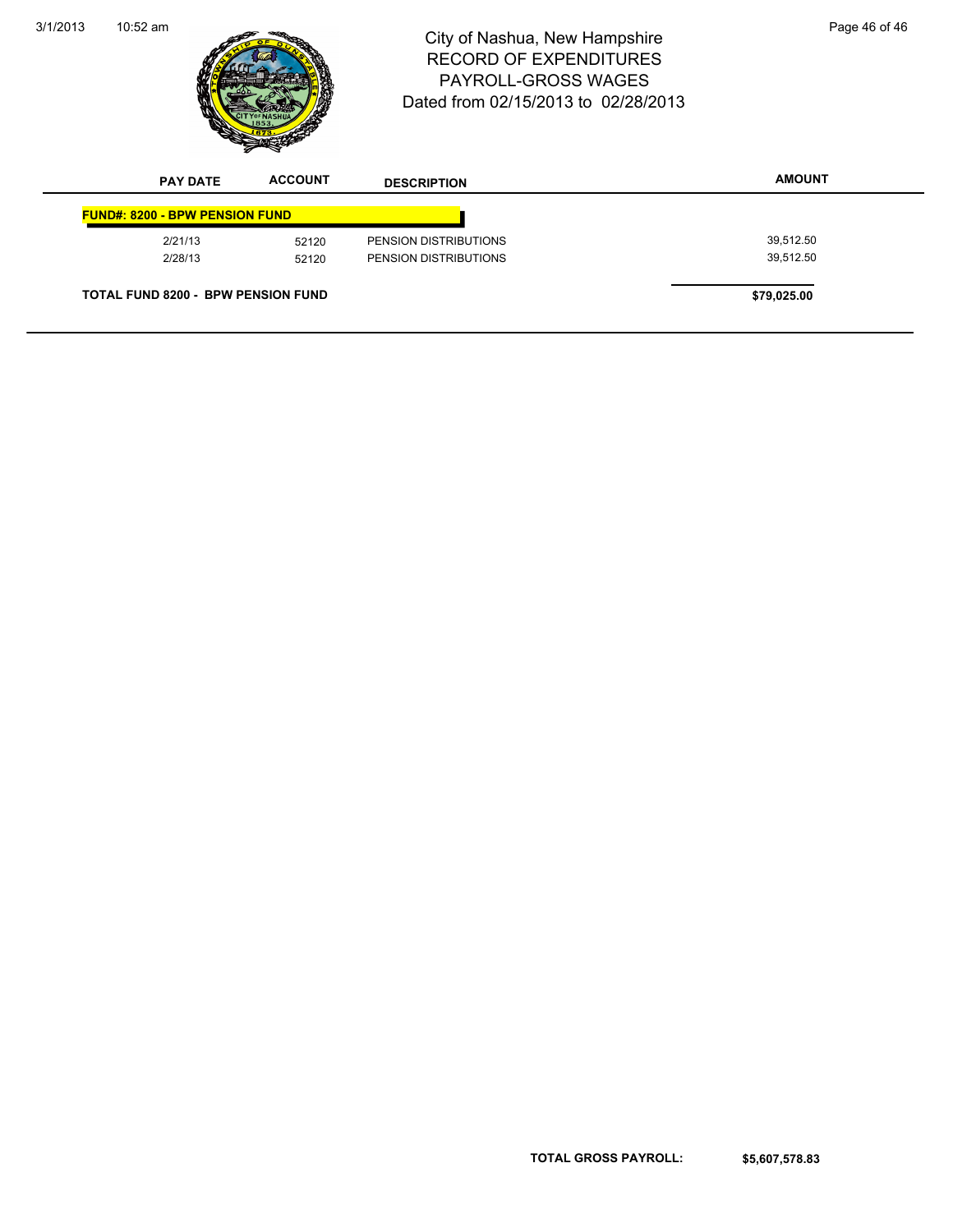# City of Nashua, New Hampshire
## RECORD OF EXPENDITURES
## PAYROLL-GROSS WAGES
### Dated from 02/15/2013 to 02/28/2013

| PAY DATE | ACCOUNT | DESCRIPTION | AMOUNT |
|---|---|---|---|
| **FUND#: 8200 - BPW PENSION FUND** | | | |
| 2/21/13 | 52120 | PENSION DISTRIBUTIONS | 39,512.50 |
| 2/28/13 | 52120 | PENSION DISTRIBUTIONS | 39,512.50 |
| **TOTAL FUND 8200 - BPW PENSION FUND** | | | **$79,025.00** |

**TOTAL GROSS PAYROLL: $5,607,578.83**